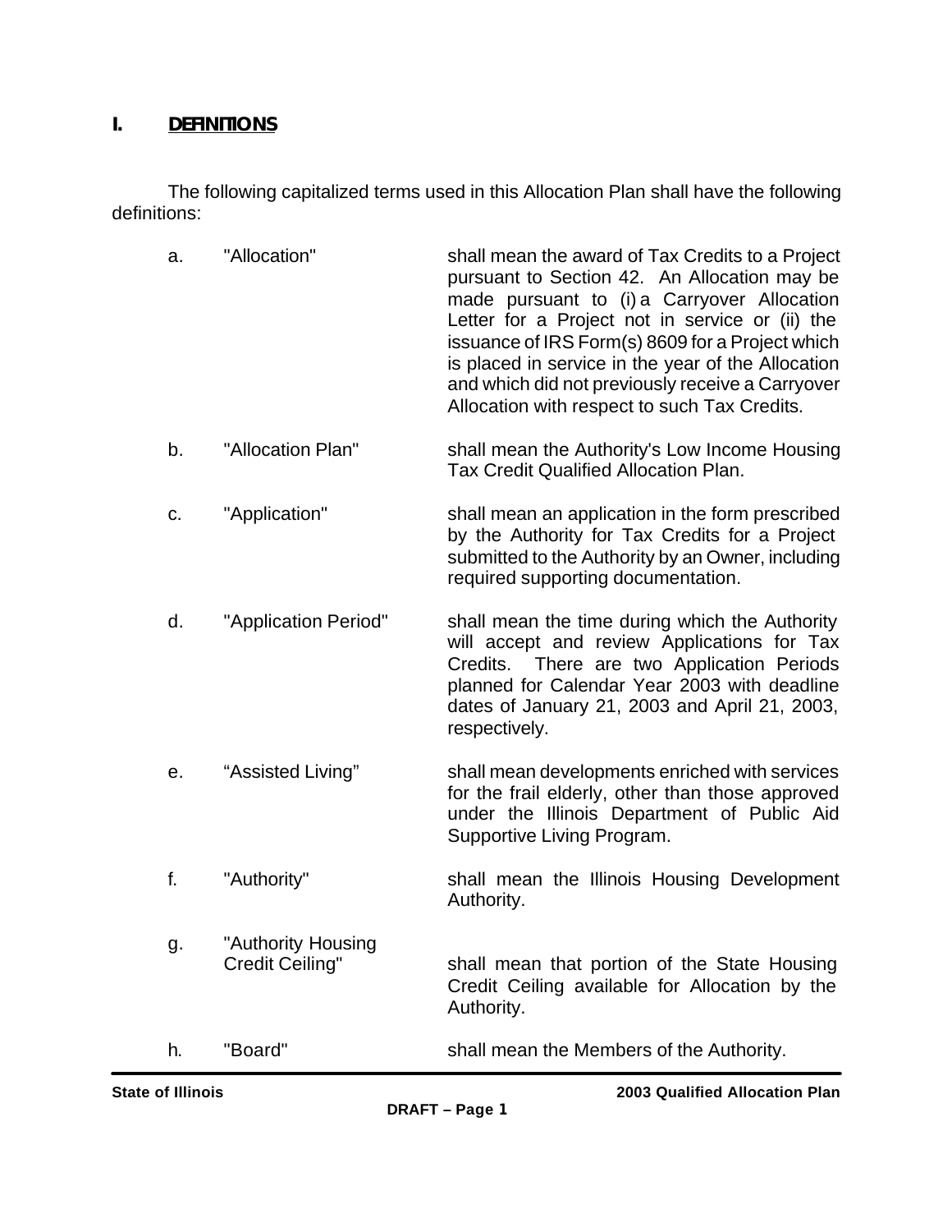## I. DEFINITIONS

The following capitalized terms used in this Allocation Plan shall have the following definitions:

a. "Allocation" shall mean the award of Tax Credits to a Project pursuant to Section 42. An Allocation may be made pursuant to (i) a Carryover Allocation Letter for a Project not in service or (ii) the issuance of IRS Form(s) 8609 for a Project which is placed in service in the year of the Allocation and which did not previously receive a Carryover Allocation with respect to such Tax Credits.

b. "Allocation Plan" shall mean the Authority's Low Income Housing Tax Credit Qualified Allocation Plan.

c. "Application" shall mean an application in the form prescribed by the Authority for Tax Credits for a Project submitted to the Authority by an Owner, including required supporting documentation.

d. "Application Period" shall mean the time during which the Authority will accept and review Applications for Tax Credits. There are two Application Periods planned for Calendar Year 2003 with deadline dates of January 21, 2003 and April 21, 2003, respectively.

e. "Assisted Living" shall mean developments enriched with services for the frail elderly, other than those approved under the Illinois Department of Public Aid Supportive Living Program.

f. "Authority" shall mean the Illinois Housing Development Authority.

g. "Authority Housing Credit Ceiling" shall mean that portion of the State Housing Credit Ceiling available for Allocation by the Authority.

h. "Board" shall mean the Members of the Authority.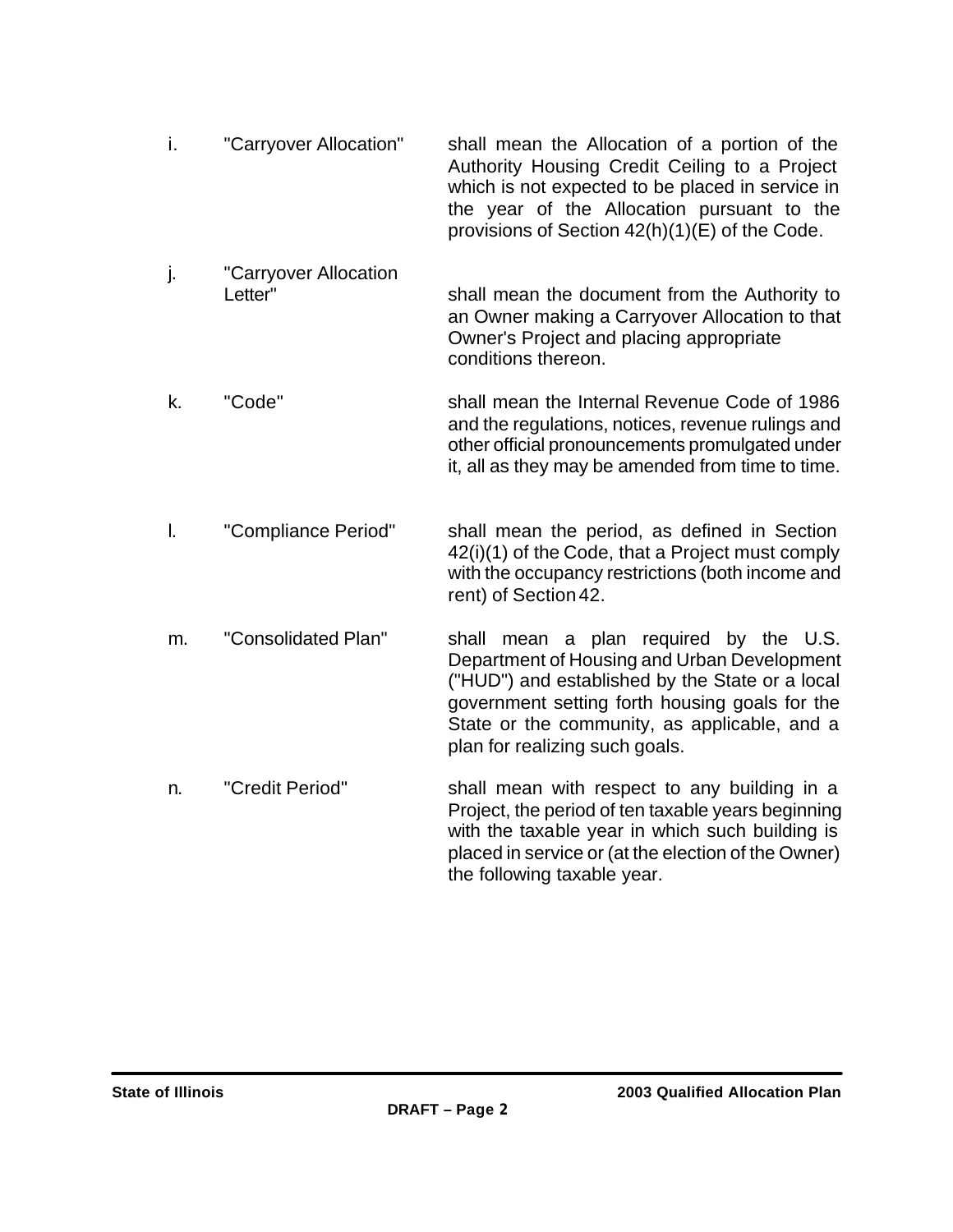i. "Carryover Allocation" shall mean the Allocation of a portion of the Authority Housing Credit Ceiling to a Project which is not expected to be placed in service in the year of the Allocation pursuant to the provisions of Section 42(h)(1)(E) of the Code.

j. "Carryover Allocation Letter" shall mean the document from the Authority to an Owner making a Carryover Allocation to that Owner's Project and placing appropriate conditions thereon.

k. "Code" shall mean the Internal Revenue Code of 1986 and the regulations, notices, revenue rulings and other official pronouncements promulgated under it, all as they may be amended from time to time.

l. "Compliance Period" shall mean the period, as defined in Section 42(i)(1) of the Code, that a Project must comply with the occupancy restrictions (both income and rent) of Section 42.

m. "Consolidated Plan" shall mean a plan required by the U.S. Department of Housing and Urban Development ("HUD") and established by the State or a local government setting forth housing goals for the State or the community, as applicable, and a plan for realizing such goals.

n. "Credit Period" shall mean with respect to any building in a Project, the period of ten taxable years beginning with the taxable year in which such building is placed in service or (at the election of the Owner) the following taxable year.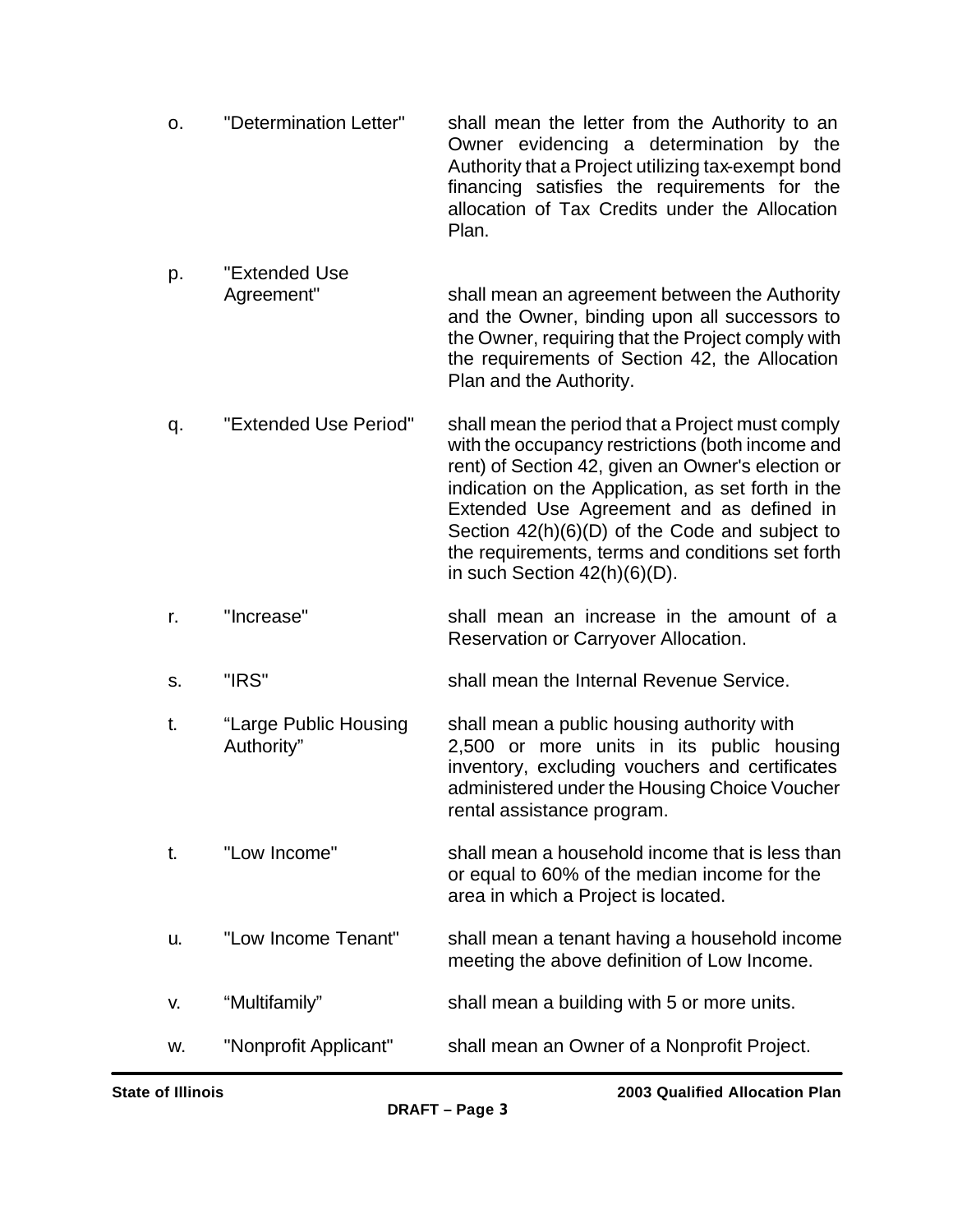o. "Determination Letter" shall mean the letter from the Authority to an Owner evidencing a determination by the Authority that a Project utilizing tax-exempt bond financing satisfies the requirements for the allocation of Tax Credits under the Allocation Plan.

p. "Extended Use Agreement" shall mean an agreement between the Authority and the Owner, binding upon all successors to the Owner, requiring that the Project comply with the requirements of Section 42, the Allocation Plan and the Authority.

q. "Extended Use Period" shall mean the period that a Project must comply with the occupancy restrictions (both income and rent) of Section 42, given an Owner's election or indication on the Application, as set forth in the Extended Use Agreement and as defined in Section 42(h)(6)(D) of the Code and subject to the requirements, terms and conditions set forth in such Section 42(h)(6)(D).

r. "Increase" shall mean an increase in the amount of a Reservation or Carryover Allocation.

s. "IRS" shall mean the Internal Revenue Service.

t. "Large Public Housing Authority" shall mean a public housing authority with 2,500 or more units in its public housing inventory, excluding vouchers and certificates administered under the Housing Choice Voucher rental assistance program.

t. "Low Income" shall mean a household income that is less than or equal to 60% of the median income for the area in which a Project is located.

u. "Low Income Tenant" shall mean a tenant having a household income meeting the above definition of Low Income.

v. "Multifamily" shall mean a building with 5 or more units.

w. "Nonprofit Applicant" shall mean an Owner of a Nonprofit Project.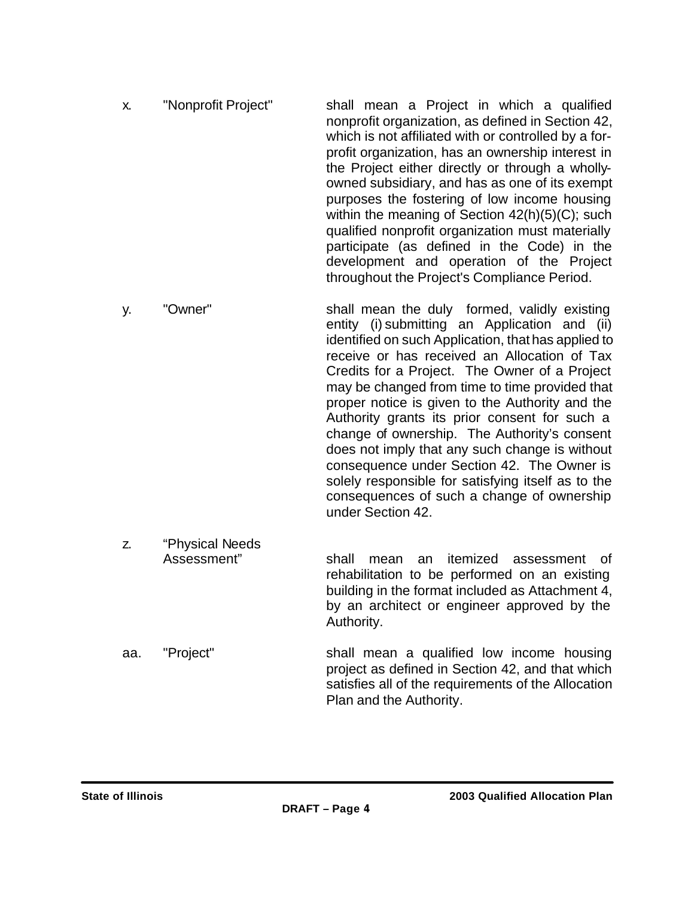x. "Nonprofit Project" shall mean a Project in which a qualified nonprofit organization, as defined in Section 42, which is not affiliated with or controlled by a for-profit organization, has an ownership interest in the Project either directly or through a wholly-owned subsidiary, and has as one of its exempt purposes the fostering of low income housing within the meaning of Section 42(h)(5)(C); such qualified nonprofit organization must materially participate (as defined in the Code) in the development and operation of the Project throughout the Project's Compliance Period.

y. "Owner" shall mean the duly formed, validly existing entity (i) submitting an Application and (ii) identified on such Application, that has applied to receive or has received an Allocation of Tax Credits for a Project. The Owner of a Project may be changed from time to time provided that proper notice is given to the Authority and the Authority grants its prior consent for such a change of ownership. The Authority's consent does not imply that any such change is without consequence under Section 42. The Owner is solely responsible for satisfying itself as to the consequences of such a change of ownership under Section 42.

z. "Physical Needs Assessment" shall mean an itemized assessment of rehabilitation to be performed on an existing building in the format included as Attachment 4, by an architect or engineer approved by the Authority.

aa. "Project" shall mean a qualified low income housing project as defined in Section 42, and that which satisfies all of the requirements of the Allocation Plan and the Authority.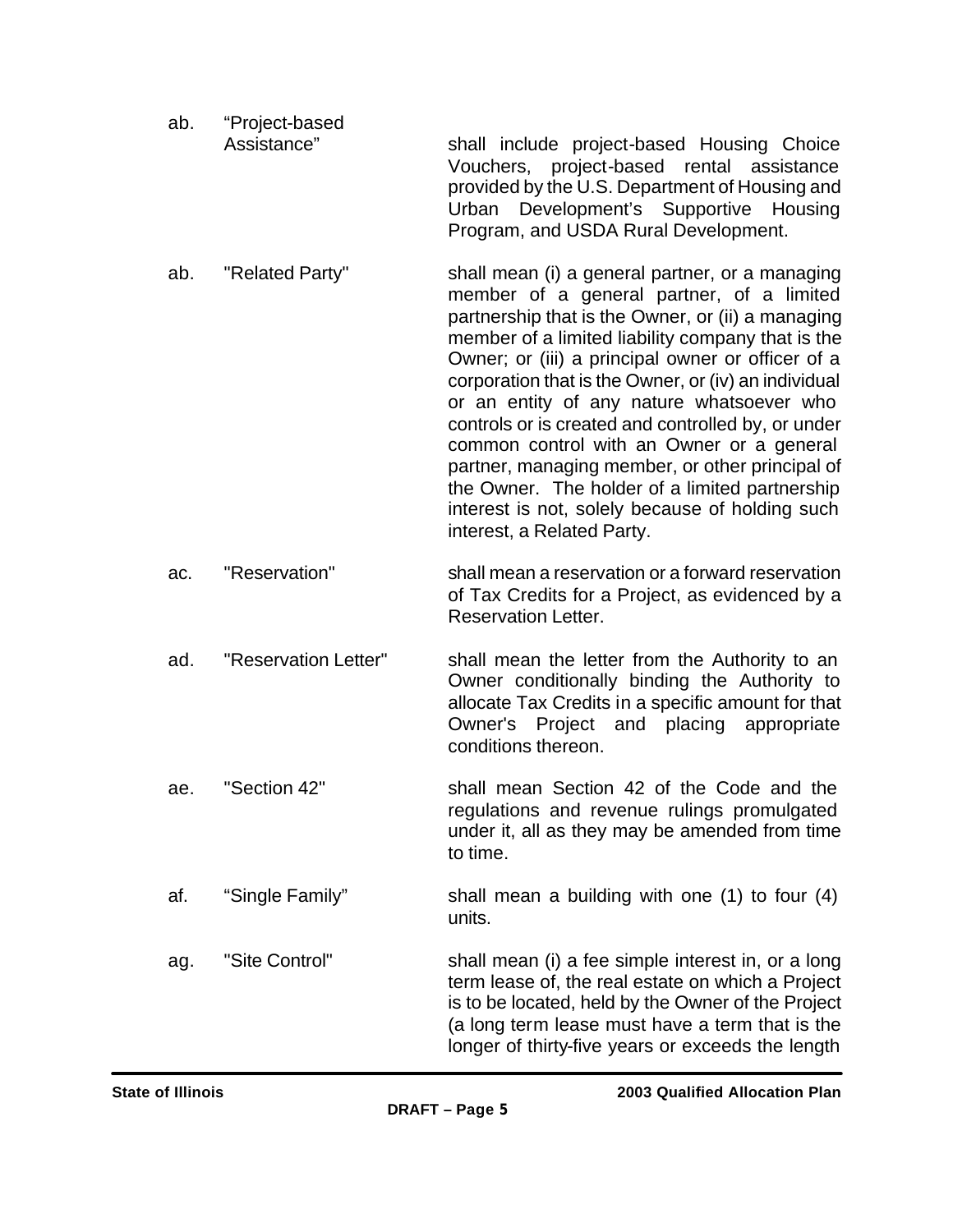ab. “Project-based Assistance” shall include project-based Housing Choice Vouchers, project-based rental assistance provided by the U.S. Department of Housing and Urban Development’s Supportive Housing Program, and USDA Rural Development.

ab. "Related Party" shall mean (i) a general partner, or a managing member of a general partner, of a limited partnership that is the Owner, or (ii) a managing member of a limited liability company that is the Owner; or (iii) a principal owner or officer of a corporation that is the Owner, or (iv) an individual or an entity of any nature whatsoever who controls or is created and controlled by, or under common control with an Owner or a general partner, managing member, or other principal of the Owner. The holder of a limited partnership interest is not, solely because of holding such interest, a Related Party.

ac. "Reservation" shall mean a reservation or a forward reservation of Tax Credits for a Project, as evidenced by a Reservation Letter.

ad. "Reservation Letter" shall mean the letter from the Authority to an Owner conditionally binding the Authority to allocate Tax Credits in a specific amount for that Owner's Project and placing appropriate conditions thereon.

ae. "Section 42" shall mean Section 42 of the Code and the regulations and revenue rulings promulgated under it, all as they may be amended from time to time.

af. “Single Family” shall mean a building with one (1) to four (4) units.

ag. "Site Control" shall mean (i) a fee simple interest in, or a long term lease of, the real estate on which a Project is to be located, held by the Owner of the Project (a long term lease must have a term that is the longer of thirty-five years or exceeds the length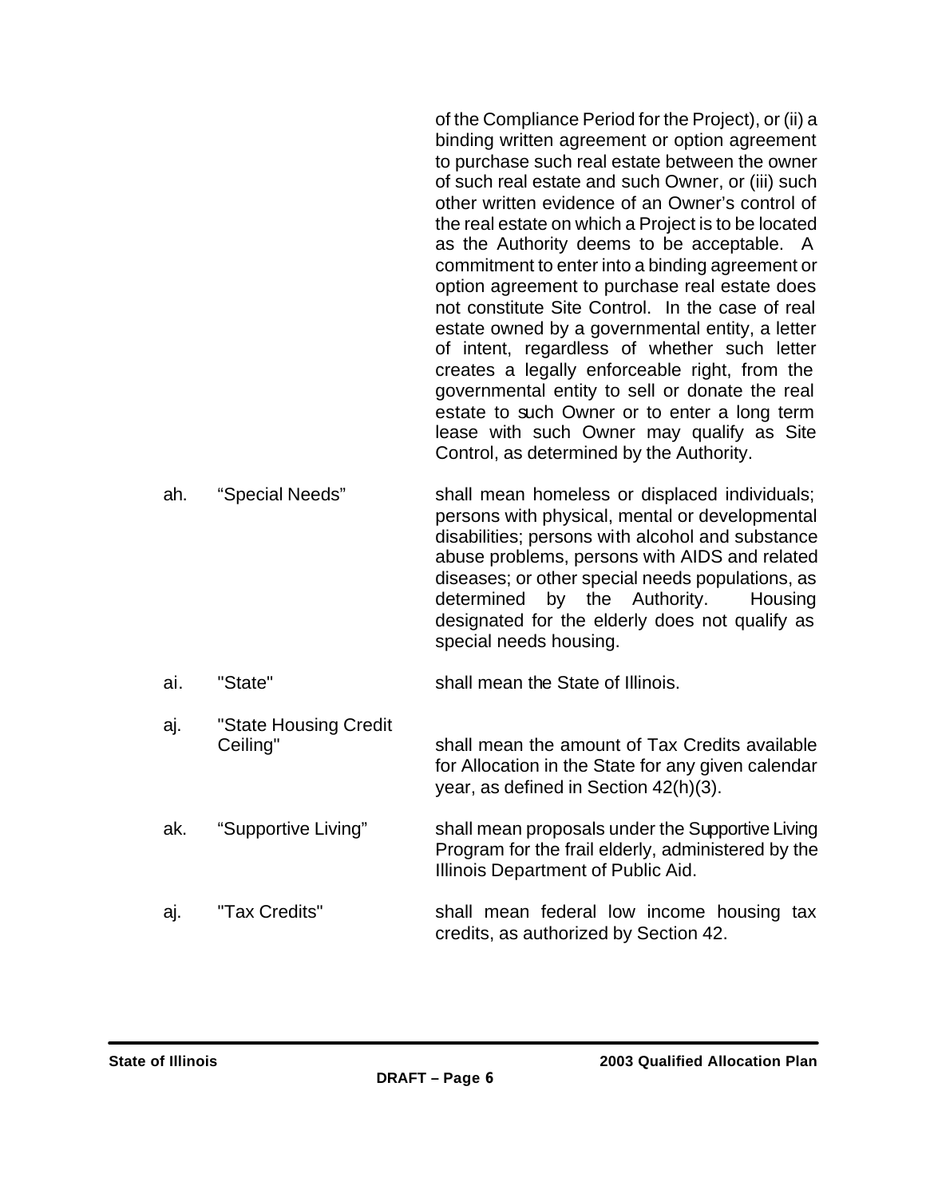of the Compliance Period for the Project), or (ii) a binding written agreement or option agreement to purchase such real estate between the owner of such real estate and such Owner, or (iii) such other written evidence of an Owner's control of the real estate on which a Project is to be located as the Authority deems to be acceptable. A commitment to enter into a binding agreement or option agreement to purchase real estate does not constitute Site Control. In the case of real estate owned by a governmental entity, a letter of intent, regardless of whether such letter creates a legally enforceable right, from the governmental entity to sell or donate the real estate to such Owner or to enter a long term lease with such Owner may qualify as Site Control, as determined by the Authority.

ah. "Special Needs" shall mean homeless or displaced individuals; persons with physical, mental or developmental disabilities; persons with alcohol and substance abuse problems, persons with AIDS and related diseases; or other special needs populations, as determined by the Authority. Housing designated for the elderly does not qualify as special needs housing.

ai. "State" shall mean the State of Illinois.

aj. "State Housing Credit Ceiling" shall mean the amount of Tax Credits available for Allocation in the State for any given calendar year, as defined in Section 42(h)(3).

ak. "Supportive Living" shall mean proposals under the Supportive Living Program for the frail elderly, administered by the Illinois Department of Public Aid.

aj. "Tax Credits" shall mean federal low income housing tax credits, as authorized by Section 42.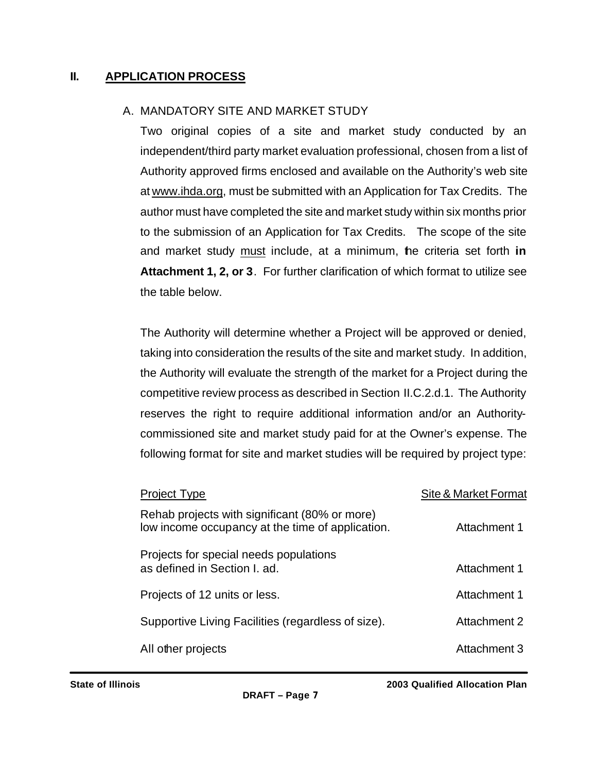## II. APPLICATION PROCESS

### A. MANDATORY SITE AND MARKET STUDY

Two original copies of a site and market study conducted by an independent/third party market evaluation professional, chosen from a list of Authority approved firms enclosed and available on the Authority's web site at www.ihda.org, must be submitted with an Application for Tax Credits. The author must have completed the site and market study within six months prior to the submission of an Application for Tax Credits. The scope of the site and market study must include, at a minimum, the criteria set forth **in Attachment 1, 2, or 3**. For further clarification of which format to utilize see the table below.

The Authority will determine whether a Project will be approved or denied, taking into consideration the results of the site and market study. In addition, the Authority will evaluate the strength of the market for a Project during the competitive review process as described in Section II.C.2.d.1. The Authority reserves the right to require additional information and/or an Authority-commissioned site and market study paid for at the Owner's expense. The following format for site and market studies will be required by project type:

| Project Type | Site & Market Format |
|---|---|
| Rehab projects with significant (80% or more) low income occupancy at the time of application. | Attachment 1 |
| Projects for special needs populations as defined in Section I. ad. | Attachment 1 |
| Projects of 12 units or less. | Attachment 1 |
| Supportive Living Facilities (regardless of size). | Attachment 2 |
| All other projects | Attachment 3 |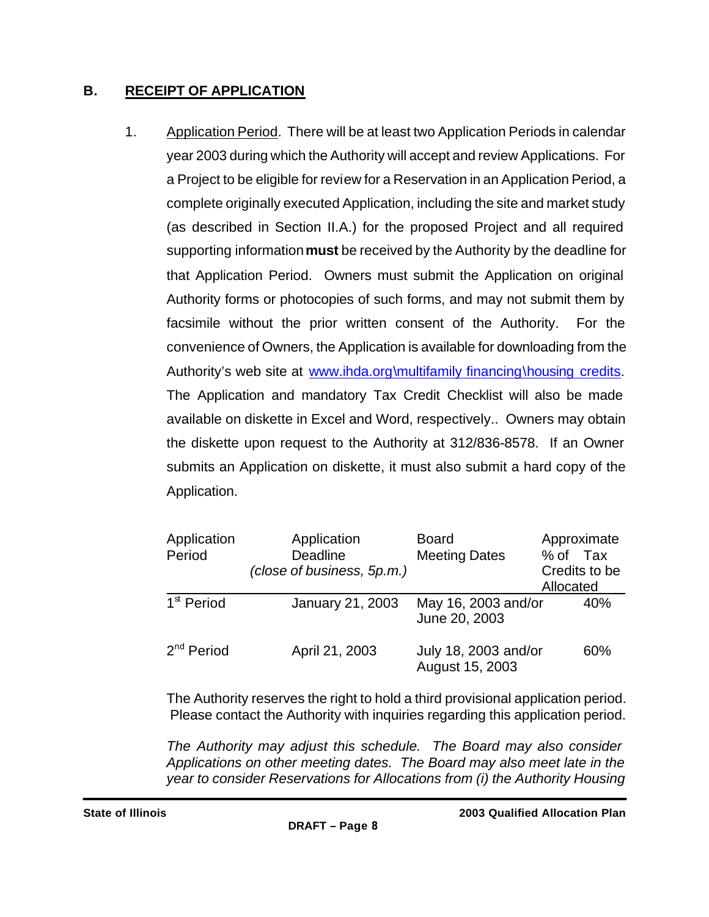## B. RECEIPT OF APPLICATION

1. Application Period. There will be at least two Application Periods in calendar year 2003 during which the Authority will accept and review Applications. For a Project to be eligible for review for a Reservation in an Application Period, a complete originally executed Application, including the site and market study (as described in Section II.A.) for the proposed Project and all required supporting information **must** be received by the Authority by the deadline for that Application Period. Owners must submit the Application on original Authority forms or photocopies of such forms, and may not submit them by facsimile without the prior written consent of the Authority. For the convenience of Owners, the Application is available for downloading from the Authority's web site at www.ihda.org\multifamily financing\housing credits. The Application and mandatory Tax Credit Checklist will also be made available on diskette in Excel and Word, respectively.. Owners may obtain the diskette upon request to the Authority at 312/836-8578. If an Owner submits an Application on diskette, it must also submit a hard copy of the Application.

| Application Period | Application Deadline *(close of business, 5p.m.)* | Board Meeting Dates | Approximate % of Tax Credits to be Allocated |
|---|---|---|---|
| 1st Period | January 21, 2003 | May 16, 2003 and/or June 20, 2003 | 40% |
| 2nd Period | April 21, 2003 | July 18, 2003 and/or August 15, 2003 | 60% |

The Authority reserves the right to hold a third provisional application period. Please contact the Authority with inquiries regarding this application period.

*The Authority may adjust this schedule. The Board may also consider Applications on other meeting dates. The Board may also meet late in the year to consider Reservations for Allocations from (i) the Authority Housing*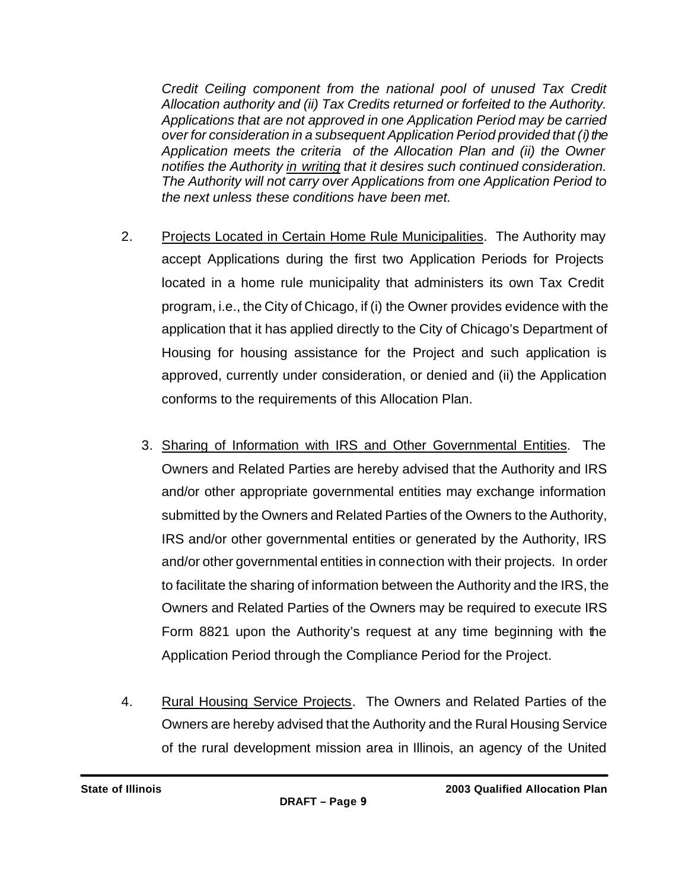*Credit Ceiling component from the national pool of unused Tax Credit Allocation authority and (ii) Tax Credits returned or forfeited to the Authority. Applications that are not approved in one Application Period may be carried over for consideration in a subsequent Application Period provided that (i) the Application meets the criteria of the Allocation Plan and (ii) the Owner notifies the Authority <u>in writing</u> that it desires such continued consideration. The Authority will not carry over Applications from one Application Period to the next unless these conditions have been met.*

2. <u>Projects Located in Certain Home Rule Municipalities</u>. The Authority may accept Applications during the first two Application Periods for Projects located in a home rule municipality that administers its own Tax Credit program, i.e., the City of Chicago, if (i) the Owner provides evidence with the application that it has applied directly to the City of Chicago's Department of Housing for housing assistance for the Project and such application is approved, currently under consideration, or denied and (ii) the Application conforms to the requirements of this Allocation Plan.

3. <u>Sharing of Information with IRS and Other Governmental Entities</u>. The Owners and Related Parties are hereby advised that the Authority and IRS and/or other appropriate governmental entities may exchange information submitted by the Owners and Related Parties of the Owners to the Authority, IRS and/or other governmental entities or generated by the Authority, IRS and/or other governmental entities in connection with their projects. In order to facilitate the sharing of information between the Authority and the IRS, the Owners and Related Parties of the Owners may be required to execute IRS Form 8821 upon the Authority's request at any time beginning with the Application Period through the Compliance Period for the Project.

4. <u>Rural Housing Service Projects</u>. The Owners and Related Parties of the Owners are hereby advised that the Authority and the Rural Housing Service of the rural development mission area in Illinois, an agency of the United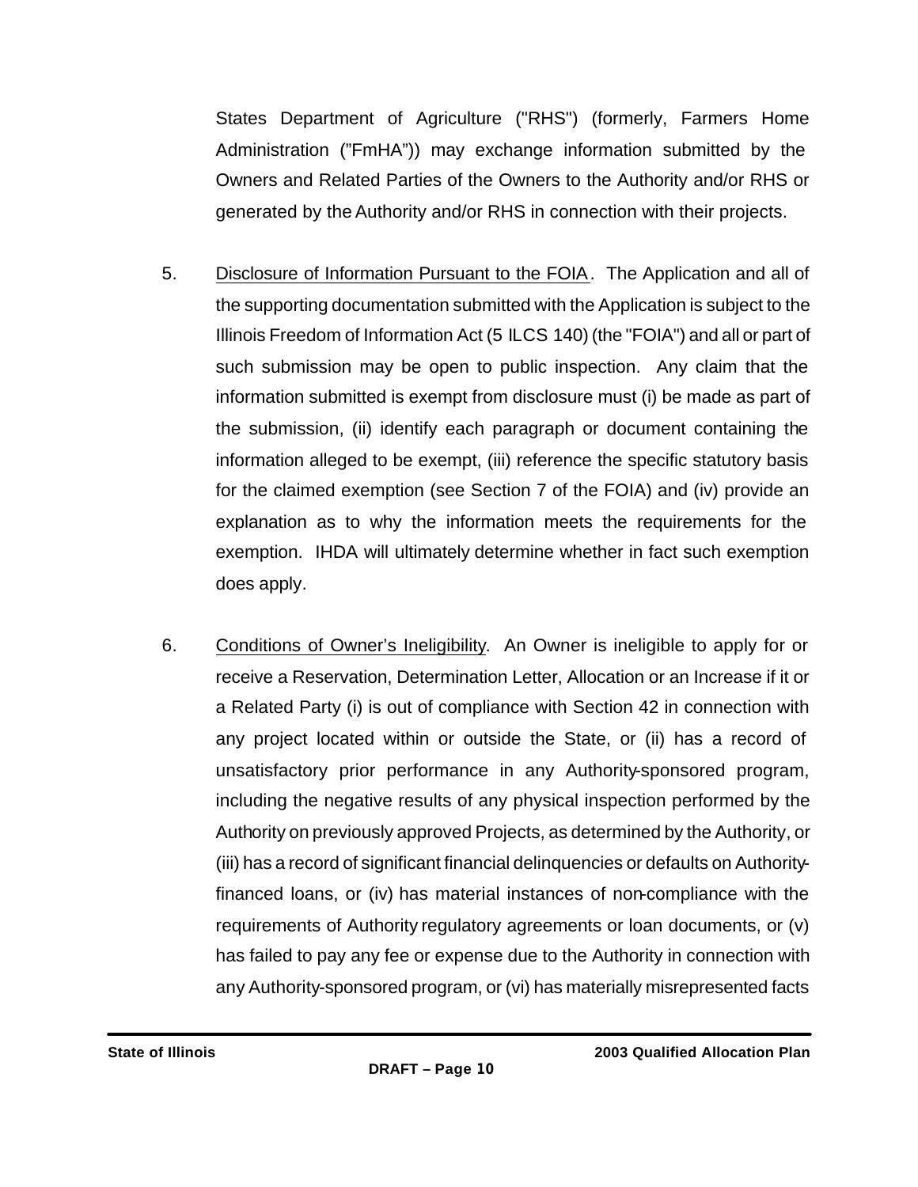States Department of Agriculture ("RHS") (formerly, Farmers Home Administration ("FmHA")) may exchange information submitted by the Owners and Related Parties of the Owners to the Authority and/or RHS or generated by the Authority and/or RHS in connection with their projects.

5. Disclosure of Information Pursuant to the FOIA. The Application and all of the supporting documentation submitted with the Application is subject to the Illinois Freedom of Information Act (5 ILCS 140) (the "FOIA") and all or part of such submission may be open to public inspection. Any claim that the information submitted is exempt from disclosure must (i) be made as part of the submission, (ii) identify each paragraph or document containing the information alleged to be exempt, (iii) reference the specific statutory basis for the claimed exemption (see Section 7 of the FOIA) and (iv) provide an explanation as to why the information meets the requirements for the exemption. IHDA will ultimately determine whether in fact such exemption does apply.

6. Conditions of Owner's Ineligibility. An Owner is ineligible to apply for or receive a Reservation, Determination Letter, Allocation or an Increase if it or a Related Party (i) is out of compliance with Section 42 in connection with any project located within or outside the State, or (ii) has a record of unsatisfactory prior performance in any Authority-sponsored program, including the negative results of any physical inspection performed by the Authority on previously approved Projects, as determined by the Authority, or (iii) has a record of significant financial delinquencies or defaults on Authority-financed loans, or (iv) has material instances of non-compliance with the requirements of Authority regulatory agreements or loan documents, or (v) has failed to pay any fee or expense due to the Authority in connection with any Authority-sponsored program, or (vi) has materially misrepresented facts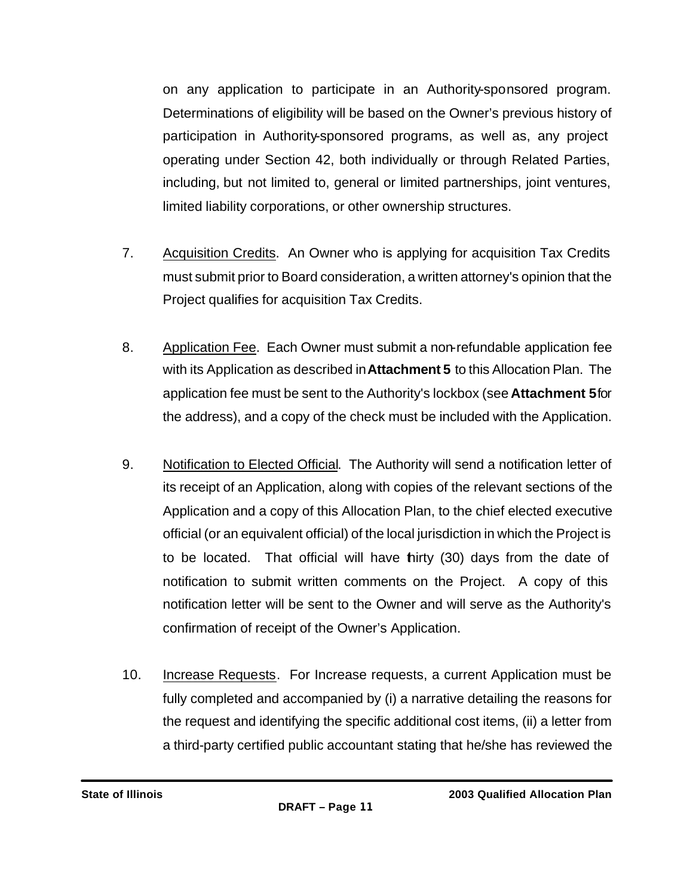on any application to participate in an Authority-sponsored program. Determinations of eligibility will be based on the Owner's previous history of participation in Authority-sponsored programs, as well as, any project operating under Section 42, both individually or through Related Parties, including, but not limited to, general or limited partnerships, joint ventures, limited liability corporations, or other ownership structures.

7. Acquisition Credits. An Owner who is applying for acquisition Tax Credits must submit prior to Board consideration, a written attorney's opinion that the Project qualifies for acquisition Tax Credits.

8. Application Fee. Each Owner must submit a non-refundable application fee with its Application as described in **Attachment 5** to this Allocation Plan. The application fee must be sent to the Authority's lockbox (see **Attachment 5** for the address), and a copy of the check must be included with the Application.

9. Notification to Elected Official. The Authority will send a notification letter of its receipt of an Application, along with copies of the relevant sections of the Application and a copy of this Allocation Plan, to the chief elected executive official (or an equivalent official) of the local jurisdiction in which the Project is to be located. That official will have thirty (30) days from the date of notification to submit written comments on the Project. A copy of this notification letter will be sent to the Owner and will serve as the Authority's confirmation of receipt of the Owner's Application.

10. Increase Requests. For Increase requests, a current Application must be fully completed and accompanied by (i) a narrative detailing the reasons for the request and identifying the specific additional cost items, (ii) a letter from a third-party certified public accountant stating that he/she has reviewed the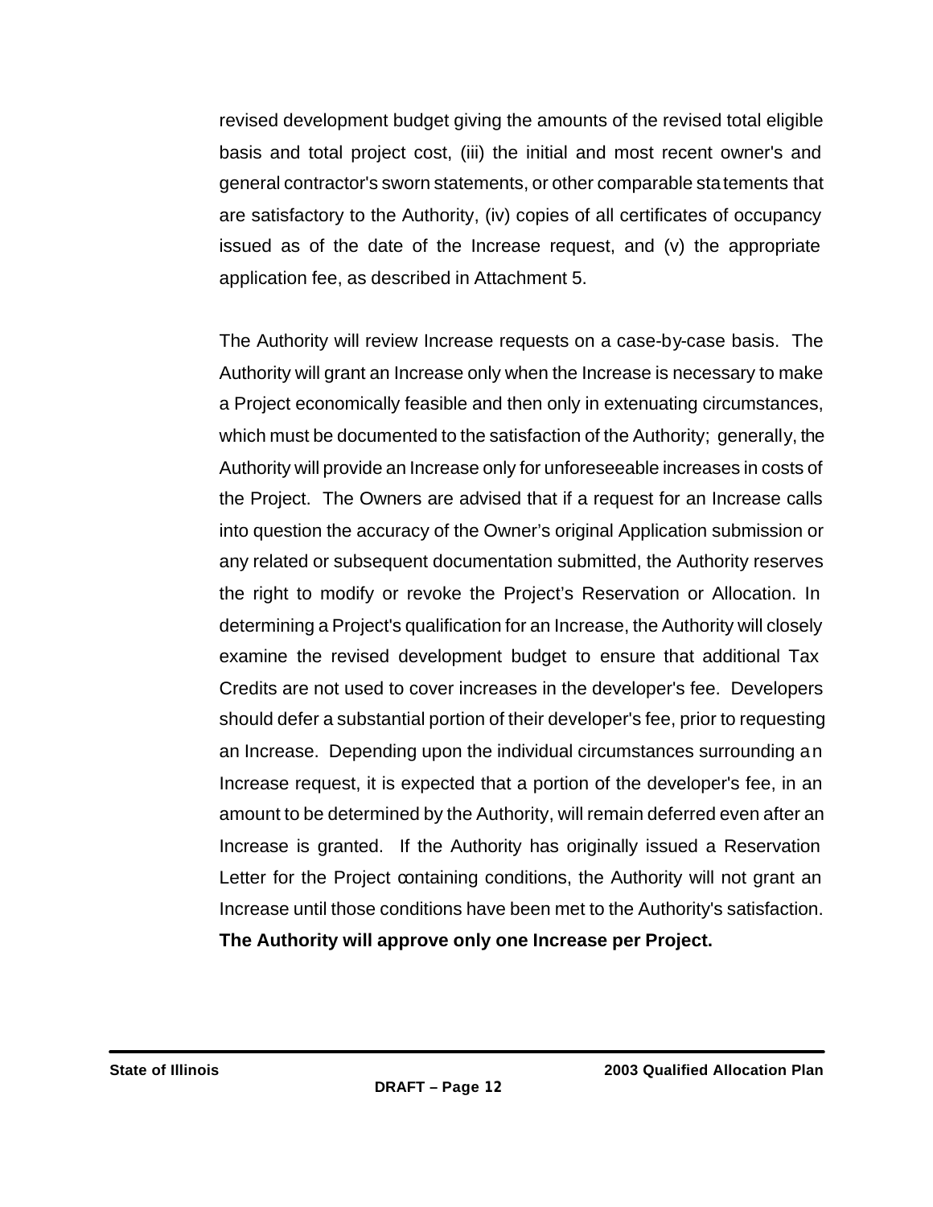revised development budget giving the amounts of the revised total eligible basis and total project cost, (iii) the initial and most recent owner's and general contractor's sworn statements, or other comparable statements that are satisfactory to the Authority, (iv) copies of all certificates of occupancy issued as of the date of the Increase request, and (v) the appropriate application fee, as described in Attachment 5.

The Authority will review Increase requests on a case-by-case basis. The Authority will grant an Increase only when the Increase is necessary to make a Project economically feasible and then only in extenuating circumstances, which must be documented to the satisfaction of the Authority; generally, the Authority will provide an Increase only for unforeseeable increases in costs of the Project. The Owners are advised that if a request for an Increase calls into question the accuracy of the Owner's original Application submission or any related or subsequent documentation submitted, the Authority reserves the right to modify or revoke the Project's Reservation or Allocation. In determining a Project's qualification for an Increase, the Authority will closely examine the revised development budget to ensure that additional Tax Credits are not used to cover increases in the developer's fee. Developers should defer a substantial portion of their developer's fee, prior to requesting an Increase. Depending upon the individual circumstances surrounding an Increase request, it is expected that a portion of the developer's fee, in an amount to be determined by the Authority, will remain deferred even after an Increase is granted. If the Authority has originally issued a Reservation Letter for the Project containing conditions, the Authority will not grant an Increase until those conditions have been met to the Authority's satisfaction. **The Authority will approve only one Increase per Project.**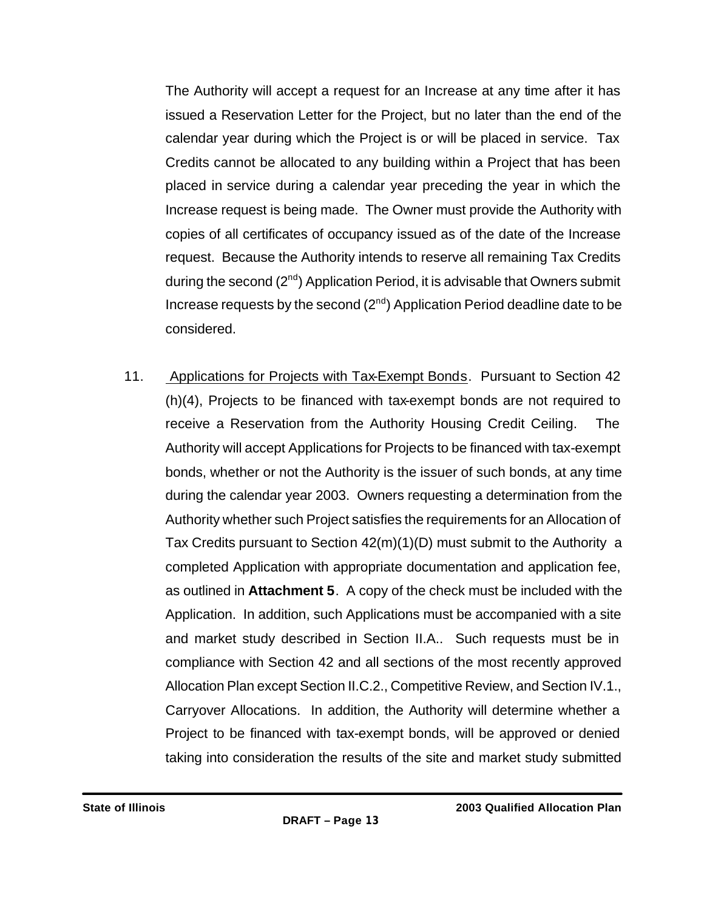The Authority will accept a request for an Increase at any time after it has issued a Reservation Letter for the Project, but no later than the end of the calendar year during which the Project is or will be placed in service. Tax Credits cannot be allocated to any building within a Project that has been placed in service during a calendar year preceding the year in which the Increase request is being made. The Owner must provide the Authority with copies of all certificates of occupancy issued as of the date of the Increase request. Because the Authority intends to reserve all remaining Tax Credits during the second (2nd) Application Period, it is advisable that Owners submit Increase requests by the second (2nd) Application Period deadline date to be considered.

11. Applications for Projects with Tax-Exempt Bonds. Pursuant to Section 42 (h)(4), Projects to be financed with tax-exempt bonds are not required to receive a Reservation from the Authority Housing Credit Ceiling. The Authority will accept Applications for Projects to be financed with tax-exempt bonds, whether or not the Authority is the issuer of such bonds, at any time during the calendar year 2003. Owners requesting a determination from the Authority whether such Project satisfies the requirements for an Allocation of Tax Credits pursuant to Section 42(m)(1)(D) must submit to the Authority a completed Application with appropriate documentation and application fee, as outlined in **Attachment 5**. A copy of the check must be included with the Application. In addition, such Applications must be accompanied with a site and market study described in Section II.A.. Such requests must be in compliance with Section 42 and all sections of the most recently approved Allocation Plan except Section II.C.2., Competitive Review, and Section IV.1., Carryover Allocations. In addition, the Authority will determine whether a Project to be financed with tax-exempt bonds, will be approved or denied taking into consideration the results of the site and market study submitted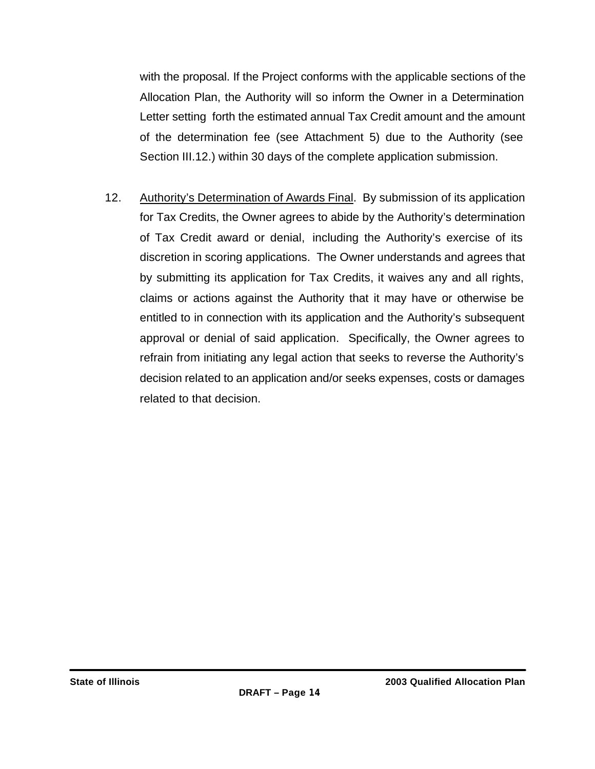with the proposal. If the Project conforms with the applicable sections of the Allocation Plan, the Authority will so inform the Owner in a Determination Letter setting forth the estimated annual Tax Credit amount and the amount of the determination fee (see Attachment 5) due to the Authority (see Section III.12.) within 30 days of the complete application submission.

12. Authority's Determination of Awards Final. By submission of its application for Tax Credits, the Owner agrees to abide by the Authority's determination of Tax Credit award or denial, including the Authority's exercise of its discretion in scoring applications. The Owner understands and agrees that by submitting its application for Tax Credits, it waives any and all rights, claims or actions against the Authority that it may have or otherwise be entitled to in connection with its application and the Authority's subsequent approval or denial of said application. Specifically, the Owner agrees to refrain from initiating any legal action that seeks to reverse the Authority's decision related to an application and/or seeks expenses, costs or damages related to that decision.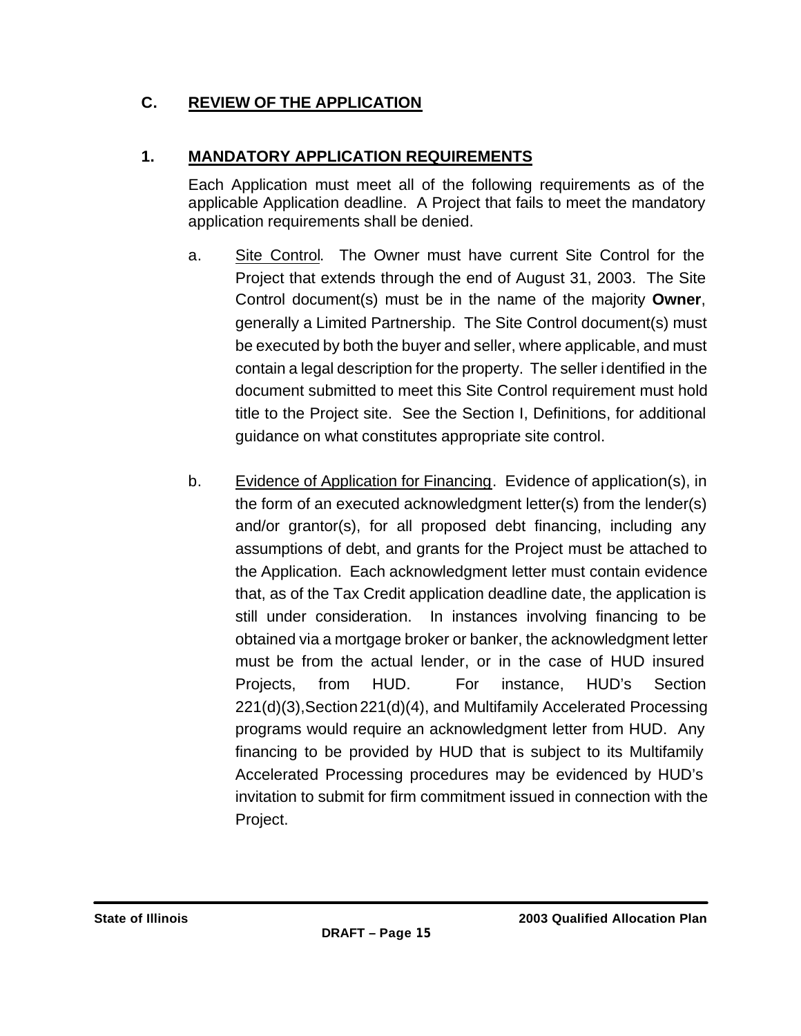## C. REVIEW OF THE APPLICATION

### 1. MANDATORY APPLICATION REQUIREMENTS

Each Application must meet all of the following requirements as of the applicable Application deadline. A Project that fails to meet the mandatory application requirements shall be denied.

a. Site Control. The Owner must have current Site Control for the Project that extends through the end of August 31, 2003. The Site Control document(s) must be in the name of the majority **Owner**, generally a Limited Partnership. The Site Control document(s) must be executed by both the buyer and seller, where applicable, and must contain a legal description for the property. The seller identified in the document submitted to meet this Site Control requirement must hold title to the Project site. See the Section I, Definitions, for additional guidance on what constitutes appropriate site control.

b. Evidence of Application for Financing. Evidence of application(s), in the form of an executed acknowledgment letter(s) from the lender(s) and/or grantor(s), for all proposed debt financing, including any assumptions of debt, and grants for the Project must be attached to the Application. Each acknowledgment letter must contain evidence that, as of the Tax Credit application deadline date, the application is still under consideration. In instances involving financing to be obtained via a mortgage broker or banker, the acknowledgment letter must be from the actual lender, or in the case of HUD insured Projects, from HUD. For instance, HUD's Section 221(d)(3),Section 221(d)(4), and Multifamily Accelerated Processing programs would require an acknowledgment letter from HUD. Any financing to be provided by HUD that is subject to its Multifamily Accelerated Processing procedures may be evidenced by HUD's invitation to submit for firm commitment issued in connection with the Project.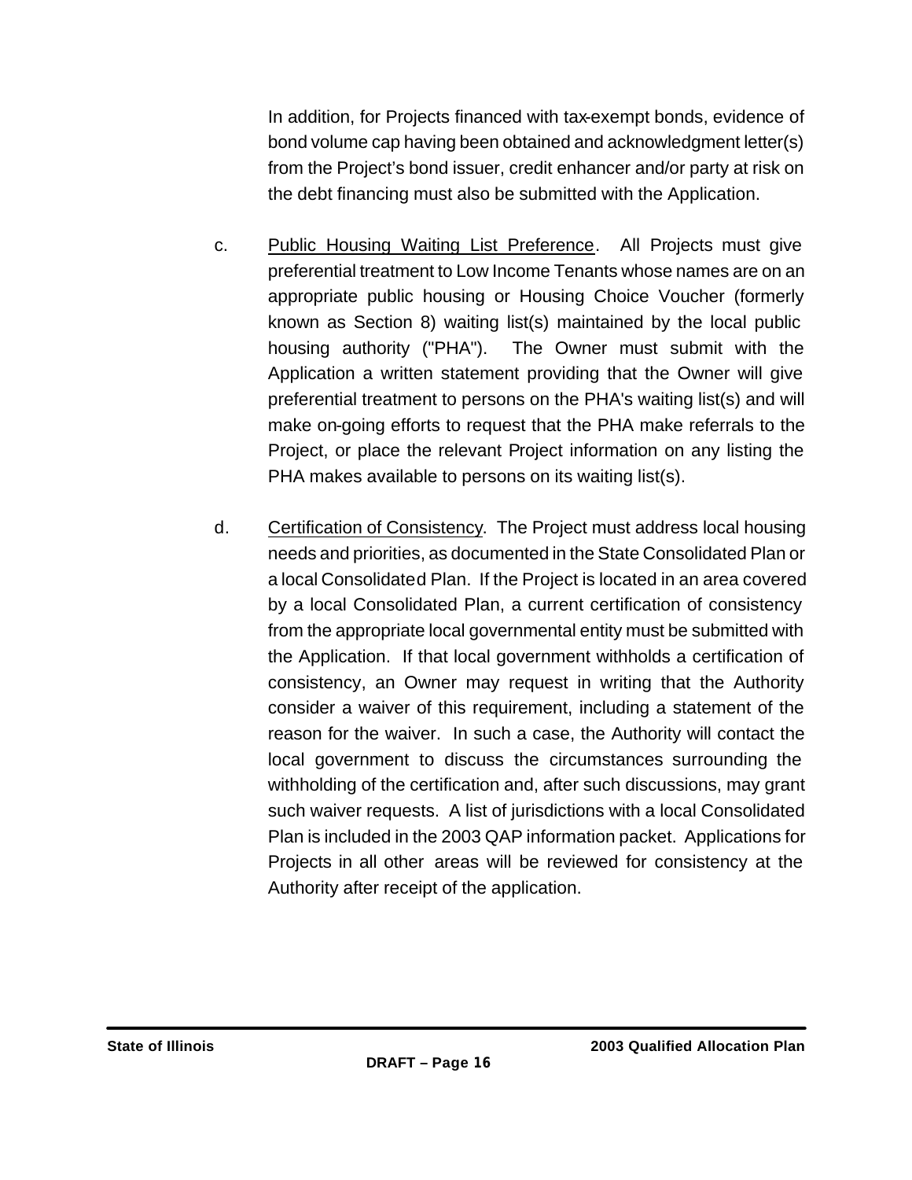In addition, for Projects financed with tax-exempt bonds, evidence of bond volume cap having been obtained and acknowledgment letter(s) from the Project's bond issuer, credit enhancer and/or party at risk on the debt financing must also be submitted with the Application.

c. Public Housing Waiting List Preference. All Projects must give preferential treatment to Low Income Tenants whose names are on an appropriate public housing or Housing Choice Voucher (formerly known as Section 8) waiting list(s) maintained by the local public housing authority ("PHA"). The Owner must submit with the Application a written statement providing that the Owner will give preferential treatment to persons on the PHA's waiting list(s) and will make on-going efforts to request that the PHA make referrals to the Project, or place the relevant Project information on any listing the PHA makes available to persons on its waiting list(s).

d. Certification of Consistency. The Project must address local housing needs and priorities, as documented in the State Consolidated Plan or a local Consolidated Plan. If the Project is located in an area covered by a local Consolidated Plan, a current certification of consistency from the appropriate local governmental entity must be submitted with the Application. If that local government withholds a certification of consistency, an Owner may request in writing that the Authority consider a waiver of this requirement, including a statement of the reason for the waiver. In such a case, the Authority will contact the local government to discuss the circumstances surrounding the withholding of the certification and, after such discussions, may grant such waiver requests. A list of jurisdictions with a local Consolidated Plan is included in the 2003 QAP information packet. Applications for Projects in all other areas will be reviewed for consistency at the Authority after receipt of the application.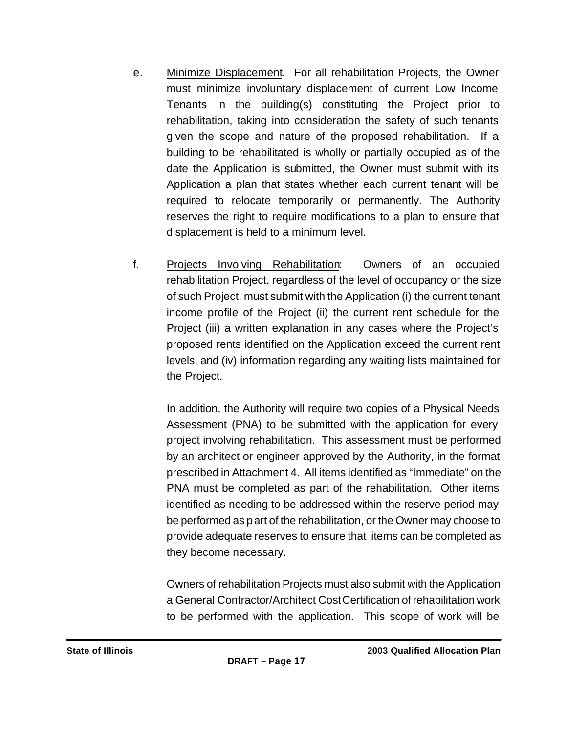e. Minimize Displacement. For all rehabilitation Projects, the Owner must minimize involuntary displacement of current Low Income Tenants in the building(s) constituting the Project prior to rehabilitation, taking into consideration the safety of such tenants given the scope and nature of the proposed rehabilitation. If a building to be rehabilitated is wholly or partially occupied as of the date the Application is submitted, the Owner must submit with its Application a plan that states whether each current tenant will be required to relocate temporarily or permanently. The Authority reserves the right to require modifications to a plan to ensure that displacement is held to a minimum level.

f. Projects Involving Rehabilitation: Owners of an occupied rehabilitation Project, regardless of the level of occupancy or the size of such Project, must submit with the Application (i) the current tenant income profile of the Project (ii) the current rent schedule for the Project (iii) a written explanation in any cases where the Project's proposed rents identified on the Application exceed the current rent levels, and (iv) information regarding any waiting lists maintained for the Project.

In addition, the Authority will require two copies of a Physical Needs Assessment (PNA) to be submitted with the application for every project involving rehabilitation. This assessment must be performed by an architect or engineer approved by the Authority, in the format prescribed in Attachment 4. All items identified as "Immediate" on the PNA must be completed as part of the rehabilitation. Other items identified as needing to be addressed within the reserve period may be performed as part of the rehabilitation, or the Owner may choose to provide adequate reserves to ensure that items can be completed as they become necessary.

Owners of rehabilitation Projects must also submit with the Application a General Contractor/Architect Cost Certification of rehabilitation work to be performed with the application. This scope of work will be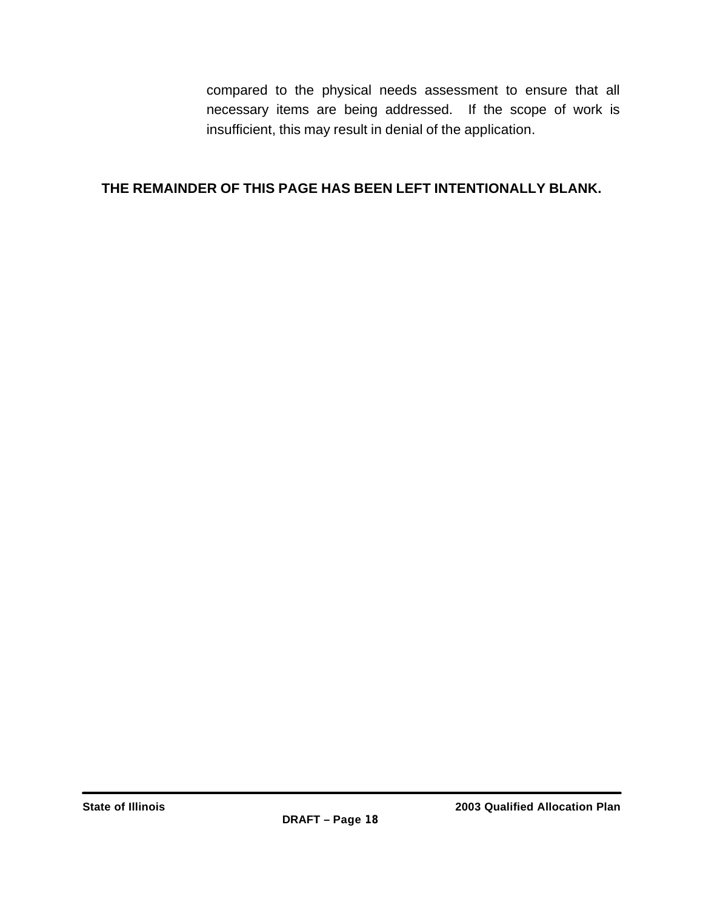compared to the physical needs assessment to ensure that all necessary items are being addressed. If the scope of work is insufficient, this may result in denial of the application.

**THE REMAINDER OF THIS PAGE HAS BEEN LEFT INTENTIONALLY BLANK.**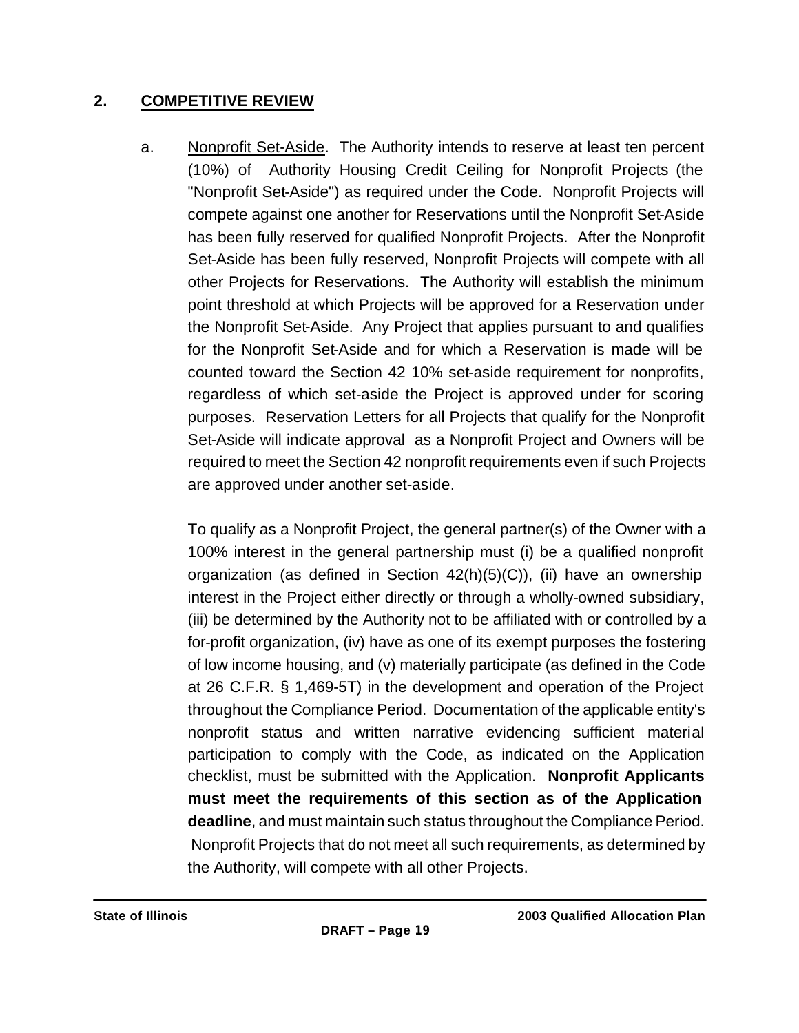## 2. COMPETITIVE REVIEW

a. Nonprofit Set-Aside. The Authority intends to reserve at least ten percent (10%) of Authority Housing Credit Ceiling for Nonprofit Projects (the "Nonprofit Set-Aside") as required under the Code. Nonprofit Projects will compete against one another for Reservations until the Nonprofit Set-Aside has been fully reserved for qualified Nonprofit Projects. After the Nonprofit Set-Aside has been fully reserved, Nonprofit Projects will compete with all other Projects for Reservations. The Authority will establish the minimum point threshold at which Projects will be approved for a Reservation under the Nonprofit Set-Aside. Any Project that applies pursuant to and qualifies for the Nonprofit Set-Aside and for which a Reservation is made will be counted toward the Section 42 10% set-aside requirement for nonprofits, regardless of which set-aside the Project is approved under for scoring purposes. Reservation Letters for all Projects that qualify for the Nonprofit Set-Aside will indicate approval as a Nonprofit Project and Owners will be required to meet the Section 42 nonprofit requirements even if such Projects are approved under another set-aside.

   To qualify as a Nonprofit Project, the general partner(s) of the Owner with a 100% interest in the general partnership must (i) be a qualified nonprofit organization (as defined in Section 42(h)(5)(C)), (ii) have an ownership interest in the Project either directly or through a wholly-owned subsidiary, (iii) be determined by the Authority not to be affiliated with or controlled by a for-profit organization, (iv) have as one of its exempt purposes the fostering of low income housing, and (v) materially participate (as defined in the Code at 26 C.F.R. § 1,469-5T) in the development and operation of the Project throughout the Compliance Period. Documentation of the applicable entity's nonprofit status and written narrative evidencing sufficient material participation to comply with the Code, as indicated on the Application checklist, must be submitted with the Application. **Nonprofit Applicants must meet the requirements of this section as of the Application deadline**, and must maintain such status throughout the Compliance Period. Nonprofit Projects that do not meet all such requirements, as determined by the Authority, will compete with all other Projects.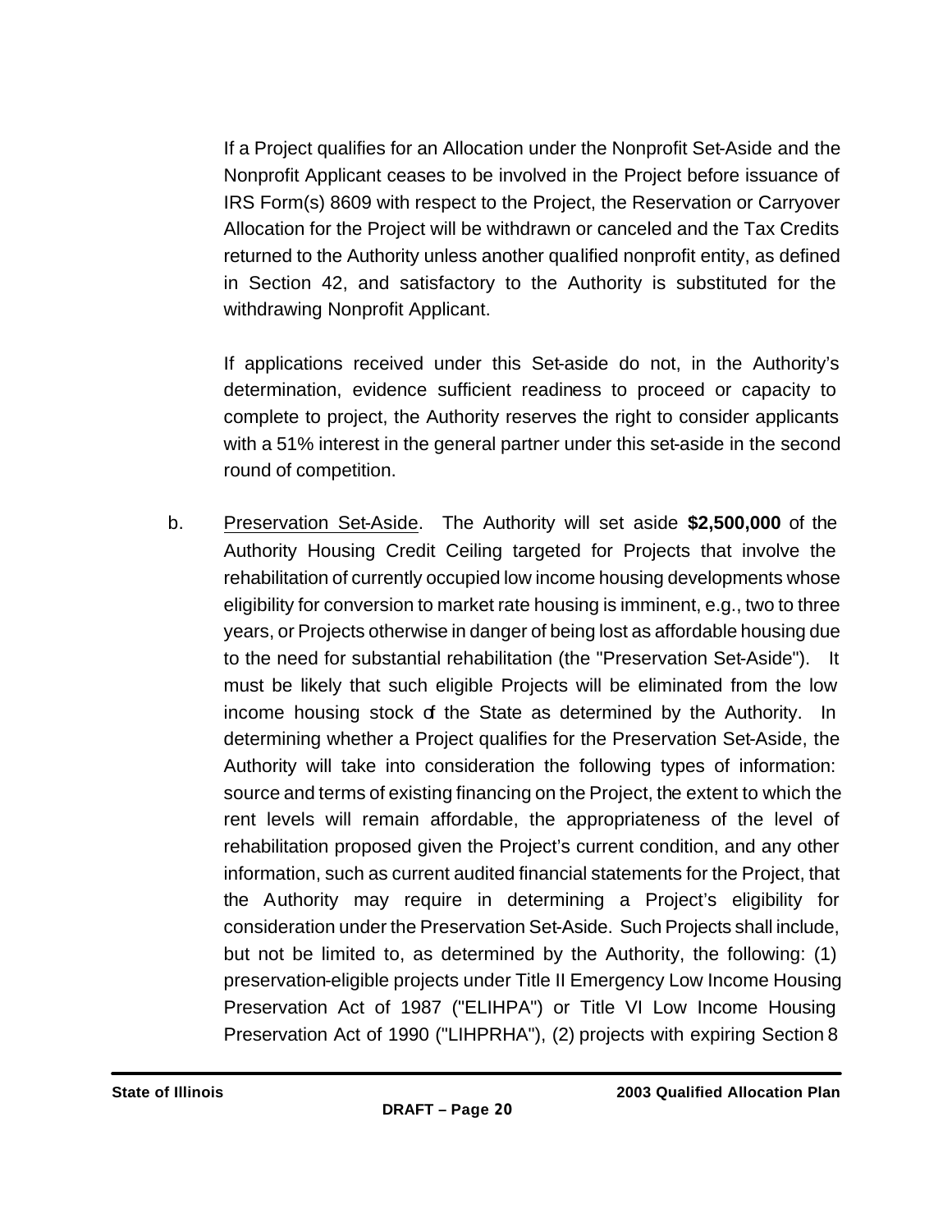If a Project qualifies for an Allocation under the Nonprofit Set-Aside and the Nonprofit Applicant ceases to be involved in the Project before issuance of IRS Form(s) 8609 with respect to the Project, the Reservation or Carryover Allocation for the Project will be withdrawn or canceled and the Tax Credits returned to the Authority unless another qualified nonprofit entity, as defined in Section 42, and satisfactory to the Authority is substituted for the withdrawing Nonprofit Applicant.

If applications received under this Set-aside do not, in the Authority's determination, evidence sufficient readiness to proceed or capacity to complete to project, the Authority reserves the right to consider applicants with a 51% interest in the general partner under this set-aside in the second round of competition.

b. Preservation Set-Aside. The Authority will set aside **$2,500,000** of the Authority Housing Credit Ceiling targeted for Projects that involve the rehabilitation of currently occupied low income housing developments whose eligibility for conversion to market rate housing is imminent, e.g., two to three years, or Projects otherwise in danger of being lost as affordable housing due to the need for substantial rehabilitation (the "Preservation Set-Aside"). It must be likely that such eligible Projects will be eliminated from the low income housing stock of the State as determined by the Authority. In determining whether a Project qualifies for the Preservation Set-Aside, the Authority will take into consideration the following types of information: source and terms of existing financing on the Project, the extent to which the rent levels will remain affordable, the appropriateness of the level of rehabilitation proposed given the Project's current condition, and any other information, such as current audited financial statements for the Project, that the Authority may require in determining a Project's eligibility for consideration under the Preservation Set-Aside. Such Projects shall include, but not be limited to, as determined by the Authority, the following: (1) preservation-eligible projects under Title II Emergency Low Income Housing Preservation Act of 1987 ("ELIHPA") or Title VI Low Income Housing Preservation Act of 1990 ("LIHPRHA"), (2) projects with expiring Section 8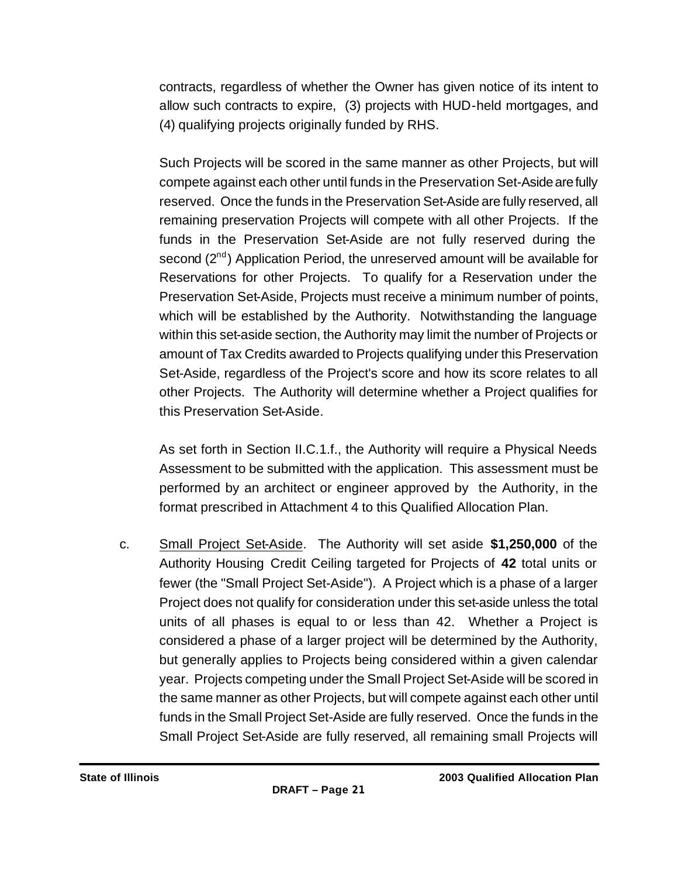contracts, regardless of whether the Owner has given notice of its intent to allow such contracts to expire, (3) projects with HUD-held mortgages, and (4) qualifying projects originally funded by RHS.

Such Projects will be scored in the same manner as other Projects, but will compete against each other until funds in the Preservation Set-Aside are fully reserved. Once the funds in the Preservation Set-Aside are fully reserved, all remaining preservation Projects will compete with all other Projects. If the funds in the Preservation Set-Aside are not fully reserved during the second (2nd) Application Period, the unreserved amount will be available for Reservations for other Projects. To qualify for a Reservation under the Preservation Set-Aside, Projects must receive a minimum number of points, which will be established by the Authority. Notwithstanding the language within this set-aside section, the Authority may limit the number of Projects or amount of Tax Credits awarded to Projects qualifying under this Preservation Set-Aside, regardless of the Project's score and how its score relates to all other Projects. The Authority will determine whether a Project qualifies for this Preservation Set-Aside.

As set forth in Section II.C.1.f., the Authority will require a Physical Needs Assessment to be submitted with the application. This assessment must be performed by an architect or engineer approved by the Authority, in the format prescribed in Attachment 4 to this Qualified Allocation Plan.

c. Small Project Set-Aside. The Authority will set aside **$1,250,000** of the Authority Housing Credit Ceiling targeted for Projects of **42** total units or fewer (the "Small Project Set-Aside"). A Project which is a phase of a larger Project does not qualify for consideration under this set-aside unless the total units of all phases is equal to or less than 42. Whether a Project is considered a phase of a larger project will be determined by the Authority, but generally applies to Projects being considered within a given calendar year. Projects competing under the Small Project Set-Aside will be scored in the same manner as other Projects, but will compete against each other until funds in the Small Project Set-Aside are fully reserved. Once the funds in the Small Project Set-Aside are fully reserved, all remaining small Projects will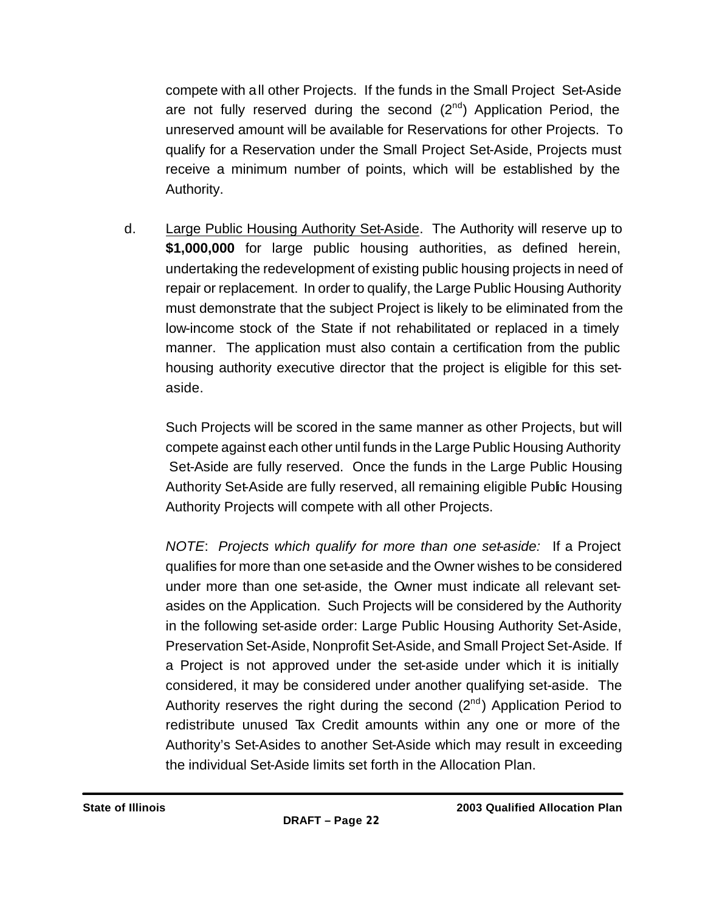compete with all other Projects. If the funds in the Small Project Set-Aside are not fully reserved during the second (2nd) Application Period, the unreserved amount will be available for Reservations for other Projects. To qualify for a Reservation under the Small Project Set-Aside, Projects must receive a minimum number of points, which will be established by the Authority.

d. Large Public Housing Authority Set-Aside. The Authority will reserve up to **$1,000,000** for large public housing authorities, as defined herein, undertaking the redevelopment of existing public housing projects in need of repair or replacement. In order to qualify, the Large Public Housing Authority must demonstrate that the subject Project is likely to be eliminated from the low-income stock of the State if not rehabilitated or replaced in a timely manner. The application must also contain a certification from the public housing authority executive director that the project is eligible for this set-aside.

Such Projects will be scored in the same manner as other Projects, but will compete against each other until funds in the Large Public Housing Authority Set-Aside are fully reserved. Once the funds in the Large Public Housing Authority Set-Aside are fully reserved, all remaining eligible Public Housing Authority Projects will compete with all other Projects.

*NOTE*: *Projects which qualify for more than one set-aside:* If a Project qualifies for more than one set-aside and the Owner wishes to be considered under more than one set-aside, the Owner must indicate all relevant set-asides on the Application. Such Projects will be considered by the Authority in the following set-aside order: Large Public Housing Authority Set-Aside, Preservation Set-Aside, Nonprofit Set-Aside, and Small Project Set-Aside. If a Project is not approved under the set-aside under which it is initially considered, it may be considered under another qualifying set-aside. The Authority reserves the right during the second (2nd) Application Period to redistribute unused Tax Credit amounts within any one or more of the Authority's Set-Asides to another Set-Aside which may result in exceeding the individual Set-Aside limits set forth in the Allocation Plan.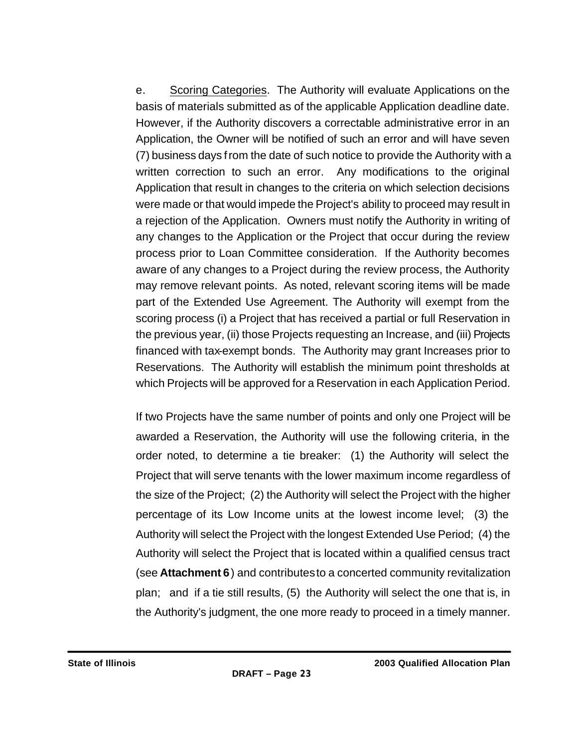e. Scoring Categories. The Authority will evaluate Applications on the basis of materials submitted as of the applicable Application deadline date. However, if the Authority discovers a correctable administrative error in an Application, the Owner will be notified of such an error and will have seven (7) business days from the date of such notice to provide the Authority with a written correction to such an error. Any modifications to the original Application that result in changes to the criteria on which selection decisions were made or that would impede the Project's ability to proceed may result in a rejection of the Application. Owners must notify the Authority in writing of any changes to the Application or the Project that occur during the review process prior to Loan Committee consideration. If the Authority becomes aware of any changes to a Project during the review process, the Authority may remove relevant points. As noted, relevant scoring items will be made part of the Extended Use Agreement. The Authority will exempt from the scoring process (i) a Project that has received a partial or full Reservation in the previous year, (ii) those Projects requesting an Increase, and (iii) Projects financed with tax-exempt bonds. The Authority may grant Increases prior to Reservations. The Authority will establish the minimum point thresholds at which Projects will be approved for a Reservation in each Application Period.

If two Projects have the same number of points and only one Project will be awarded a Reservation, the Authority will use the following criteria, in the order noted, to determine a tie breaker: (1) the Authority will select the Project that will serve tenants with the lower maximum income regardless of the size of the Project; (2) the Authority will select the Project with the higher percentage of its Low Income units at the lowest income level; (3) the Authority will select the Project with the longest Extended Use Period; (4) the Authority will select the Project that is located within a qualified census tract (see **Attachment 6**) and contributes to a concerted community revitalization plan; and if a tie still results, (5) the Authority will select the one that is, in the Authority's judgment, the one more ready to proceed in a timely manner.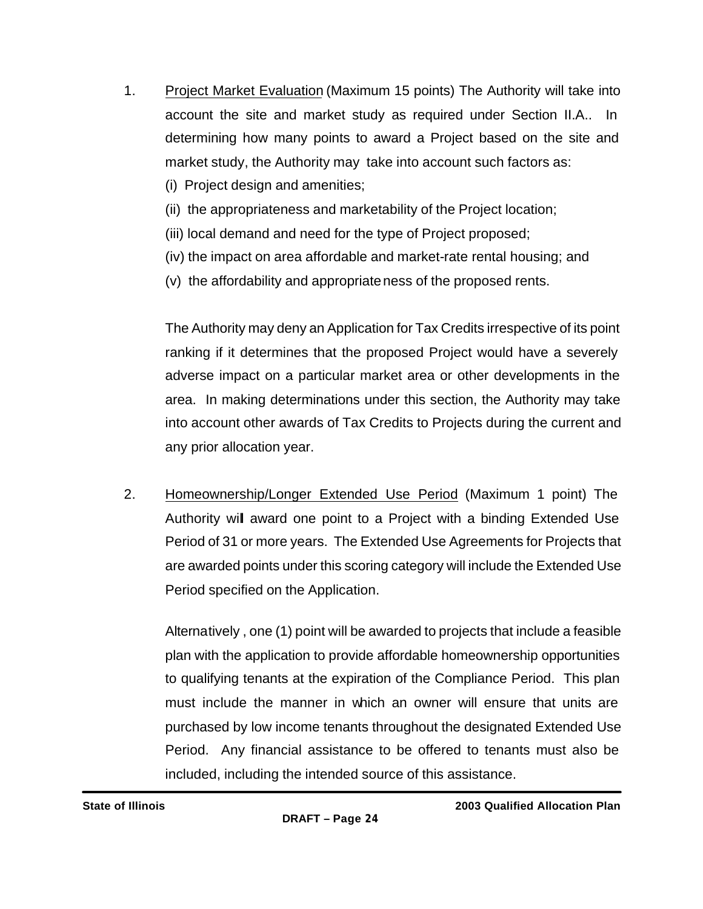1. <u>Project Market Evaluation</u> (Maximum 15 points) The Authority will take into account the site and market study as required under Section II.A.. In determining how many points to award a Project based on the site and market study, the Authority may take into account such factors as:

   (i) Project design and amenities;

   (ii) the appropriateness and marketability of the Project location;

   (iii) local demand and need for the type of Project proposed;

   (iv) the impact on area affordable and market-rate rental housing; and

   (v) the affordability and appropriateness of the proposed rents.

   The Authority may deny an Application for Tax Credits irrespective of its point ranking if it determines that the proposed Project would have a severely adverse impact on a particular market area or other developments in the area. In making determinations under this section, the Authority may take into account other awards of Tax Credits to Projects during the current and any prior allocation year.

2. <u>Homeownership/Longer Extended Use Period</u> (Maximum 1 point) The Authority will award one point to a Project with a binding Extended Use Period of 31 or more years. The Extended Use Agreements for Projects that are awarded points under this scoring category will include the Extended Use Period specified on the Application.

   Alternatively , one (1) point will be awarded to projects that include a feasible plan with the application to provide affordable homeownership opportunities to qualifying tenants at the expiration of the Compliance Period. This plan must include the manner in which an owner will ensure that units are purchased by low income tenants throughout the designated Extended Use Period. Any financial assistance to be offered to tenants must also be included, including the intended source of this assistance.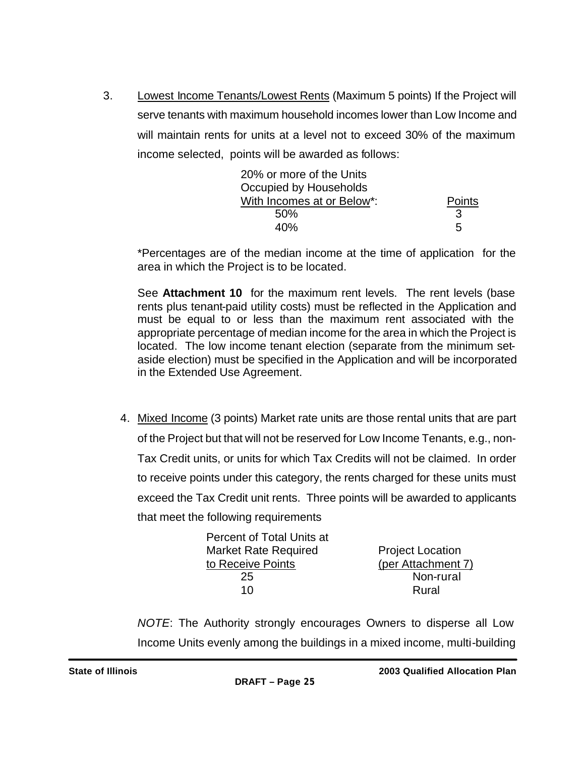3. <u>Lowest Income Tenants/Lowest Rents</u> (Maximum 5 points) If the Project will serve tenants with maximum household incomes lower than Low Income and will maintain rents for units at a level not to exceed 30% of the maximum income selected, points will be awarded as follows:

| 20% or more of the Units Occupied by Households With Incomes at or Below*: | Points |
|---|---|
| 50% | 3 |
| 40% | 5 |

*Percentages are of the median income at the time of application for the area in which the Project is to be located.

See **Attachment 10** for the maximum rent levels. The rent levels (base rents plus tenant-paid utility costs) must be reflected in the Application and must be equal to or less than the maximum rent associated with the appropriate percentage of median income for the area in which the Project is located. The low income tenant election (separate from the minimum set-aside election) must be specified in the Application and will be incorporated in the Extended Use Agreement.

4. <u>Mixed Income</u> (3 points) Market rate units are those rental units that are part of the Project but that will not be reserved for Low Income Tenants, e.g., non-Tax Credit units, or units for which Tax Credits will not be claimed. In order to receive points under this category, the rents charged for these units must exceed the Tax Credit unit rents. Three points will be awarded to applicants that meet the following requirements

| Percent of Total Units at Market Rate Required to Receive Points | Project Location (per Attachment 7) |
|---|---|
| 25 | Non-rural |
| 10 | Rural |

*NOTE*: The Authority strongly encourages Owners to disperse all Low Income Units evenly among the buildings in a mixed income, multi-building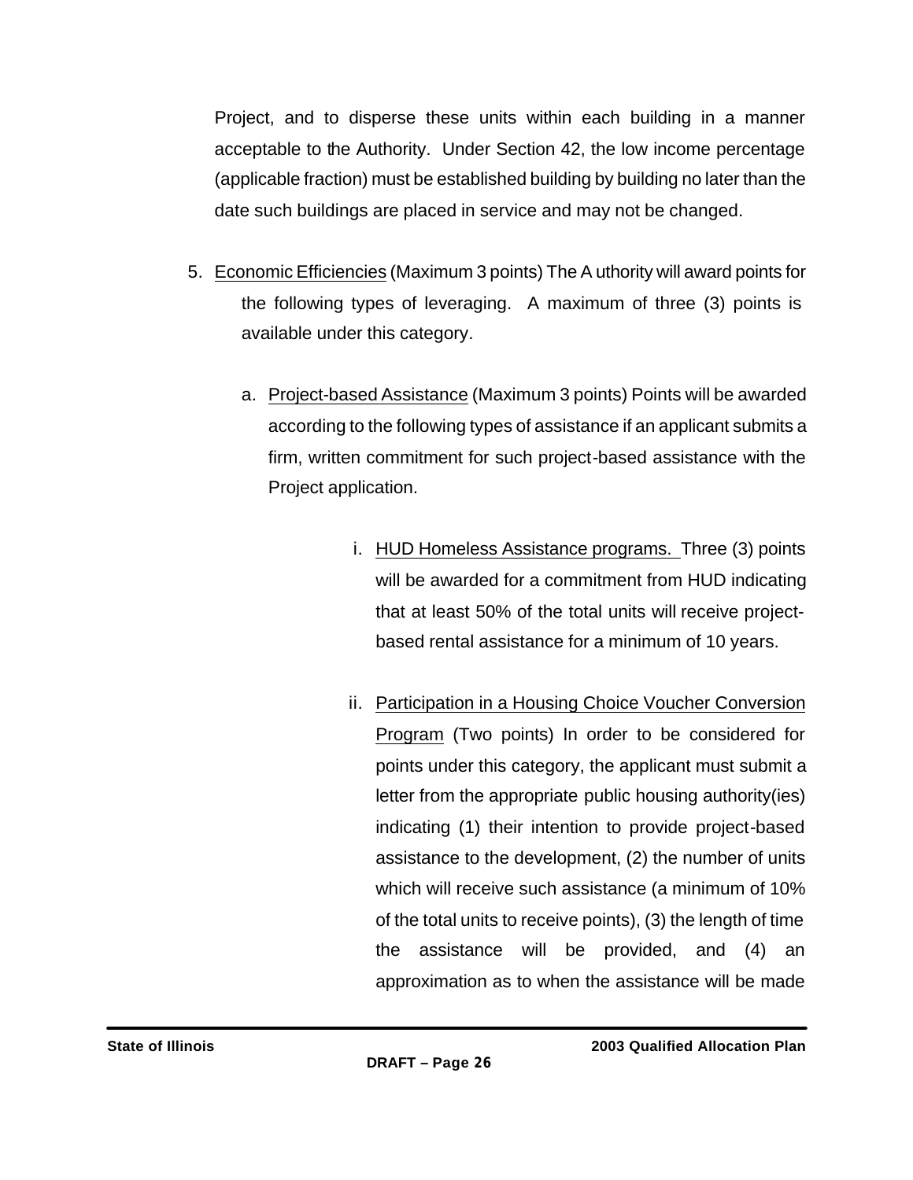Project, and to disperse these units within each building in a manner acceptable to the Authority. Under Section 42, the low income percentage (applicable fraction) must be established building by building no later than the date such buildings are placed in service and may not be changed.

5. Economic Efficiencies (Maximum 3 points) The A uthority will award points for the following types of leveraging. A maximum of three (3) points is available under this category.

   a. Project-based Assistance (Maximum 3 points) Points will be awarded according to the following types of assistance if an applicant submits a firm, written commitment for such project-based assistance with the Project application.

      i. HUD Homeless Assistance programs. Three (3) points will be awarded for a commitment from HUD indicating that at least 50% of the total units will receive project-based rental assistance for a minimum of 10 years.

      ii. Participation in a Housing Choice Voucher Conversion Program (Two points) In order to be considered for points under this category, the applicant must submit a letter from the appropriate public housing authority(ies) indicating (1) their intention to provide project-based assistance to the development, (2) the number of units which will receive such assistance (a minimum of 10% of the total units to receive points), (3) the length of time the assistance will be provided, and (4) an approximation as to when the assistance will be made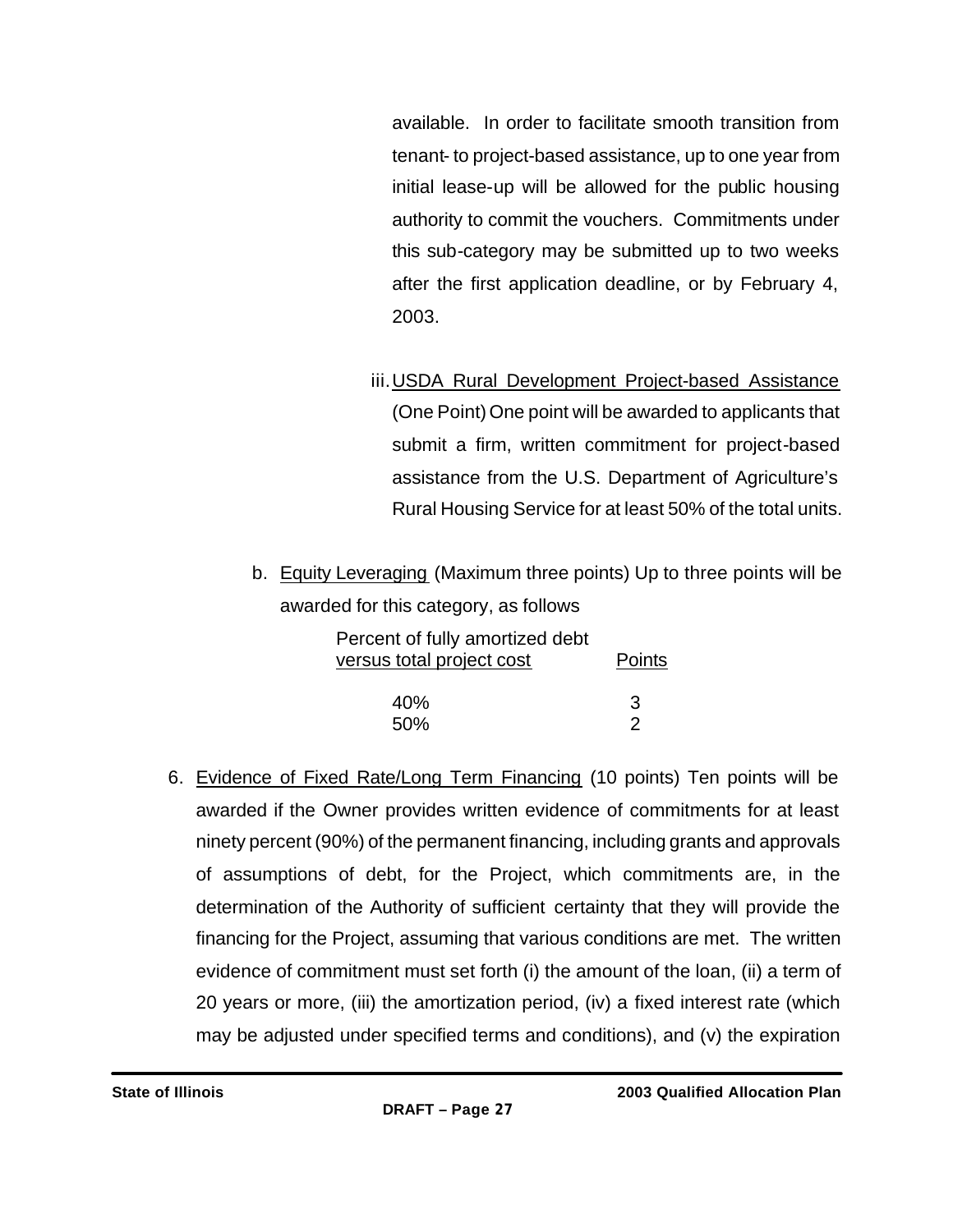available. In order to facilitate smooth transition from tenant- to project-based assistance, up to one year from initial lease-up will be allowed for the public housing authority to commit the vouchers. Commitments under this sub-category may be submitted up to two weeks after the first application deadline, or by February 4, 2003.

iii. USDA Rural Development Project-based Assistance (One Point) One point will be awarded to applicants that submit a firm, written commitment for project-based assistance from the U.S. Department of Agriculture's Rural Housing Service for at least 50% of the total units.

b. Equity Leveraging (Maximum three points) Up to three points will be awarded for this category, as follows

| Percent of fully amortized debt versus total project cost | Points |
|---|---|
| 40% | 3 |
| 50% | 2 |

6. Evidence of Fixed Rate/Long Term Financing (10 points) Ten points will be awarded if the Owner provides written evidence of commitments for at least ninety percent (90%) of the permanent financing, including grants and approvals of assumptions of debt, for the Project, which commitments are, in the determination of the Authority of sufficient certainty that they will provide the financing for the Project, assuming that various conditions are met. The written evidence of commitment must set forth (i) the amount of the loan, (ii) a term of 20 years or more, (iii) the amortization period, (iv) a fixed interest rate (which may be adjusted under specified terms and conditions), and (v) the expiration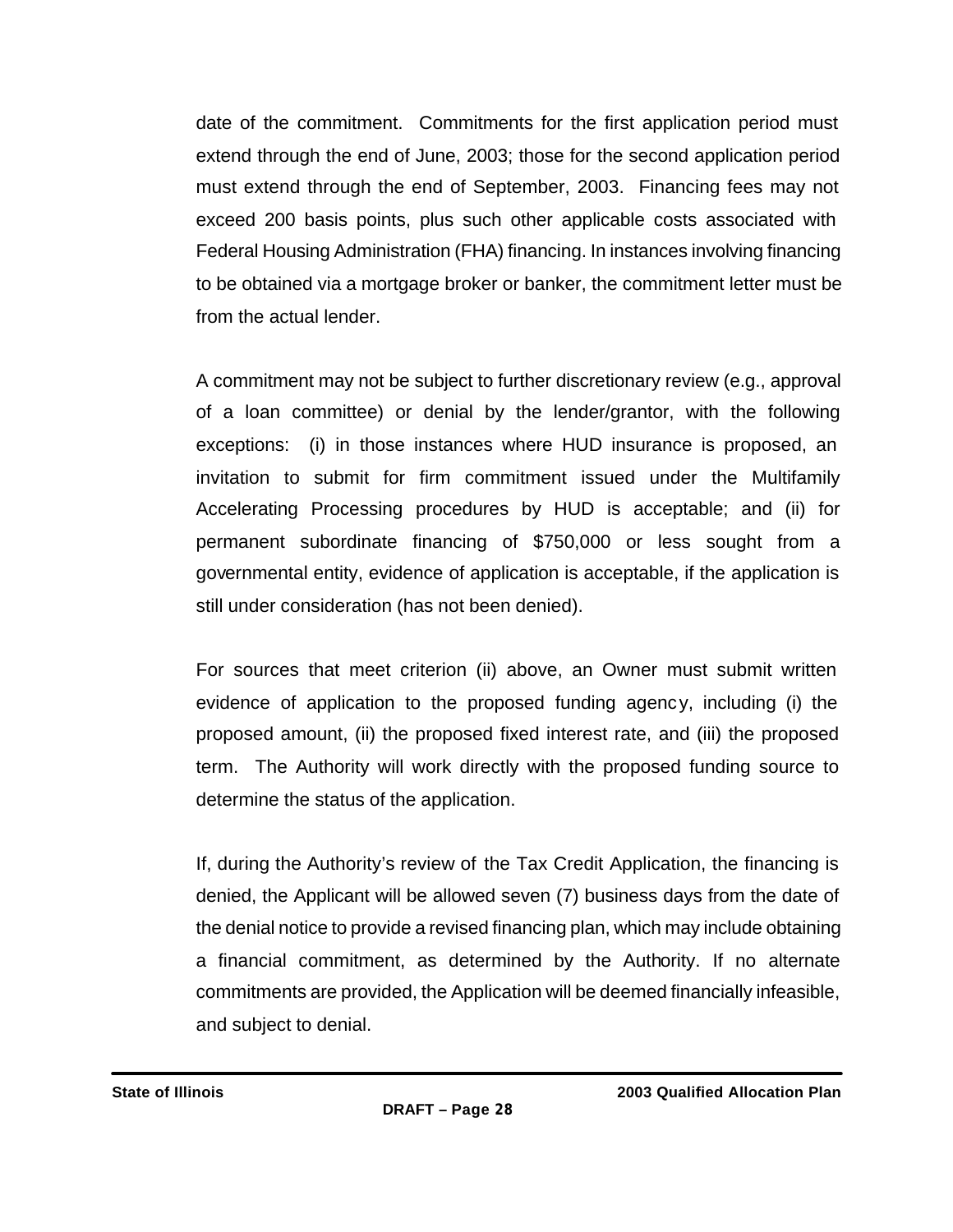date of the commitment. Commitments for the first application period must extend through the end of June, 2003; those for the second application period must extend through the end of September, 2003. Financing fees may not exceed 200 basis points, plus such other applicable costs associated with Federal Housing Administration (FHA) financing. In instances involving financing to be obtained via a mortgage broker or banker, the commitment letter must be from the actual lender.

A commitment may not be subject to further discretionary review (e.g., approval of a loan committee) or denial by the lender/grantor, with the following exceptions: (i) in those instances where HUD insurance is proposed, an invitation to submit for firm commitment issued under the Multifamily Accelerating Processing procedures by HUD is acceptable; and (ii) for permanent subordinate financing of $750,000 or less sought from a governmental entity, evidence of application is acceptable, if the application is still under consideration (has not been denied).

For sources that meet criterion (ii) above, an Owner must submit written evidence of application to the proposed funding agency, including (i) the proposed amount, (ii) the proposed fixed interest rate, and (iii) the proposed term. The Authority will work directly with the proposed funding source to determine the status of the application.

If, during the Authority's review of the Tax Credit Application, the financing is denied, the Applicant will be allowed seven (7) business days from the date of the denial notice to provide a revised financing plan, which may include obtaining a financial commitment, as determined by the Authority. If no alternate commitments are provided, the Application will be deemed financially infeasible, and subject to denial.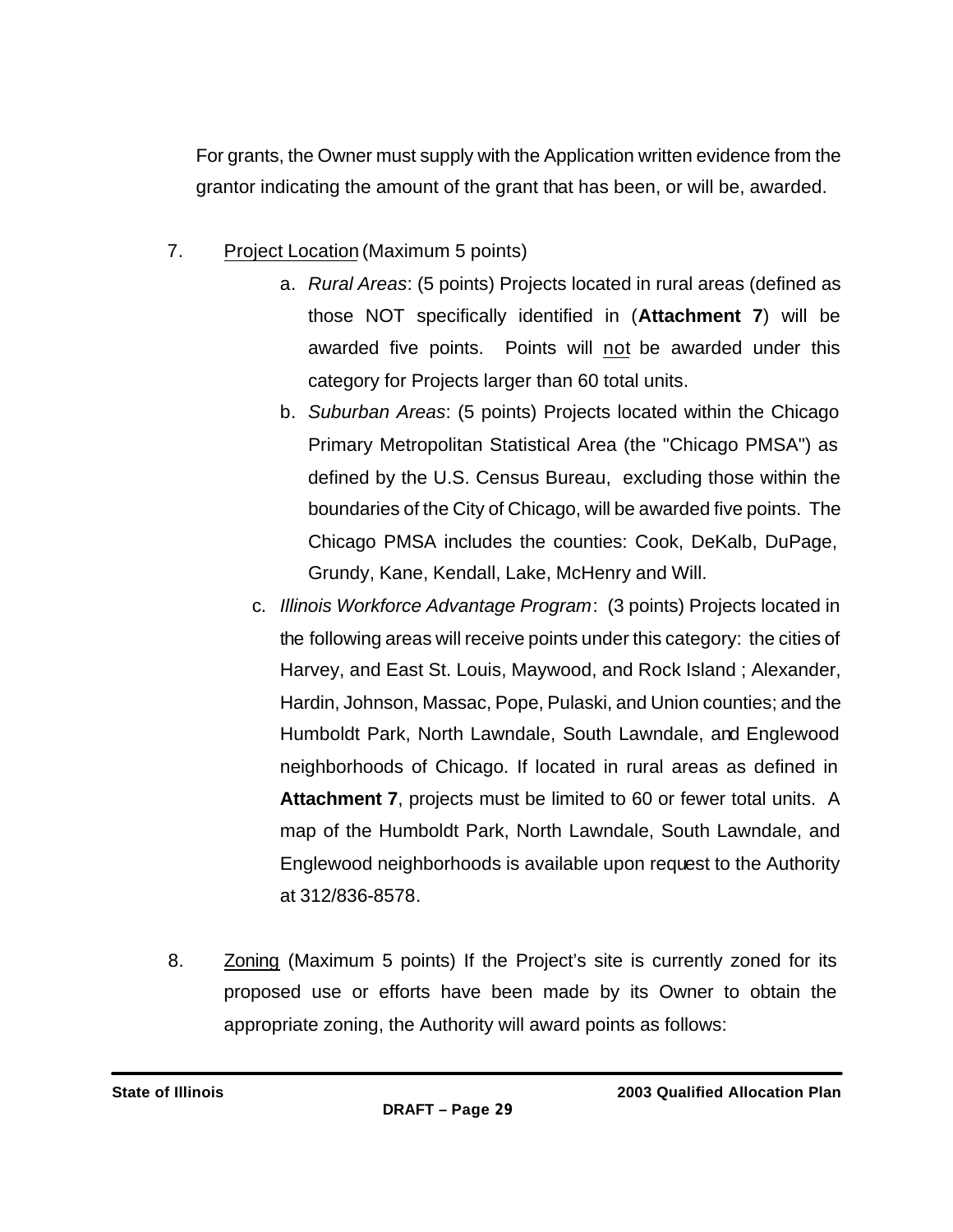For grants, the Owner must supply with the Application written evidence from the grantor indicating the amount of the grant that has been, or will be, awarded.

7. Project Location (Maximum 5 points)

   a. *Rural Areas*: (5 points) Projects located in rural areas (defined as those NOT specifically identified in (**Attachment 7**) will be awarded five points. Points will not be awarded under this category for Projects larger than 60 total units.

   b. *Suburban Areas*: (5 points) Projects located within the Chicago Primary Metropolitan Statistical Area (the "Chicago PMSA") as defined by the U.S. Census Bureau, excluding those within the boundaries of the City of Chicago, will be awarded five points. The Chicago PMSA includes the counties: Cook, DeKalb, DuPage, Grundy, Kane, Kendall, Lake, McHenry and Will.

   c. *Illinois Workforce Advantage Program*: (3 points) Projects located in the following areas will receive points under this category: the cities of Harvey, and East St. Louis, Maywood, and Rock Island ; Alexander, Hardin, Johnson, Massac, Pope, Pulaski, and Union counties; and the Humboldt Park, North Lawndale, South Lawndale, and Englewood neighborhoods of Chicago. If located in rural areas as defined in **Attachment 7**, projects must be limited to 60 or fewer total units. A map of the Humboldt Park, North Lawndale, South Lawndale, and Englewood neighborhoods is available upon request to the Authority at 312/836-8578.

8. Zoning (Maximum 5 points) If the Project's site is currently zoned for its proposed use or efforts have been made by its Owner to obtain the appropriate zoning, the Authority will award points as follows: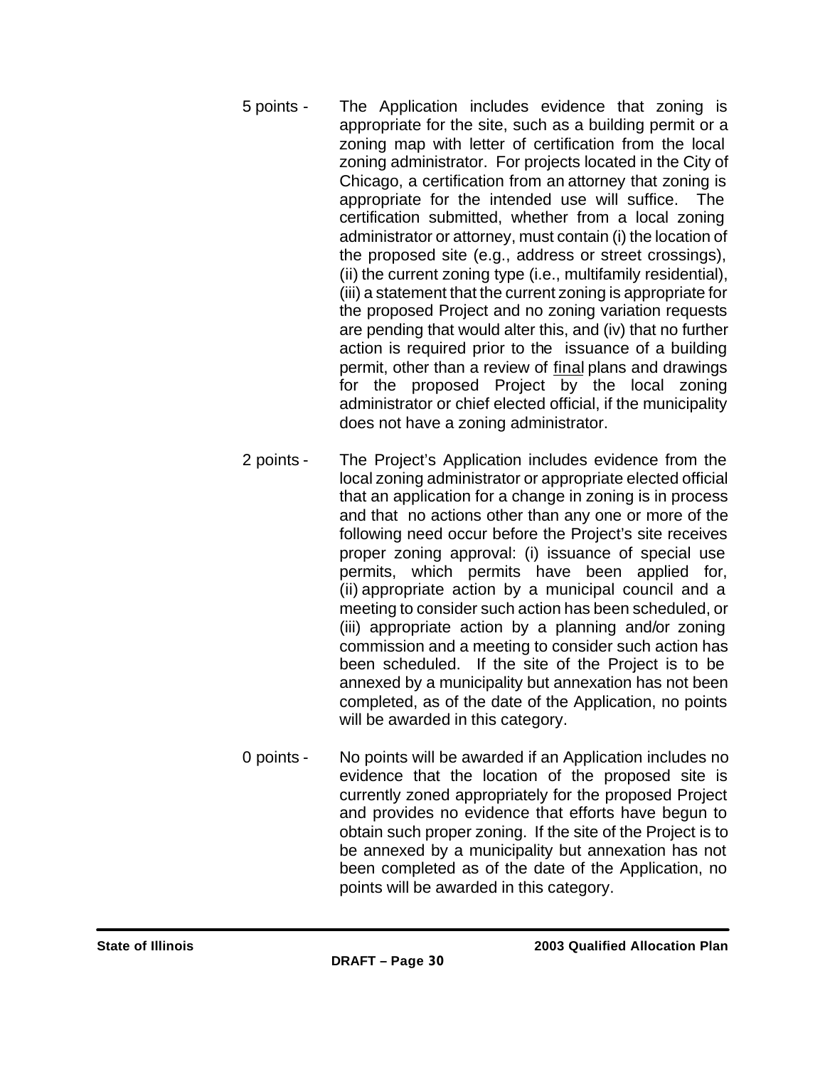5 points - The Application includes evidence that zoning is appropriate for the site, such as a building permit or a zoning map with letter of certification from the local zoning administrator. For projects located in the City of Chicago, a certification from an attorney that zoning is appropriate for the intended use will suffice. The certification submitted, whether from a local zoning administrator or attorney, must contain (i) the location of the proposed site (e.g., address or street crossings), (ii) the current zoning type (i.e., multifamily residential), (iii) a statement that the current zoning is appropriate for the proposed Project and no zoning variation requests are pending that would alter this, and (iv) that no further action is required prior to the issuance of a building permit, other than a review of final plans and drawings for the proposed Project by the local zoning administrator or chief elected official, if the municipality does not have a zoning administrator.

2 points - The Project's Application includes evidence from the local zoning administrator or appropriate elected official that an application for a change in zoning is in process and that no actions other than any one or more of the following need occur before the Project's site receives proper zoning approval: (i) issuance of special use permits, which permits have been applied for, (ii) appropriate action by a municipal council and a meeting to consider such action has been scheduled, or (iii) appropriate action by a planning and/or zoning commission and a meeting to consider such action has been scheduled. If the site of the Project is to be annexed by a municipality but annexation has not been completed, as of the date of the Application, no points will be awarded in this category.

0 points - No points will be awarded if an Application includes no evidence that the location of the proposed site is currently zoned appropriately for the proposed Project and provides no evidence that efforts have begun to obtain such proper zoning. If the site of the Project is to be annexed by a municipality but annexation has not been completed as of the date of the Application, no points will be awarded in this category.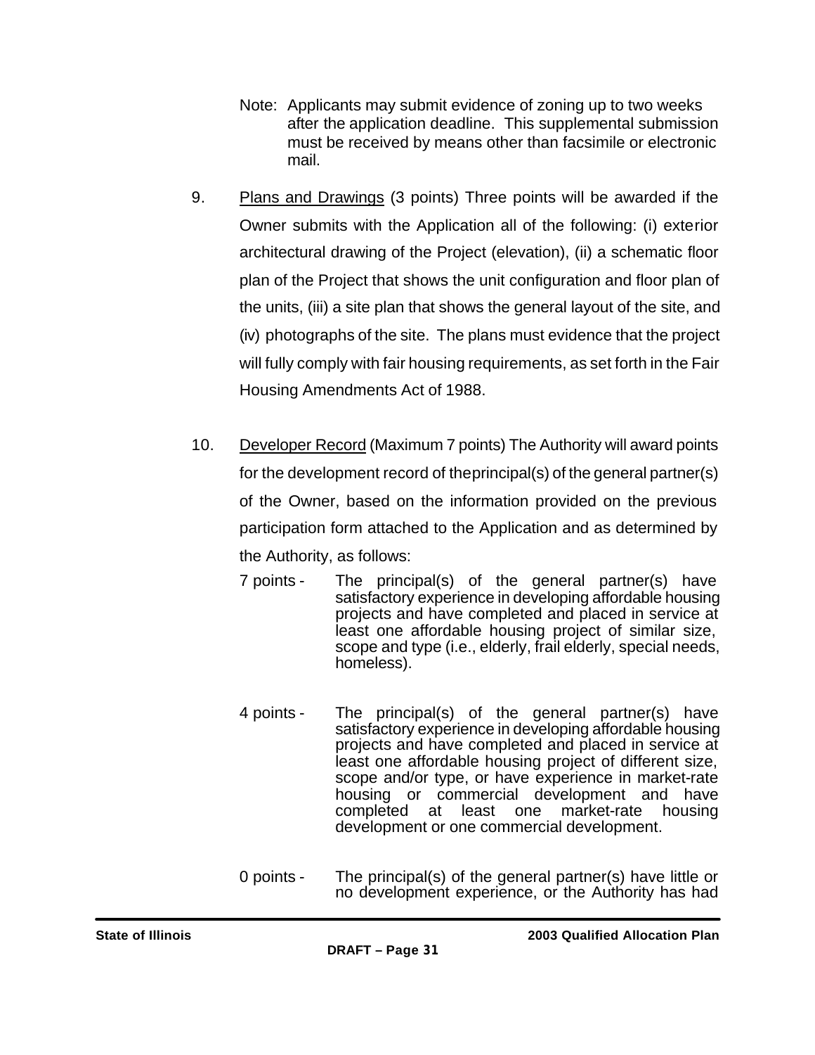Note: Applicants may submit evidence of zoning up to two weeks after the application deadline. This supplemental submission must be received by means other than facsimile or electronic mail.

9. Plans and Drawings (3 points) Three points will be awarded if the Owner submits with the Application all of the following: (i) exterior architectural drawing of the Project (elevation), (ii) a schematic floor plan of the Project that shows the unit configuration and floor plan of the units, (iii) a site plan that shows the general layout of the site, and (iv) photographs of the site. The plans must evidence that the project will fully comply with fair housing requirements, as set forth in the Fair Housing Amendments Act of 1988.

10. Developer Record (Maximum 7 points) The Authority will award points for the development record of theprincipal(s) of the general partner(s) of the Owner, based on the information provided on the previous participation form attached to the Application and as determined by the Authority, as follows:

7 points - The principal(s) of the general partner(s) have satisfactory experience in developing affordable housing projects and have completed and placed in service at least one affordable housing project of similar size, scope and type (i.e., elderly, frail elderly, special needs, homeless).

4 points - The principal(s) of the general partner(s) have satisfactory experience in developing affordable housing projects and have completed and placed in service at least one affordable housing project of different size, scope and/or type, or have experience in market-rate housing or commercial development and have completed at least one market-rate housing development or one commercial development.

0 points - The principal(s) of the general partner(s) have little or no development experience, or the Authority has had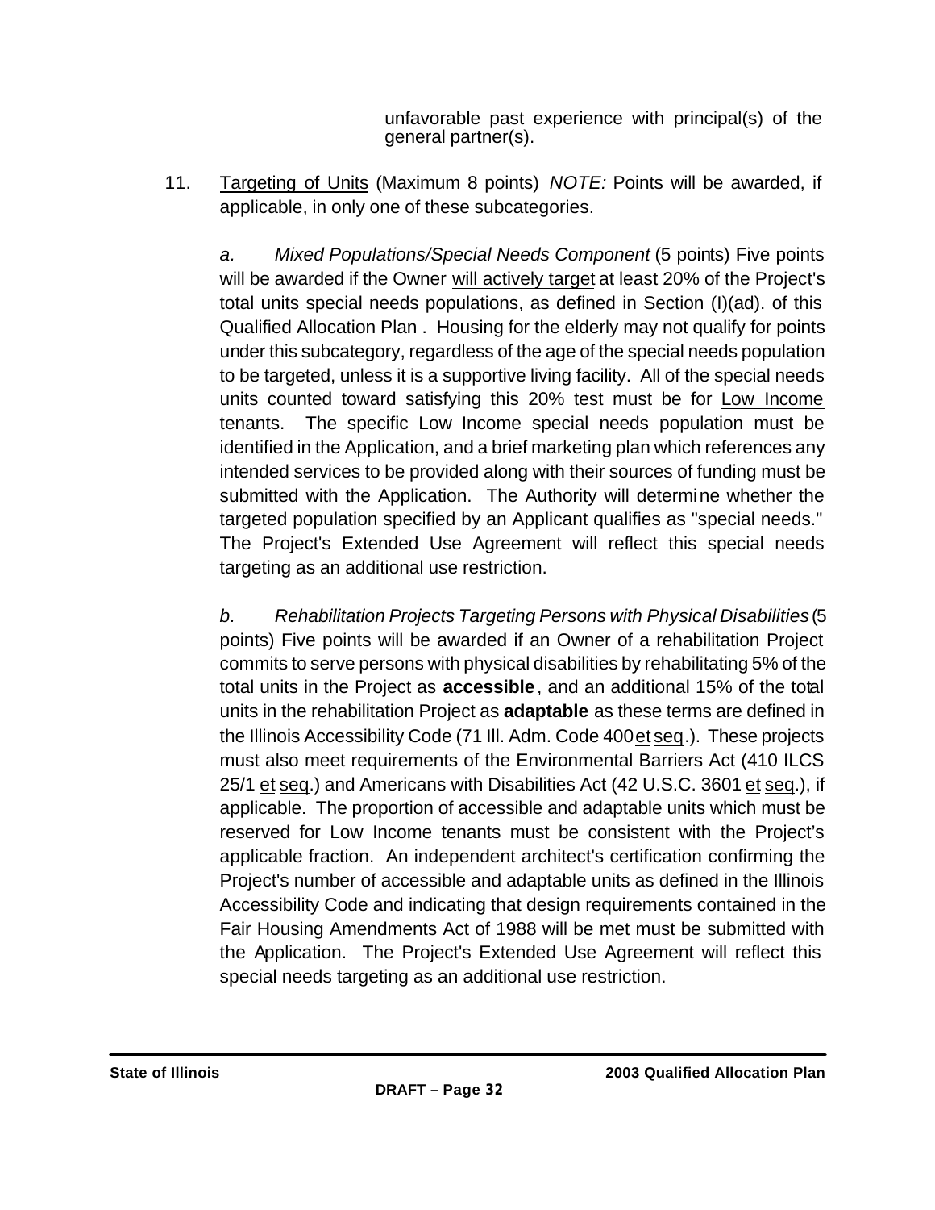unfavorable past experience with principal(s) of the general partner(s).

11. Targeting of Units (Maximum 8 points) *NOTE:* Points will be awarded, if applicable, in only one of these subcategories.

    *a. Mixed Populations/Special Needs Component* (5 points) Five points will be awarded if the Owner will actively target at least 20% of the Project's total units special needs populations, as defined in Section (I)(ad). of this Qualified Allocation Plan . Housing for the elderly may not qualify for points under this subcategory, regardless of the age of the special needs population to be targeted, unless it is a supportive living facility. All of the special needs units counted toward satisfying this 20% test must be for Low Income tenants. The specific Low Income special needs population must be identified in the Application, and a brief marketing plan which references any intended services to be provided along with their sources of funding must be submitted with the Application. The Authority will determine whether the targeted population specified by an Applicant qualifies as "special needs." The Project's Extended Use Agreement will reflect this special needs targeting as an additional use restriction.

    *b. Rehabilitation Projects Targeting Persons with Physical Disabilities* (5 points) Five points will be awarded if an Owner of a rehabilitation Project commits to serve persons with physical disabilities by rehabilitating 5% of the total units in the Project as **accessible**, and an additional 15% of the total units in the rehabilitation Project as **adaptable** as these terms are defined in the Illinois Accessibility Code (71 Ill. Adm. Code 400 et seq.). These projects must also meet requirements of the Environmental Barriers Act (410 ILCS 25/1 et seq.) and Americans with Disabilities Act (42 U.S.C. 3601 et seq.), if applicable. The proportion of accessible and adaptable units which must be reserved for Low Income tenants must be consistent with the Project's applicable fraction. An independent architect's certification confirming the Project's number of accessible and adaptable units as defined in the Illinois Accessibility Code and indicating that design requirements contained in the Fair Housing Amendments Act of 1988 will be met must be submitted with the Application. The Project's Extended Use Agreement will reflect this special needs targeting as an additional use restriction.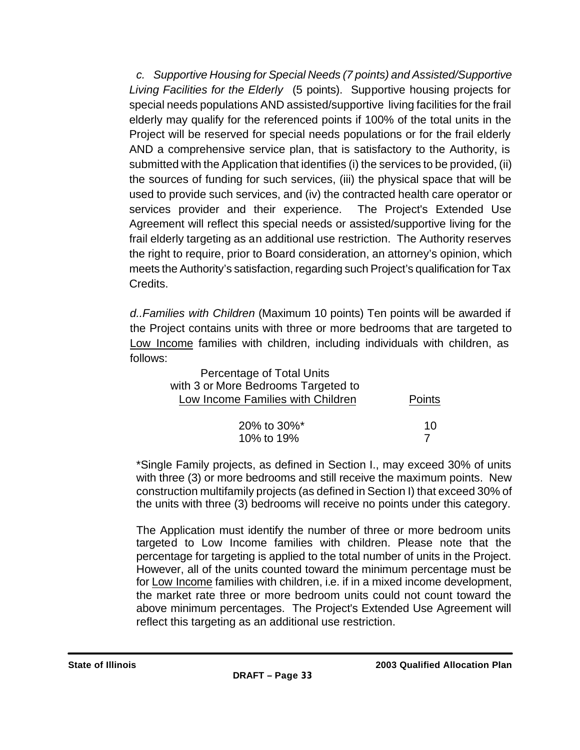*c. Supportive Housing for Special Needs (7 points) and Assisted/Supportive Living Facilities for the Elderly* (5 points). Supportive housing projects for special needs populations AND assisted/supportive living facilities for the frail elderly may qualify for the referenced points if 100% of the total units in the Project will be reserved for special needs populations or for the frail elderly AND a comprehensive service plan, that is satisfactory to the Authority, is submitted with the Application that identifies (i) the services to be provided, (ii) the sources of funding for such services, (iii) the physical space that will be used to provide such services, and (iv) the contracted health care operator or services provider and their experience. The Project's Extended Use Agreement will reflect this special needs or assisted/supportive living for the frail elderly targeting as an additional use restriction. The Authority reserves the right to require, prior to Board consideration, an attorney's opinion, which meets the Authority's satisfaction, regarding such Project's qualification for Tax Credits.

*d..Families with Children* (Maximum 10 points) Ten points will be awarded if the Project contains units with three or more bedrooms that are targeted to Low Income families with children, including individuals with children, as follows:

| Percentage of Total Units with 3 or More Bedrooms Targeted to Low Income Families with Children | Points |
|---|---|
| 20% to 30%* | 10 |
| 10% to 19% | 7 |

*Single Family projects, as defined in Section I., may exceed 30% of units with three (3) or more bedrooms and still receive the maximum points. New construction multifamily projects (as defined in Section I) that exceed 30% of the units with three (3) bedrooms will receive no points under this category.

The Application must identify the number of three or more bedroom units targeted to Low Income families with children. Please note that the percentage for targeting is applied to the total number of units in the Project. However, all of the units counted toward the minimum percentage must be for Low Income families with children, i.e. if in a mixed income development, the market rate three or more bedroom units could not count toward the above minimum percentages. The Project's Extended Use Agreement will reflect this targeting as an additional use restriction.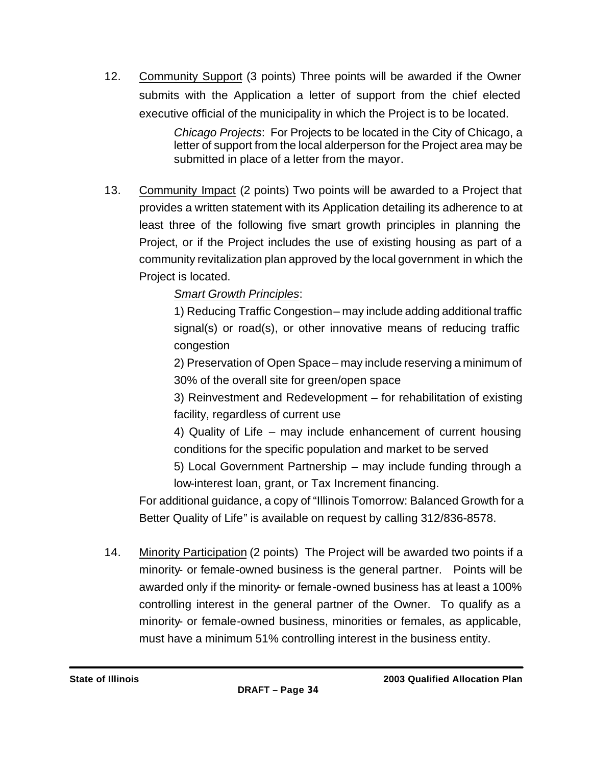12. Community Support (3 points) Three points will be awarded if the Owner submits with the Application a letter of support from the chief elected executive official of the municipality in which the Project is to be located.

    *Chicago Projects*: For Projects to be located in the City of Chicago, a letter of support from the local alderperson for the Project area may be submitted in place of a letter from the mayor.

13. Community Impact (2 points) Two points will be awarded to a Project that provides a written statement with its Application detailing its adherence to at least three of the following five smart growth principles in planning the Project, or if the Project includes the use of existing housing as part of a community revitalization plan approved by the local government in which the Project is located.

    *Smart Growth Principles*:

    1) Reducing Traffic Congestion – may include adding additional traffic signal(s) or road(s), or other innovative means of reducing traffic congestion

    2) Preservation of Open Space – may include reserving a minimum of 30% of the overall site for green/open space

    3) Reinvestment and Redevelopment – for rehabilitation of existing facility, regardless of current use

    4) Quality of Life – may include enhancement of current housing conditions for the specific population and market to be served

    5) Local Government Partnership – may include funding through a low-interest loan, grant, or Tax Increment financing.

    For additional guidance, a copy of "Illinois Tomorrow: Balanced Growth for a Better Quality of Life" is available on request by calling 312/836-8578.

14. Minority Participation (2 points) The Project will be awarded two points if a minority- or female-owned business is the general partner. Points will be awarded only if the minority- or female-owned business has at least a 100% controlling interest in the general partner of the Owner. To qualify as a minority- or female-owned business, minorities or females, as applicable, must have a minimum 51% controlling interest in the business entity.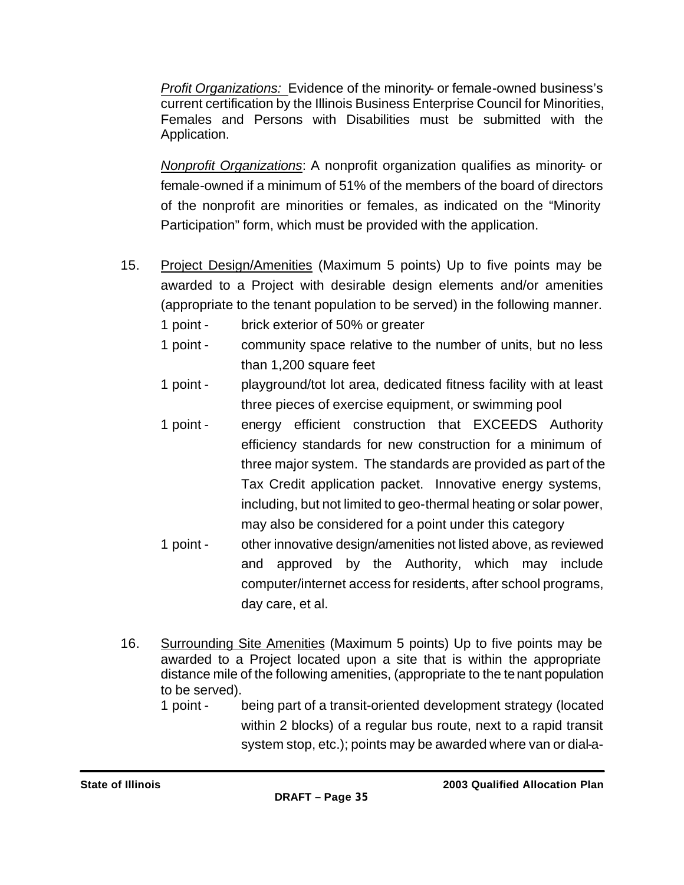*Profit Organizations:* Evidence of the minority- or female-owned business's current certification by the Illinois Business Enterprise Council for Minorities, Females and Persons with Disabilities must be submitted with the Application.

*Nonprofit Organizations*: A nonprofit organization qualifies as minority- or female-owned if a minimum of 51% of the members of the board of directors of the nonprofit are minorities or females, as indicated on the "Minority Participation" form, which must be provided with the application.

15. Project Design/Amenities (Maximum 5 points) Up to five points may be awarded to a Project with desirable design elements and/or amenities (appropriate to the tenant population to be served) in the following manner.

    1 point - brick exterior of 50% or greater

    1 point - community space relative to the number of units, but no less than 1,200 square feet

    1 point - playground/tot lot area, dedicated fitness facility with at least three pieces of exercise equipment, or swimming pool

    1 point - energy efficient construction that EXCEEDS Authority efficiency standards for new construction for a minimum of three major system. The standards are provided as part of the Tax Credit application packet. Innovative energy systems, including, but not limited to geo-thermal heating or solar power, may also be considered for a point under this category

    1 point - other innovative design/amenities not listed above, as reviewed and approved by the Authority, which may include computer/internet access for residents, after school programs, day care, et al.

16. Surrounding Site Amenities (Maximum 5 points) Up to five points may be awarded to a Project located upon a site that is within the appropriate distance mile of the following amenities, (appropriate to the tenant population to be served).

    1 point - being part of a transit-oriented development strategy (located within 2 blocks) of a regular bus route, next to a rapid transit system stop, etc.); points may be awarded where van or dial-a-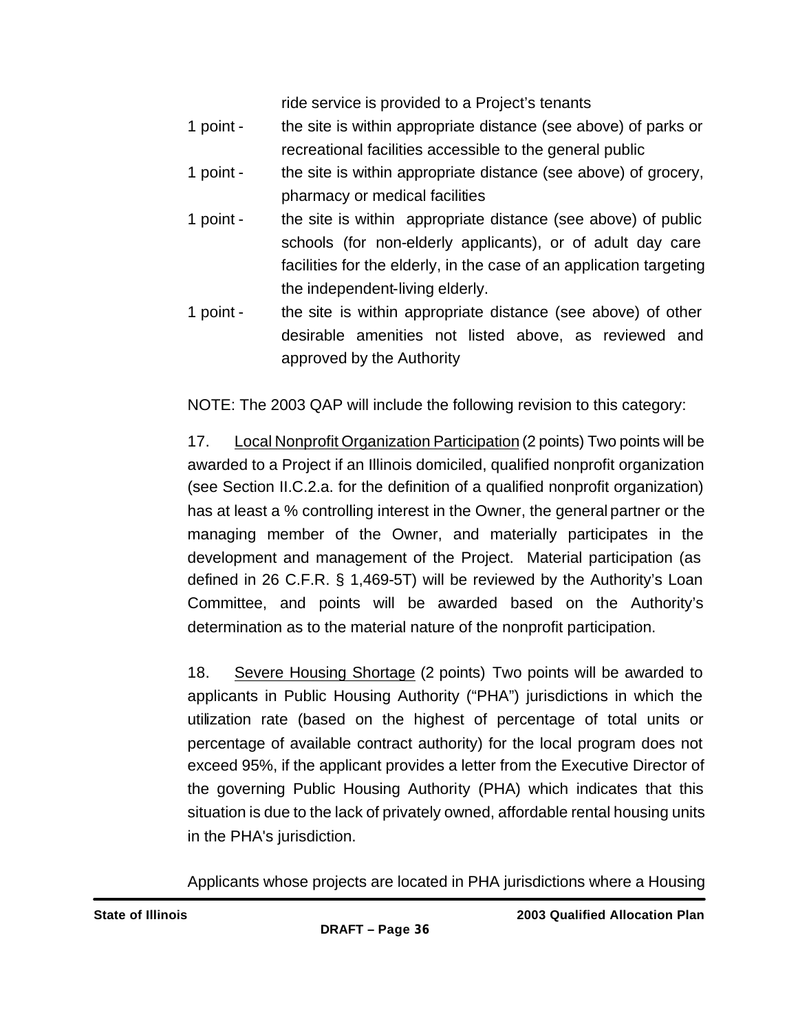ride service is provided to a Project's tenants

1 point - the site is within appropriate distance (see above) of parks or recreational facilities accessible to the general public

1 point - the site is within appropriate distance (see above) of grocery, pharmacy or medical facilities

1 point - the site is within appropriate distance (see above) of public schools (for non-elderly applicants), or of adult day care facilities for the elderly, in the case of an application targeting the independent-living elderly.

1 point - the site is within appropriate distance (see above) of other desirable amenities not listed above, as reviewed and approved by the Authority

NOTE: The 2003 QAP will include the following revision to this category:

17. Local Nonprofit Organization Participation (2 points) Two points will be awarded to a Project if an Illinois domiciled, qualified nonprofit organization (see Section II.C.2.a. for the definition of a qualified nonprofit organization) has at least a % controlling interest in the Owner, the general partner or the managing member of the Owner, and materially participates in the development and management of the Project. Material participation (as defined in 26 C.F.R. § 1,469-5T) will be reviewed by the Authority's Loan Committee, and points will be awarded based on the Authority's determination as to the material nature of the nonprofit participation.

18. Severe Housing Shortage (2 points) Two points will be awarded to applicants in Public Housing Authority ("PHA") jurisdictions in which the utilization rate (based on the highest of percentage of total units or percentage of available contract authority) for the local program does not exceed 95%, if the applicant provides a letter from the Executive Director of the governing Public Housing Authority (PHA) which indicates that this situation is due to the lack of privately owned, affordable rental housing units in the PHA's jurisdiction.

Applicants whose projects are located in PHA jurisdictions where a Housing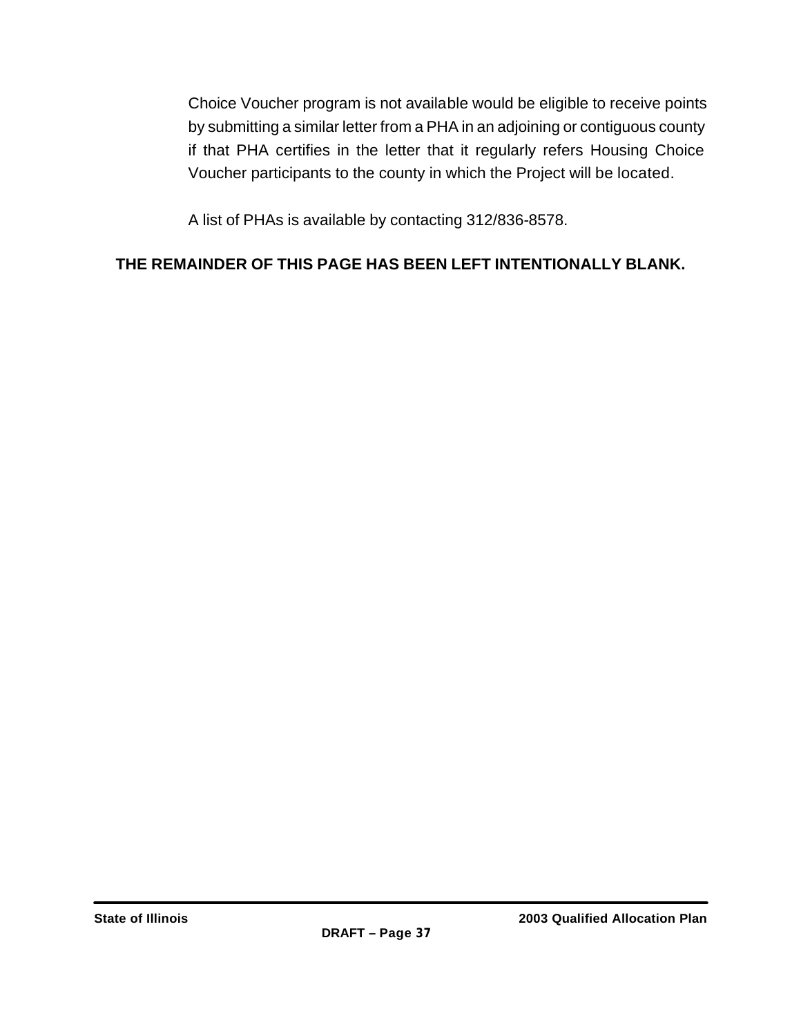Choice Voucher program is not available would be eligible to receive points by submitting a similar letter from a PHA in an adjoining or contiguous county if that PHA certifies in the letter that it regularly refers Housing Choice Voucher participants to the county in which the Project will be located.

A list of PHAs is available by contacting 312/836-8578.

**THE REMAINDER OF THIS PAGE HAS BEEN LEFT INTENTIONALLY BLANK.**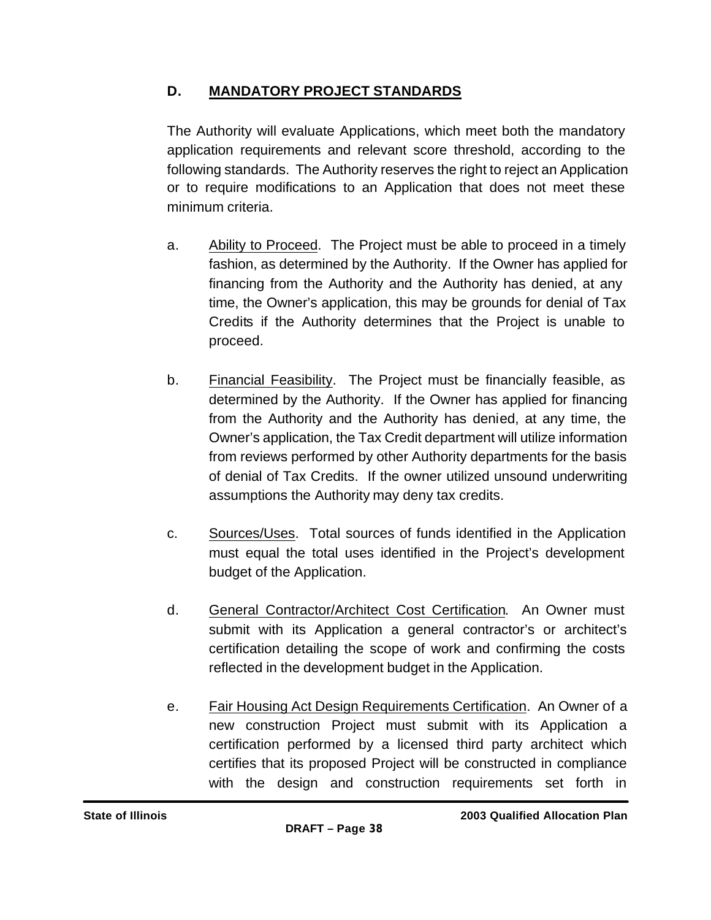## D. <u>MANDATORY PROJECT STANDARDS</u>

The Authority will evaluate Applications, which meet both the mandatory application requirements and relevant score threshold, according to the following standards. The Authority reserves the right to reject an Application or to require modifications to an Application that does not meet these minimum criteria.

a. <u>Ability to Proceed</u>. The Project must be able to proceed in a timely fashion, as determined by the Authority. If the Owner has applied for financing from the Authority and the Authority has denied, at any time, the Owner's application, this may be grounds for denial of Tax Credits if the Authority determines that the Project is unable to proceed.

b. <u>Financial Feasibility</u>. The Project must be financially feasible, as determined by the Authority. If the Owner has applied for financing from the Authority and the Authority has denied, at any time, the Owner's application, the Tax Credit department will utilize information from reviews performed by other Authority departments for the basis of denial of Tax Credits. If the owner utilized unsound underwriting assumptions the Authority may deny tax credits.

c. <u>Sources/Uses</u>. Total sources of funds identified in the Application must equal the total uses identified in the Project's development budget of the Application.

d. <u>General Contractor/Architect Cost Certification</u>. An Owner must submit with its Application a general contractor's or architect's certification detailing the scope of work and confirming the costs reflected in the development budget in the Application.

e. <u>Fair Housing Act Design Requirements Certification</u>. An Owner of a new construction Project must submit with its Application a certification performed by a licensed third party architect which certifies that its proposed Project will be constructed in compliance with the design and construction requirements set forth in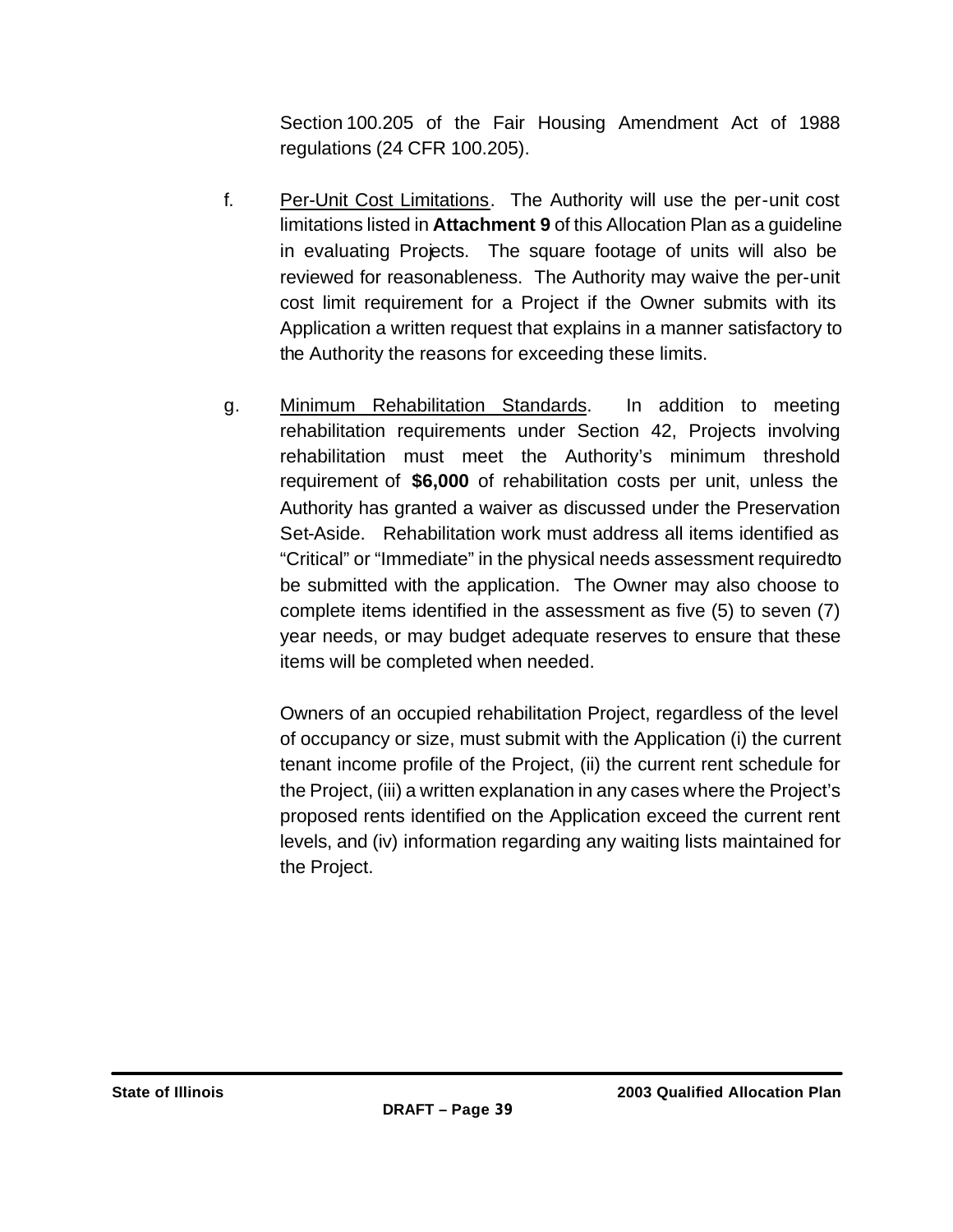Section 100.205 of the Fair Housing Amendment Act of 1988 regulations (24 CFR 100.205).

f. Per-Unit Cost Limitations. The Authority will use the per-unit cost limitations listed in **Attachment 9** of this Allocation Plan as a guideline in evaluating Projects. The square footage of units will also be reviewed for reasonableness. The Authority may waive the per-unit cost limit requirement for a Project if the Owner submits with its Application a written request that explains in a manner satisfactory to the Authority the reasons for exceeding these limits.

g. Minimum Rehabilitation Standards. In addition to meeting rehabilitation requirements under Section 42, Projects involving rehabilitation must meet the Authority's minimum threshold requirement of **$6,000** of rehabilitation costs per unit, unless the Authority has granted a waiver as discussed under the Preservation Set-Aside. Rehabilitation work must address all items identified as "Critical" or "Immediate" in the physical needs assessment requiredto be submitted with the application. The Owner may also choose to complete items identified in the assessment as five (5) to seven (7) year needs, or may budget adequate reserves to ensure that these items will be completed when needed.

Owners of an occupied rehabilitation Project, regardless of the level of occupancy or size, must submit with the Application (i) the current tenant income profile of the Project, (ii) the current rent schedule for the Project, (iii) a written explanation in any cases where the Project's proposed rents identified on the Application exceed the current rent levels, and (iv) information regarding any waiting lists maintained for the Project.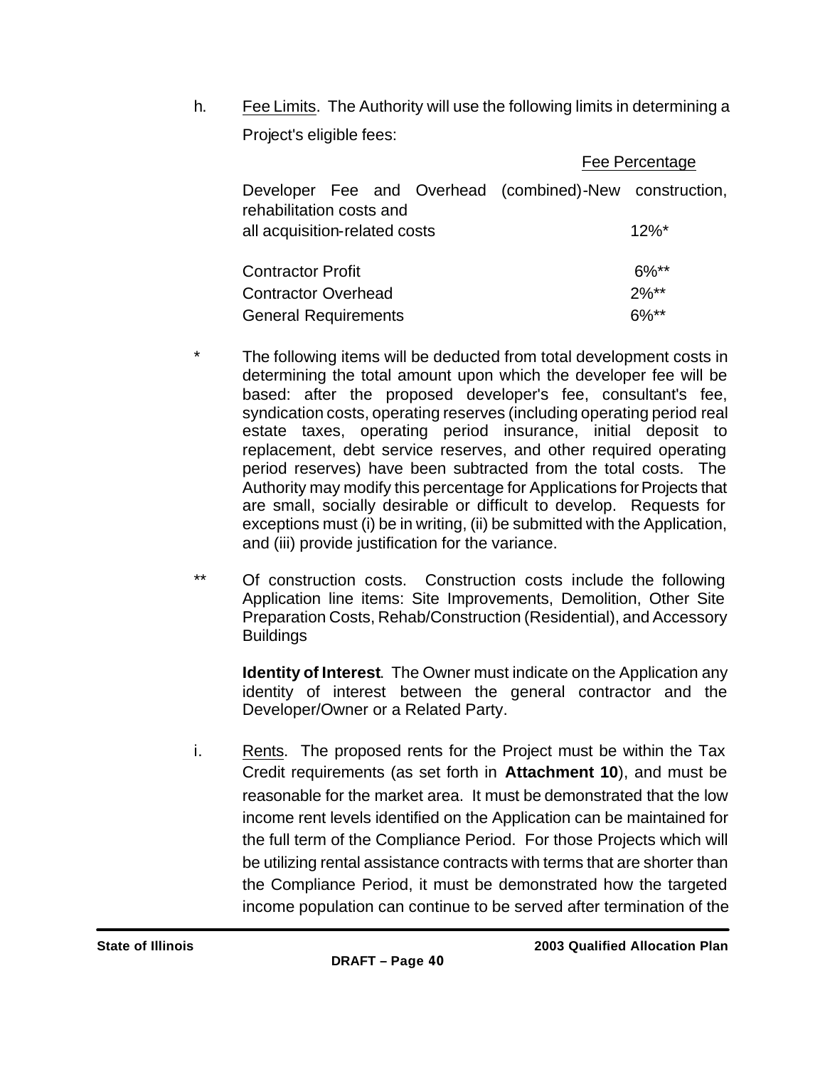h. Fee Limits. The Authority will use the following limits in determining a Project's eligible fees:

| | Fee Percentage |
|---|---|
| Developer Fee and Overhead (combined)-New construction, rehabilitation costs and all acquisition-related costs | 12%* |
| Contractor Profit | 6%** |
| Contractor Overhead | 2%** |
| General Requirements | 6%** |

\* The following items will be deducted from total development costs in determining the total amount upon which the developer fee will be based: after the proposed developer's fee, consultant's fee, syndication costs, operating reserves (including operating period real estate taxes, operating period insurance, initial deposit to replacement, debt service reserves, and other required operating period reserves) have been subtracted from the total costs. The Authority may modify this percentage for Applications for Projects that are small, socially desirable or difficult to develop. Requests for exceptions must (i) be in writing, (ii) be submitted with the Application, and (iii) provide justification for the variance.

\*\* Of construction costs. Construction costs include the following Application line items: Site Improvements, Demolition, Other Site Preparation Costs, Rehab/Construction (Residential), and Accessory Buildings

**Identity of Interest**. The Owner must indicate on the Application any identity of interest between the general contractor and the Developer/Owner or a Related Party.

i. Rents. The proposed rents for the Project must be within the Tax Credit requirements (as set forth in **Attachment 10**), and must be reasonable for the market area. It must be demonstrated that the low income rent levels identified on the Application can be maintained for the full term of the Compliance Period. For those Projects which will be utilizing rental assistance contracts with terms that are shorter than the Compliance Period, it must be demonstrated how the targeted income population can continue to be served after termination of the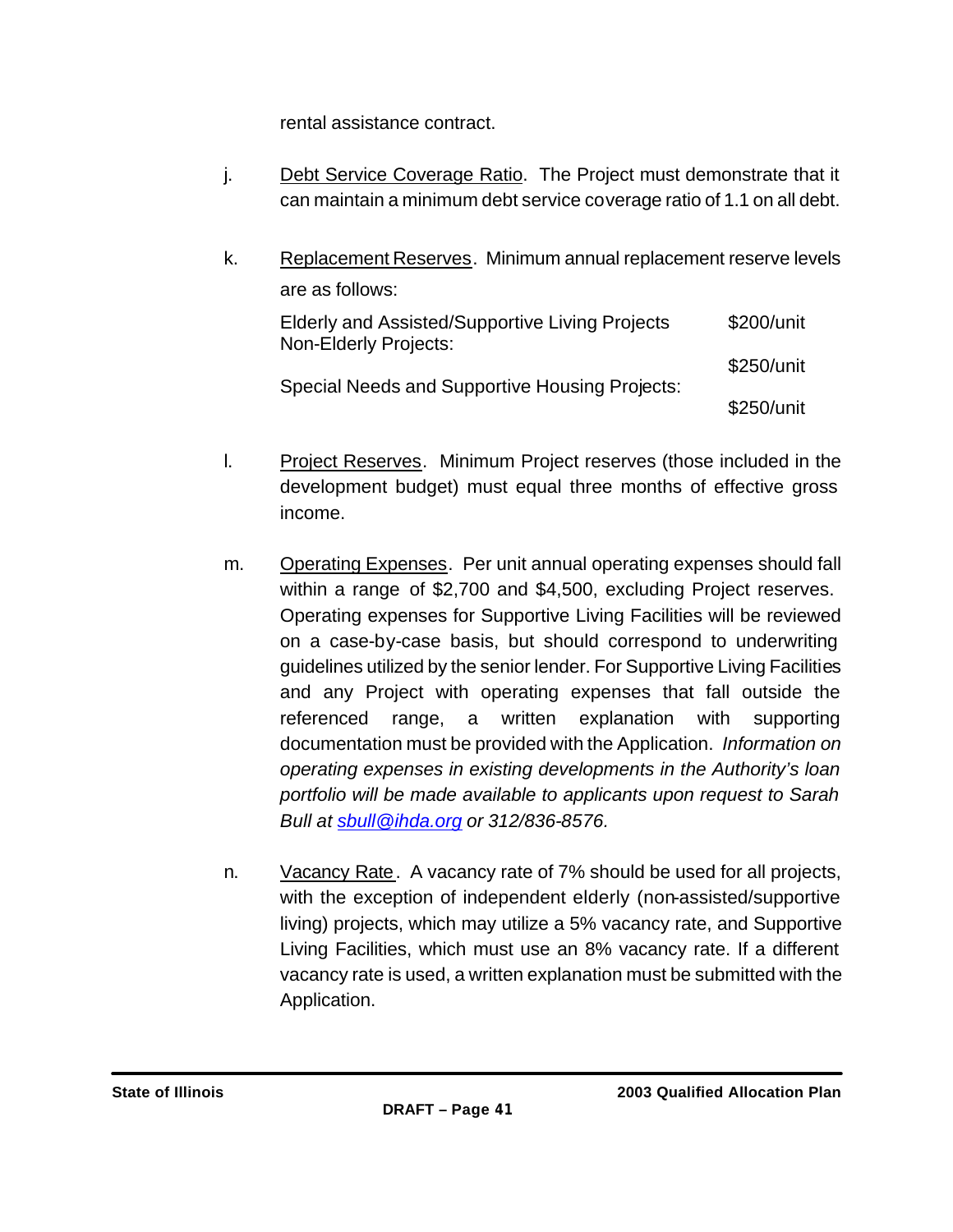rental assistance contract.

j. Debt Service Coverage Ratio. The Project must demonstrate that it can maintain a minimum debt service coverage ratio of 1.1 on all debt.

k. Replacement Reserves. Minimum annual replacement reserve levels are as follows:

| | |
|---|---|
| Elderly and Assisted/Supportive Living Projects | $200/unit |
| Non-Elderly Projects: | $250/unit |
| Special Needs and Supportive Housing Projects: | $250/unit |

l. Project Reserves. Minimum Project reserves (those included in the development budget) must equal three months of effective gross income.

m. Operating Expenses. Per unit annual operating expenses should fall within a range of $2,700 and $4,500, excluding Project reserves. Operating expenses for Supportive Living Facilities will be reviewed on a case-by-case basis, but should correspond to underwriting guidelines utilized by the senior lender. For Supportive Living Facilities and any Project with operating expenses that fall outside the referenced range, a written explanation with supporting documentation must be provided with the Application. *Information on operating expenses in existing developments in the Authority's loan portfolio will be made available to applicants upon request to Sarah Bull at sbull@ihda.org or 312/836-8576.*

n. Vacancy Rate. A vacancy rate of 7% should be used for all projects, with the exception of independent elderly (non-assisted/supportive living) projects, which may utilize a 5% vacancy rate, and Supportive Living Facilities, which must use an 8% vacancy rate. If a different vacancy rate is used, a written explanation must be submitted with the Application.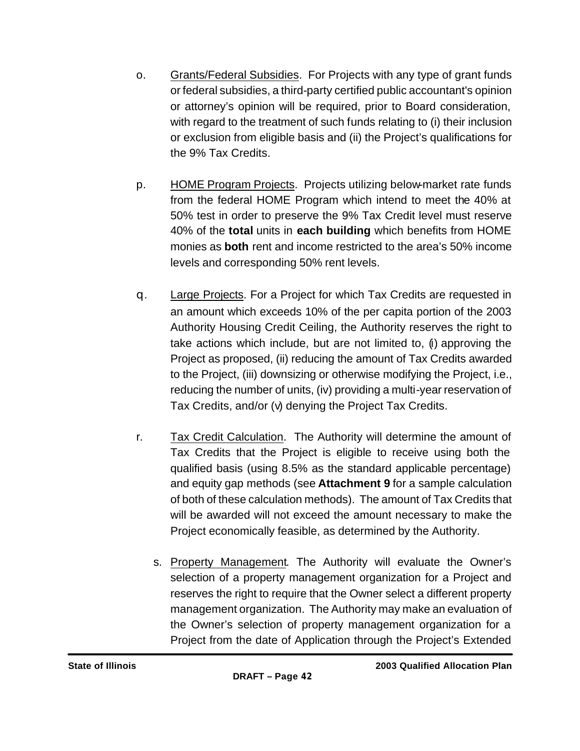o. Grants/Federal Subsidies. For Projects with any type of grant funds or federal subsidies, a third-party certified public accountant's opinion or attorney's opinion will be required, prior to Board consideration, with regard to the treatment of such funds relating to (i) their inclusion or exclusion from eligible basis and (ii) the Project's qualifications for the 9% Tax Credits.

p. HOME Program Projects. Projects utilizing below-market rate funds from the federal HOME Program which intend to meet the 40% at 50% test in order to preserve the 9% Tax Credit level must reserve 40% of the **total** units in **each building** which benefits from HOME monies as **both** rent and income restricted to the area's 50% income levels and corresponding 50% rent levels.

q. Large Projects. For a Project for which Tax Credits are requested in an amount which exceeds 10% of the per capita portion of the 2003 Authority Housing Credit Ceiling, the Authority reserves the right to take actions which include, but are not limited to, (i) approving the Project as proposed, (ii) reducing the amount of Tax Credits awarded to the Project, (iii) downsizing or otherwise modifying the Project, i.e., reducing the number of units, (iv) providing a multi-year reservation of Tax Credits, and/or (v) denying the Project Tax Credits.

r. Tax Credit Calculation. The Authority will determine the amount of Tax Credits that the Project is eligible to receive using both the qualified basis (using 8.5% as the standard applicable percentage) and equity gap methods (see **Attachment 9** for a sample calculation of both of these calculation methods). The amount of Tax Credits that will be awarded will not exceed the amount necessary to make the Project economically feasible, as determined by the Authority.

s. Property Management. The Authority will evaluate the Owner's selection of a property management organization for a Project and reserves the right to require that the Owner select a different property management organization. The Authority may make an evaluation of the Owner's selection of property management organization for a Project from the date of Application through the Project's Extended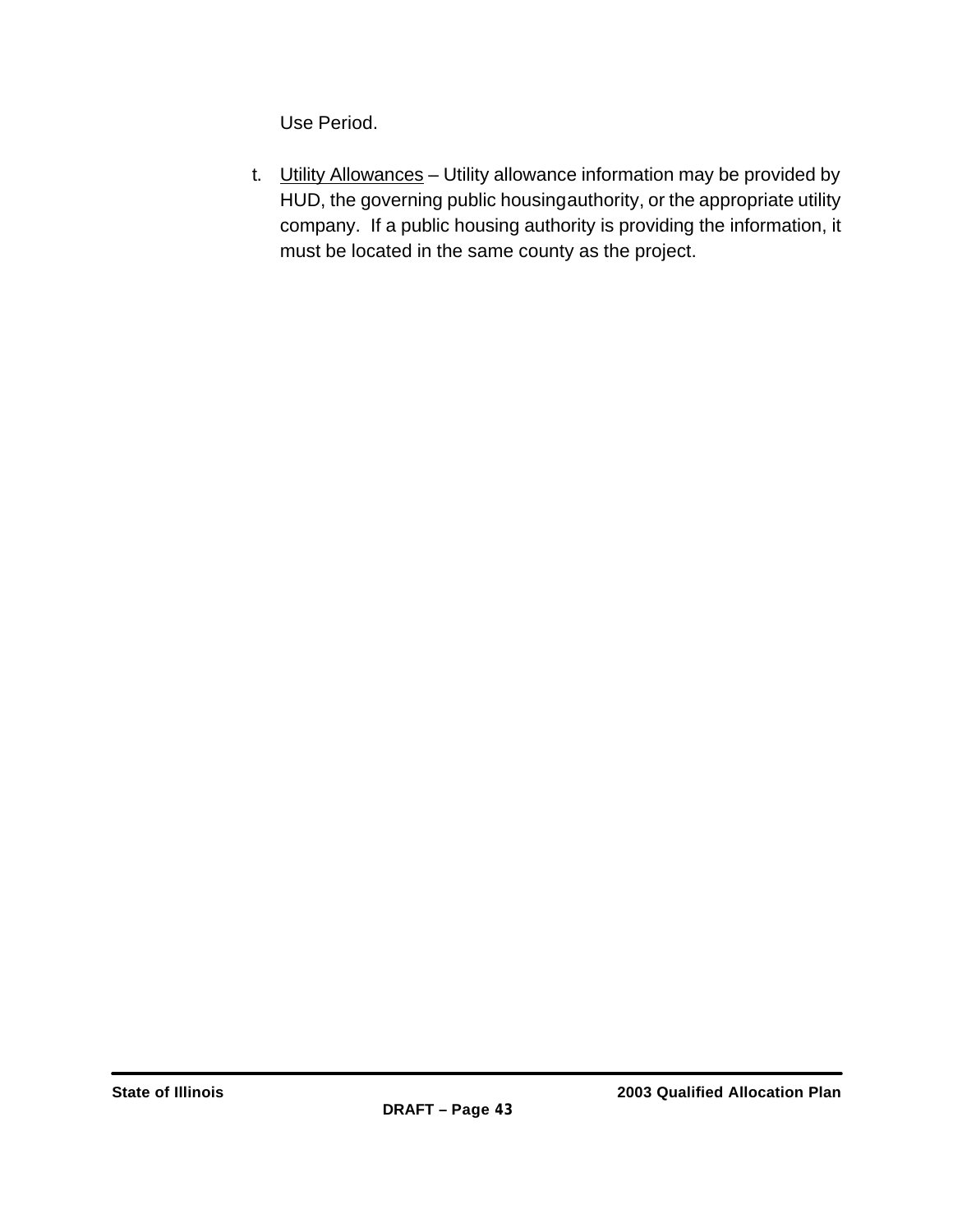Use Period.

t. Utility Allowances – Utility allowance information may be provided by HUD, the governing public housing authority, or the appropriate utility company. If a public housing authority is providing the information, it must be located in the same county as the project.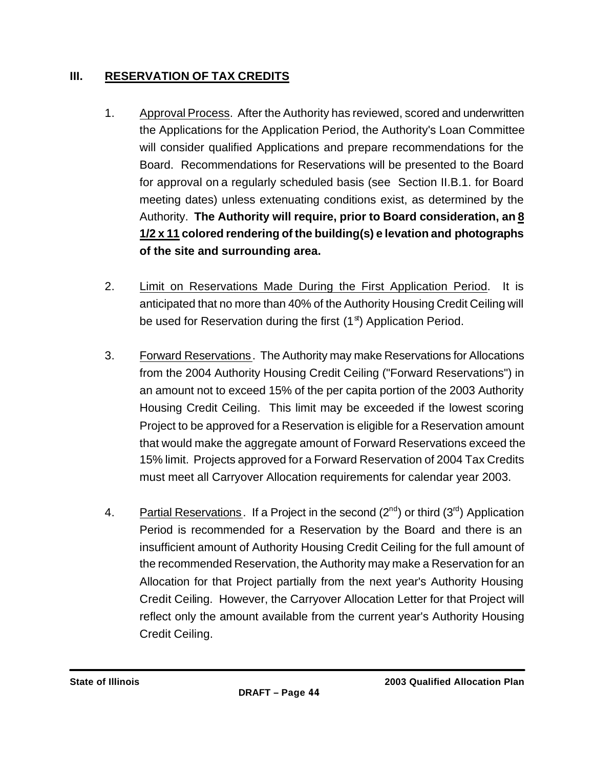## III. RESERVATION OF TAX CREDITS

1. Approval Process. After the Authority has reviewed, scored and underwritten the Applications for the Application Period, the Authority's Loan Committee will consider qualified Applications and prepare recommendations for the Board. Recommendations for Reservations will be presented to the Board for approval on a regularly scheduled basis (see Section II.B.1. for Board meeting dates) unless extenuating conditions exist, as determined by the Authority. **The Authority will require, prior to Board consideration, an 8 1/2 x 11 colored rendering of the building(s) elevation and photographs of the site and surrounding area.**

2. Limit on Reservations Made During the First Application Period. It is anticipated that no more than 40% of the Authority Housing Credit Ceiling will be used for Reservation during the first (1st) Application Period.

3. Forward Reservations. The Authority may make Reservations for Allocations from the 2004 Authority Housing Credit Ceiling ("Forward Reservations") in an amount not to exceed 15% of the per capita portion of the 2003 Authority Housing Credit Ceiling. This limit may be exceeded if the lowest scoring Project to be approved for a Reservation is eligible for a Reservation amount that would make the aggregate amount of Forward Reservations exceed the 15% limit. Projects approved for a Forward Reservation of 2004 Tax Credits must meet all Carryover Allocation requirements for calendar year 2003.

4. Partial Reservations. If a Project in the second (2nd) or third (3rd) Application Period is recommended for a Reservation by the Board and there is an insufficient amount of Authority Housing Credit Ceiling for the full amount of the recommended Reservation, the Authority may make a Reservation for an Allocation for that Project partially from the next year's Authority Housing Credit Ceiling. However, the Carryover Allocation Letter for that Project will reflect only the amount available from the current year's Authority Housing Credit Ceiling.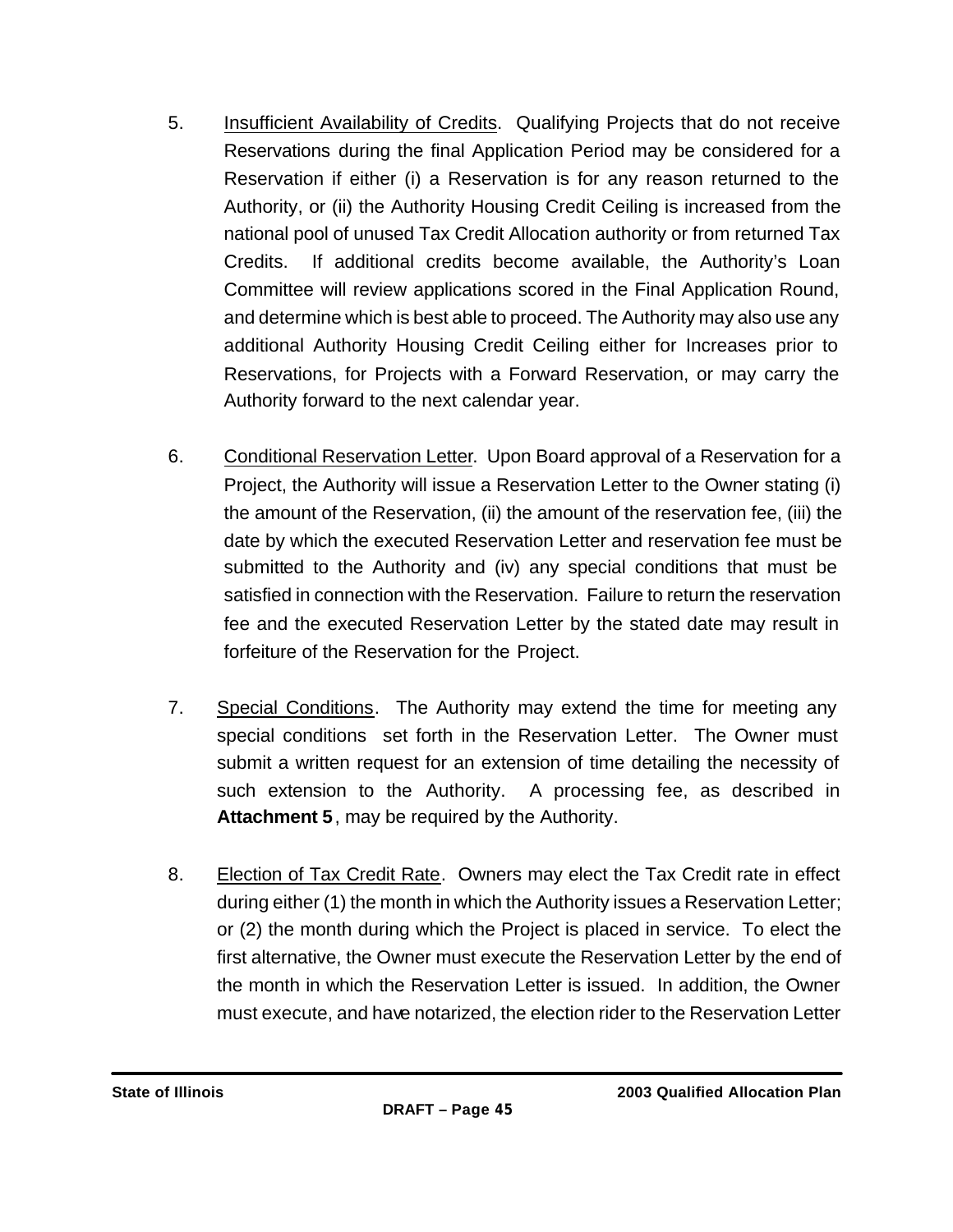5. Insufficient Availability of Credits. Qualifying Projects that do not receive Reservations during the final Application Period may be considered for a Reservation if either (i) a Reservation is for any reason returned to the Authority, or (ii) the Authority Housing Credit Ceiling is increased from the national pool of unused Tax Credit Allocation authority or from returned Tax Credits. If additional credits become available, the Authority's Loan Committee will review applications scored in the Final Application Round, and determine which is best able to proceed. The Authority may also use any additional Authority Housing Credit Ceiling either for Increases prior to Reservations, for Projects with a Forward Reservation, or may carry the Authority forward to the next calendar year.

6. Conditional Reservation Letter. Upon Board approval of a Reservation for a Project, the Authority will issue a Reservation Letter to the Owner stating (i) the amount of the Reservation, (ii) the amount of the reservation fee, (iii) the date by which the executed Reservation Letter and reservation fee must be submitted to the Authority and (iv) any special conditions that must be satisfied in connection with the Reservation. Failure to return the reservation fee and the executed Reservation Letter by the stated date may result in forfeiture of the Reservation for the Project.

7. Special Conditions. The Authority may extend the time for meeting any special conditions set forth in the Reservation Letter. The Owner must submit a written request for an extension of time detailing the necessity of such extension to the Authority. A processing fee, as described in **Attachment 5**, may be required by the Authority.

8. Election of Tax Credit Rate. Owners may elect the Tax Credit rate in effect during either (1) the month in which the Authority issues a Reservation Letter; or (2) the month during which the Project is placed in service. To elect the first alternative, the Owner must execute the Reservation Letter by the end of the month in which the Reservation Letter is issued. In addition, the Owner must execute, and have notarized, the election rider to the Reservation Letter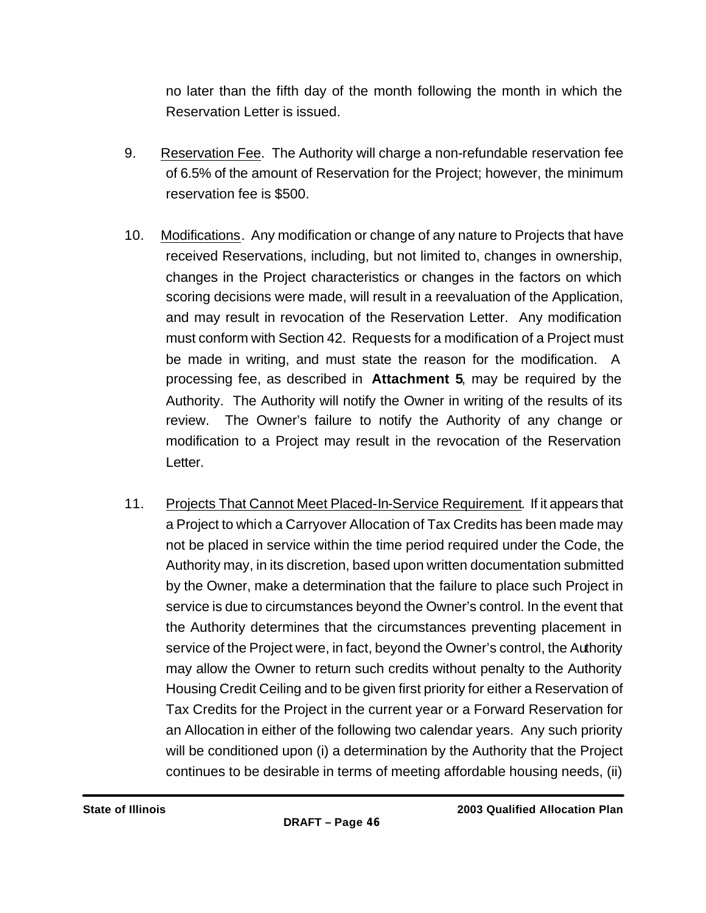no later than the fifth day of the month following the month in which the Reservation Letter is issued.

9. Reservation Fee. The Authority will charge a non-refundable reservation fee of 6.5% of the amount of Reservation for the Project; however, the minimum reservation fee is $500.

10. Modifications. Any modification or change of any nature to Projects that have received Reservations, including, but not limited to, changes in ownership, changes in the Project characteristics or changes in the factors on which scoring decisions were made, will result in a reevaluation of the Application, and may result in revocation of the Reservation Letter. Any modification must conform with Section 42. Requests for a modification of a Project must be made in writing, and must state the reason for the modification. A processing fee, as described in **Attachment 5**, may be required by the Authority. The Authority will notify the Owner in writing of the results of its review. The Owner's failure to notify the Authority of any change or modification to a Project may result in the revocation of the Reservation Letter.

11. Projects That Cannot Meet Placed-In-Service Requirement. If it appears that a Project to which a Carryover Allocation of Tax Credits has been made may not be placed in service within the time period required under the Code, the Authority may, in its discretion, based upon written documentation submitted by the Owner, make a determination that the failure to place such Project in service is due to circumstances beyond the Owner's control. In the event that the Authority determines that the circumstances preventing placement in service of the Project were, in fact, beyond the Owner's control, the Authority may allow the Owner to return such credits without penalty to the Authority Housing Credit Ceiling and to be given first priority for either a Reservation of Tax Credits for the Project in the current year or a Forward Reservation for an Allocation in either of the following two calendar years. Any such priority will be conditioned upon (i) a determination by the Authority that the Project continues to be desirable in terms of meeting affordable housing needs, (ii)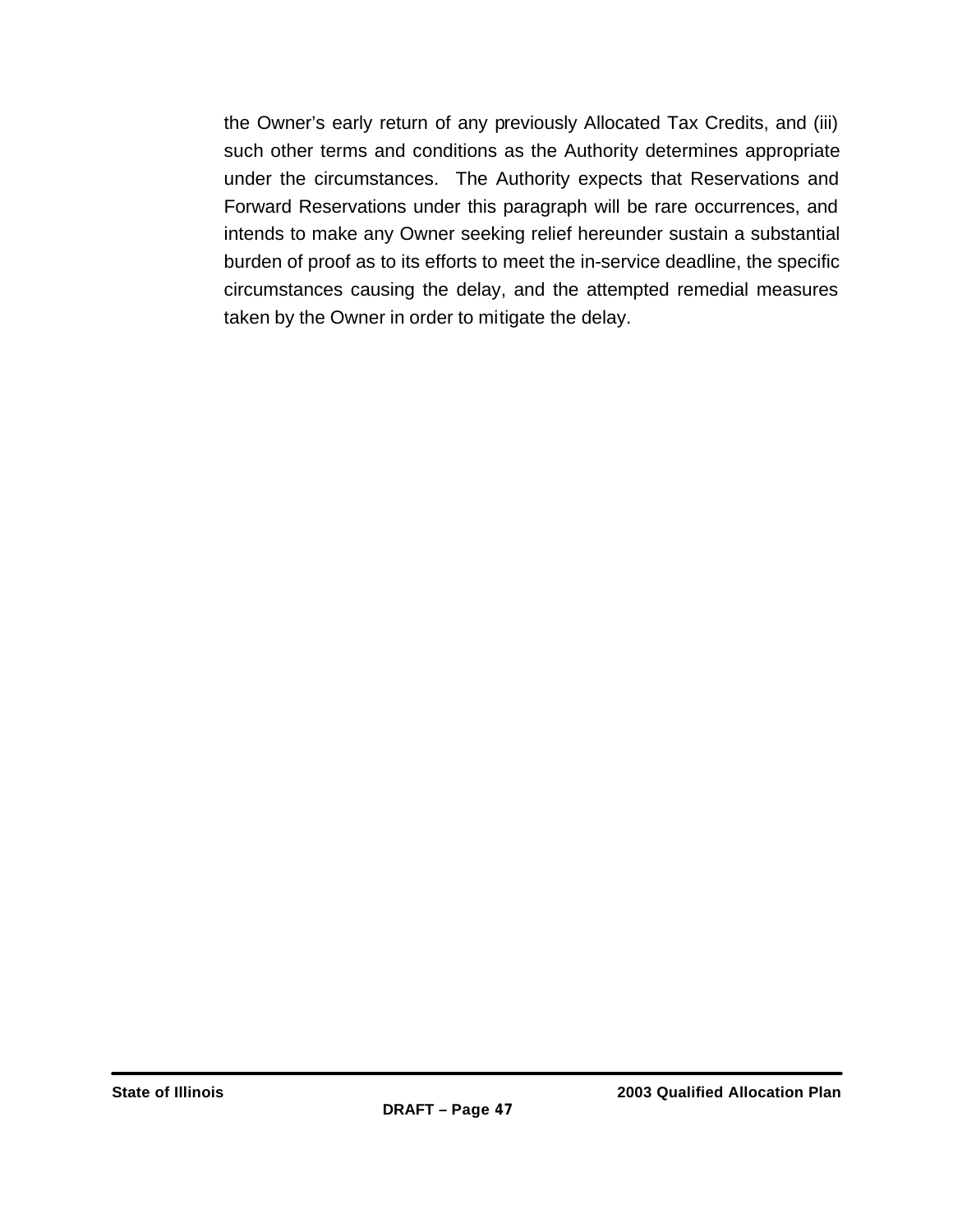the Owner's early return of any previously Allocated Tax Credits, and (iii) such other terms and conditions as the Authority determines appropriate under the circumstances. The Authority expects that Reservations and Forward Reservations under this paragraph will be rare occurrences, and intends to make any Owner seeking relief hereunder sustain a substantial burden of proof as to its efforts to meet the in-service deadline, the specific circumstances causing the delay, and the attempted remedial measures taken by the Owner in order to mitigate the delay.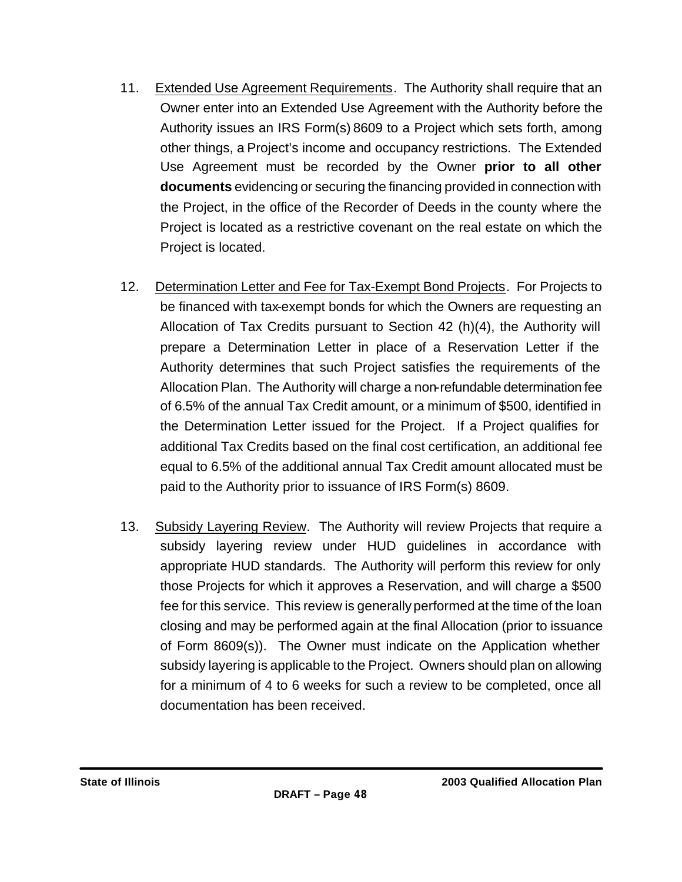11. Extended Use Agreement Requirements. The Authority shall require that an Owner enter into an Extended Use Agreement with the Authority before the Authority issues an IRS Form(s) 8609 to a Project which sets forth, among other things, a Project's income and occupancy restrictions. The Extended Use Agreement must be recorded by the Owner **prior to all other documents** evidencing or securing the financing provided in connection with the Project, in the office of the Recorder of Deeds in the county where the Project is located as a restrictive covenant on the real estate on which the Project is located.

12. Determination Letter and Fee for Tax-Exempt Bond Projects. For Projects to be financed with tax-exempt bonds for which the Owners are requesting an Allocation of Tax Credits pursuant to Section 42 (h)(4), the Authority will prepare a Determination Letter in place of a Reservation Letter if the Authority determines that such Project satisfies the requirements of the Allocation Plan. The Authority will charge a non-refundable determination fee of 6.5% of the annual Tax Credit amount, or a minimum of $500, identified in the Determination Letter issued for the Project. If a Project qualifies for additional Tax Credits based on the final cost certification, an additional fee equal to 6.5% of the additional annual Tax Credit amount allocated must be paid to the Authority prior to issuance of IRS Form(s) 8609.

13. Subsidy Layering Review. The Authority will review Projects that require a subsidy layering review under HUD guidelines in accordance with appropriate HUD standards. The Authority will perform this review for only those Projects for which it approves a Reservation, and will charge a $500 fee for this service. This review is generally performed at the time of the loan closing and may be performed again at the final Allocation (prior to issuance of Form 8609(s)). The Owner must indicate on the Application whether subsidy layering is applicable to the Project. Owners should plan on allowing for a minimum of 4 to 6 weeks for such a review to be completed, once all documentation has been received.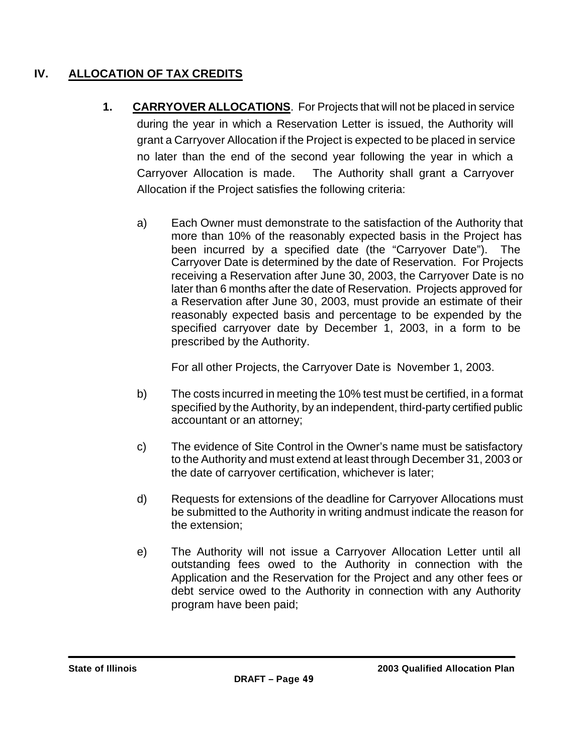## IV. ALLOCATION OF TAX CREDITS

**1. CARRYOVER ALLOCATIONS**. For Projects that will not be placed in service during the year in which a Reservation Letter is issued, the Authority will grant a Carryover Allocation if the Project is expected to be placed in service no later than the end of the second year following the year in which a Carryover Allocation is made. The Authority shall grant a Carryover Allocation if the Project satisfies the following criteria:

a) Each Owner must demonstrate to the satisfaction of the Authority that more than 10% of the reasonably expected basis in the Project has been incurred by a specified date (the "Carryover Date"). The Carryover Date is determined by the date of Reservation. For Projects receiving a Reservation after June 30, 2003, the Carryover Date is no later than 6 months after the date of Reservation. Projects approved for a Reservation after June 30, 2003, must provide an estimate of their reasonably expected basis and percentage to be expended by the specified carryover date by December 1, 2003, in a form to be prescribed by the Authority.

   For all other Projects, the Carryover Date is November 1, 2003.

b) The costs incurred in meeting the 10% test must be certified, in a format specified by the Authority, by an independent, third-party certified public accountant or an attorney;

c) The evidence of Site Control in the Owner's name must be satisfactory to the Authority and must extend at least through December 31, 2003 or the date of carryover certification, whichever is later;

d) Requests for extensions of the deadline for Carryover Allocations must be submitted to the Authority in writing andmust indicate the reason for the extension;

e) The Authority will not issue a Carryover Allocation Letter until all outstanding fees owed to the Authority in connection with the Application and the Reservation for the Project and any other fees or debt service owed to the Authority in connection with any Authority program have been paid;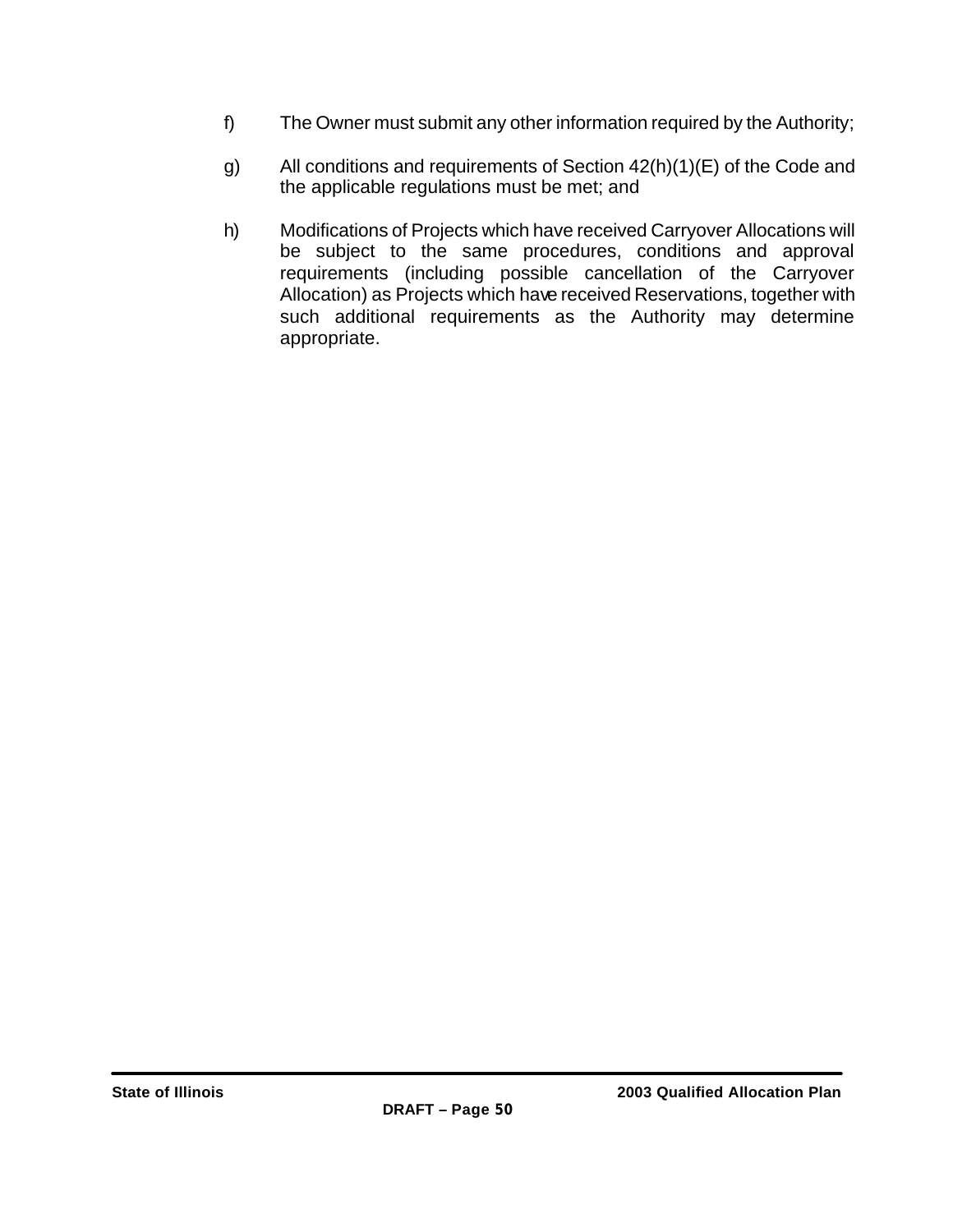f) The Owner must submit any other information required by the Authority;

g) All conditions and requirements of Section 42(h)(1)(E) of the Code and the applicable regulations must be met; and

h) Modifications of Projects which have received Carryover Allocations will be subject to the same procedures, conditions and approval requirements (including possible cancellation of the Carryover Allocation) as Projects which have received Reservations, together with such additional requirements as the Authority may determine appropriate.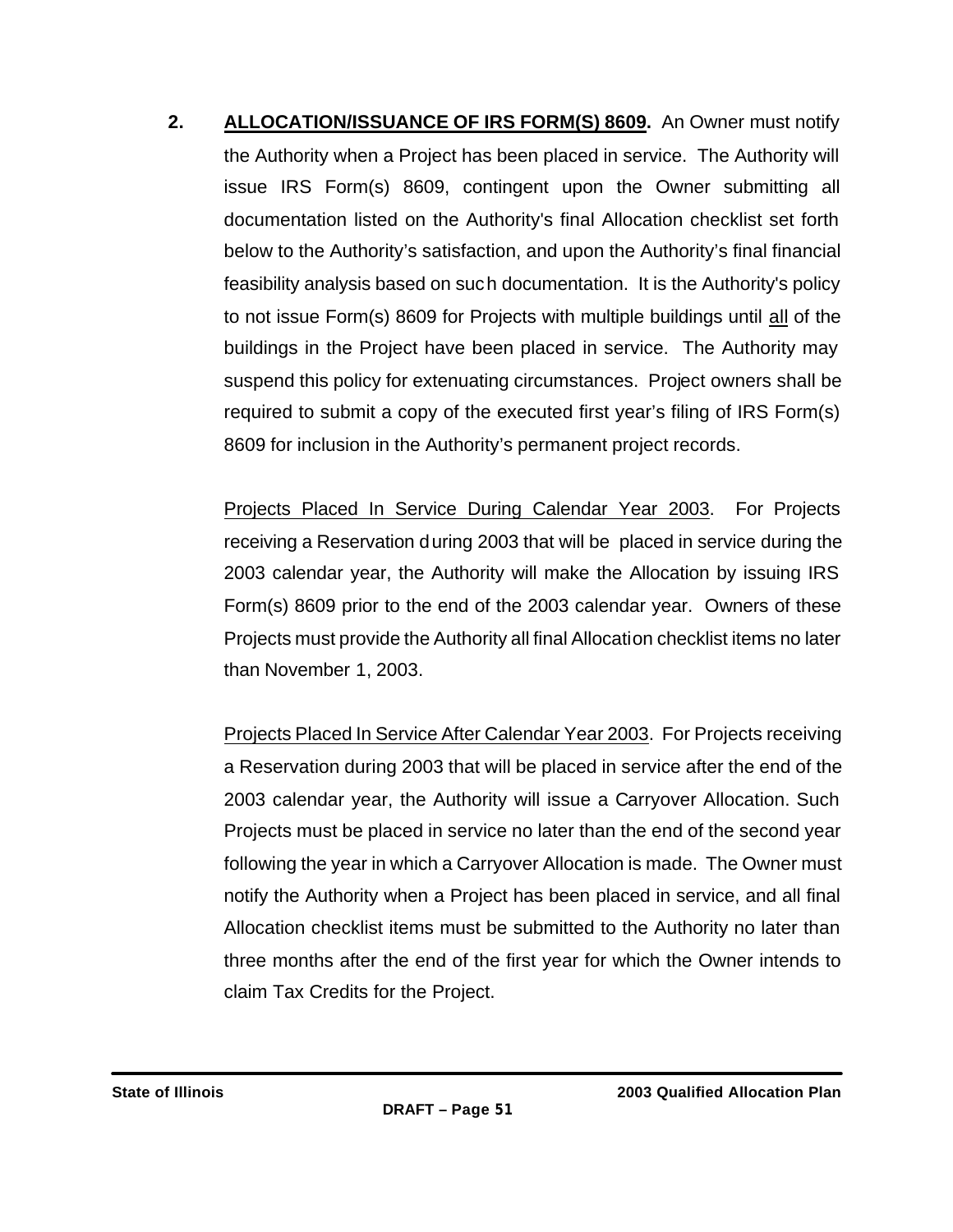**2. ALLOCATION/ISSUANCE OF IRS FORM(S) 8609.** An Owner must notify the Authority when a Project has been placed in service. The Authority will issue IRS Form(s) 8609, contingent upon the Owner submitting all documentation listed on the Authority's final Allocation checklist set forth below to the Authority's satisfaction, and upon the Authority's final financial feasibility analysis based on such documentation. It is the Authority's policy to not issue Form(s) 8609 for Projects with multiple buildings until all of the buildings in the Project have been placed in service. The Authority may suspend this policy for extenuating circumstances. Project owners shall be required to submit a copy of the executed first year's filing of IRS Form(s) 8609 for inclusion in the Authority's permanent project records.

Projects Placed In Service During Calendar Year 2003. For Projects receiving a Reservation during 2003 that will be placed in service during the 2003 calendar year, the Authority will make the Allocation by issuing IRS Form(s) 8609 prior to the end of the 2003 calendar year. Owners of these Projects must provide the Authority all final Allocation checklist items no later than November 1, 2003.

Projects Placed In Service After Calendar Year 2003. For Projects receiving a Reservation during 2003 that will be placed in service after the end of the 2003 calendar year, the Authority will issue a Carryover Allocation. Such Projects must be placed in service no later than the end of the second year following the year in which a Carryover Allocation is made. The Owner must notify the Authority when a Project has been placed in service, and all final Allocation checklist items must be submitted to the Authority no later than three months after the end of the first year for which the Owner intends to claim Tax Credits for the Project.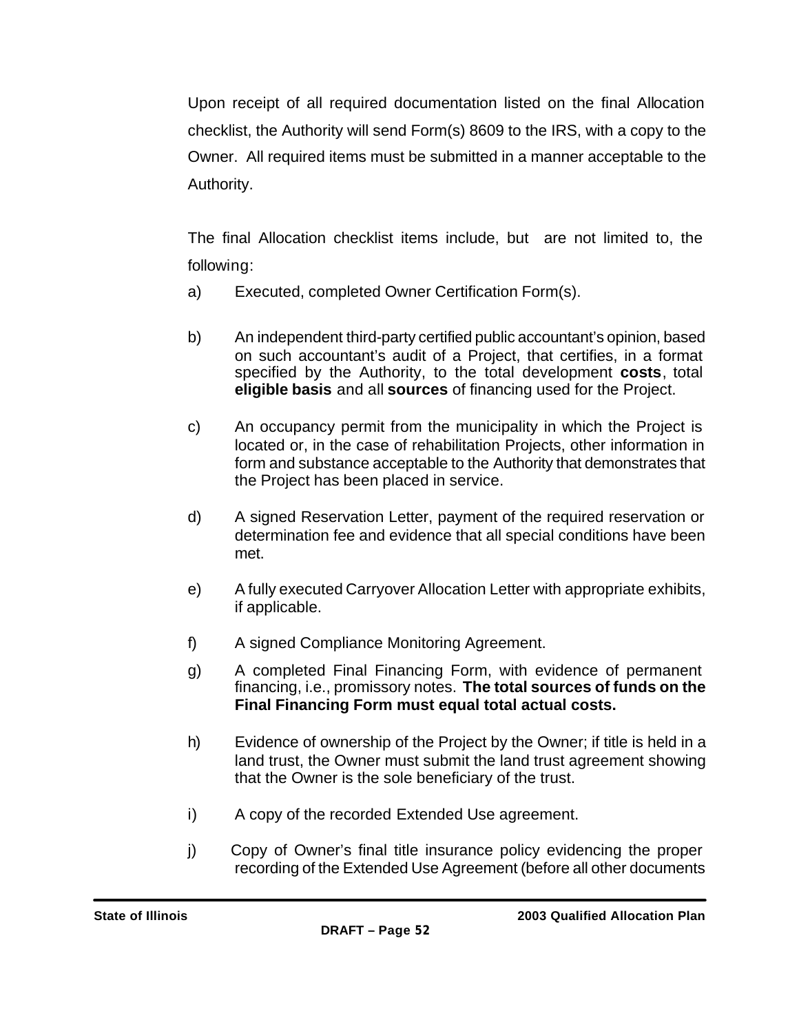Upon receipt of all required documentation listed on the final Allocation checklist, the Authority will send Form(s) 8609 to the IRS, with a copy to the Owner. All required items must be submitted in a manner acceptable to the Authority.

The final Allocation checklist items include, but are not limited to, the following:

a) Executed, completed Owner Certification Form(s).

b) An independent third-party certified public accountant's opinion, based on such accountant's audit of a Project, that certifies, in a format specified by the Authority, to the total development **costs**, total **eligible basis** and all **sources** of financing used for the Project.

c) An occupancy permit from the municipality in which the Project is located or, in the case of rehabilitation Projects, other information in form and substance acceptable to the Authority that demonstrates that the Project has been placed in service.

d) A signed Reservation Letter, payment of the required reservation or determination fee and evidence that all special conditions have been met.

e) A fully executed Carryover Allocation Letter with appropriate exhibits, if applicable.

f) A signed Compliance Monitoring Agreement.

g) A completed Final Financing Form, with evidence of permanent financing, i.e., promissory notes. **The total sources of funds on the Final Financing Form must equal total actual costs.**

h) Evidence of ownership of the Project by the Owner; if title is held in a land trust, the Owner must submit the land trust agreement showing that the Owner is the sole beneficiary of the trust.

i) A copy of the recorded Extended Use agreement.

j) Copy of Owner's final title insurance policy evidencing the proper recording of the Extended Use Agreement (before all other documents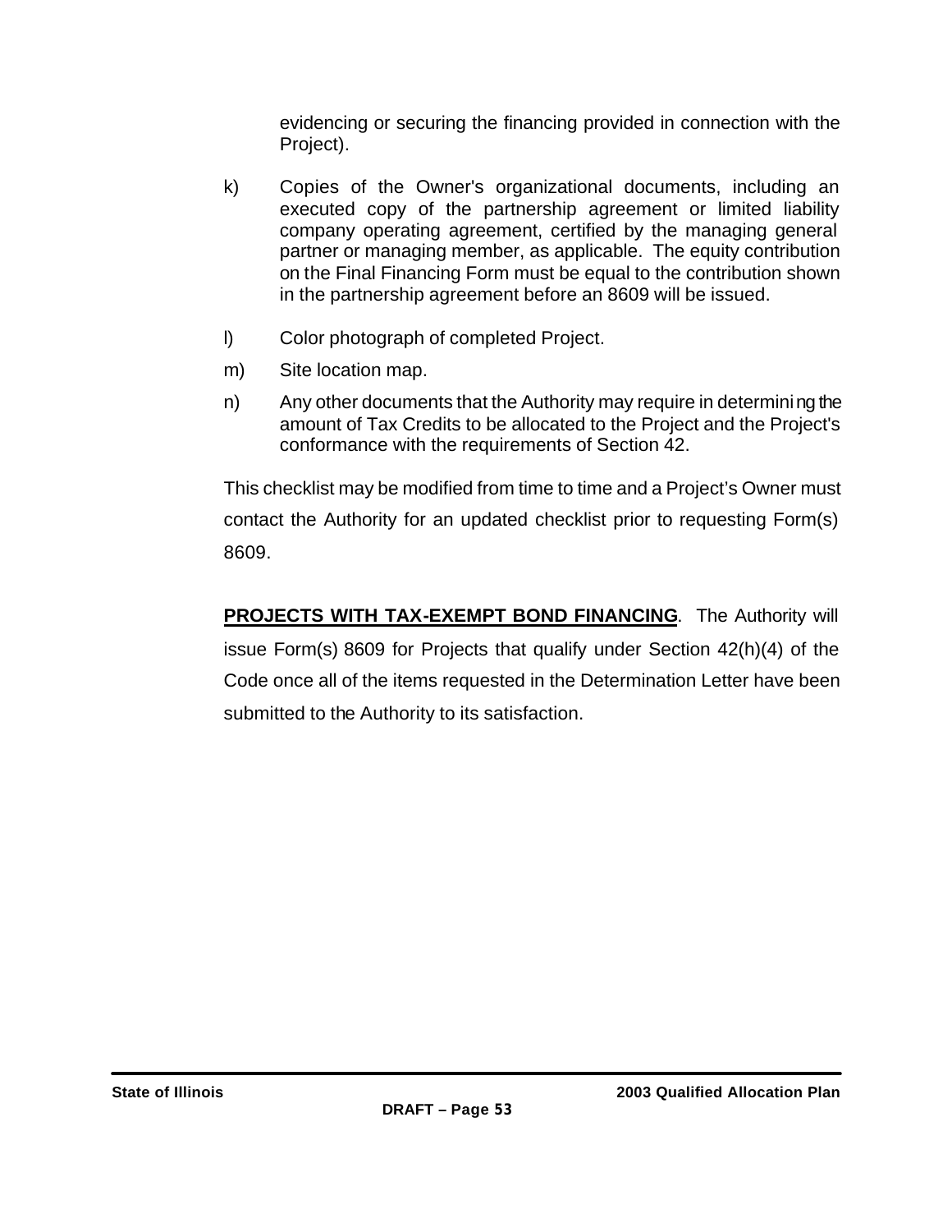evidencing or securing the financing provided in connection with the Project).

k) Copies of the Owner's organizational documents, including an executed copy of the partnership agreement or limited liability company operating agreement, certified by the managing general partner or managing member, as applicable. The equity contribution on the Final Financing Form must be equal to the contribution shown in the partnership agreement before an 8609 will be issued.

l) Color photograph of completed Project.

m) Site location map.

n) Any other documents that the Authority may require in determining the amount of Tax Credits to be allocated to the Project and the Project's conformance with the requirements of Section 42.

This checklist may be modified from time to time and a Project's Owner must contact the Authority for an updated checklist prior to requesting Form(s) 8609.

**PROJECTS WITH TAX-EXEMPT BOND FINANCING**. The Authority will issue Form(s) 8609 for Projects that qualify under Section 42(h)(4) of the Code once all of the items requested in the Determination Letter have been submitted to the Authority to its satisfaction.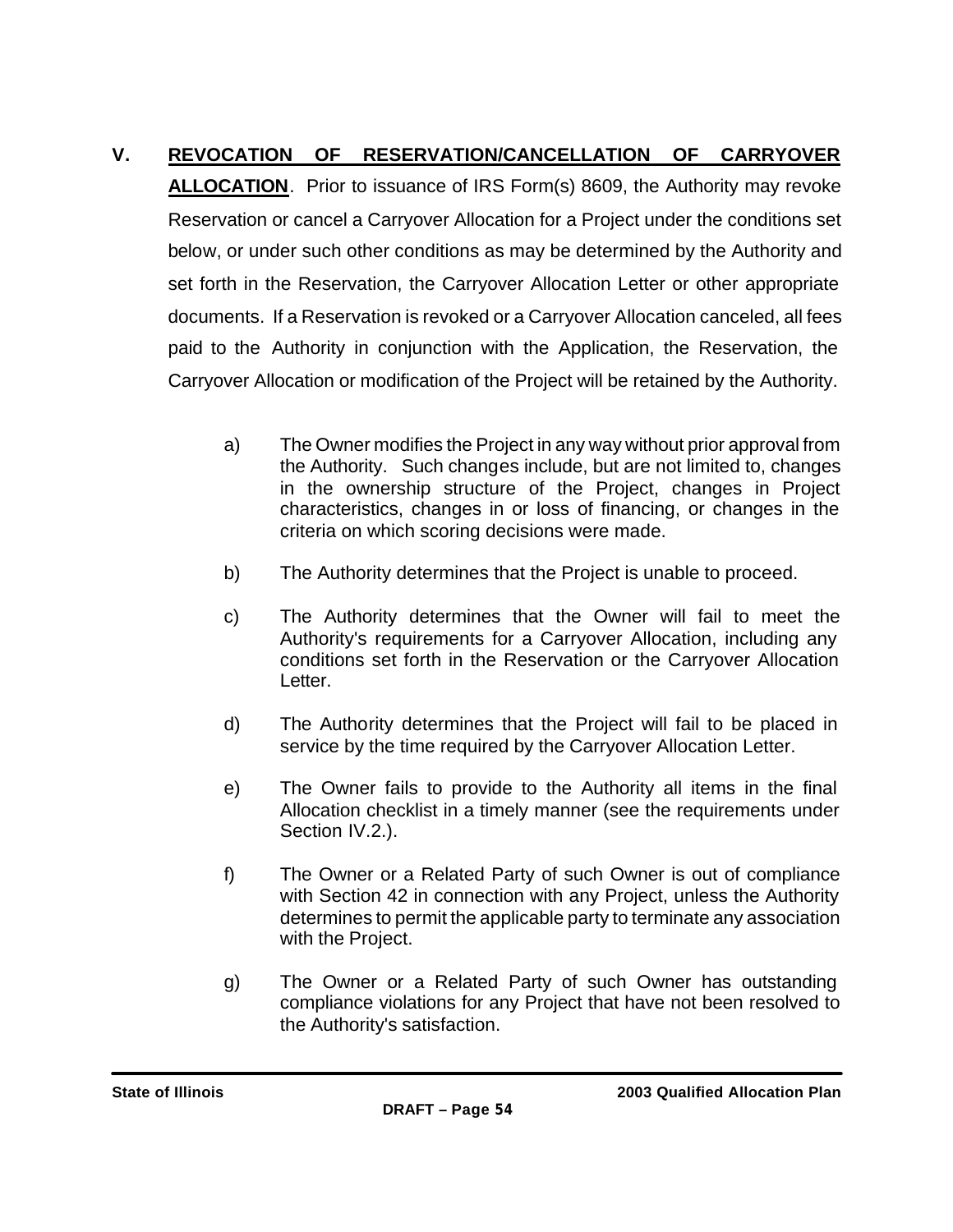## V. REVOCATION OF RESERVATION/CANCELLATION OF CARRYOVER ALLOCATION

Prior to issuance of IRS Form(s) 8609, the Authority may revoke Reservation or cancel a Carryover Allocation for a Project under the conditions set below, or under such other conditions as may be determined by the Authority and set forth in the Reservation, the Carryover Allocation Letter or other appropriate documents. If a Reservation is revoked or a Carryover Allocation canceled, all fees paid to the Authority in conjunction with the Application, the Reservation, the Carryover Allocation or modification of the Project will be retained by the Authority.

a) The Owner modifies the Project in any way without prior approval from the Authority. Such changes include, but are not limited to, changes in the ownership structure of the Project, changes in Project characteristics, changes in or loss of financing, or changes in the criteria on which scoring decisions were made.

b) The Authority determines that the Project is unable to proceed.

c) The Authority determines that the Owner will fail to meet the Authority's requirements for a Carryover Allocation, including any conditions set forth in the Reservation or the Carryover Allocation Letter.

d) The Authority determines that the Project will fail to be placed in service by the time required by the Carryover Allocation Letter.

e) The Owner fails to provide to the Authority all items in the final Allocation checklist in a timely manner (see the requirements under Section IV.2.).

f) The Owner or a Related Party of such Owner is out of compliance with Section 42 in connection with any Project, unless the Authority determines to permit the applicable party to terminate any association with the Project.

g) The Owner or a Related Party of such Owner has outstanding compliance violations for any Project that have not been resolved to the Authority's satisfaction.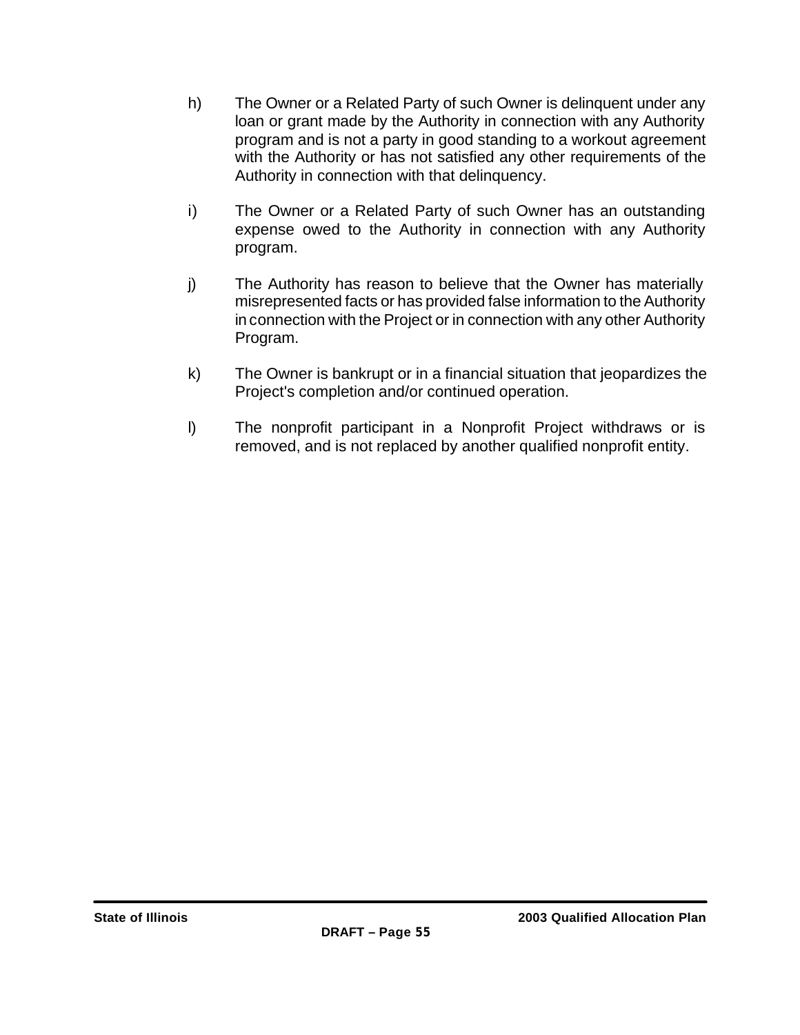h) The Owner or a Related Party of such Owner is delinquent under any loan or grant made by the Authority in connection with any Authority program and is not a party in good standing to a workout agreement with the Authority or has not satisfied any other requirements of the Authority in connection with that delinquency.

i) The Owner or a Related Party of such Owner has an outstanding expense owed to the Authority in connection with any Authority program.

j) The Authority has reason to believe that the Owner has materially misrepresented facts or has provided false information to the Authority in connection with the Project or in connection with any other Authority Program.

k) The Owner is bankrupt or in a financial situation that jeopardizes the Project's completion and/or continued operation.

l) The nonprofit participant in a Nonprofit Project withdraws or is removed, and is not replaced by another qualified nonprofit entity.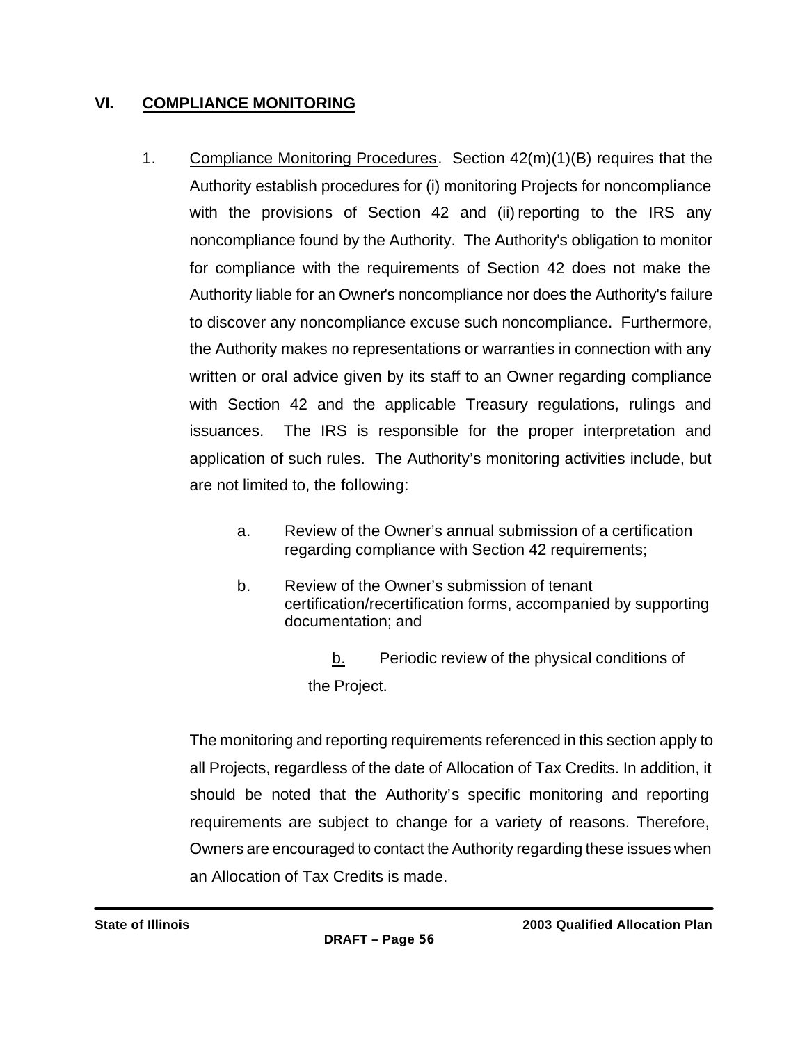## VI. COMPLIANCE MONITORING

1. Compliance Monitoring Procedures. Section 42(m)(1)(B) requires that the Authority establish procedures for (i) monitoring Projects for noncompliance with the provisions of Section 42 and (ii) reporting to the IRS any noncompliance found by the Authority. The Authority's obligation to monitor for compliance with the requirements of Section 42 does not make the Authority liable for an Owner's noncompliance nor does the Authority's failure to discover any noncompliance excuse such noncompliance. Furthermore, the Authority makes no representations or warranties in connection with any written or oral advice given by its staff to an Owner regarding compliance with Section 42 and the applicable Treasury regulations, rulings and issuances. The IRS is responsible for the proper interpretation and application of such rules. The Authority's monitoring activities include, but are not limited to, the following:

   a. Review of the Owner's annual submission of a certification regarding compliance with Section 42 requirements;

   b. Review of the Owner's submission of tenant certification/recertification forms, accompanied by supporting documentation; and

   b. Periodic review of the physical conditions of the Project.

   The monitoring and reporting requirements referenced in this section apply to all Projects, regardless of the date of Allocation of Tax Credits. In addition, it should be noted that the Authority's specific monitoring and reporting requirements are subject to change for a variety of reasons. Therefore, Owners are encouraged to contact the Authority regarding these issues when an Allocation of Tax Credits is made.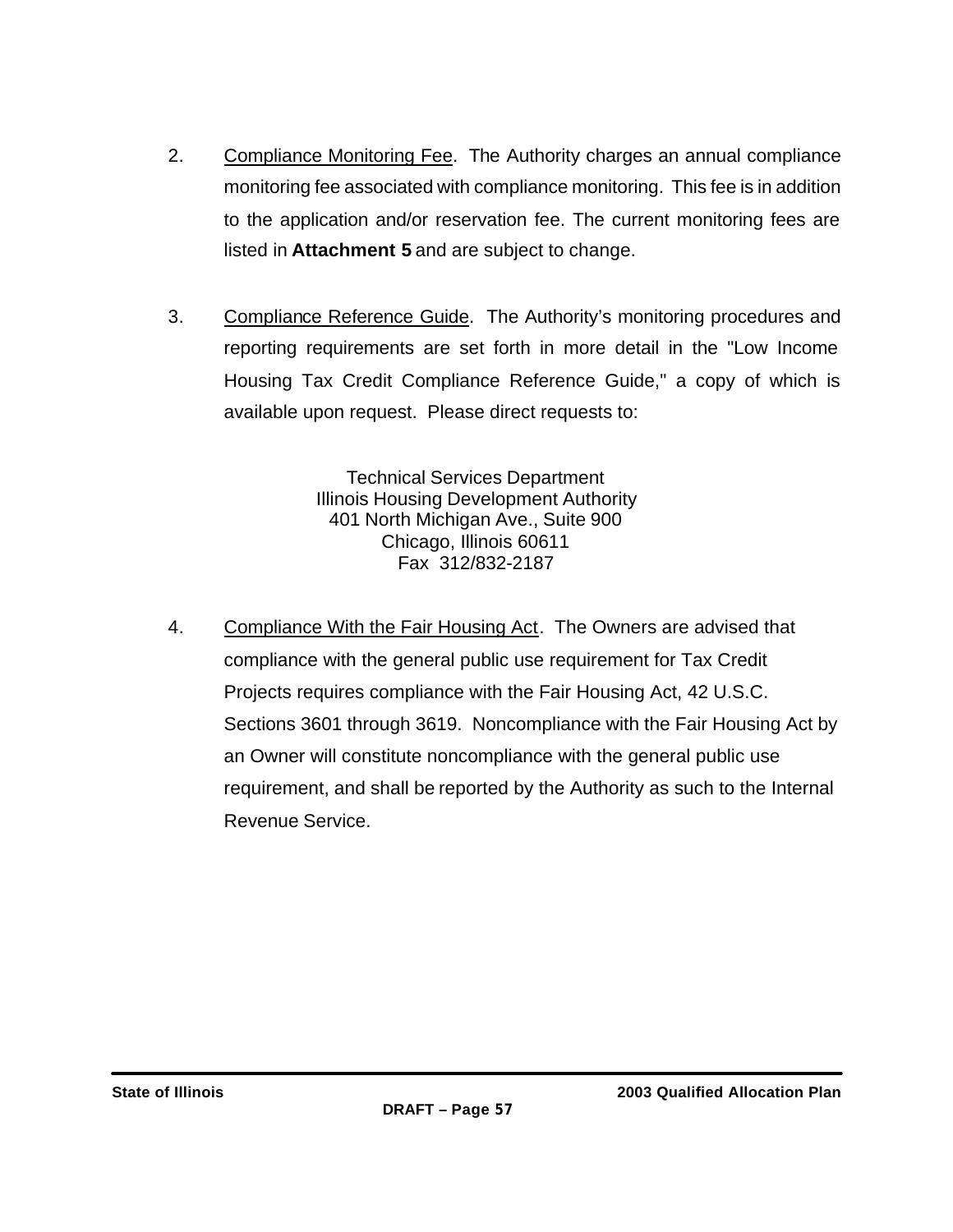2. Compliance Monitoring Fee. The Authority charges an annual compliance monitoring fee associated with compliance monitoring. This fee is in addition to the application and/or reservation fee. The current monitoring fees are listed in **Attachment 5** and are subject to change.

3. Compliance Reference Guide. The Authority's monitoring procedures and reporting requirements are set forth in more detail in the "Low Income Housing Tax Credit Compliance Reference Guide," a copy of which is available upon request. Please direct requests to:

   Technical Services Department  
   Illinois Housing Development Authority  
   401 North Michigan Ave., Suite 900  
   Chicago, Illinois 60611  
   Fax 312/832-2187

4. Compliance With the Fair Housing Act. The Owners are advised that compliance with the general public use requirement for Tax Credit Projects requires compliance with the Fair Housing Act, 42 U.S.C. Sections 3601 through 3619. Noncompliance with the Fair Housing Act by an Owner will constitute noncompliance with the general public use requirement, and shall be reported by the Authority as such to the Internal Revenue Service.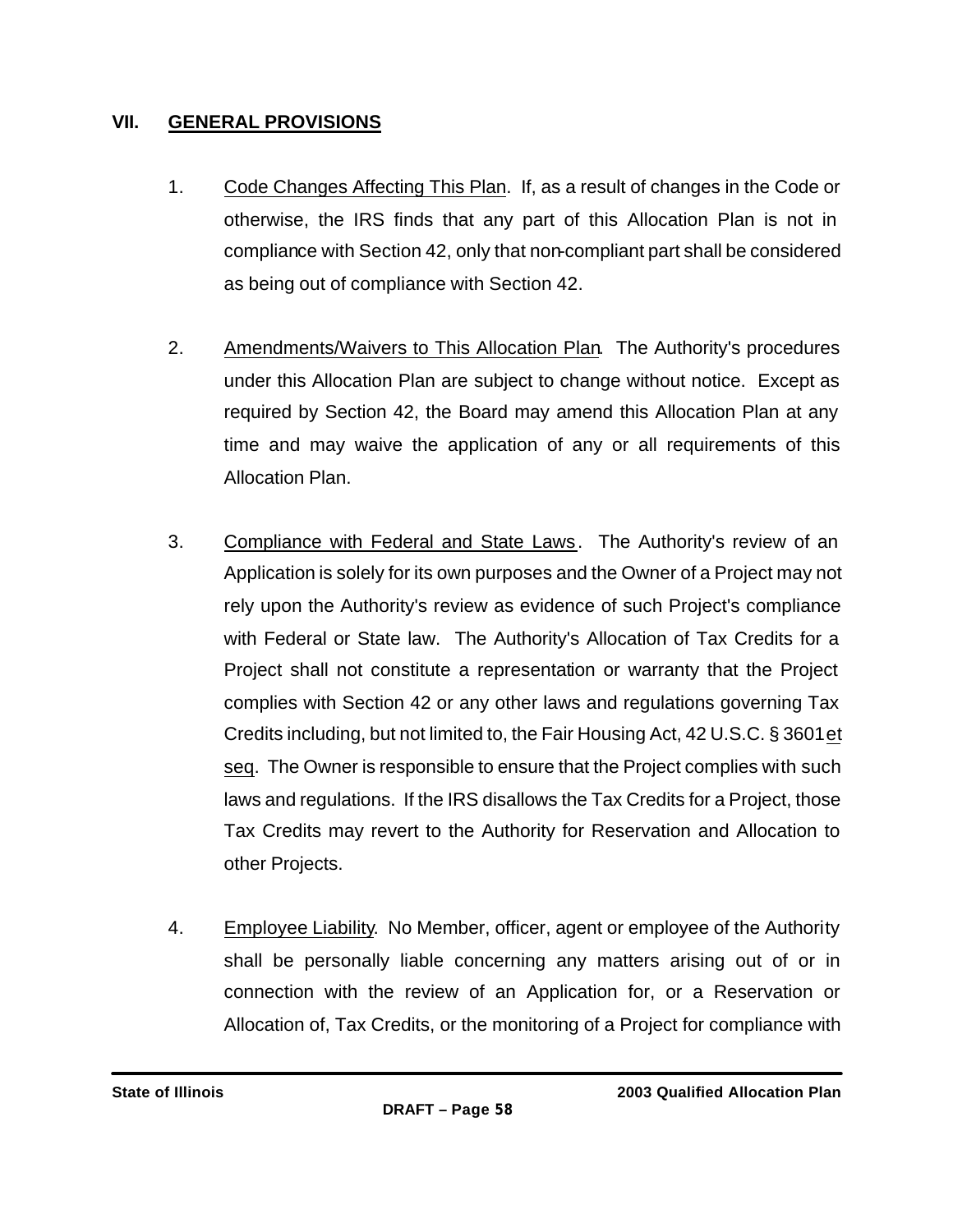## VII. GENERAL PROVISIONS

1. Code Changes Affecting This Plan. If, as a result of changes in the Code or otherwise, the IRS finds that any part of this Allocation Plan is not in compliance with Section 42, only that non-compliant part shall be considered as being out of compliance with Section 42.

2. Amendments/Waivers to This Allocation Plan. The Authority's procedures under this Allocation Plan are subject to change without notice. Except as required by Section 42, the Board may amend this Allocation Plan at any time and may waive the application of any or all requirements of this Allocation Plan.

3. Compliance with Federal and State Laws. The Authority's review of an Application is solely for its own purposes and the Owner of a Project may not rely upon the Authority's review as evidence of such Project's compliance with Federal or State law. The Authority's Allocation of Tax Credits for a Project shall not constitute a representation or warranty that the Project complies with Section 42 or any other laws and regulations governing Tax Credits including, but not limited to, the Fair Housing Act, 42 U.S.C. § 3601 et seq. The Owner is responsible to ensure that the Project complies with such laws and regulations. If the IRS disallows the Tax Credits for a Project, those Tax Credits may revert to the Authority for Reservation and Allocation to other Projects.

4. Employee Liability. No Member, officer, agent or employee of the Authority shall be personally liable concerning any matters arising out of or in connection with the review of an Application for, or a Reservation or Allocation of, Tax Credits, or the monitoring of a Project for compliance with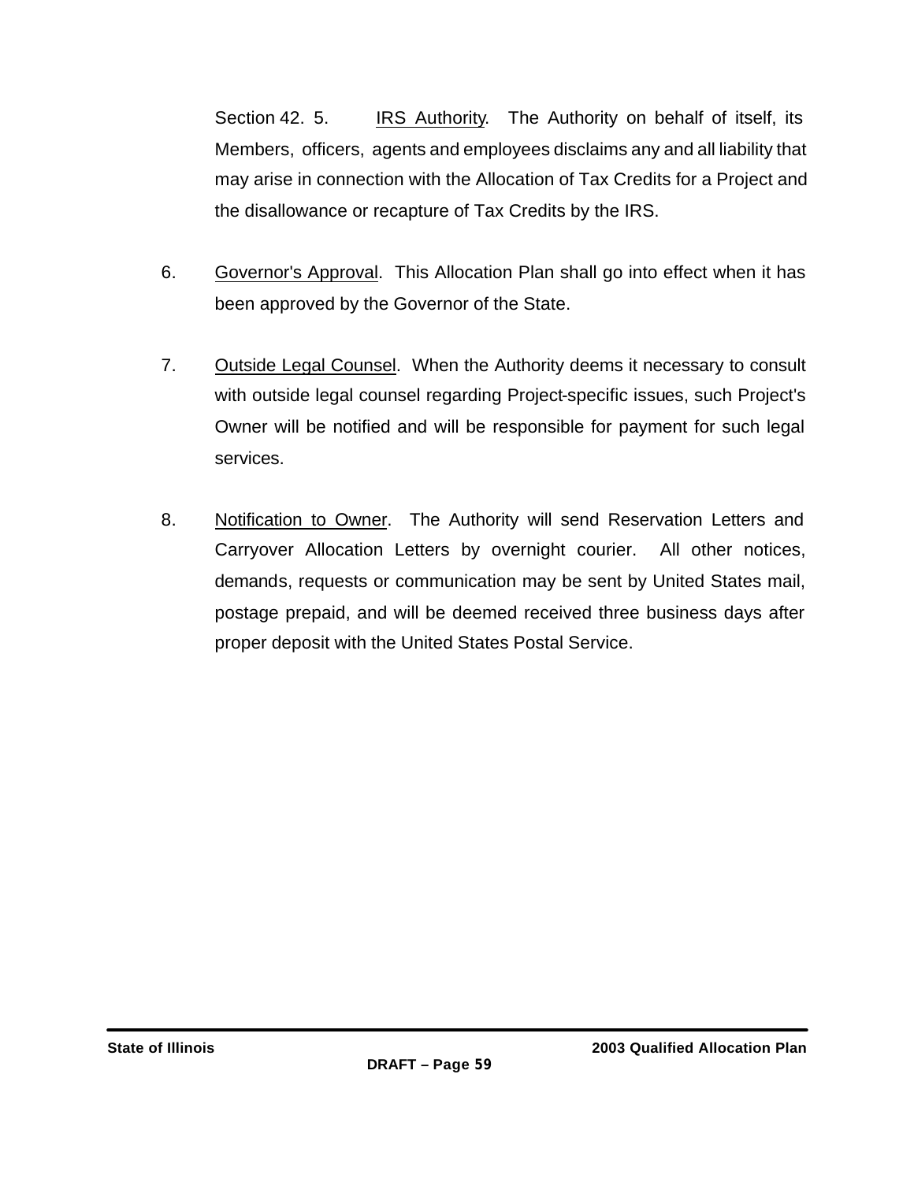Section 42. 5. <u>IRS Authority</u>. The Authority on behalf of itself, its Members, officers, agents and employees disclaims any and all liability that may arise in connection with the Allocation of Tax Credits for a Project and the disallowance or recapture of Tax Credits by the IRS.

6. <u>Governor's Approval</u>. This Allocation Plan shall go into effect when it has been approved by the Governor of the State.

7. <u>Outside Legal Counsel</u>. When the Authority deems it necessary to consult with outside legal counsel regarding Project-specific issues, such Project's Owner will be notified and will be responsible for payment for such legal services.

8. <u>Notification to Owner</u>. The Authority will send Reservation Letters and Carryover Allocation Letters by overnight courier. All other notices, demands, requests or communication may be sent by United States mail, postage prepaid, and will be deemed received three business days after proper deposit with the United States Postal Service.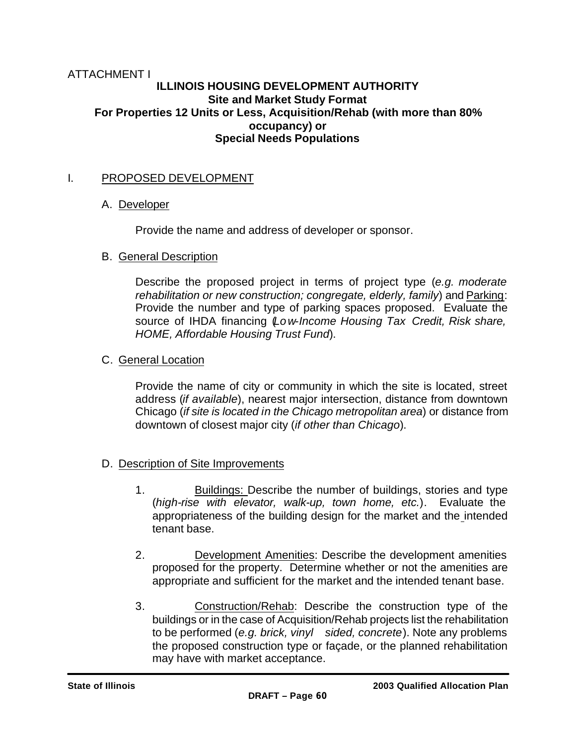ATTACHMENT I

**ILLINOIS HOUSING DEVELOPMENT AUTHORITY**
**Site and Market Study Format**
**For Properties 12 Units or Less, Acquisition/Rehab (with more than 80% occupancy) or**
**Special Needs Populations**

## I. PROPOSED DEVELOPMENT

### A. Developer

Provide the name and address of developer or sponsor.

### B. General Description

Describe the proposed project in terms of project type (*e.g. moderate rehabilitation or new construction; congregate, elderly, family*) and Parking: Provide the number and type of parking spaces proposed. Evaluate the source of IHDA financing (*Low-Income Housing Tax Credit, Risk share, HOME, Affordable Housing Trust Fund*).

### C. General Location

Provide the name of city or community in which the site is located, street address (*if available*), nearest major intersection, distance from downtown Chicago (*if site is located in the Chicago metropolitan area*) or distance from downtown of closest major city (*if other than Chicago*).

### D. Description of Site Improvements

1. Buildings: Describe the number of buildings, stories and type (*high-rise with elevator, walk-up, town home, etc.*). Evaluate the appropriateness of the building design for the market and the intended tenant base.

2. Development Amenities: Describe the development amenities proposed for the property. Determine whether or not the amenities are appropriate and sufficient for the market and the intended tenant base.

3. Construction/Rehab: Describe the construction type of the buildings or in the case of Acquisition/Rehab projects list the rehabilitation to be performed (*e.g. brick, vinyl sided, concrete*). Note any problems the proposed construction type or façade, or the planned rehabilitation may have with market acceptance.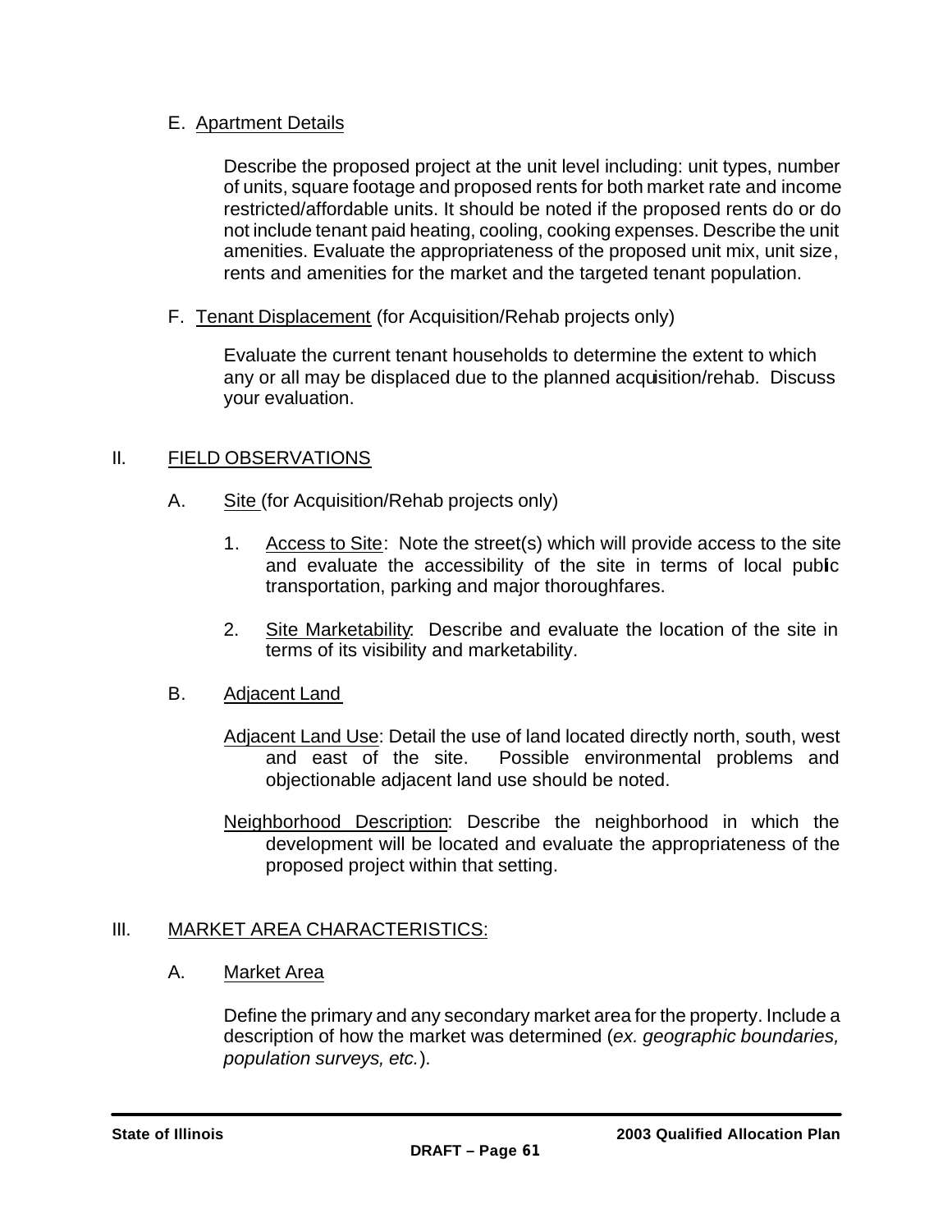E. Apartment Details

Describe the proposed project at the unit level including: unit types, number of units, square footage and proposed rents for both market rate and income restricted/affordable units. It should be noted if the proposed rents do or do not include tenant paid heating, cooling, cooking expenses. Describe the unit amenities. Evaluate the appropriateness of the proposed unit mix, unit size, rents and amenities for the market and the targeted tenant population.

F. Tenant Displacement (for Acquisition/Rehab projects only)

Evaluate the current tenant households to determine the extent to which any or all may be displaced due to the planned acquisition/rehab. Discuss your evaluation.

## II. FIELD OBSERVATIONS

A. Site (for Acquisition/Rehab projects only)

1. Access to Site: Note the street(s) which will provide access to the site and evaluate the accessibility of the site in terms of local public transportation, parking and major thoroughfares.

2. Site Marketability: Describe and evaluate the location of the site in terms of its visibility and marketability.

B. Adjacent Land

Adjacent Land Use: Detail the use of land located directly north, south, west and east of the site. Possible environmental problems and objectionable adjacent land use should be noted.

Neighborhood Description: Describe the neighborhood in which the development will be located and evaluate the appropriateness of the proposed project within that setting.

## III. MARKET AREA CHARACTERISTICS:

A. Market Area

Define the primary and any secondary market area for the property. Include a description of how the market was determined (*ex. geographic boundaries, population surveys, etc.*).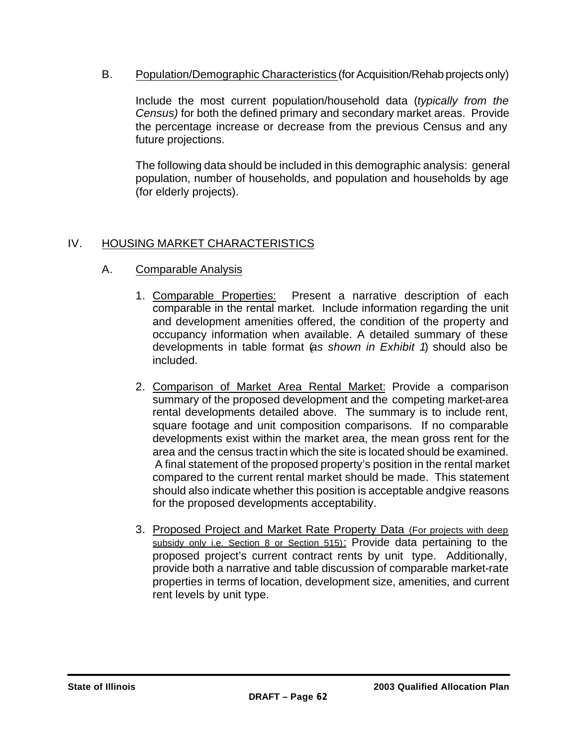B. <u>Population/Demographic Characteristics</u> (for Acquisition/Rehab projects only)

Include the most current population/household data (*typically from the Census)* for both the defined primary and secondary market areas. Provide the percentage increase or decrease from the previous Census and any future projections.

The following data should be included in this demographic analysis: general population, number of households, and population and households by age (for elderly projects).

## IV. HOUSING MARKET CHARACTERISTICS

### A. Comparable Analysis

1. <u>Comparable Properties:</u> Present a narrative description of each comparable in the rental market. Include information regarding the unit and development amenities offered, the condition of the property and occupancy information when available. A detailed summary of these developments in table format (*as shown in Exhibit 1*) should also be included.

2. <u>Comparison of Market Area Rental Market:</u> Provide a comparison summary of the proposed development and the competing market-area rental developments detailed above. The summary is to include rent, square footage and unit composition comparisons. If no comparable developments exist within the market area, the mean gross rent for the area and the census tract in which the site is located should be examined. A final statement of the proposed property's position in the rental market compared to the current rental market should be made. This statement should also indicate whether this position is acceptable and give reasons for the proposed developments acceptability.

3. <u>Proposed Project and Market Rate Property Data</u> <u>(For projects with deep subsidy only i.e. Section 8 or Section 515)</u>: Provide data pertaining to the proposed project's current contract rents by unit type. Additionally, provide both a narrative and table discussion of comparable market-rate properties in terms of location, development size, amenities, and current rent levels by unit type.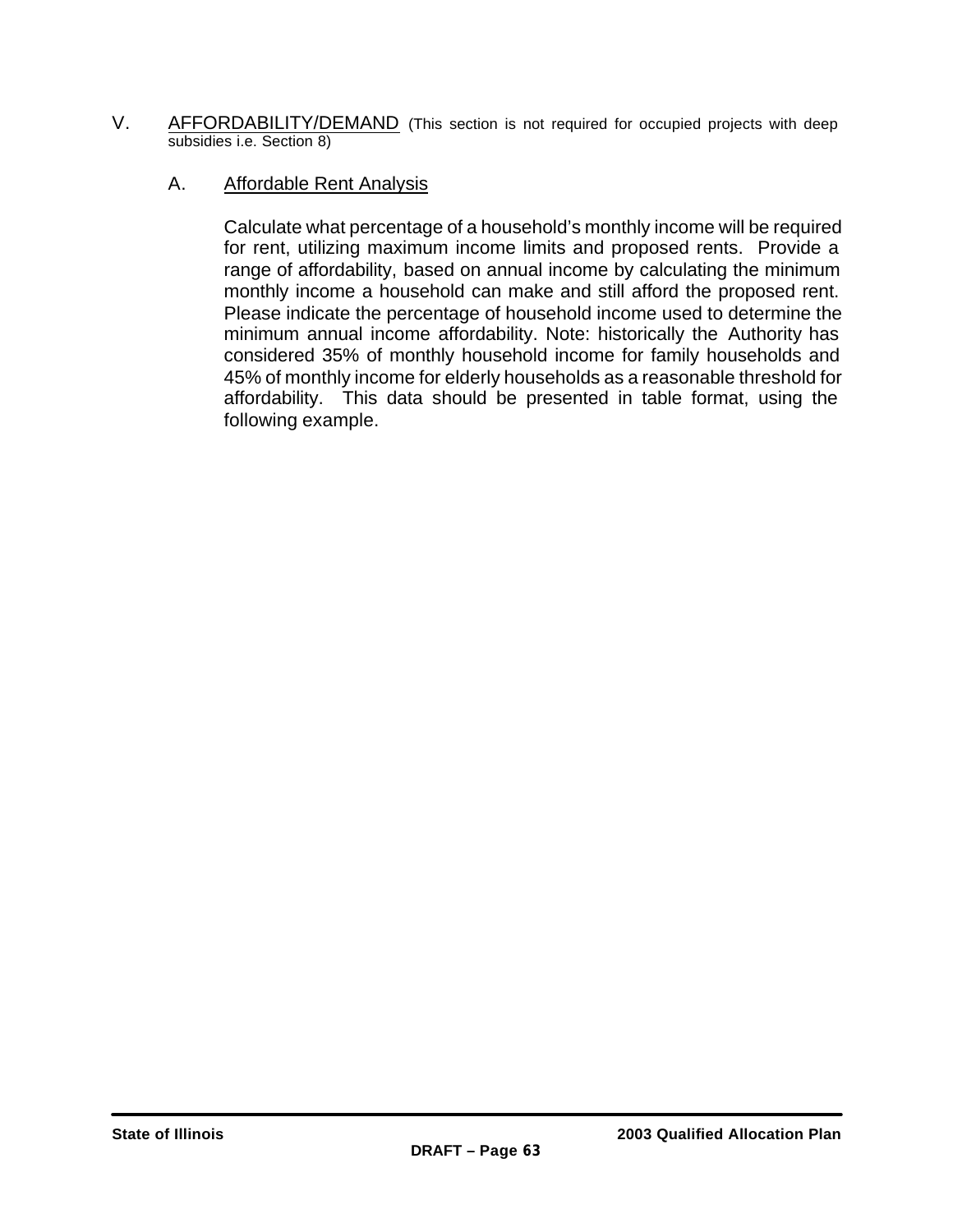## V. <u>AFFORDABILITY/DEMAND</u> (This section is not required for occupied projects with deep subsidies i.e. Section 8)

### A. <u>Affordable Rent Analysis</u>

Calculate what percentage of a household's monthly income will be required for rent, utilizing maximum income limits and proposed rents. Provide a range of affordability, based on annual income by calculating the minimum monthly income a household can make and still afford the proposed rent. Please indicate the percentage of household income used to determine the minimum annual income affordability. Note: historically the Authority has considered 35% of monthly household income for family households and 45% of monthly income for elderly households as a reasonable threshold for affordability. This data should be presented in table format, using the following example.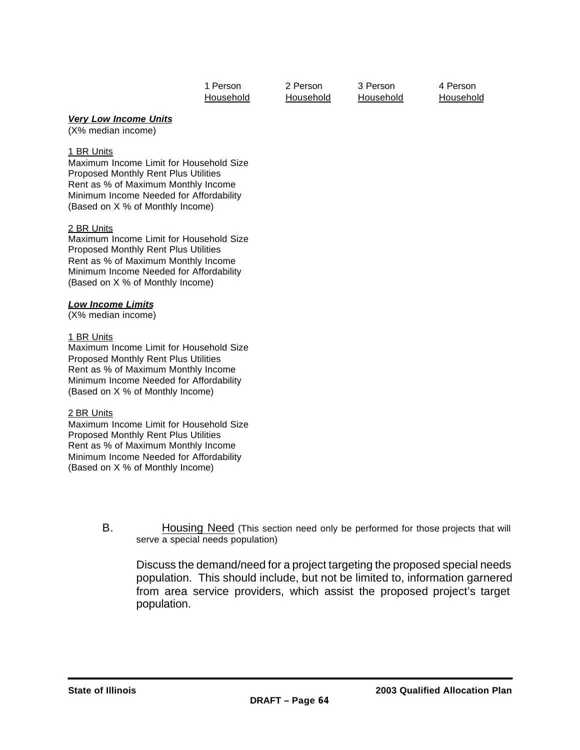| | 1 Person Household | 2 Person Household | 3 Person Household | 4 Person Household |
|---|---|---|---|---|
| ***Very Low Income Units*** | | | | |
| (X% median income) | | | | |
| 1 BR Units | | | | |
| Maximum Income Limit for Household Size | | | | |
| Proposed Monthly Rent Plus Utilities | | | | |
| Rent as % of Maximum Monthly Income | | | | |
| Minimum Income Needed for Affordability (Based on X % of Monthly Income) | | | | |
| 2 BR Units | | | | |
| Maximum Income Limit for Household Size | | | | |
| Proposed Monthly Rent Plus Utilities | | | | |
| Rent as % of Maximum Monthly Income | | | | |
| Minimum Income Needed for Affordability (Based on X % of Monthly Income) | | | | |
| ***Low Income Limits*** | | | | |
| (X% median income) | | | | |
| 1 BR Units | | | | |
| Maximum Income Limit for Household Size | | | | |
| Proposed Monthly Rent Plus Utilities | | | | |
| Rent as % of Maximum Monthly Income | | | | |
| Minimum Income Needed for Affordability (Based on X % of Monthly Income) | | | | |
| 2 BR Units | | | | |
| Maximum Income Limit for Household Size | | | | |
| Proposed Monthly Rent Plus Utilities | | | | |
| Rent as % of Maximum Monthly Income | | | | |
| Minimum Income Needed for Affordability (Based on X % of Monthly Income) | | | | |

B. Housing Need (This section need only be performed for those projects that will serve a special needs population)

Discuss the demand/need for a project targeting the proposed special needs population. This should include, but not be limited to, information garnered from area service providers, which assist the proposed project's target population.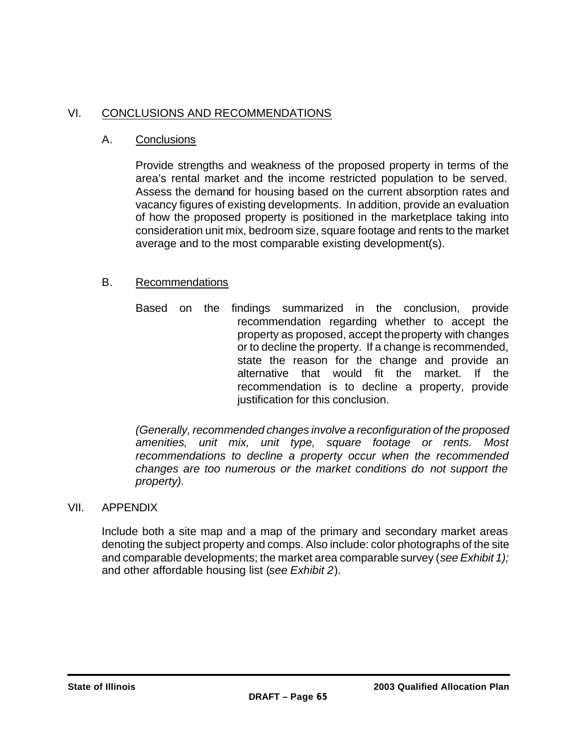## VI. CONCLUSIONS AND RECOMMENDATIONS

### A. Conclusions

Provide strengths and weakness of the proposed property in terms of the area's rental market and the income restricted population to be served. Assess the demand for housing based on the current absorption rates and vacancy figures of existing developments. In addition, provide an evaluation of how the proposed property is positioned in the marketplace taking into consideration unit mix, bedroom size, square footage and rents to the market average and to the most comparable existing development(s).

### B. Recommendations

Based on the findings summarized in the conclusion, provide recommendation regarding whether to accept the property as proposed, accept the property with changes or to decline the property. If a change is recommended, state the reason for the change and provide an alternative that would fit the market. If the recommendation is to decline a property, provide justification for this conclusion.

*(Generally, recommended changes involve a reconfiguration of the proposed amenities, unit mix, unit type, square footage or rents. Most recommendations to decline a property occur when the recommended changes are too numerous or the market conditions do not support the property).*

## VII. APPENDIX

Include both a site map and a map of the primary and secondary market areas denoting the subject property and comps. Also include: color photographs of the site and comparable developments; the market area comparable survey (*see Exhibit 1);* and other affordable housing list (*see Exhibit 2*).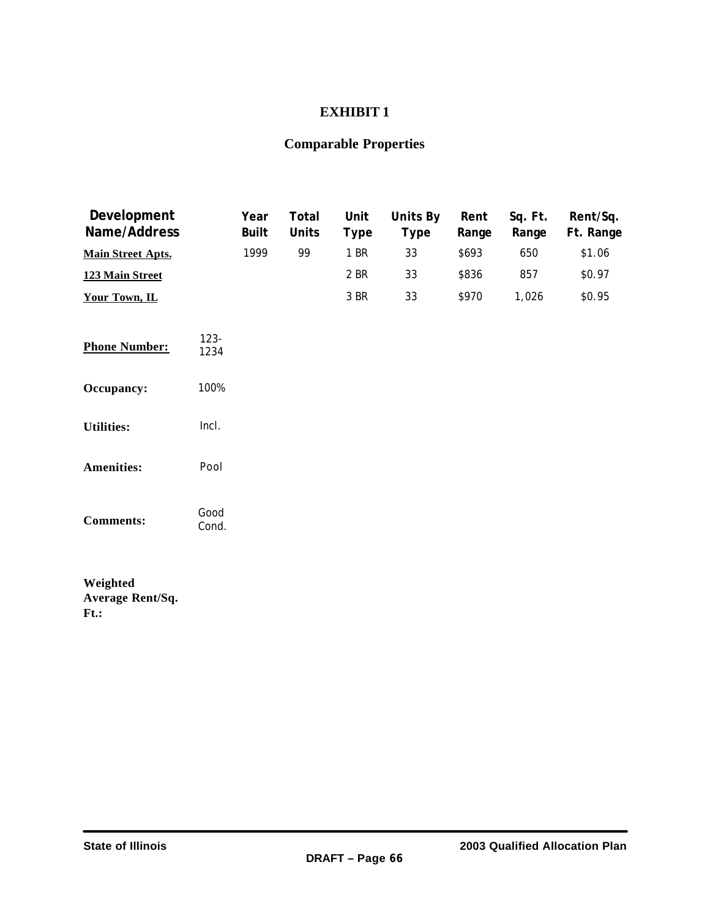# EXHIBIT 1

## Comparable Properties

| Development Name/Address | | Year Built | Total Units | Unit Type | Units By Type | Rent Range | Sq. Ft. Range | Rent/Sq. Ft. Range |
|---|---|---|---|---|---|---|---|---|
| **Main Street Apts.** | | 1999 | 99 | 1 BR | 33 | $693 | 650 | $1.06 |
| **123 Main Street** | | | | 2 BR | 33 | $836 | 857 | $0.97 |
| **Your Town, IL** | | | | 3 BR | 33 | $970 | 1,026 | $0.95 |
| **Phone Number:** | 123-1234 | | | | | | | |
| **Occupancy:** | 100% | | | | | | | |
| **Utilities:** | Incl. | | | | | | | |
| **Amenities:** | Pool | | | | | | | |
| **Comments:** | Good Cond. | | | | | | | |

**Weighted Average Rent/Sq. Ft.:**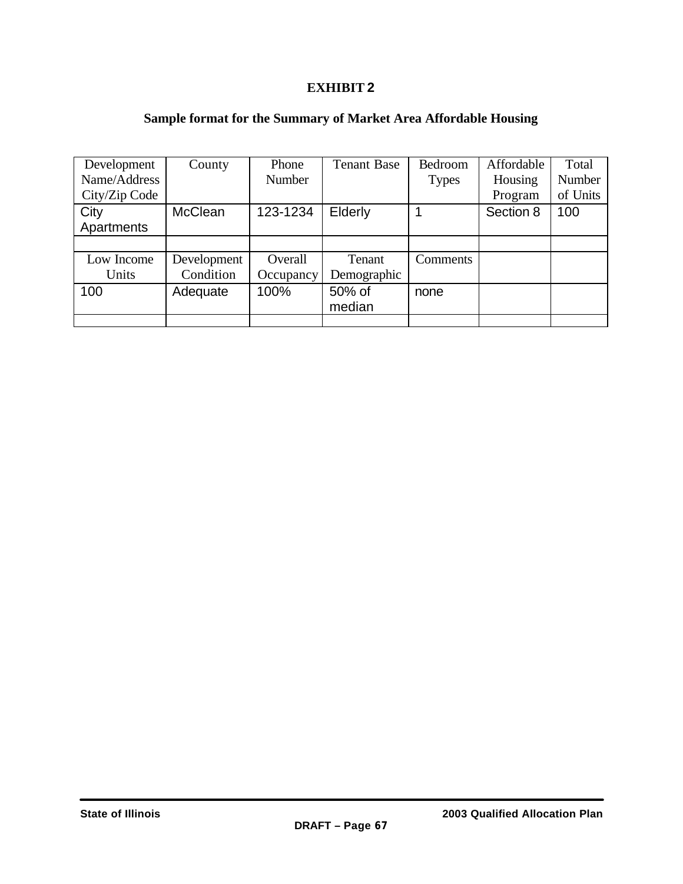# EXHIBIT 2

## Sample format for the Summary of Market Area Affordable Housing

| Development Name/Address City/Zip Code | County | Phone Number | Tenant Base | Bedroom Types | Affordable Housing Program | Total Number of Units |
|---|---|---|---|---|---|---|
| City Apartments | McClean | 123-1234 | Elderly | 1 | Section 8 | 100 |
| | | | | | | |
| **Low Income Units** | **Development Condition** | **Overall Occupancy** | **Tenant Demographic** | **Comments** | | |
| 100 | Adequate | 100% | 50% of median | none | | |
| | | | | | | |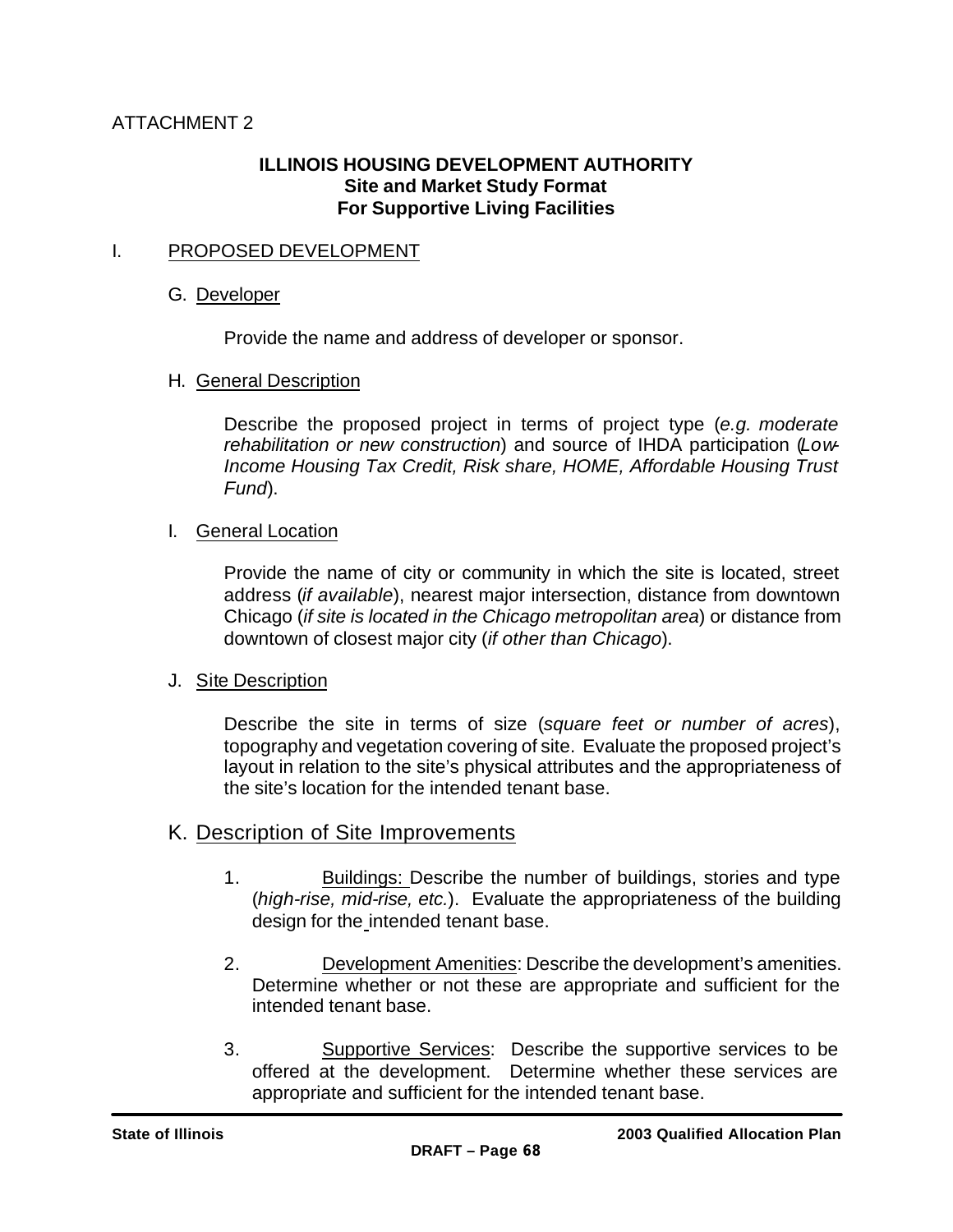ATTACHMENT 2

**ILLINOIS HOUSING DEVELOPMENT AUTHORITY**
**Site and Market Study Format**
**For Supportive Living Facilities**

I. PROPOSED DEVELOPMENT

G. Developer

Provide the name and address of developer or sponsor.

H. General Description

Describe the proposed project in terms of project type (*e.g. moderate rehabilitation or new construction*) and source of IHDA participation (*Low-Income Housing Tax Credit, Risk share, HOME, Affordable Housing Trust Fund*).

I. General Location

Provide the name of city or community in which the site is located, street address (*if available*), nearest major intersection, distance from downtown Chicago (*if site is located in the Chicago metropolitan area*) or distance from downtown of closest major city (*if other than Chicago*).

J. Site Description

Describe the site in terms of size (*square feet or number of acres*), topography and vegetation covering of site. Evaluate the proposed project's layout in relation to the site's physical attributes and the appropriateness of the site's location for the intended tenant base.

K. Description of Site Improvements

1. Buildings: Describe the number of buildings, stories and type (*high-rise, mid-rise, etc.*). Evaluate the appropriateness of the building design for the intended tenant base.

2. Development Amenities: Describe the development's amenities. Determine whether or not these are appropriate and sufficient for the intended tenant base.

3. Supportive Services: Describe the supportive services to be offered at the development. Determine whether these services are appropriate and sufficient for the intended tenant base.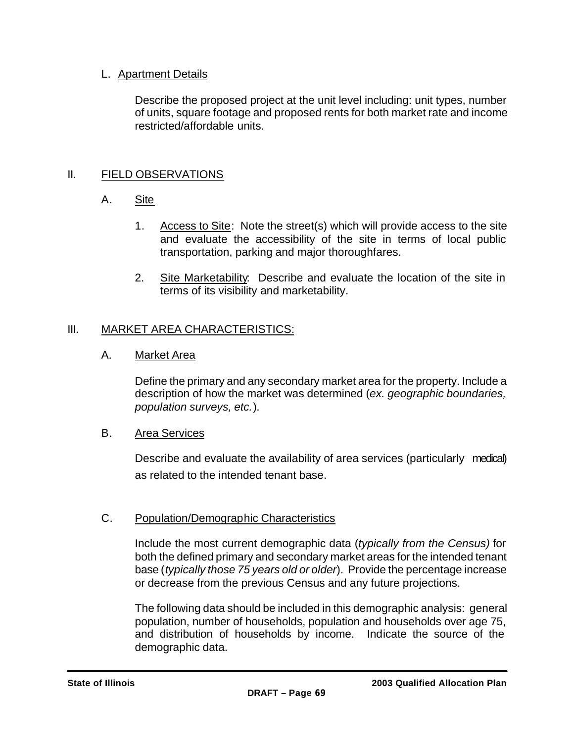L. Apartment Details

Describe the proposed project at the unit level including: unit types, number of units, square footage and proposed rents for both market rate and income restricted/affordable units.

## II. FIELD OBSERVATIONS

### A. Site

1. Access to Site: Note the street(s) which will provide access to the site and evaluate the accessibility of the site in terms of local public transportation, parking and major thoroughfares.

2. Site Marketability: Describe and evaluate the location of the site in terms of its visibility and marketability.

## III. MARKET AREA CHARACTERISTICS:

### A. Market Area

Define the primary and any secondary market area for the property. Include a description of how the market was determined (*ex. geographic boundaries, population surveys, etc.*).

### B. Area Services

Describe and evaluate the availability of area services (particularly medical) as related to the intended tenant base.

### C. Population/Demographic Characteristics

Include the most current demographic data (*typically from the Census)* for both the defined primary and secondary market areas for the intended tenant base (*typically those 75 years old or older*). Provide the percentage increase or decrease from the previous Census and any future projections.

The following data should be included in this demographic analysis: general population, number of households, population and households over age 75, and distribution of households by income. Indicate the source of the demographic data.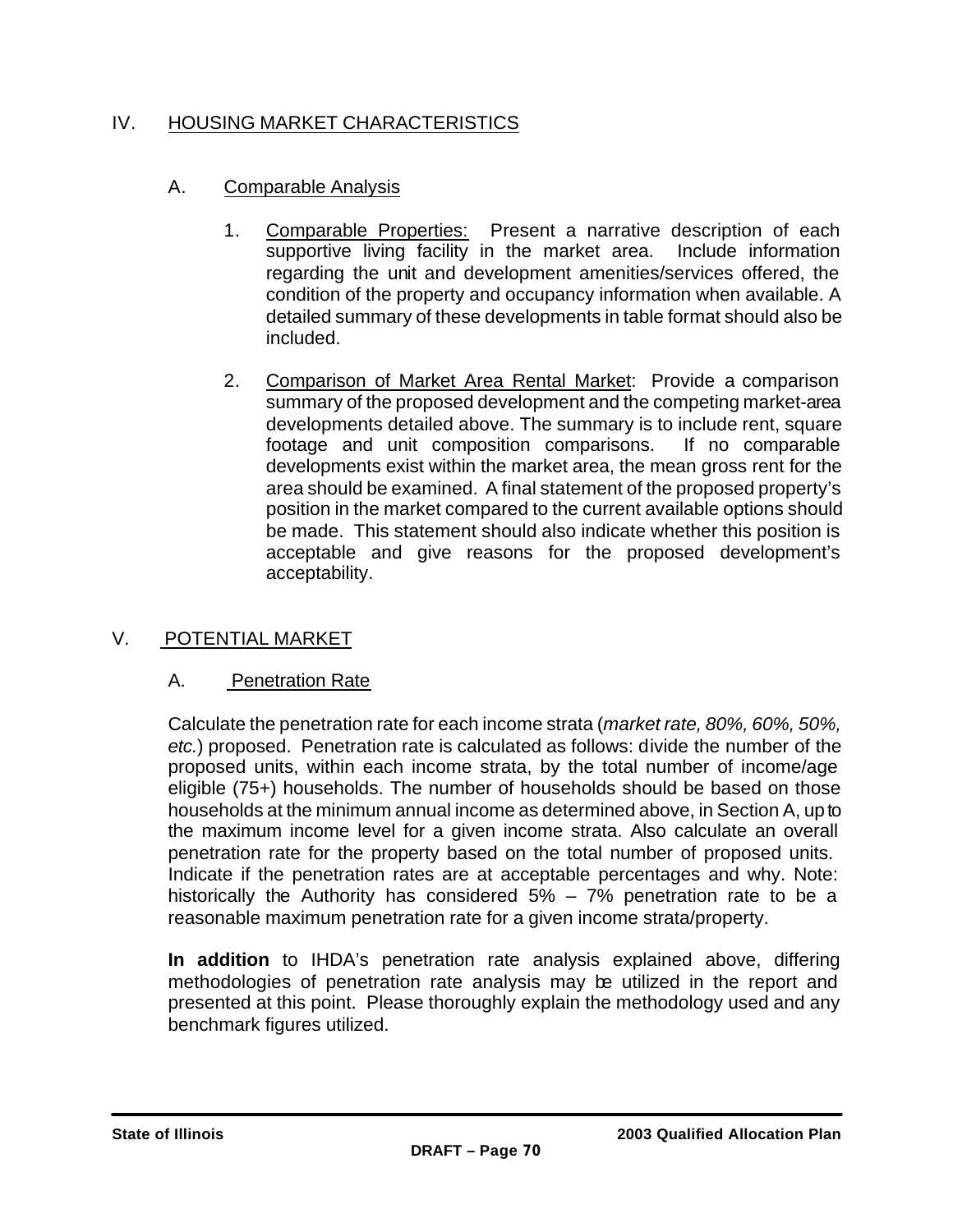## IV. HOUSING MARKET CHARACTERISTICS

### A. Comparable Analysis

1. Comparable Properties: Present a narrative description of each supportive living facility in the market area. Include information regarding the unit and development amenities/services offered, the condition of the property and occupancy information when available. A detailed summary of these developments in table format should also be included.

2. Comparison of Market Area Rental Market: Provide a comparison summary of the proposed development and the competing market-area developments detailed above. The summary is to include rent, square footage and unit composition comparisons. If no comparable developments exist within the market area, the mean gross rent for the area should be examined. A final statement of the proposed property's position in the market compared to the current available options should be made. This statement should also indicate whether this position is acceptable and give reasons for the proposed development's acceptability.

## V. POTENTIAL MARKET

### A. Penetration Rate

Calculate the penetration rate for each income strata (*market rate, 80%, 60%, 50%, etc.*) proposed. Penetration rate is calculated as follows: divide the number of the proposed units, within each income strata, by the total number of income/age eligible (75+) households. The number of households should be based on those households at the minimum annual income as determined above, in Section A, up to the maximum income level for a given income strata. Also calculate an overall penetration rate for the property based on the total number of proposed units. Indicate if the penetration rates are at acceptable percentages and why. Note: historically the Authority has considered 5% – 7% penetration rate to be a reasonable maximum penetration rate for a given income strata/property.

**In addition** to IHDA's penetration rate analysis explained above, differing methodologies of penetration rate analysis may be utilized in the report and presented at this point. Please thoroughly explain the methodology used and any benchmark figures utilized.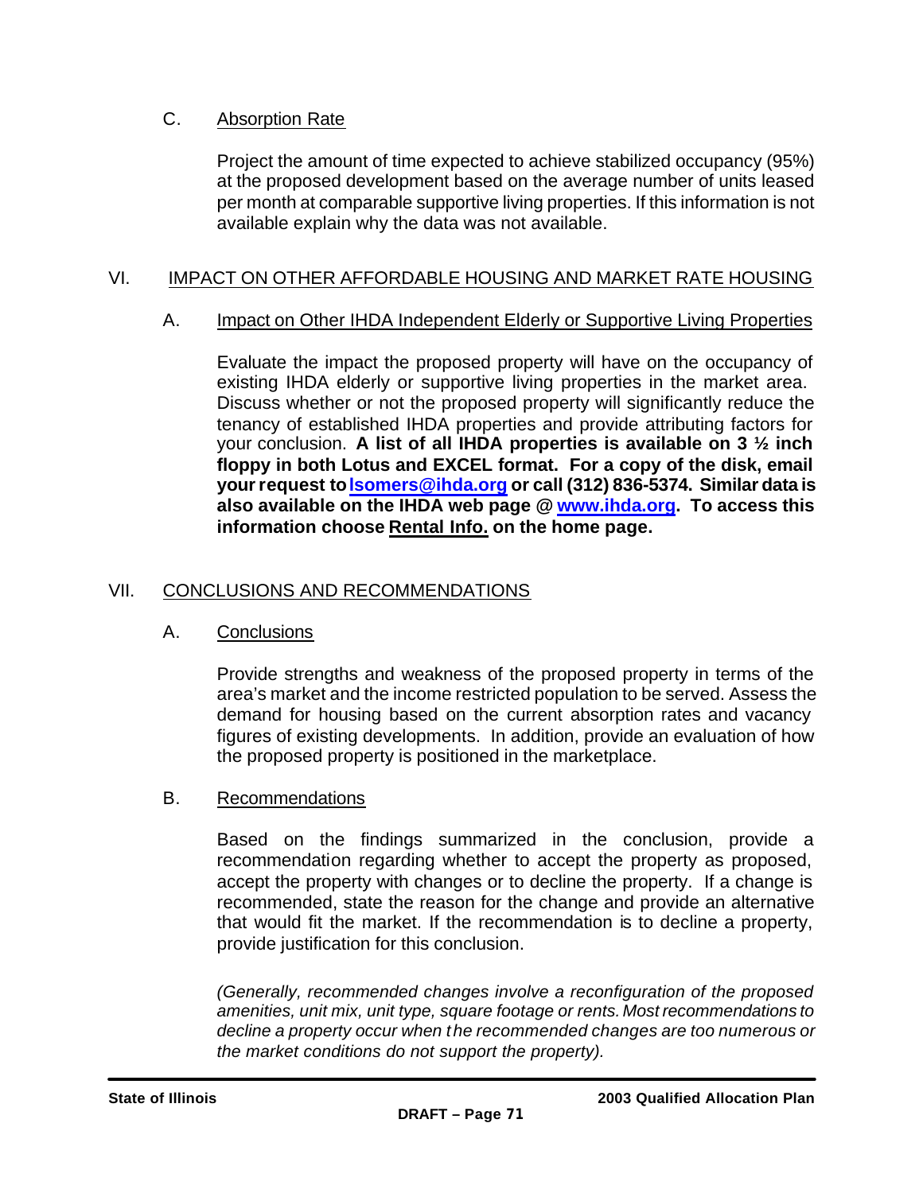### C. Absorption Rate

Project the amount of time expected to achieve stabilized occupancy (95%) at the proposed development based on the average number of units leased per month at comparable supportive living properties. If this information is not available explain why the data was not available.

## VI. IMPACT ON OTHER AFFORDABLE HOUSING AND MARKET RATE HOUSING

### A. Impact on Other IHDA Independent Elderly or Supportive Living Properties

Evaluate the impact the proposed property will have on the occupancy of existing IHDA elderly or supportive living properties in the market area. Discuss whether or not the proposed property will significantly reduce the tenancy of established IHDA properties and provide attributing factors for your conclusion. **A list of all IHDA properties is available on 3 ½ inch floppy in both Lotus and EXCEL format. For a copy of the disk, email your request to lsomers@ihda.org or call (312) 836-5374. Similar data is also available on the IHDA web page @ www.ihda.org. To access this information choose Rental Info. on the home page.**

## VII. CONCLUSIONS AND RECOMMENDATIONS

### A. Conclusions

Provide strengths and weakness of the proposed property in terms of the area's market and the income restricted population to be served. Assess the demand for housing based on the current absorption rates and vacancy figures of existing developments. In addition, provide an evaluation of how the proposed property is positioned in the marketplace.

### B. Recommendations

Based on the findings summarized in the conclusion, provide a recommendation regarding whether to accept the property as proposed, accept the property with changes or to decline the property. If a change is recommended, state the reason for the change and provide an alternative that would fit the market. If the recommendation is to decline a property, provide justification for this conclusion.

*(Generally, recommended changes involve a reconfiguration of the proposed amenities, unit mix, unit type, square footage or rents. Most recommendations to decline a property occur when the recommended changes are too numerous or the market conditions do not support the property).*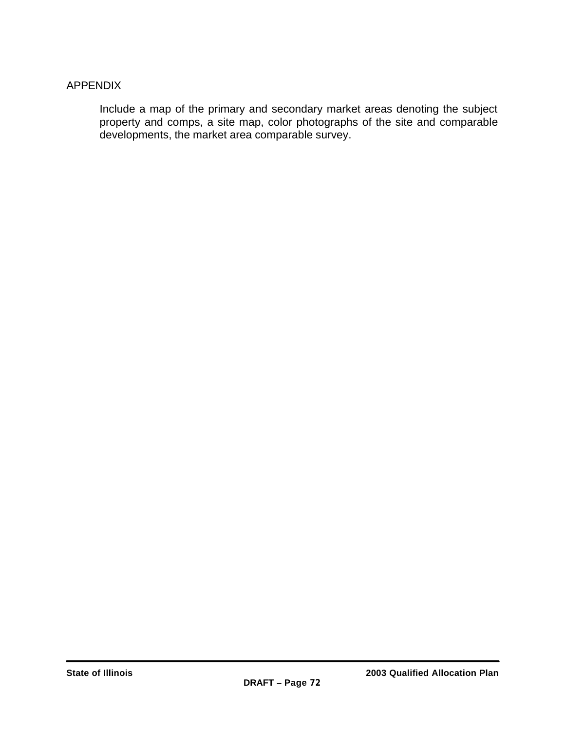APPENDIX

Include a map of the primary and secondary market areas denoting the subject property and comps, a site map, color photographs of the site and comparable developments, the market area comparable survey.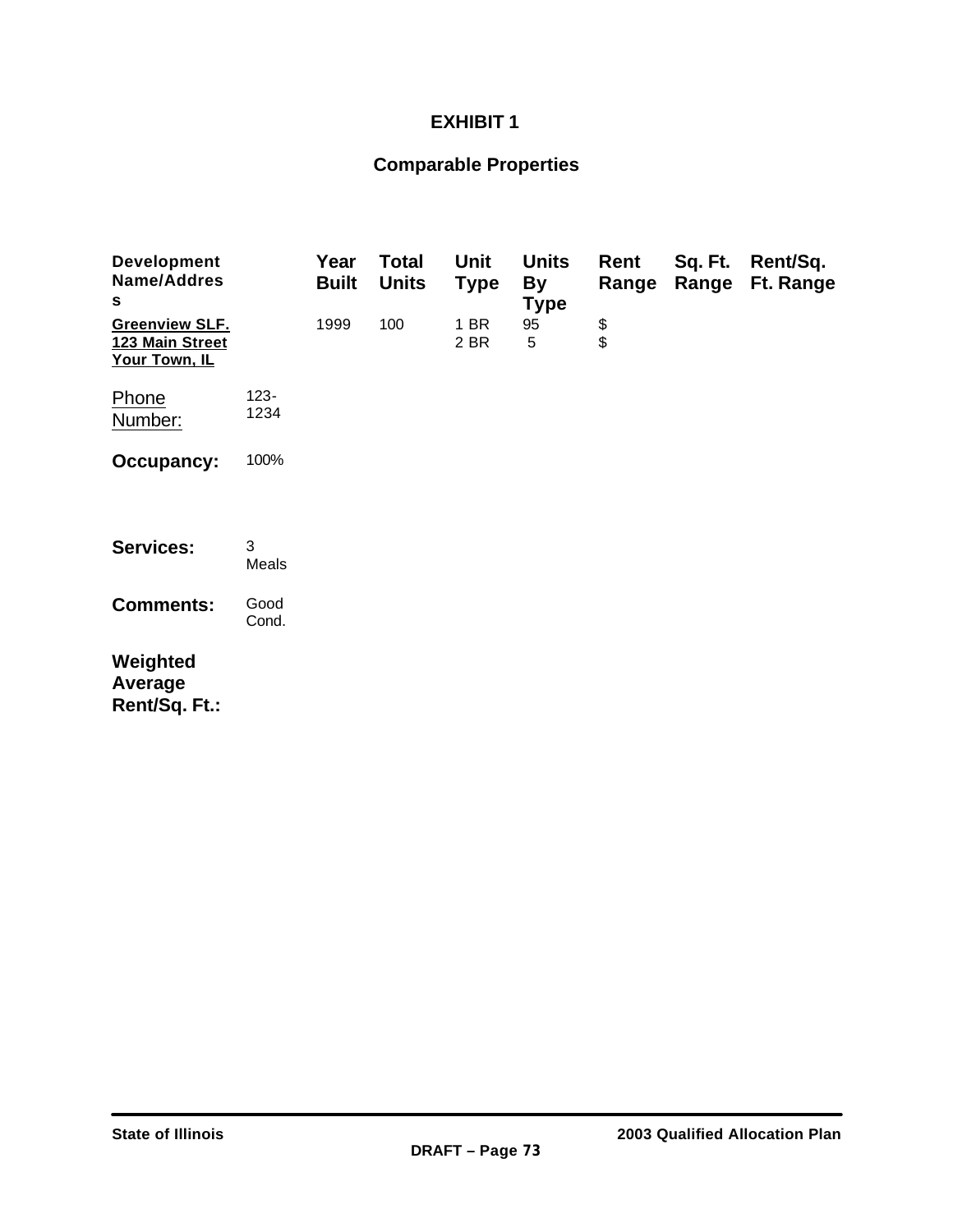# EXHIBIT 1

## Comparable Properties

| Development Name/Address | | Year Built | Total Units | Unit Type | Units By Type | Rent Range | Sq. Ft. Range | Rent/Sq. Ft. Range |
|---|---|---|---|---|---|---|---|---|
| **Greenview SLF.**<br>**123 Main Street**<br>**Your Town, IL** | | 1999 | 100 | 1 BR<br>2 BR | 95<br>5 | $<br>$ | | |
| Phone Number: | 123-1234 | | | | | | | |
| **Occupancy:** | 100% | | | | | | | |
| **Services:** | 3 Meals | | | | | | | |
| **Comments:** | Good Cond. | | | | | | | |
| **Weighted Average Rent/Sq. Ft.:** | | | | | | | | |

DRAFT – Page 73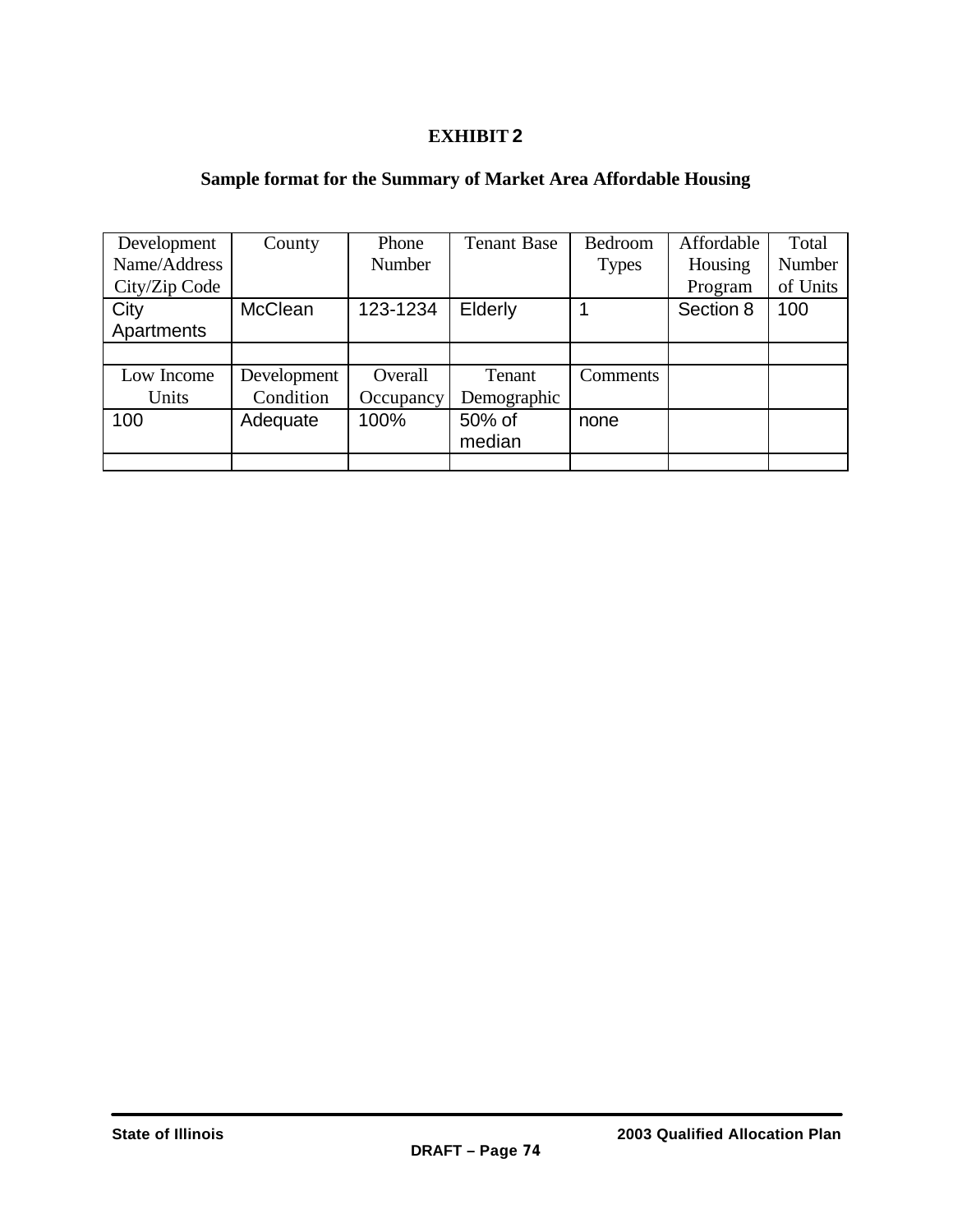# EXHIBIT 2

## Sample format for the Summary of Market Area Affordable Housing

| Development Name/Address City/Zip Code | County | Phone Number | Tenant Base | Bedroom Types | Affordable Housing Program | Total Number of Units |
|---|---|---|---|---|---|---|
| City Apartments | McClean | 123-1234 | Elderly | 1 | Section 8 | 100 |
| | | | | | | |
| Low Income Units | Development Condition | Overall Occupancy | Tenant Demographic | Comments | | |
| 100 | Adequate | 100% | 50% of median | none | | |
| | | | | | | |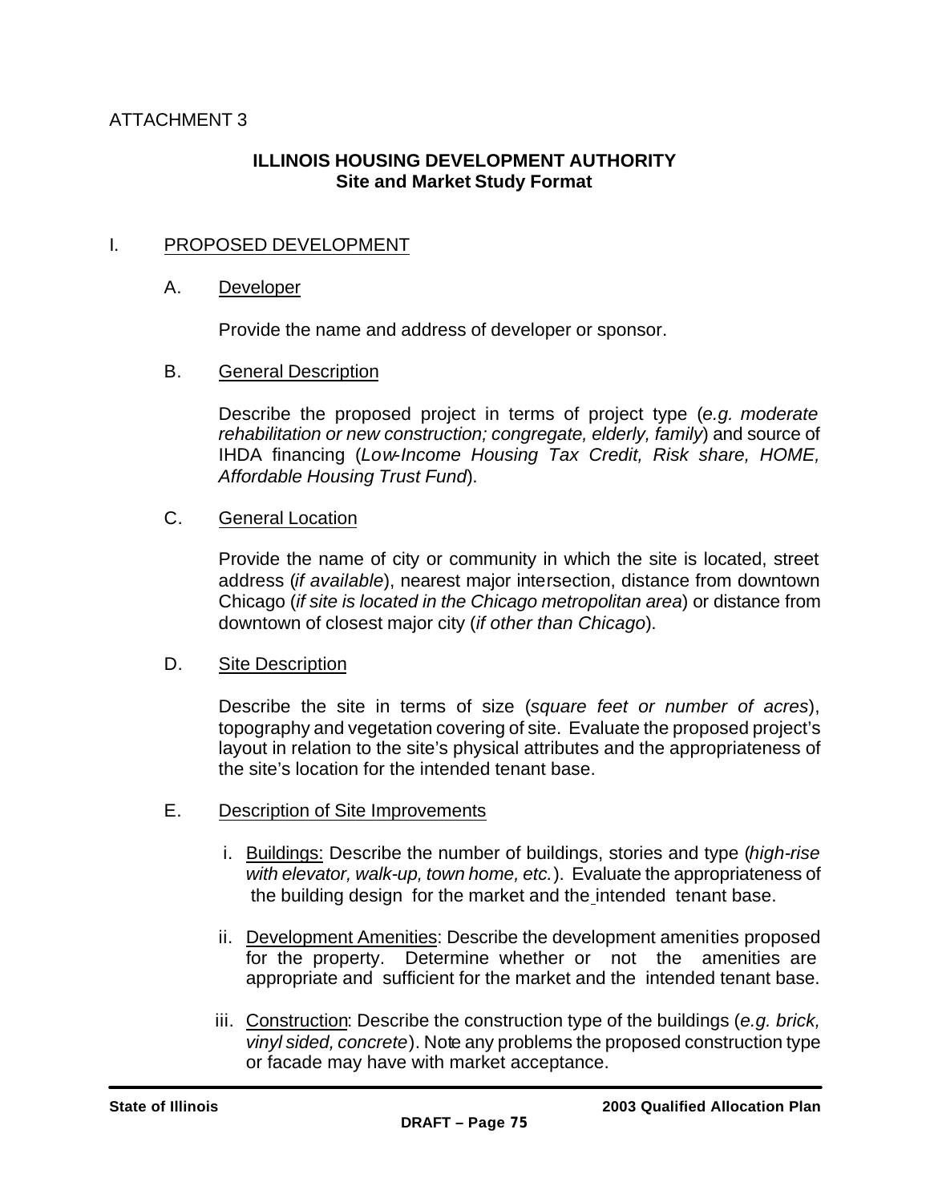ATTACHMENT 3

**ILLINOIS HOUSING DEVELOPMENT AUTHORITY**
**Site and Market Study Format**

## I. PROPOSED DEVELOPMENT

### A. Developer

Provide the name and address of developer or sponsor.

### B. General Description

Describe the proposed project in terms of project type (*e.g. moderate rehabilitation or new construction; congregate, elderly, family*) and source of IHDA financing (*Low-Income Housing Tax Credit, Risk share, HOME, Affordable Housing Trust Fund*).

### C. General Location

Provide the name of city or community in which the site is located, street address (*if available*), nearest major intersection, distance from downtown Chicago (*if site is located in the Chicago metropolitan area*) or distance from downtown of closest major city (*if other than Chicago*).

### D. Site Description

Describe the site in terms of size (*square feet or number of acres*), topography and vegetation covering of site. Evaluate the proposed project's layout in relation to the site's physical attributes and the appropriateness of the site's location for the intended tenant base.

### E. Description of Site Improvements

i. Buildings: Describe the number of buildings, stories and type (*high-rise with elevator, walk-up, town home, etc.*). Evaluate the appropriateness of the building design for the market and the intended tenant base.

ii. Development Amenities: Describe the development amenities proposed for the property. Determine whether or not the amenities are appropriate and sufficient for the market and the intended tenant base.

iii. Construction: Describe the construction type of the buildings (*e.g. brick, vinyl sided, concrete*). Note any problems the proposed construction type or facade may have with market acceptance.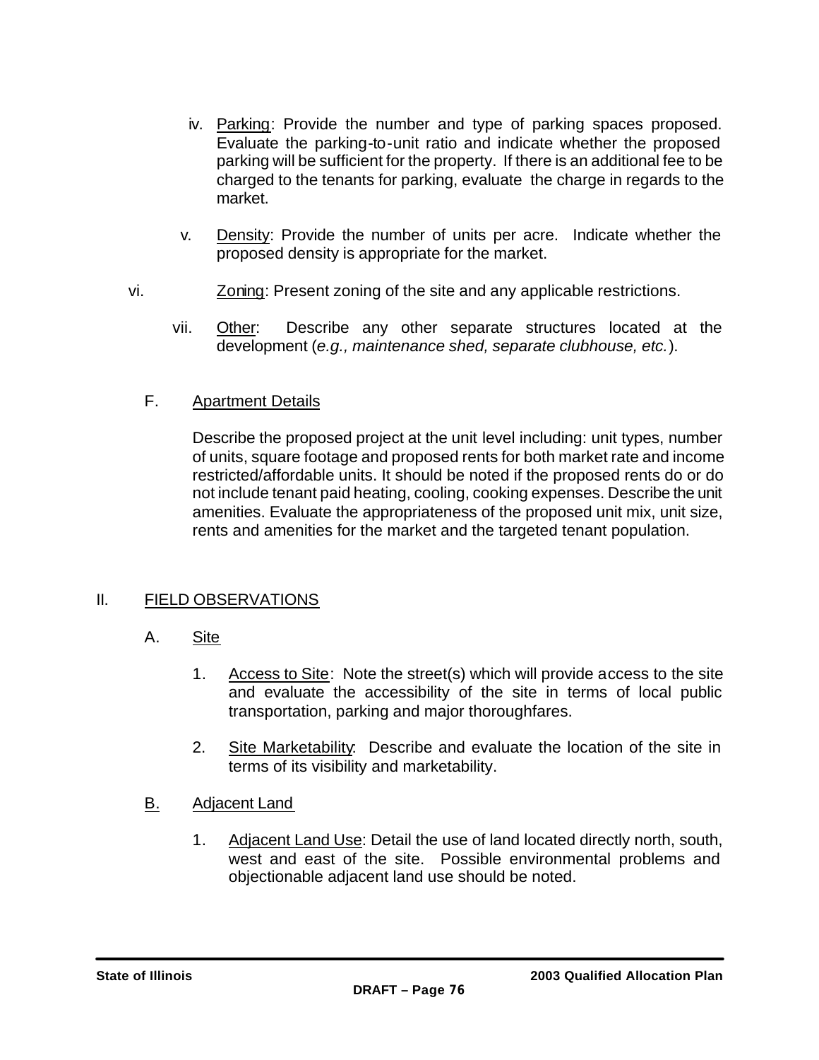iv. Parking: Provide the number and type of parking spaces proposed. Evaluate the parking-to-unit ratio and indicate whether the proposed parking will be sufficient for the property. If there is an additional fee to be charged to the tenants for parking, evaluate the charge in regards to the market.

v. Density: Provide the number of units per acre. Indicate whether the proposed density is appropriate for the market.

vi. Zoning: Present zoning of the site and any applicable restrictions.

vii. Other: Describe any other separate structures located at the development (*e.g., maintenance shed, separate clubhouse, etc.*).

F. Apartment Details

Describe the proposed project at the unit level including: unit types, number of units, square footage and proposed rents for both market rate and income restricted/affordable units. It should be noted if the proposed rents do or do not include tenant paid heating, cooling, cooking expenses. Describe the unit amenities. Evaluate the appropriateness of the proposed unit mix, unit size, rents and amenities for the market and the targeted tenant population.

## II. FIELD OBSERVATIONS

A. Site

1. Access to Site: Note the street(s) which will provide access to the site and evaluate the accessibility of the site in terms of local public transportation, parking and major thoroughfares.

2. Site Marketability: Describe and evaluate the location of the site in terms of its visibility and marketability.

B. Adjacent Land

1. Adjacent Land Use: Detail the use of land located directly north, south, west and east of the site. Possible environmental problems and objectionable adjacent land use should be noted.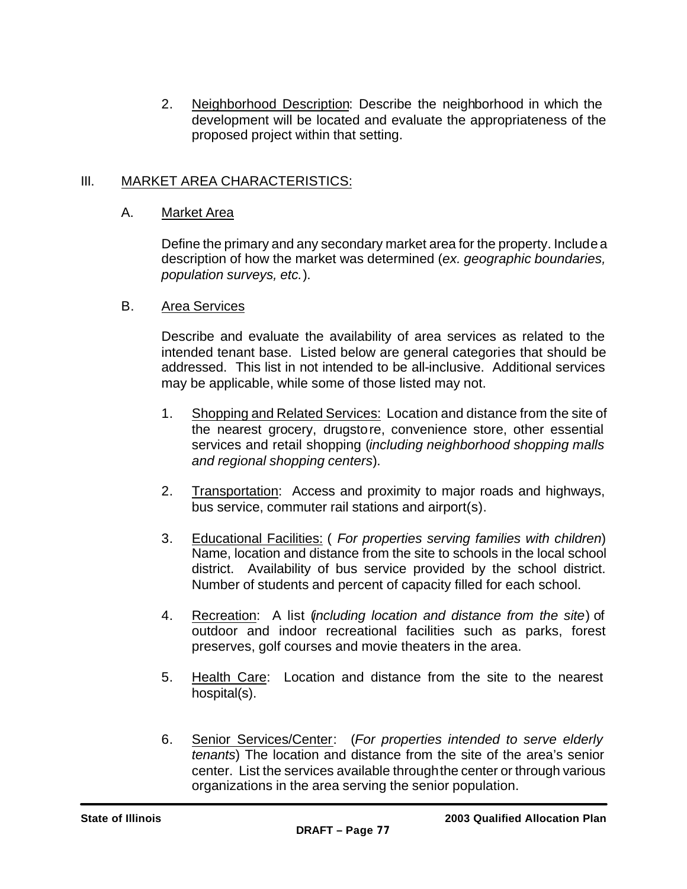2. Neighborhood Description: Describe the neighborhood in which the development will be located and evaluate the appropriateness of the proposed project within that setting.

## III. MARKET AREA CHARACTERISTICS:

### A. Market Area

Define the primary and any secondary market area for the property. Include a description of how the market was determined (*ex. geographic boundaries, population surveys, etc.*).

### B. Area Services

Describe and evaluate the availability of area services as related to the intended tenant base. Listed below are general categories that should be addressed. This list in not intended to be all-inclusive. Additional services may be applicable, while some of those listed may not.

1. Shopping and Related Services: Location and distance from the site of the nearest grocery, drugstore, convenience store, other essential services and retail shopping (*including neighborhood shopping malls and regional shopping centers*).

2. Transportation: Access and proximity to major roads and highways, bus service, commuter rail stations and airport(s).

3. Educational Facilities: ( *For properties serving families with children*) Name, location and distance from the site to schools in the local school district. Availability of bus service provided by the school district. Number of students and percent of capacity filled for each school.

4. Recreation: A list (*including location and distance from the site*) of outdoor and indoor recreational facilities such as parks, forest preserves, golf courses and movie theaters in the area.

5. Health Care: Location and distance from the site to the nearest hospital(s).

6. Senior Services/Center: (*For properties intended to serve elderly tenants*) The location and distance from the site of the area's senior center. List the services available through the center or through various organizations in the area serving the senior population.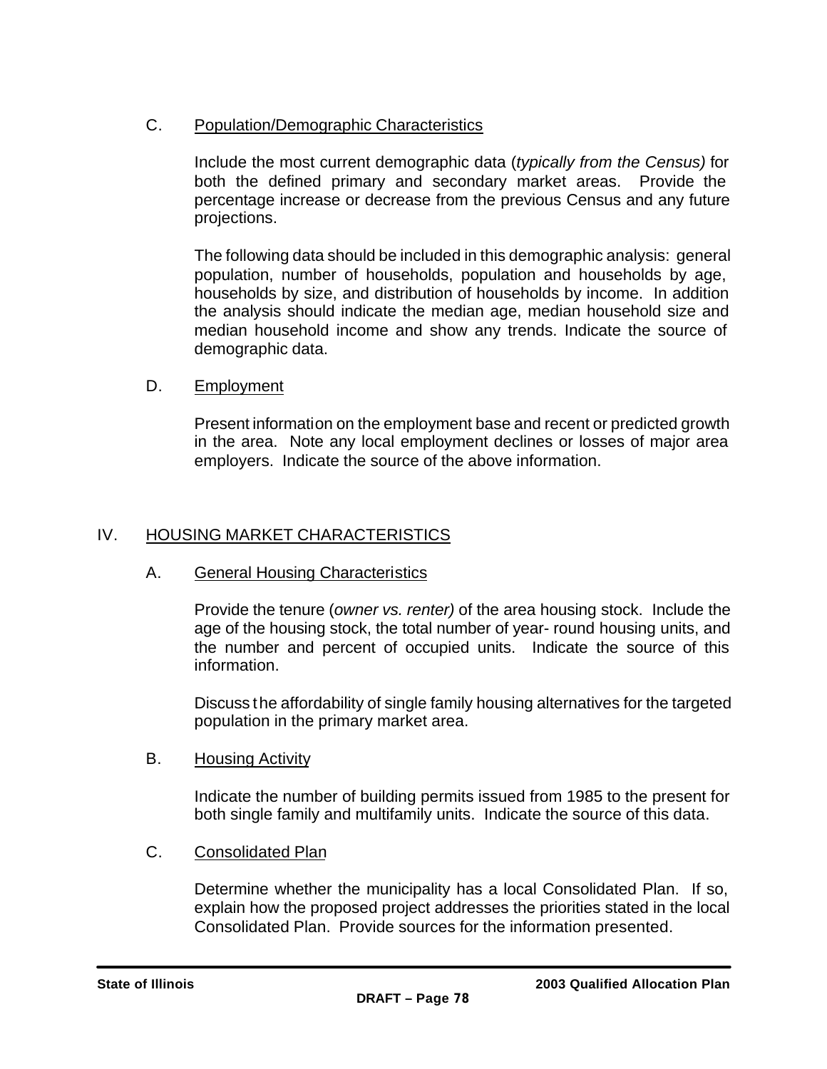### C. Population/Demographic Characteristics

Include the most current demographic data (*typically from the Census)* for both the defined primary and secondary market areas. Provide the percentage increase or decrease from the previous Census and any future projections.

The following data should be included in this demographic analysis: general population, number of households, population and households by age, households by size, and distribution of households by income. In addition the analysis should indicate the median age, median household size and median household income and show any trends. Indicate the source of demographic data.

### D. Employment

Present information on the employment base and recent or predicted growth in the area. Note any local employment declines or losses of major area employers. Indicate the source of the above information.

## IV. HOUSING MARKET CHARACTERISTICS

### A. General Housing Characteristics

Provide the tenure (*owner vs. renter)* of the area housing stock. Include the age of the housing stock, the total number of year- round housing units, and the number and percent of occupied units. Indicate the source of this information.

Discuss the affordability of single family housing alternatives for the targeted population in the primary market area.

### B. Housing Activity

Indicate the number of building permits issued from 1985 to the present for both single family and multifamily units. Indicate the source of this data.

### C. Consolidated Plan

Determine whether the municipality has a local Consolidated Plan. If so, explain how the proposed project addresses the priorities stated in the local Consolidated Plan. Provide sources for the information presented.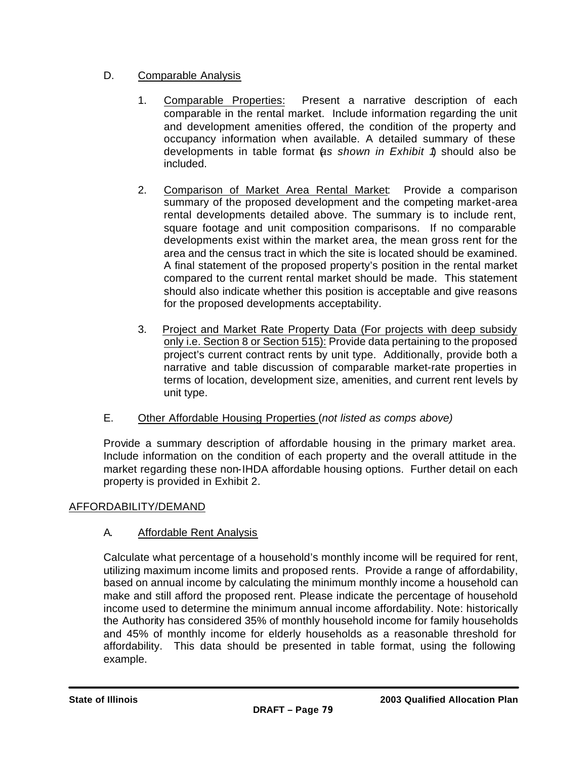D. Comparable Analysis

1. Comparable Properties: Present a narrative description of each comparable in the rental market. Include information regarding the unit and development amenities offered, the condition of the property and occupancy information when available. A detailed summary of these developments in table format (*as shown in Exhibit 1*) should also be included.

2. Comparison of Market Area Rental Market: Provide a comparison summary of the proposed development and the competing market-area rental developments detailed above. The summary is to include rent, square footage and unit composition comparisons. If no comparable developments exist within the market area, the mean gross rent for the area and the census tract in which the site is located should be examined. A final statement of the proposed property's position in the rental market compared to the current rental market should be made. This statement should also indicate whether this position is acceptable and give reasons for the proposed developments acceptability.

3. Project and Market Rate Property Data (For projects with deep subsidy only i.e. Section 8 or Section 515): Provide data pertaining to the proposed project's current contract rents by unit type. Additionally, provide both a narrative and table discussion of comparable market-rate properties in terms of location, development size, amenities, and current rent levels by unit type.

E. Other Affordable Housing Properties (*not listed as comps above)*

Provide a summary description of affordable housing in the primary market area. Include information on the condition of each property and the overall attitude in the market regarding these non-IHDA affordable housing options. Further detail on each property is provided in Exhibit 2.

AFFORDABILITY/DEMAND

A. Affordable Rent Analysis

Calculate what percentage of a household's monthly income will be required for rent, utilizing maximum income limits and proposed rents. Provide a range of affordability, based on annual income by calculating the minimum monthly income a household can make and still afford the proposed rent. Please indicate the percentage of household income used to determine the minimum annual income affordability. Note: historically the Authority has considered 35% of monthly household income for family households and 45% of monthly income for elderly households as a reasonable threshold for affordability. This data should be presented in table format, using the following example.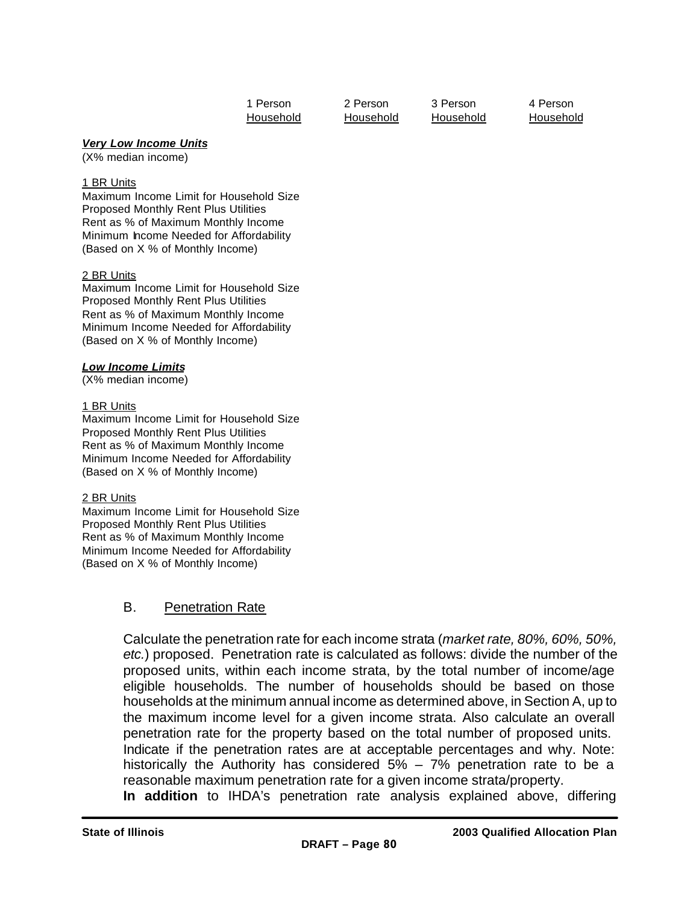| | 1 Person Household | 2 Person Household | 3 Person Household | 4 Person Household |
|---|---|---|---|---|
| ***Very Low Income Units*** (X% median income) | | | | |
| 1 BR Units | | | | |
| Maximum Income Limit for Household Size | | | | |
| Proposed Monthly Rent Plus Utilities | | | | |
| Rent as % of Maximum Monthly Income | | | | |
| Minimum Income Needed for Affordability (Based on X % of Monthly Income) | | | | |
| 2 BR Units | | | | |
| Maximum Income Limit for Household Size | | | | |
| Proposed Monthly Rent Plus Utilities | | | | |
| Rent as % of Maximum Monthly Income | | | | |
| Minimum Income Needed for Affordability (Based on X % of Monthly Income) | | | | |
| ***Low Income Limits*** (X% median income) | | | | |
| 1 BR Units | | | | |
| Maximum Income Limit for Household Size | | | | |
| Proposed Monthly Rent Plus Utilities | | | | |
| Rent as % of Maximum Monthly Income | | | | |
| Minimum Income Needed for Affordability (Based on X % of Monthly Income) | | | | |
| 2 BR Units | | | | |
| Maximum Income Limit for Household Size | | | | |
| Proposed Monthly Rent Plus Utilities | | | | |
| Rent as % of Maximum Monthly Income | | | | |
| Minimum Income Needed for Affordability (Based on X % of Monthly Income) | | | | |

## B. Penetration Rate

Calculate the penetration rate for each income strata (*market rate, 80%, 60%, 50%, etc.*) proposed. Penetration rate is calculated as follows: divide the number of the proposed units, within each income strata, by the total number of income/age eligible households. The number of households should be based on those households at the minimum annual income as determined above, in Section A, up to the maximum income level for a given income strata. Also calculate an overall penetration rate for the property based on the total number of proposed units. Indicate if the penetration rates are at acceptable percentages and why. Note: historically the Authority has considered 5% – 7% penetration rate to be a reasonable maximum penetration rate for a given income strata/property.

**In addition** to IHDA's penetration rate analysis explained above, differing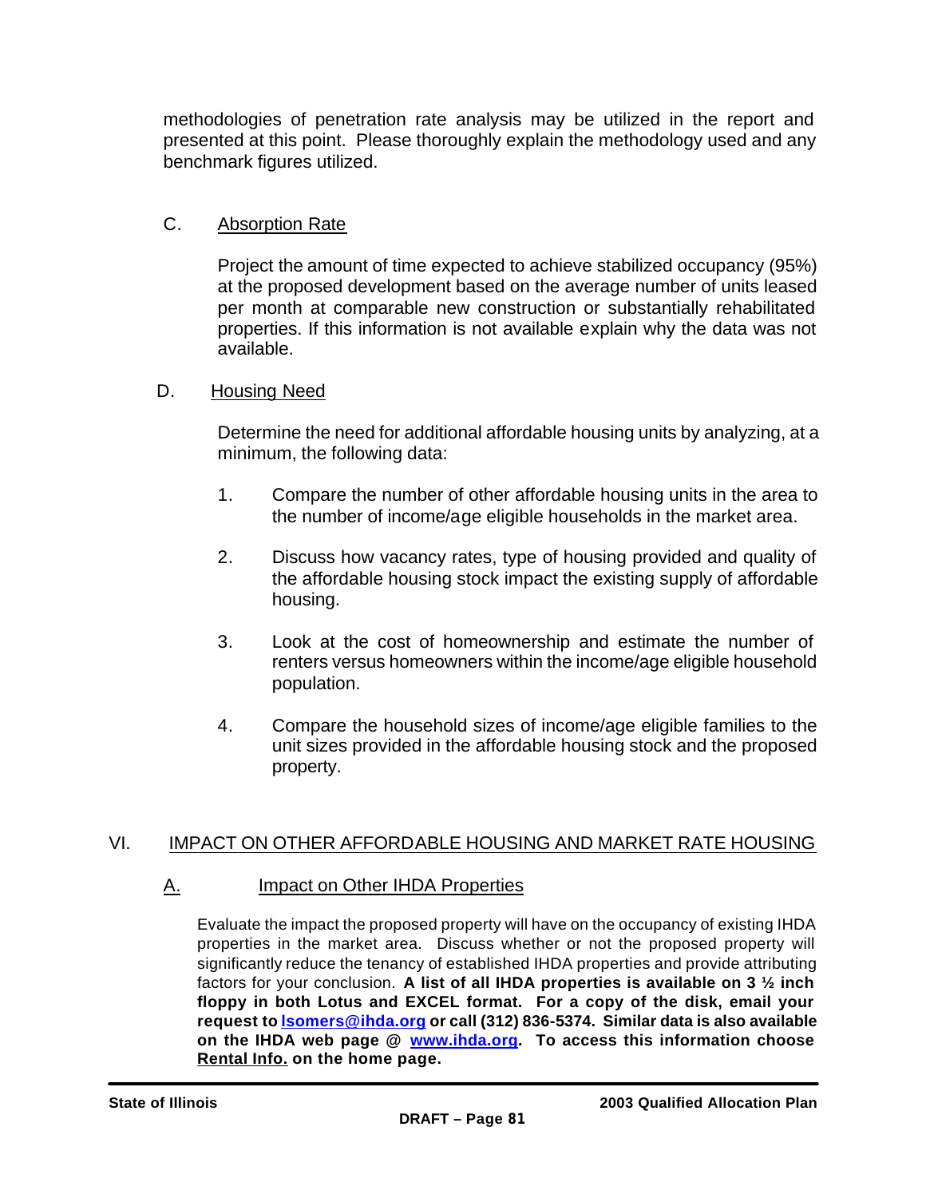methodologies of penetration rate analysis may be utilized in the report and presented at this point. Please thoroughly explain the methodology used and any benchmark figures utilized.

### C. Absorption Rate

Project the amount of time expected to achieve stabilized occupancy (95%) at the proposed development based on the average number of units leased per month at comparable new construction or substantially rehabilitated properties. If this information is not available explain why the data was not available.

### D. Housing Need

Determine the need for additional affordable housing units by analyzing, at a minimum, the following data:

1. Compare the number of other affordable housing units in the area to the number of income/age eligible households in the market area.

2. Discuss how vacancy rates, type of housing provided and quality of the affordable housing stock impact the existing supply of affordable housing.

3. Look at the cost of homeownership and estimate the number of renters versus homeowners within the income/age eligible household population.

4. Compare the household sizes of income/age eligible families to the unit sizes provided in the affordable housing stock and the proposed property.

## VI. IMPACT ON OTHER AFFORDABLE HOUSING AND MARKET RATE HOUSING

### A. Impact on Other IHDA Properties

Evaluate the impact the proposed property will have on the occupancy of existing IHDA properties in the market area. Discuss whether or not the proposed property will significantly reduce the tenancy of established IHDA properties and provide attributing factors for your conclusion. **A list of all IHDA properties is available on 3 ½ inch floppy in both Lotus and EXCEL format. For a copy of the disk, email your request to lsomers@ihda.org or call (312) 836-5374. Similar data is also available on the IHDA web page @ www.ihda.org. To access this information choose Rental Info. on the home page.**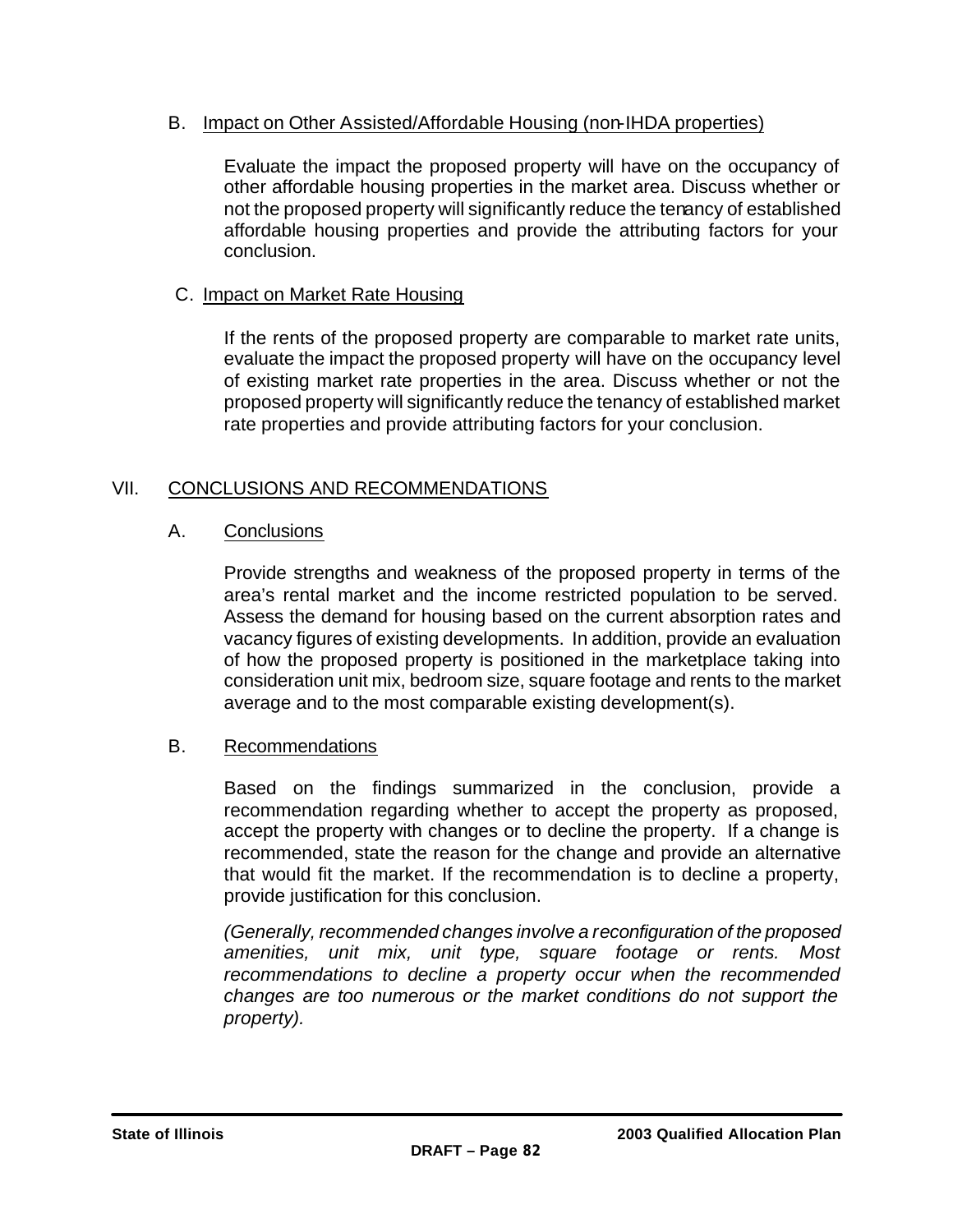### B. Impact on Other Assisted/Affordable Housing (non-IHDA properties)

Evaluate the impact the proposed property will have on the occupancy of other affordable housing properties in the market area. Discuss whether or not the proposed property will significantly reduce the tenancy of established affordable housing properties and provide the attributing factors for your conclusion.

### C. Impact on Market Rate Housing

If the rents of the proposed property are comparable to market rate units, evaluate the impact the proposed property will have on the occupancy level of existing market rate properties in the area. Discuss whether or not the proposed property will significantly reduce the tenancy of established market rate properties and provide attributing factors for your conclusion.

## VII. CONCLUSIONS AND RECOMMENDATIONS

### A. Conclusions

Provide strengths and weakness of the proposed property in terms of the area's rental market and the income restricted population to be served. Assess the demand for housing based on the current absorption rates and vacancy figures of existing developments. In addition, provide an evaluation of how the proposed property is positioned in the marketplace taking into consideration unit mix, bedroom size, square footage and rents to the market average and to the most comparable existing development(s).

### B. Recommendations

Based on the findings summarized in the conclusion, provide a recommendation regarding whether to accept the property as proposed, accept the property with changes or to decline the property. If a change is recommended, state the reason for the change and provide an alternative that would fit the market. If the recommendation is to decline a property, provide justification for this conclusion.

*(Generally, recommended changes involve a reconfiguration of the proposed amenities, unit mix, unit type, square footage or rents. Most recommendations to decline a property occur when the recommended changes are too numerous or the market conditions do not support the property).*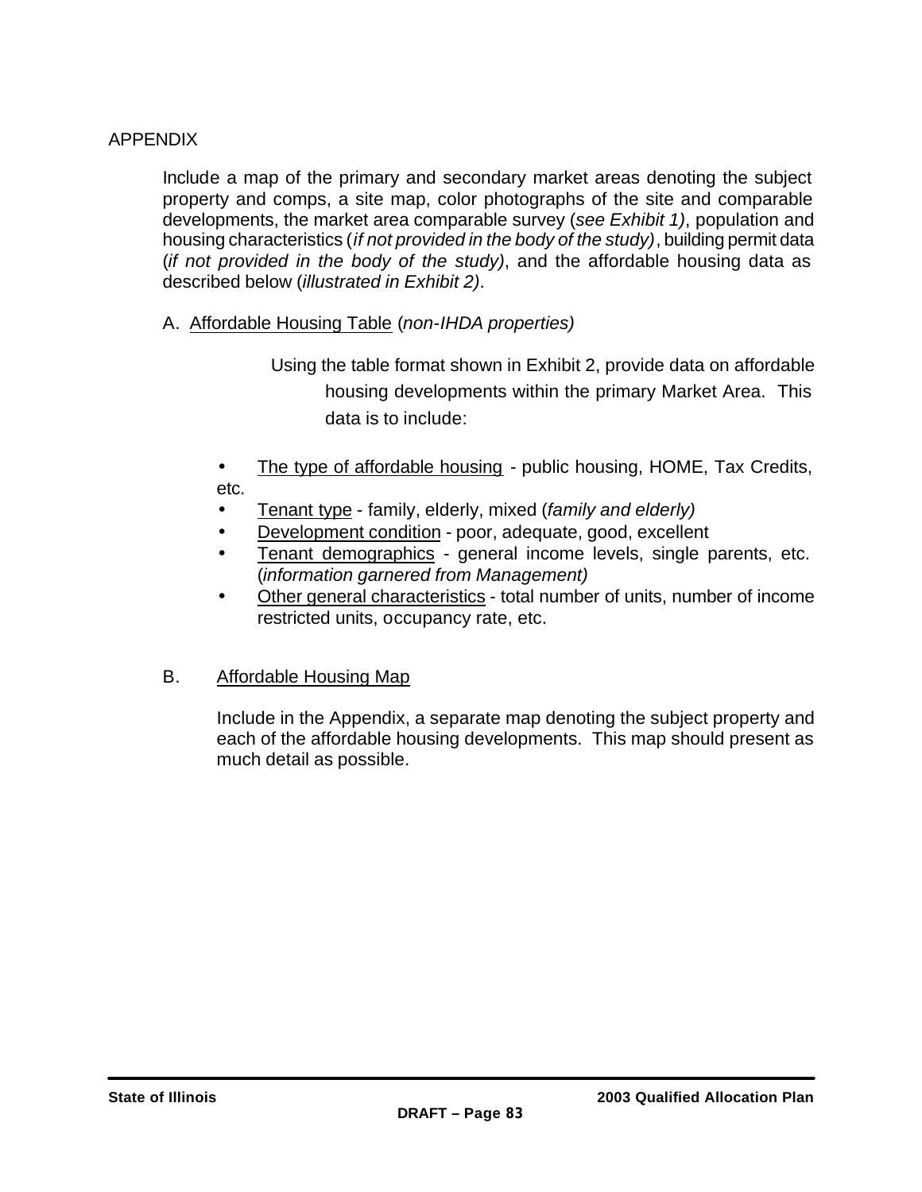## APPENDIX

Include a map of the primary and secondary market areas denoting the subject property and comps, a site map, color photographs of the site and comparable developments, the market area comparable survey (*see Exhibit 1)*, population and housing characteristics (*if not provided in the body of the study)*, building permit data (*if not provided in the body of the study)*, and the affordable housing data as described below (*illustrated in Exhibit 2)*.

A. <u>Affordable Housing Table</u> (*non-IHDA properties)*

Using the table format shown in Exhibit 2, provide data on affordable housing developments within the primary Market Area. This data is to include:

- <u>The type of affordable housing</u> - public housing, HOME, Tax Credits, etc.
- <u>Tenant type</u> - family, elderly, mixed (*family and elderly)*
- <u>Development condition</u> - poor, adequate, good, excellent
- <u>Tenant demographics</u> - general income levels, single parents, etc. (*information garnered from Management)*
- <u>Other general characteristics</u> - total number of units, number of income restricted units, occupancy rate, etc.

B. <u>Affordable Housing Map</u>

Include in the Appendix, a separate map denoting the subject property and each of the affordable housing developments. This map should present as much detail as possible.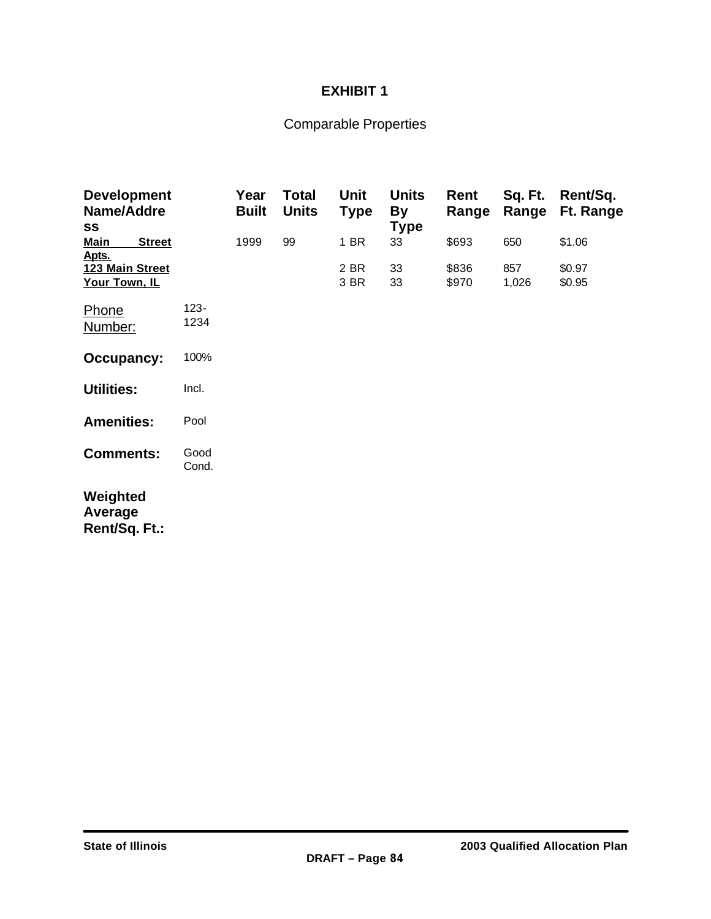# EXHIBIT 1

Comparable Properties

| Development Name/Address | Year Built | Total Units | Unit Type | Units By Type | Rent Range | Sq. Ft. Range | Rent/Sq. Ft. Range |
|---|---|---|---|---|---|---|---|
| **Main Street Apts.** | 1999 | 99 | 1 BR | 33 | $693 | 650 | $1.06 |
| **123 Main Street** | | | 2 BR | 33 | $836 | 857 | $0.97 |
| **Your Town, IL** | | | 3 BR | 33 | $970 | 1,026 | $0.95 |

Phone Number: 123-1234

**Occupancy:** 100%

**Utilities:** Incl.

**Amenities:** Pool

**Comments:** Good Cond.

**Weighted Average Rent/Sq. Ft.:**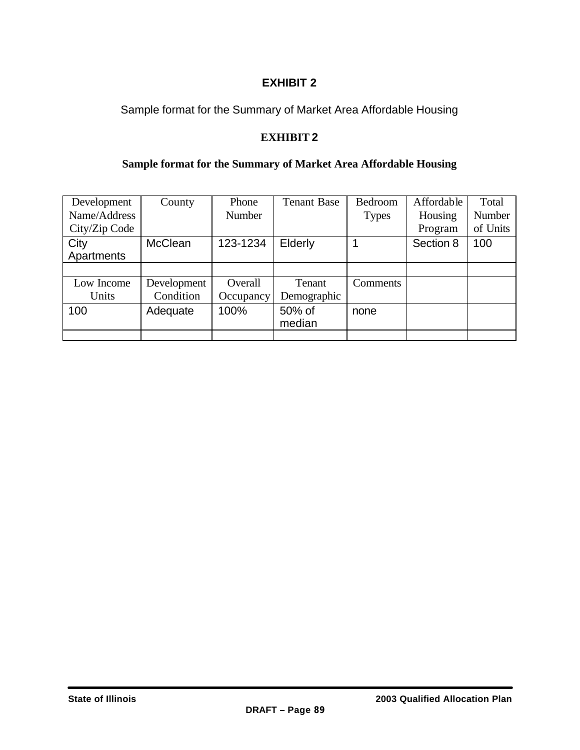# EXHIBIT 2

Sample format for the Summary of Market Area Affordable Housing

## EXHIBIT 2

**Sample format for the Summary of Market Area Affordable Housing**

| Development Name/Address City/Zip Code | County | Phone Number | Tenant Base | Bedroom Types | Affordable Housing Program | Total Number of Units |
|---|---|---|---|---|---|---|
| City Apartments | McClean | 123-1234 | Elderly | 1 | Section 8 | 100 |
| | | | | | | |
| Low Income Units | Development Condition | Overall Occupancy | Tenant Demographic | Comments | | |
| 100 | Adequate | 100% | 50% of median | none | | |
| | | | | | | |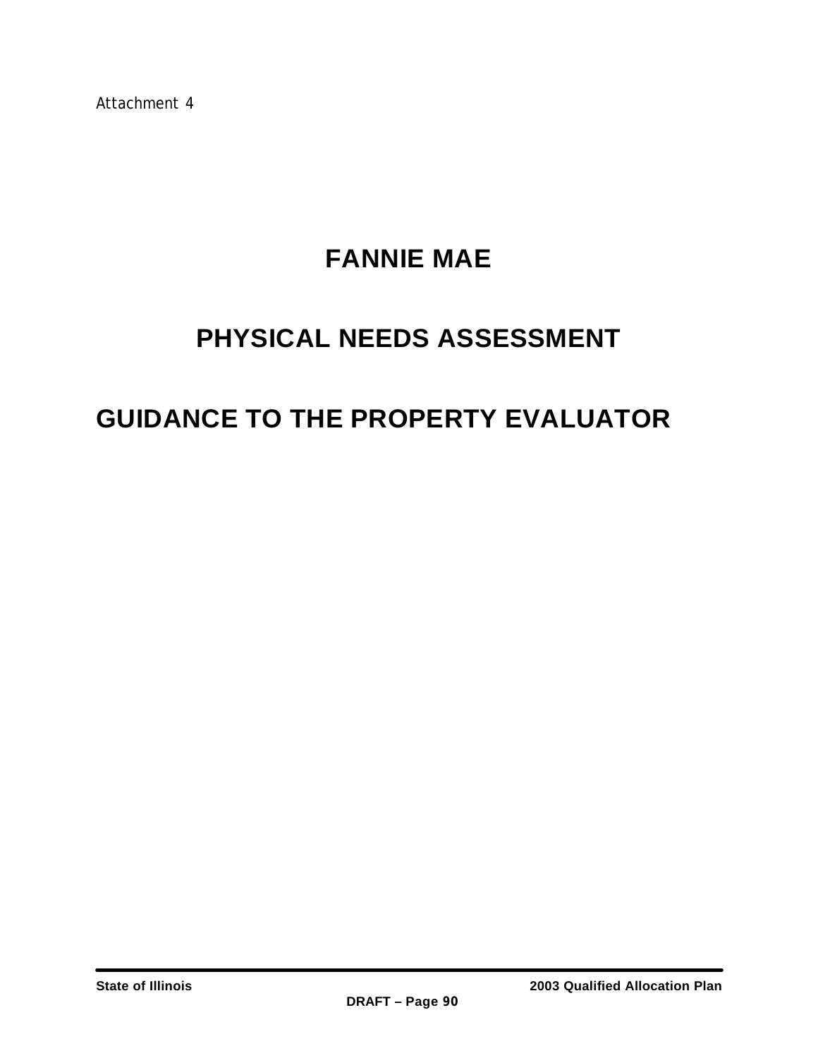Attachment 4

# FANNIE MAE

# PHYSICAL NEEDS ASSESSMENT

# GUIDANCE TO THE PROPERTY EVALUATOR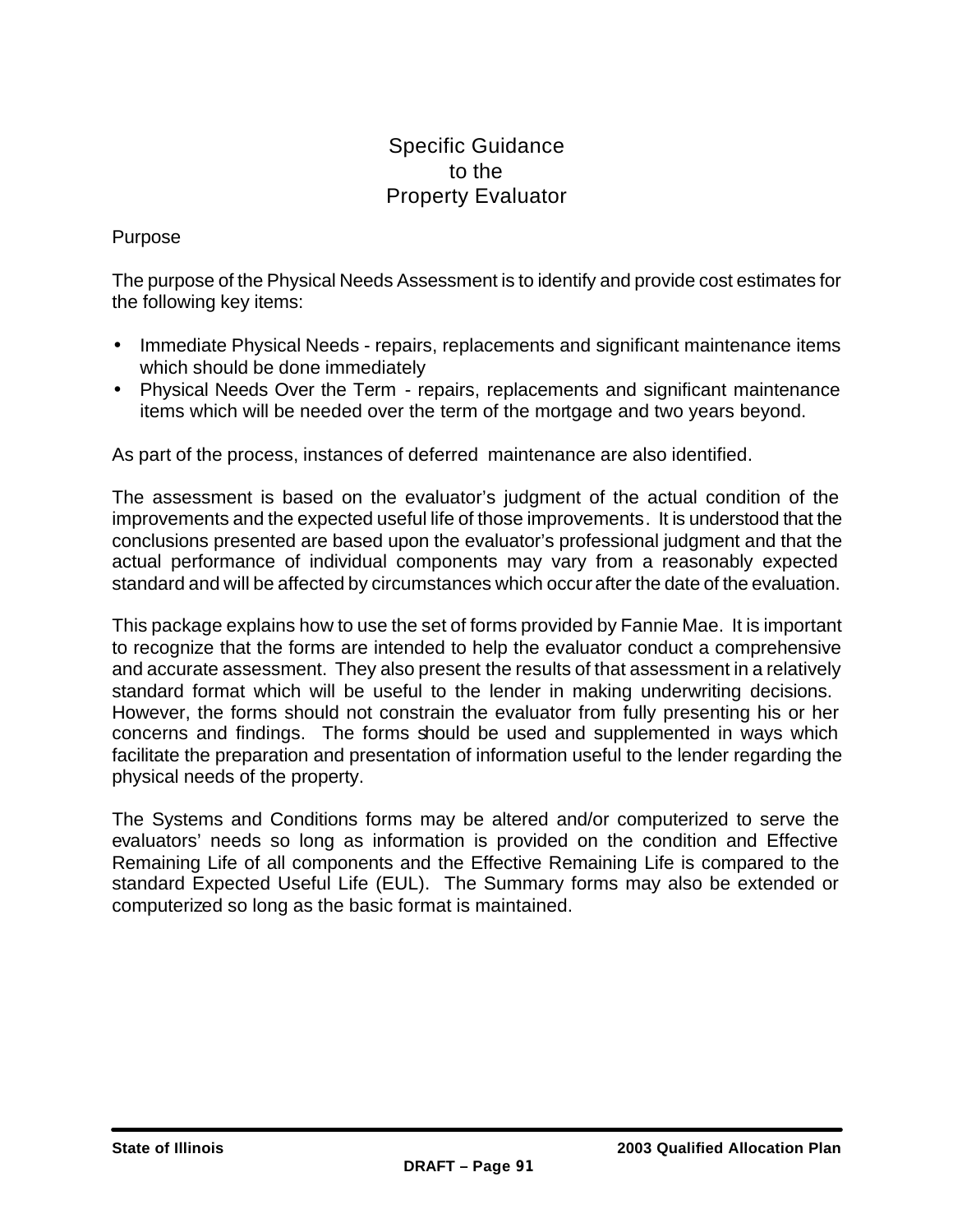# Specific Guidance to the Property Evaluator

## Purpose

The purpose of the Physical Needs Assessment is to identify and provide cost estimates for the following key items:

- Immediate Physical Needs - repairs, replacements and significant maintenance items which should be done immediately
- Physical Needs Over the Term - repairs, replacements and significant maintenance items which will be needed over the term of the mortgage and two years beyond.

As part of the process, instances of deferred maintenance are also identified.

The assessment is based on the evaluator's judgment of the actual condition of the improvements and the expected useful life of those improvements. It is understood that the conclusions presented are based upon the evaluator's professional judgment and that the actual performance of individual components may vary from a reasonably expected standard and will be affected by circumstances which occur after the date of the evaluation.

This package explains how to use the set of forms provided by Fannie Mae. It is important to recognize that the forms are intended to help the evaluator conduct a comprehensive and accurate assessment. They also present the results of that assessment in a relatively standard format which will be useful to the lender in making underwriting decisions. However, the forms should not constrain the evaluator from fully presenting his or her concerns and findings. The forms should be used and supplemented in ways which facilitate the preparation and presentation of information useful to the lender regarding the physical needs of the property.

The Systems and Conditions forms may be altered and/or computerized to serve the evaluators' needs so long as information is provided on the condition and Effective Remaining Life of all components and the Effective Remaining Life is compared to the standard Expected Useful Life (EUL). The Summary forms may also be extended or computerized so long as the basic format is maintained.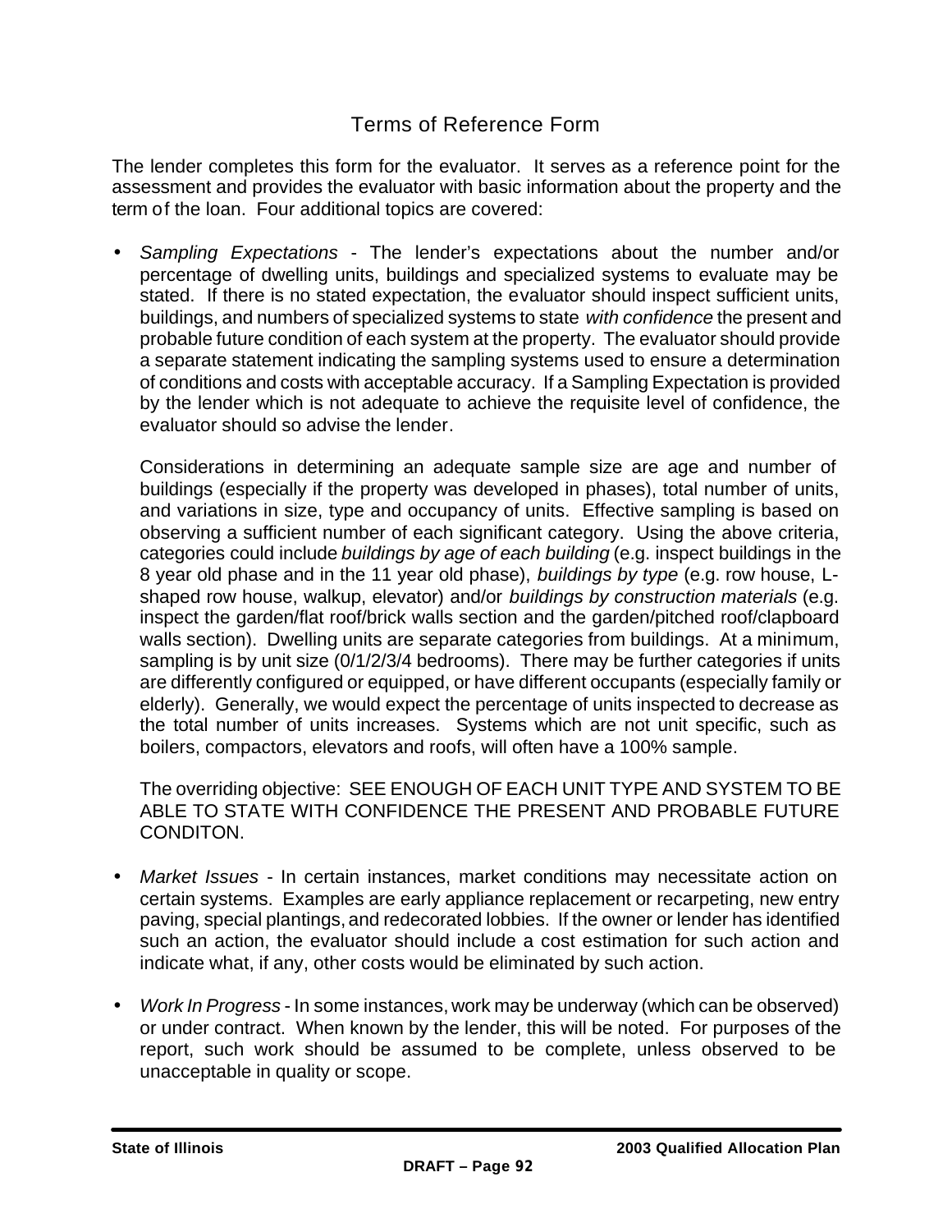## Terms of Reference Form

The lender completes this form for the evaluator. It serves as a reference point for the assessment and provides the evaluator with basic information about the property and the term of the loan. Four additional topics are covered:

- *Sampling Expectations* - The lender's expectations about the number and/or percentage of dwelling units, buildings and specialized systems to evaluate may be stated. If there is no stated expectation, the evaluator should inspect sufficient units, buildings, and numbers of specialized systems to state *with confidence* the present and probable future condition of each system at the property. The evaluator should provide a separate statement indicating the sampling systems used to ensure a determination of conditions and costs with acceptable accuracy. If a Sampling Expectation is provided by the lender which is not adequate to achieve the requisite level of confidence, the evaluator should so advise the lender.

  Considerations in determining an adequate sample size are age and number of buildings (especially if the property was developed in phases), total number of units, and variations in size, type and occupancy of units. Effective sampling is based on observing a sufficient number of each significant category. Using the above criteria, categories could include *buildings by age of each building* (e.g. inspect buildings in the 8 year old phase and in the 11 year old phase), *buildings by type* (e.g. row house, L-shaped row house, walkup, elevator) and/or *buildings by construction materials* (e.g. inspect the garden/flat roof/brick walls section and the garden/pitched roof/clapboard walls section). Dwelling units are separate categories from buildings. At a minimum, sampling is by unit size (0/1/2/3/4 bedrooms). There may be further categories if units are differently configured or equipped, or have different occupants (especially family or elderly). Generally, we would expect the percentage of units inspected to decrease as the total number of units increases. Systems which are not unit specific, such as boilers, compactors, elevators and roofs, will often have a 100% sample.

  The overriding objective: SEE ENOUGH OF EACH UNIT TYPE AND SYSTEM TO BE ABLE TO STATE WITH CONFIDENCE THE PRESENT AND PROBABLE FUTURE CONDITON.

- *Market Issues* - In certain instances, market conditions may necessitate action on certain systems. Examples are early appliance replacement or recarpeting, new entry paving, special plantings, and redecorated lobbies. If the owner or lender has identified such an action, the evaluator should include a cost estimation for such action and indicate what, if any, other costs would be eliminated by such action.

- *Work In Progress* - In some instances, work may be underway (which can be observed) or under contract. When known by the lender, this will be noted. For purposes of the report, such work should be assumed to be complete, unless observed to be unacceptable in quality or scope.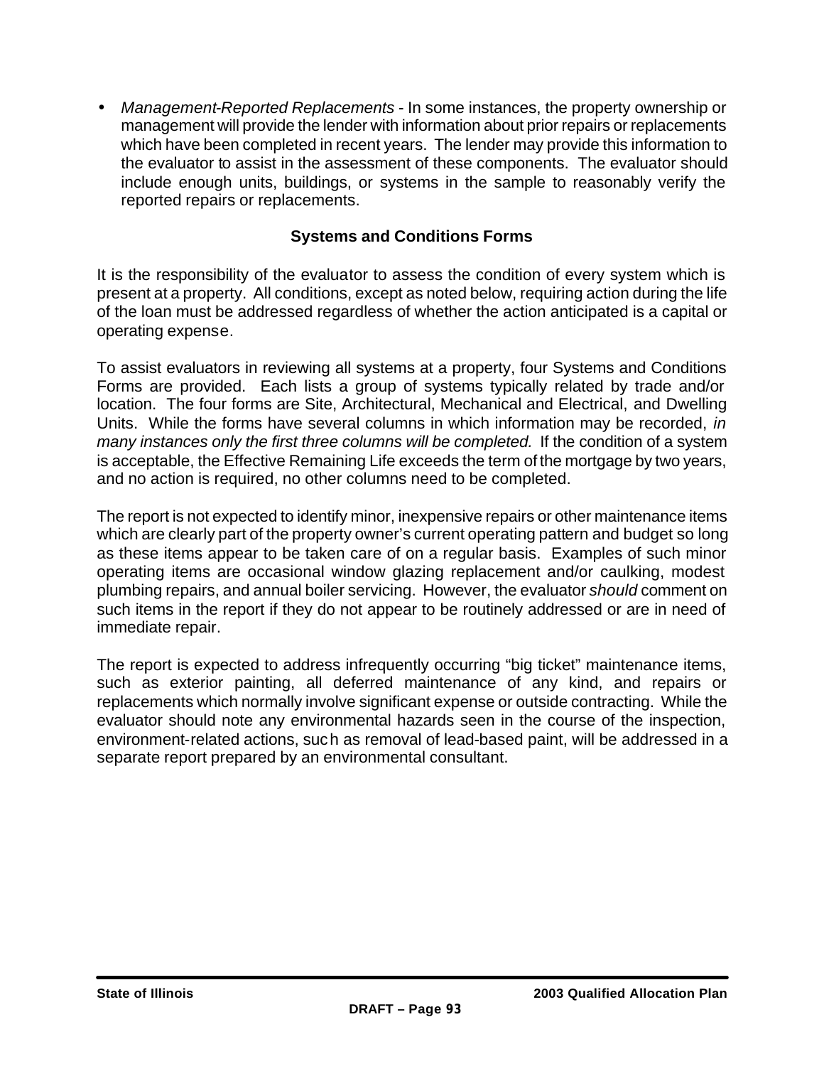- *Management-Reported Replacements* - In some instances, the property ownership or management will provide the lender with information about prior repairs or replacements which have been completed in recent years. The lender may provide this information to the evaluator to assist in the assessment of these components. The evaluator should include enough units, buildings, or systems in the sample to reasonably verify the reported repairs or replacements.

## Systems and Conditions Forms

It is the responsibility of the evaluator to assess the condition of every system which is present at a property. All conditions, except as noted below, requiring action during the life of the loan must be addressed regardless of whether the action anticipated is a capital or operating expense.

To assist evaluators in reviewing all systems at a property, four Systems and Conditions Forms are provided. Each lists a group of systems typically related by trade and/or location. The four forms are Site, Architectural, Mechanical and Electrical, and Dwelling Units. While the forms have several columns in which information may be recorded, *in many instances only the first three columns will be completed.* If the condition of a system is acceptable, the Effective Remaining Life exceeds the term of the mortgage by two years, and no action is required, no other columns need to be completed.

The report is not expected to identify minor, inexpensive repairs or other maintenance items which are clearly part of the property owner's current operating pattern and budget so long as these items appear to be taken care of on a regular basis. Examples of such minor operating items are occasional window glazing replacement and/or caulking, modest plumbing repairs, and annual boiler servicing. However, the evaluator *should* comment on such items in the report if they do not appear to be routinely addressed or are in need of immediate repair.

The report is expected to address infrequently occurring "big ticket" maintenance items, such as exterior painting, all deferred maintenance of any kind, and repairs or replacements which normally involve significant expense or outside contracting. While the evaluator should note any environmental hazards seen in the course of the inspection, environment-related actions, such as removal of lead-based paint, will be addressed in a separate report prepared by an environmental consultant.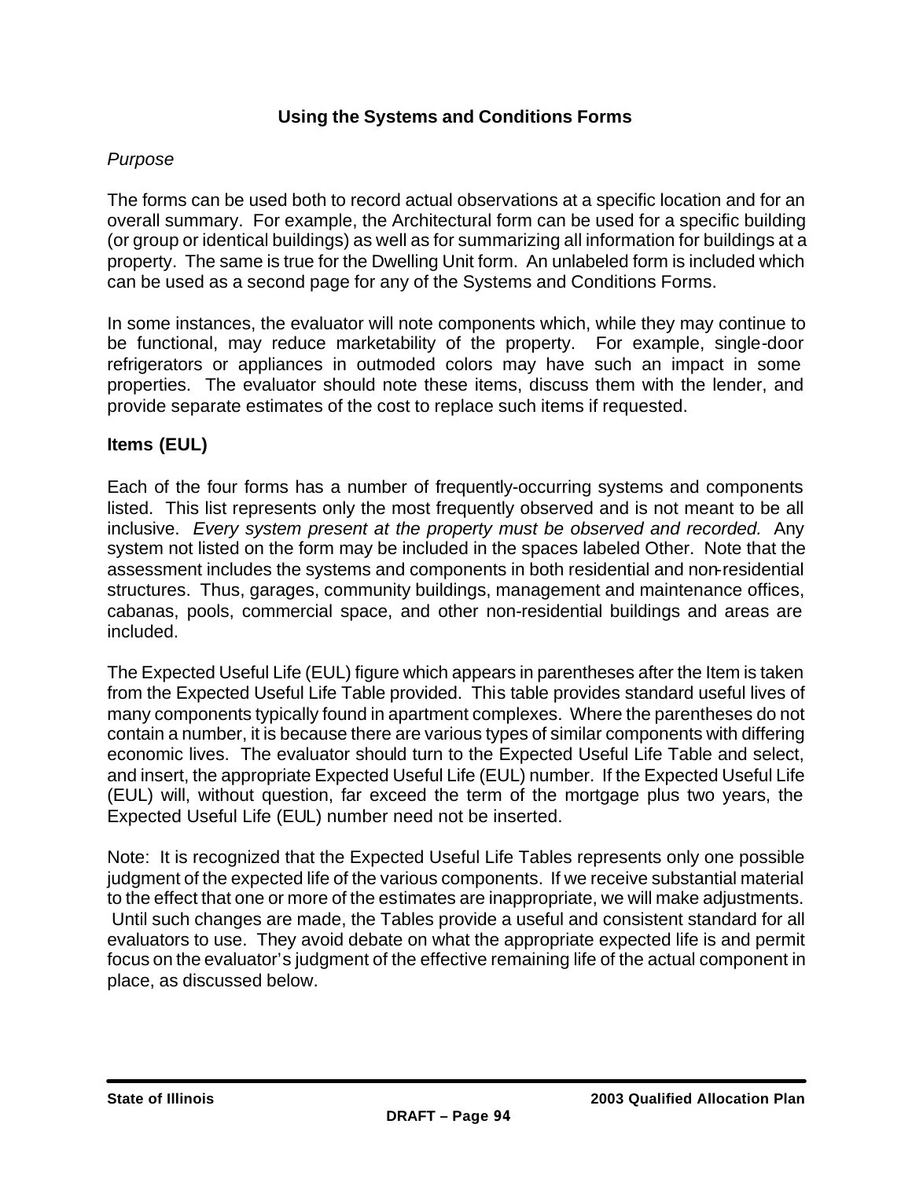## Using the Systems and Conditions Forms

*Purpose*

The forms can be used both to record actual observations at a specific location and for an overall summary. For example, the Architectural form can be used for a specific building (or group or identical buildings) as well as for summarizing all information for buildings at a property. The same is true for the Dwelling Unit form. An unlabeled form is included which can be used as a second page for any of the Systems and Conditions Forms.

In some instances, the evaluator will note components which, while they may continue to be functional, may reduce marketability of the property. For example, single-door refrigerators or appliances in outmoded colors may have such an impact in some properties. The evaluator should note these items, discuss them with the lender, and provide separate estimates of the cost to replace such items if requested.

### Items (EUL)

Each of the four forms has a number of frequently-occurring systems and components listed. This list represents only the most frequently observed and is not meant to be all inclusive. *Every system present at the property must be observed and recorded.* Any system not listed on the form may be included in the spaces labeled Other. Note that the assessment includes the systems and components in both residential and non-residential structures. Thus, garages, community buildings, management and maintenance offices, cabanas, pools, commercial space, and other non-residential buildings and areas are included.

The Expected Useful Life (EUL) figure which appears in parentheses after the Item is taken from the Expected Useful Life Table provided. This table provides standard useful lives of many components typically found in apartment complexes. Where the parentheses do not contain a number, it is because there are various types of similar components with differing economic lives. The evaluator should turn to the Expected Useful Life Table and select, and insert, the appropriate Expected Useful Life (EUL) number. If the Expected Useful Life (EUL) will, without question, far exceed the term of the mortgage plus two years, the Expected Useful Life (EUL) number need not be inserted.

Note: It is recognized that the Expected Useful Life Tables represents only one possible judgment of the expected life of the various components. If we receive substantial material to the effect that one or more of the estimates are inappropriate, we will make adjustments. Until such changes are made, the Tables provide a useful and consistent standard for all evaluators to use. They avoid debate on what the appropriate expected life is and permit focus on the evaluator's judgment of the effective remaining life of the actual component in place, as discussed below.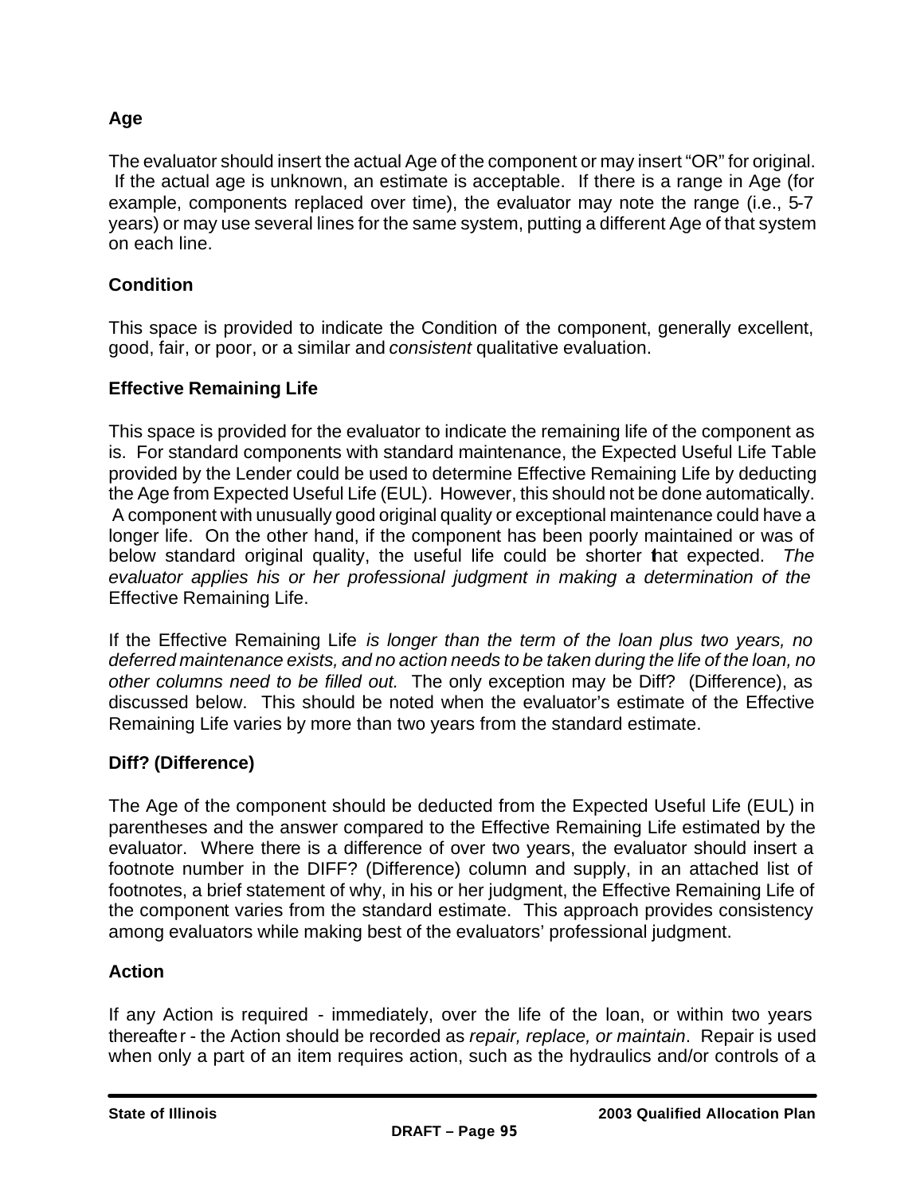**Age**

The evaluator should insert the actual Age of the component or may insert "OR" for original. If the actual age is unknown, an estimate is acceptable. If there is a range in Age (for example, components replaced over time), the evaluator may note the range (i.e., 5-7 years) or may use several lines for the same system, putting a different Age of that system on each line.

**Condition**

This space is provided to indicate the Condition of the component, generally excellent, good, fair, or poor, or a similar and *consistent* qualitative evaluation.

**Effective Remaining Life**

This space is provided for the evaluator to indicate the remaining life of the component as is. For standard components with standard maintenance, the Expected Useful Life Table provided by the Lender could be used to determine Effective Remaining Life by deducting the Age from Expected Useful Life (EUL). However, this should not be done automatically. A component with unusually good original quality or exceptional maintenance could have a longer life. On the other hand, if the component has been poorly maintained or was of below standard original quality, the useful life could be shorter that expected. *The evaluator applies his or her professional judgment in making a determination of the* Effective Remaining Life.

If the Effective Remaining Life *is longer than the term of the loan plus two years, no deferred maintenance exists, and no action needs to be taken during the life of the loan, no other columns need to be filled out.* The only exception may be Diff? (Difference), as discussed below. This should be noted when the evaluator's estimate of the Effective Remaining Life varies by more than two years from the standard estimate.

**Diff? (Difference)**

The Age of the component should be deducted from the Expected Useful Life (EUL) in parentheses and the answer compared to the Effective Remaining Life estimated by the evaluator. Where there is a difference of over two years, the evaluator should insert a footnote number in the DIFF? (Difference) column and supply, in an attached list of footnotes, a brief statement of why, in his or her judgment, the Effective Remaining Life of the component varies from the standard estimate. This approach provides consistency among evaluators while making best of the evaluators' professional judgment.

**Action**

If any Action is required - immediately, over the life of the loan, or within two years thereafter - the Action should be recorded as *repair, replace, or maintain*. Repair is used when only a part of an item requires action, such as the hydraulics and/or controls of a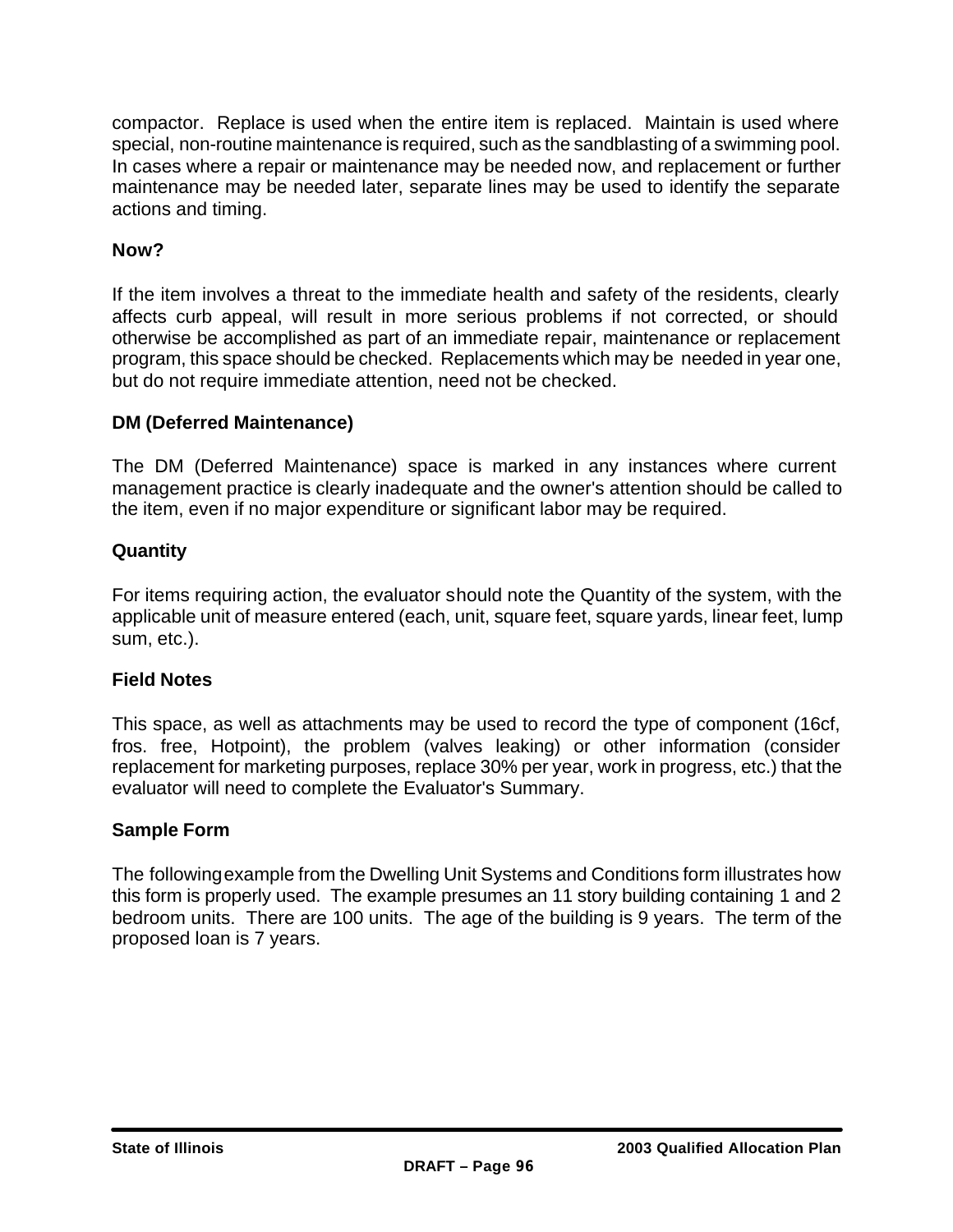compactor. Replace is used when the entire item is replaced. Maintain is used where special, non-routine maintenance is required, such as the sandblasting of a swimming pool. In cases where a repair or maintenance may be needed now, and replacement or further maintenance may be needed later, separate lines may be used to identify the separate actions and timing.

**Now?**

If the item involves a threat to the immediate health and safety of the residents, clearly affects curb appeal, will result in more serious problems if not corrected, or should otherwise be accomplished as part of an immediate repair, maintenance or replacement program, this space should be checked. Replacements which may be needed in year one, but do not require immediate attention, need not be checked.

**DM (Deferred Maintenance)**

The DM (Deferred Maintenance) space is marked in any instances where current management practice is clearly inadequate and the owner's attention should be called to the item, even if no major expenditure or significant labor may be required.

**Quantity**

For items requiring action, the evaluator should note the Quantity of the system, with the applicable unit of measure entered (each, unit, square feet, square yards, linear feet, lump sum, etc.).

**Field Notes**

This space, as well as attachments may be used to record the type of component (16cf, fros. free, Hotpoint), the problem (valves leaking) or other information (consider replacement for marketing purposes, replace 30% per year, work in progress, etc.) that the evaluator will need to complete the Evaluator's Summary.

**Sample Form**

The following example from the Dwelling Unit Systems and Conditions form illustrates how this form is properly used. The example presumes an 11 story building containing 1 and 2 bedroom units. There are 100 units. The age of the building is 9 years. The term of the proposed loan is 7 years.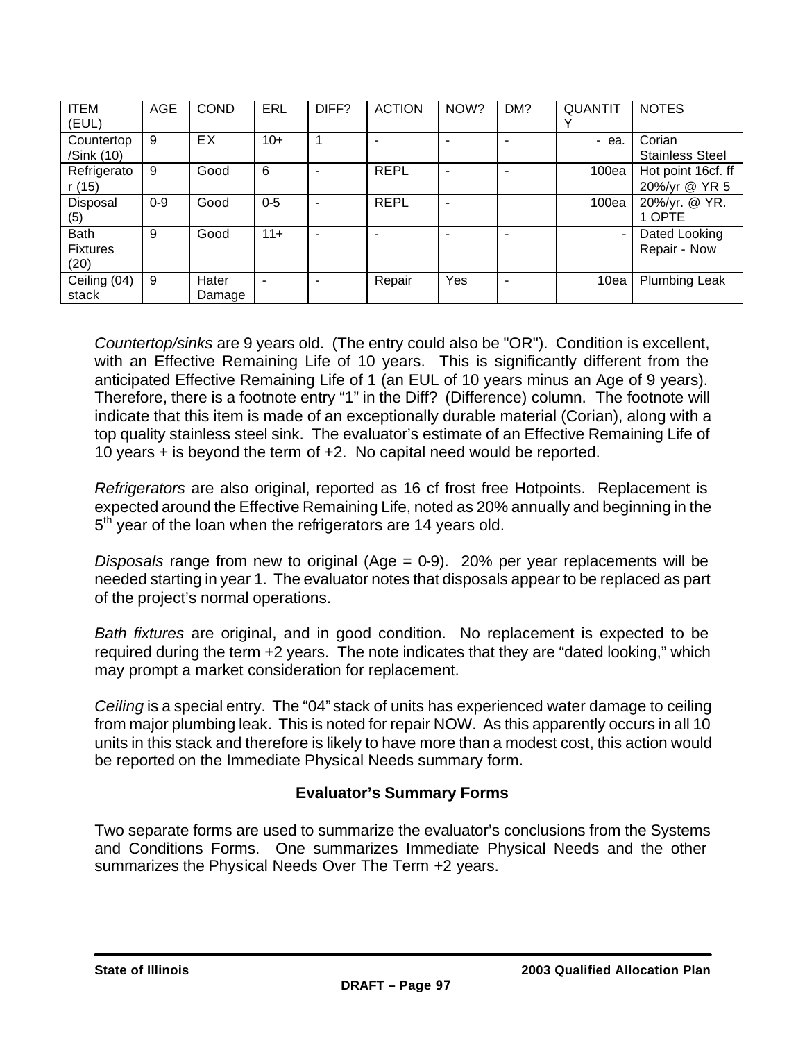| ITEM (EUL) | AGE | COND | ERL | DIFF? | ACTION | NOW? | DM? | QUANTITY | NOTES |
|---|---|---|---|---|---|---|---|---|---|
| Countertop /Sink (10) | 9 | EX | 10+ | 1 | - | - | - | - ea. | Corian Stainless Steel |
| Refrigerator (15) | 9 | Good | 6 | - | REPL | - | - | 100ea | Hot point 16cf. ff 20%/yr @ YR 5 |
| Disposal (5) | 0-9 | Good | 0-5 | - | REPL | - | | 100ea | 20%/yr. @ YR. 1 OPTE |
| Bath Fixtures (20) | 9 | Good | 11+ | - | - | - | - | - | Dated Looking Repair - Now |
| Ceiling (04) stack | 9 | Hater Damage | - | - | Repair | Yes | - | 10ea | Plumbing Leak |

*Countertop/sinks* are 9 years old. (The entry could also be "OR"). Condition is excellent, with an Effective Remaining Life of 10 years. This is significantly different from the anticipated Effective Remaining Life of 1 (an EUL of 10 years minus an Age of 9 years). Therefore, there is a footnote entry "1" in the Diff? (Difference) column. The footnote will indicate that this item is made of an exceptionally durable material (Corian), along with a top quality stainless steel sink. The evaluator's estimate of an Effective Remaining Life of 10 years + is beyond the term of +2. No capital need would be reported.

*Refrigerators* are also original, reported as 16 cf frost free Hotpoints. Replacement is expected around the Effective Remaining Life, noted as 20% annually and beginning in the 5th year of the loan when the refrigerators are 14 years old.

*Disposals* range from new to original (Age = 0-9). 20% per year replacements will be needed starting in year 1. The evaluator notes that disposals appear to be replaced as part of the project's normal operations.

*Bath fixtures* are original, and in good condition. No replacement is expected to be required during the term +2 years. The note indicates that they are "dated looking," which may prompt a market consideration for replacement.

*Ceiling* is a special entry. The "04" stack of units has experienced water damage to ceiling from major plumbing leak. This is noted for repair NOW. As this apparently occurs in all 10 units in this stack and therefore is likely to have more than a modest cost, this action would be reported on the Immediate Physical Needs summary form.

### Evaluator's Summary Forms

Two separate forms are used to summarize the evaluator's conclusions from the Systems and Conditions Forms. One summarizes Immediate Physical Needs and the other summarizes the Physical Needs Over The Term +2 years.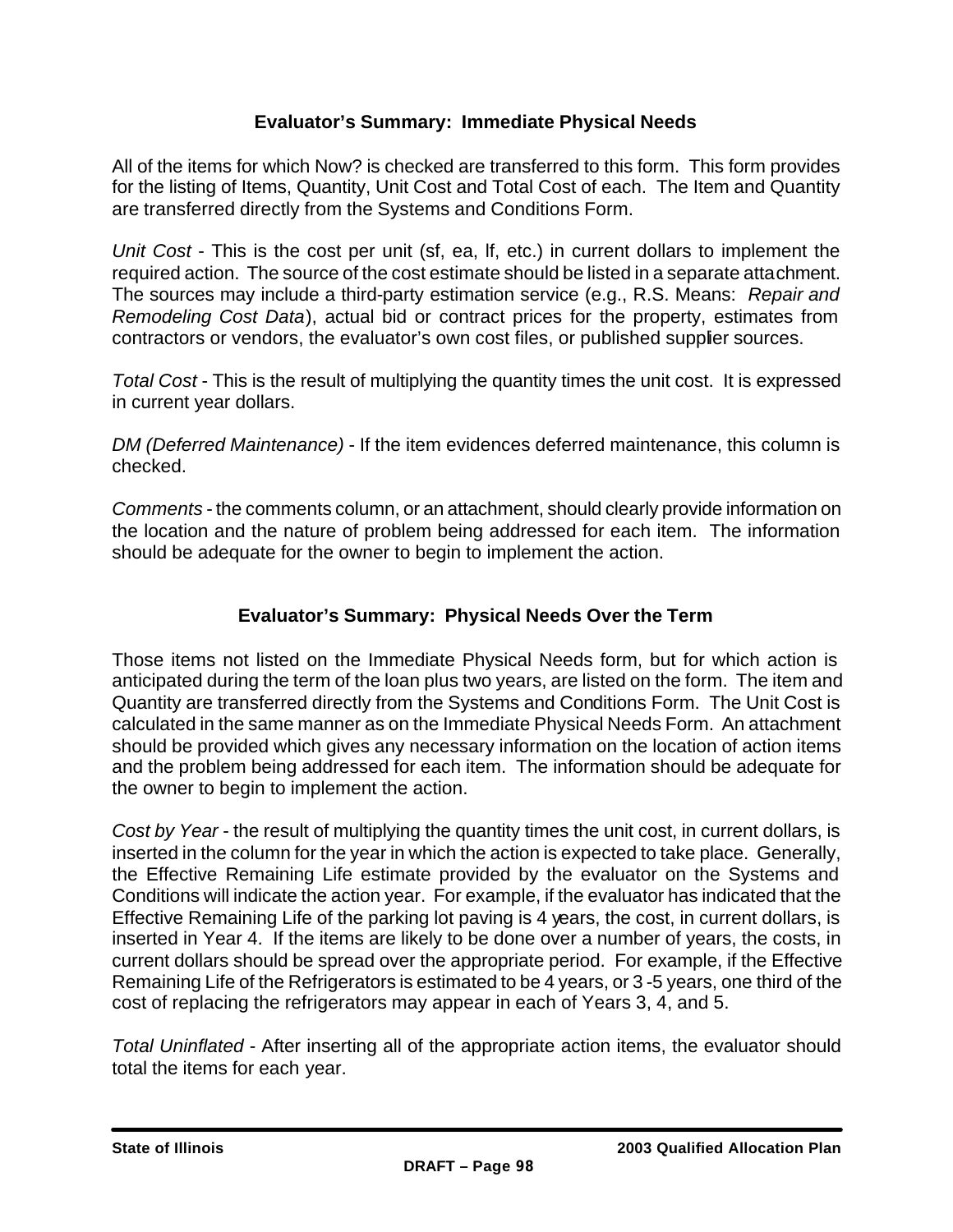## Evaluator's Summary: Immediate Physical Needs

All of the items for which Now? is checked are transferred to this form. This form provides for the listing of Items, Quantity, Unit Cost and Total Cost of each. The Item and Quantity are transferred directly from the Systems and Conditions Form.

*Unit Cost* - This is the cost per unit (sf, ea, lf, etc.) in current dollars to implement the required action. The source of the cost estimate should be listed in a separate attachment. The sources may include a third-party estimation service (e.g., R.S. Means: *Repair and Remodeling Cost Data*), actual bid or contract prices for the property, estimates from contractors or vendors, the evaluator's own cost files, or published supplier sources.

*Total Cost* - This is the result of multiplying the quantity times the unit cost. It is expressed in current year dollars.

*DM (Deferred Maintenance)* - If the item evidences deferred maintenance, this column is checked.

*Comments* - the comments column, or an attachment, should clearly provide information on the location and the nature of problem being addressed for each item. The information should be adequate for the owner to begin to implement the action.

## Evaluator's Summary: Physical Needs Over the Term

Those items not listed on the Immediate Physical Needs form, but for which action is anticipated during the term of the loan plus two years, are listed on the form. The item and Quantity are transferred directly from the Systems and Conditions Form. The Unit Cost is calculated in the same manner as on the Immediate Physical Needs Form. An attachment should be provided which gives any necessary information on the location of action items and the problem being addressed for each item. The information should be adequate for the owner to begin to implement the action.

*Cost by Year* - the result of multiplying the quantity times the unit cost, in current dollars, is inserted in the column for the year in which the action is expected to take place. Generally, the Effective Remaining Life estimate provided by the evaluator on the Systems and Conditions will indicate the action year. For example, if the evaluator has indicated that the Effective Remaining Life of the parking lot paving is 4 years, the cost, in current dollars, is inserted in Year 4. If the items are likely to be done over a number of years, the costs, in current dollars should be spread over the appropriate period. For example, if the Effective Remaining Life of the Refrigerators is estimated to be 4 years, or 3 -5 years, one third of the cost of replacing the refrigerators may appear in each of Years 3, 4, and 5.

*Total Uninflated* - After inserting all of the appropriate action items, the evaluator should total the items for each year.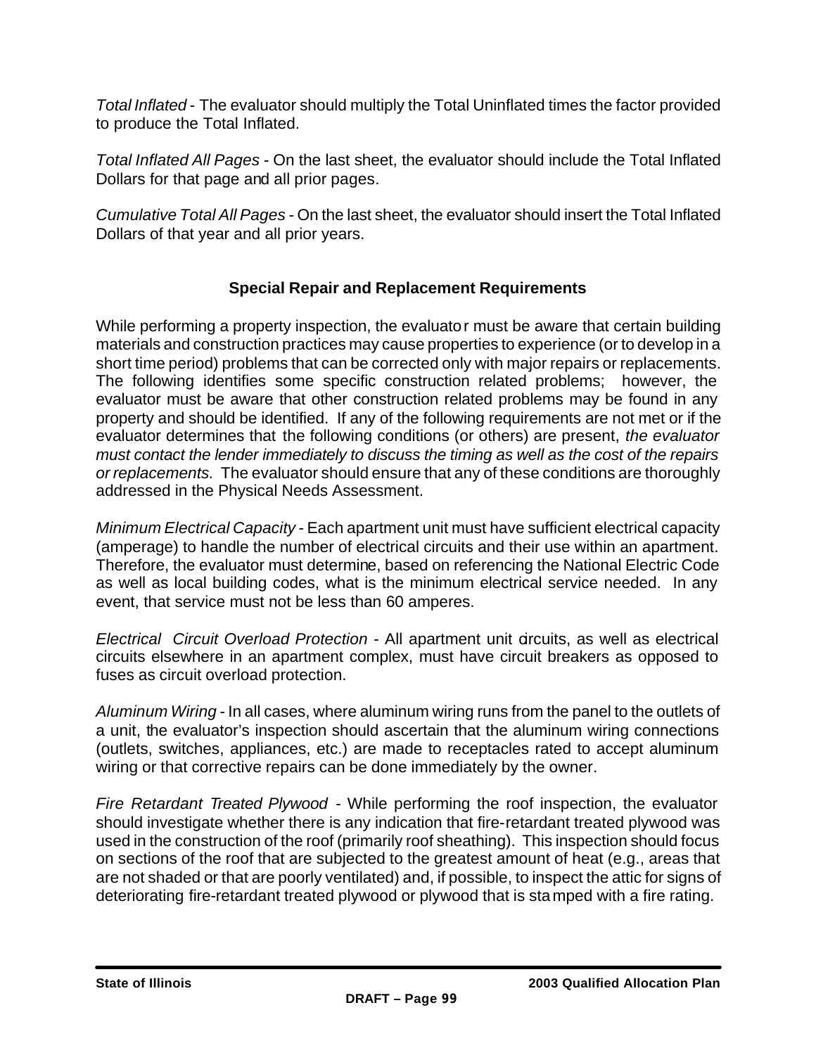*Total Inflated* - The evaluator should multiply the Total Uninflated times the factor provided to produce the Total Inflated.

*Total Inflated All Pages* - On the last sheet, the evaluator should include the Total Inflated Dollars for that page and all prior pages.

*Cumulative Total All Pages* - On the last sheet, the evaluator should insert the Total Inflated Dollars of that year and all prior years.

## Special Repair and Replacement Requirements

While performing a property inspection, the evaluator must be aware that certain building materials and construction practices may cause properties to experience (or to develop in a short time period) problems that can be corrected only with major repairs or replacements. The following identifies some specific construction related problems; however, the evaluator must be aware that other construction related problems may be found in any property and should be identified. If any of the following requirements are not met or if the evaluator determines that the following conditions (or others) are present, *the evaluator must contact the lender immediately to discuss the timing as well as the cost of the repairs or replacements.* The evaluator should ensure that any of these conditions are thoroughly addressed in the Physical Needs Assessment.

*Minimum Electrical Capacity* - Each apartment unit must have sufficient electrical capacity (amperage) to handle the number of electrical circuits and their use within an apartment. Therefore, the evaluator must determine, based on referencing the National Electric Code as well as local building codes, what is the minimum electrical service needed. In any event, that service must not be less than 60 amperes.

*Electrical Circuit Overload Protection* - All apartment unit circuits, as well as electrical circuits elsewhere in an apartment complex, must have circuit breakers as opposed to fuses as circuit overload protection.

*Aluminum Wiring* - In all cases, where aluminum wiring runs from the panel to the outlets of a unit, the evaluator's inspection should ascertain that the aluminum wiring connections (outlets, switches, appliances, etc.) are made to receptacles rated to accept aluminum wiring or that corrective repairs can be done immediately by the owner.

*Fire Retardant Treated Plywood* - While performing the roof inspection, the evaluator should investigate whether there is any indication that fire-retardant treated plywood was used in the construction of the roof (primarily roof sheathing). This inspection should focus on sections of the roof that are subjected to the greatest amount of heat (e.g., areas that are not shaded or that are poorly ventilated) and, if possible, to inspect the attic for signs of deteriorating fire-retardant treated plywood or plywood that is stamped with a fire rating.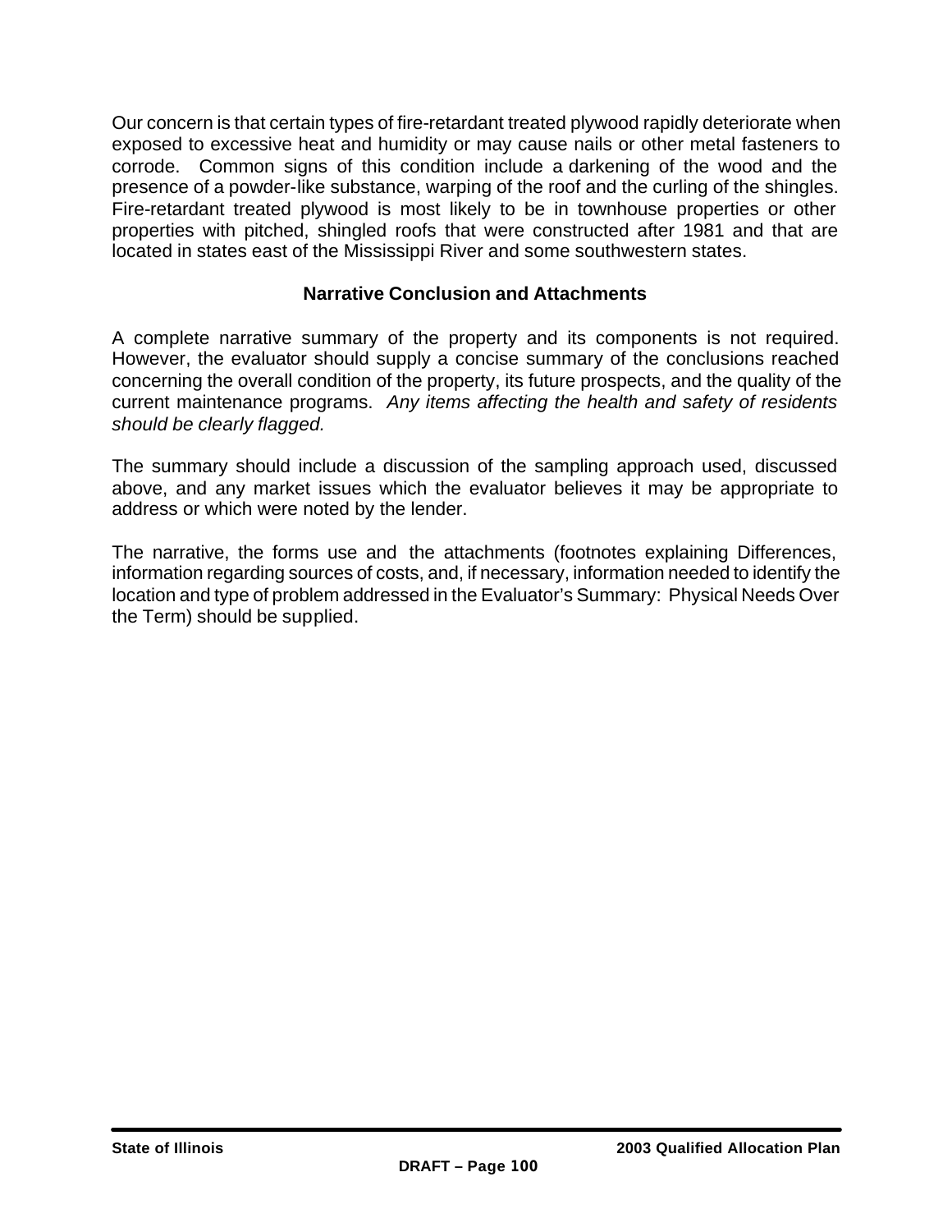Our concern is that certain types of fire-retardant treated plywood rapidly deteriorate when exposed to excessive heat and humidity or may cause nails or other metal fasteners to corrode. Common signs of this condition include a darkening of the wood and the presence of a powder-like substance, warping of the roof and the curling of the shingles. Fire-retardant treated plywood is most likely to be in townhouse properties or other properties with pitched, shingled roofs that were constructed after 1981 and that are located in states east of the Mississippi River and some southwestern states.

### Narrative Conclusion and Attachments

A complete narrative summary of the property and its components is not required. However, the evaluator should supply a concise summary of the conclusions reached concerning the overall condition of the property, its future prospects, and the quality of the current maintenance programs. *Any items affecting the health and safety of residents should be clearly flagged.*

The summary should include a discussion of the sampling approach used, discussed above, and any market issues which the evaluator believes it may be appropriate to address or which were noted by the lender.

The narrative, the forms use and the attachments (footnotes explaining Differences, information regarding sources of costs, and, if necessary, information needed to identify the location and type of problem addressed in the Evaluator's Summary: Physical Needs Over the Term) should be supplied.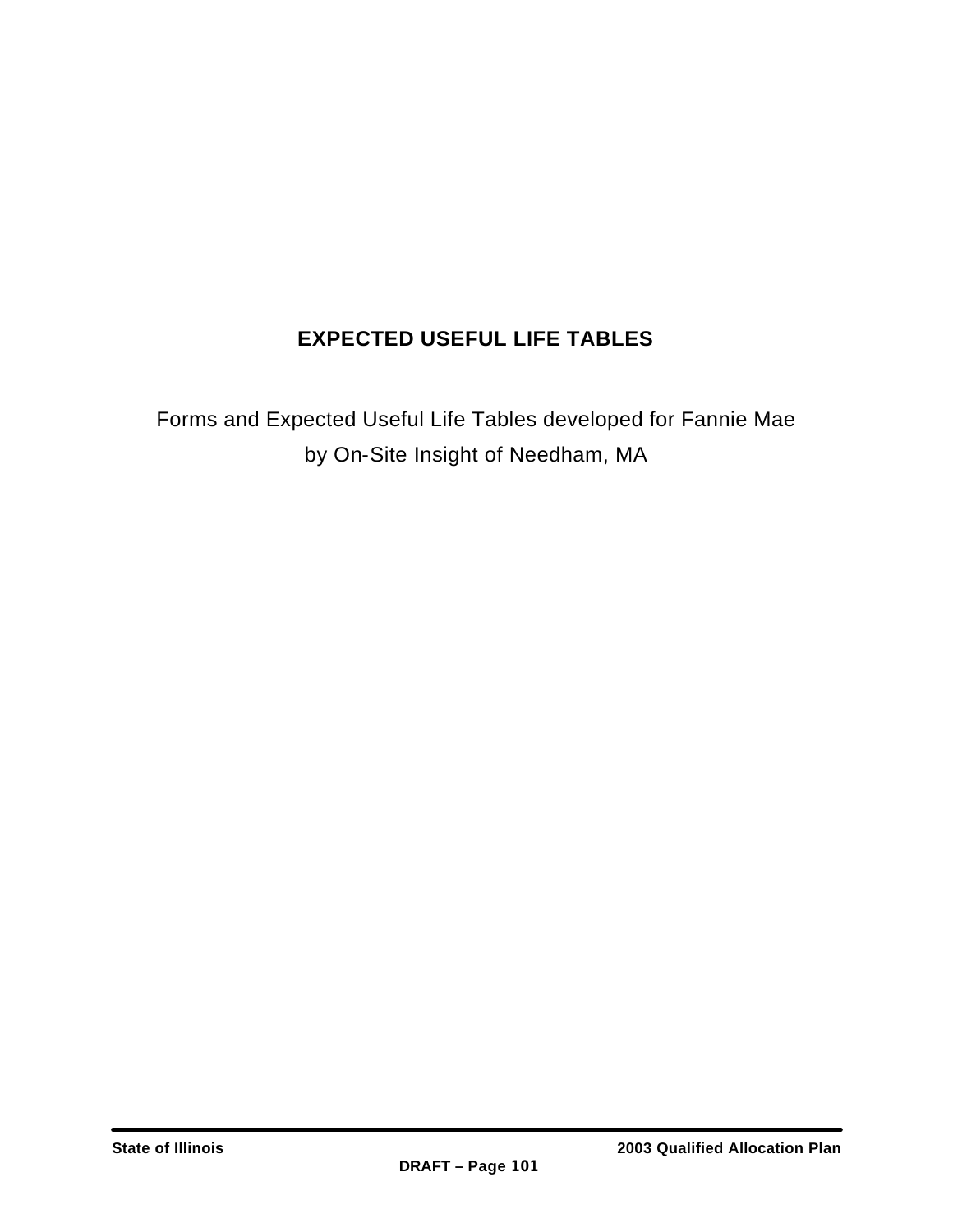# EXPECTED USEFUL LIFE TABLES

Forms and Expected Useful Life Tables developed for Fannie Mae
by On-Site Insight of Needham, MA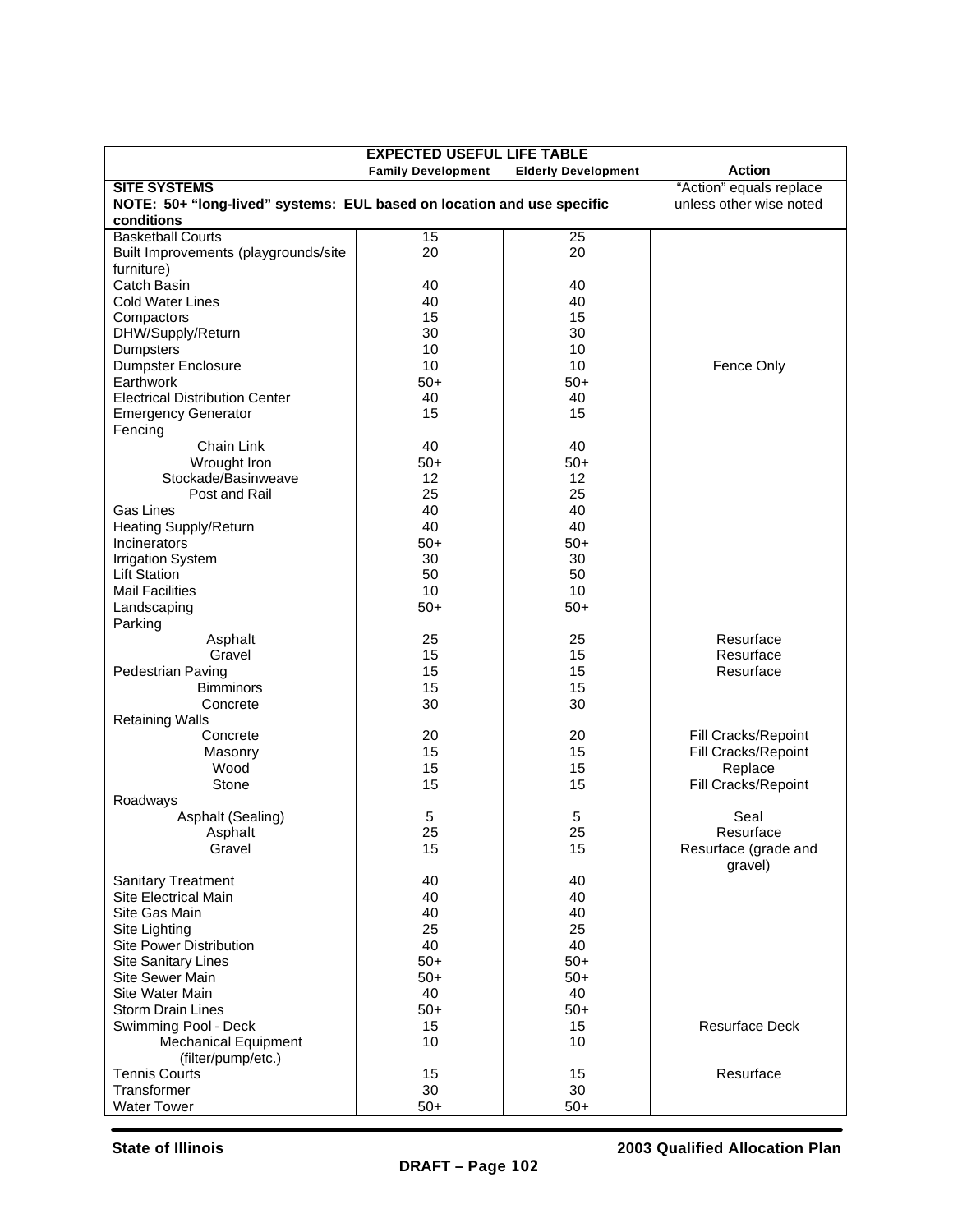| EXPECTED USEFUL LIFE TABLE | | | |
|---|---|---|---|
| | **Family Development** | **Elderly Development** | **Action** |
| **SITE SYSTEMS** <br> **NOTE: 50+ "long-lived" systems: EUL based on location and use specific conditions** | | | "Action" equals replace unless other wise noted |
| Basketball Courts | 15 | 25 | |
| Built Improvements (playgrounds/site furniture) | 20 | 20 | |
| Catch Basin | 40 | 40 | |
| Cold Water Lines | 40 | 40 | |
| Compactors | 15 | 15 | |
| DHW/Supply/Return | 30 | 30 | |
| Dumpsters | 10 | 10 | |
| Dumpster Enclosure | 10 | 10 | Fence Only |
| Earthwork | 50+ | 50+ | |
| Electrical Distribution Center | 40 | 40 | |
| Emergency Generator | 15 | 15 | |
| Fencing | | | |
| Chain Link | 40 | 40 | |
| Wrought Iron | 50+ | 50+ | |
| Stockade/Basinweave | 12 | 12 | |
| Post and Rail | 25 | 25 | |
| Gas Lines | 40 | 40 | |
| Heating Supply/Return | 40 | 40 | |
| Incinerators | 50+ | 50+ | |
| Irrigation System | 30 | 30 | |
| Lift Station | 50 | 50 | |
| Mail Facilities | 10 | 10 | |
| Landscaping | 50+ | 50+ | |
| Parking | | | |
| Asphalt | 25 | 25 | Resurface |
| Gravel | 15 | 15 | Resurface |
| Pedestrian Paving | 15 | 15 | Resurface |
| Bimminors | 15 | 15 | |
| Concrete | 30 | 30 | |
| Retaining Walls | | | |
| Concrete | 20 | 20 | Fill Cracks/Repoint |
| Masonry | 15 | 15 | Fill Cracks/Repoint |
| Wood | 15 | 15 | Replace |
| Stone | 15 | 15 | Fill Cracks/Repoint |
| Roadways | | | |
| Asphalt (Sealing) | 5 | 5 | Seal |
| Asphalt | 25 | 25 | Resurface |
| Gravel | 15 | 15 | Resurface (grade and gravel) |
| Sanitary Treatment | 40 | 40 | |
| Site Electrical Main | 40 | 40 | |
| Site Gas Main | 40 | 40 | |
| Site Lighting | 25 | 25 | |
| Site Power Distribution | 40 | 40 | |
| Site Sanitary Lines | 50+ | 50+ | |
| Site Sewer Main | 50+ | 50+ | |
| Site Water Main | 40 | 40 | |
| Storm Drain Lines | 50+ | 50+ | |
| Swimming Pool - Deck | 15 | 15 | Resurface Deck |
| Mechanical Equipment (filter/pump/etc.) | 10 | 10 | |
| Tennis Courts | 15 | 15 | Resurface |
| Transformer | 30 | 30 | |
| Water Tower | 50+ | 50+ | |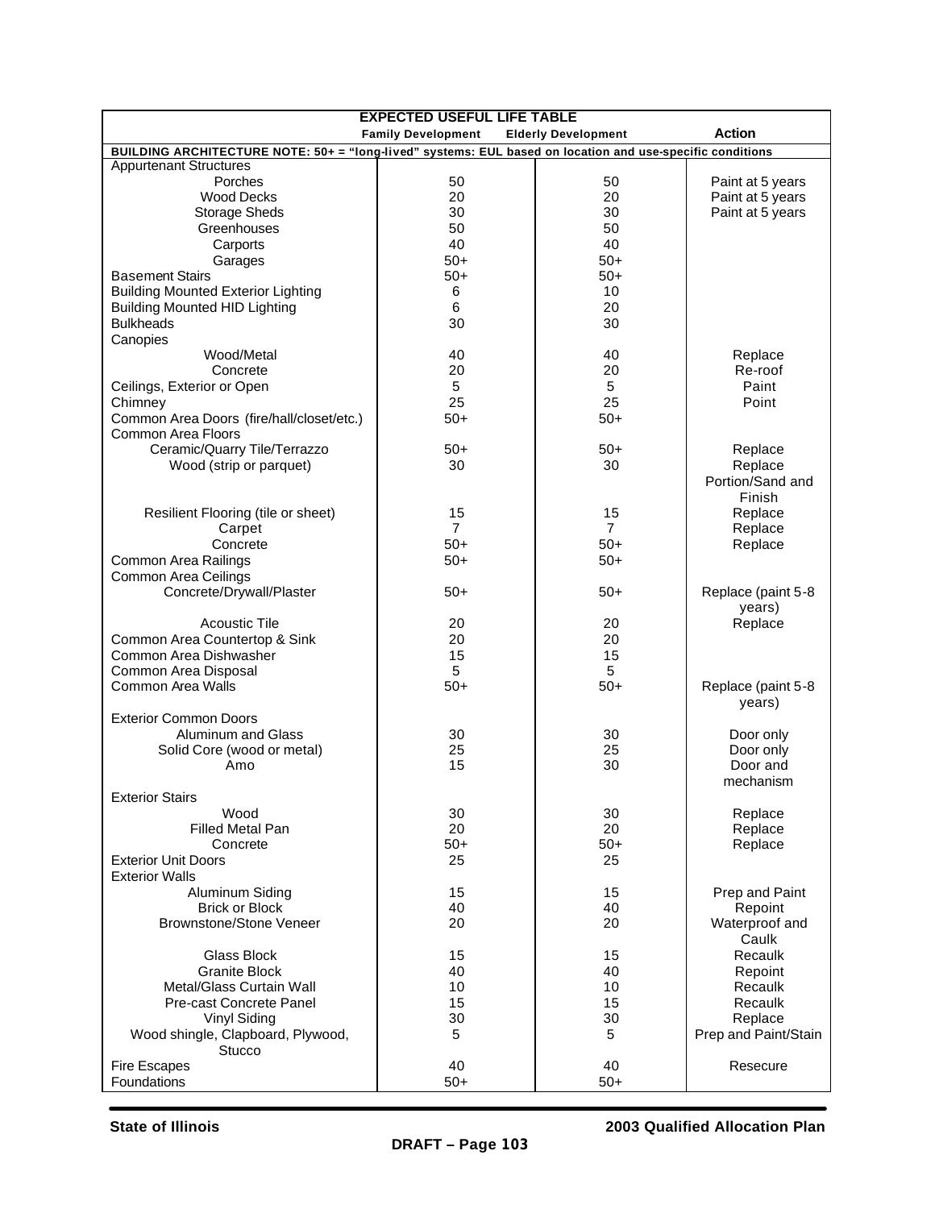| EXPECTED USEFUL LIFE TABLE | | | |
|---|---|---|---|
| | Family Development | Elderly Development | Action |
| BUILDING ARCHITECTURE NOTE: 50+ = "long-lived" systems: EUL based on location and use-specific conditions | | | |
| Appurtenant Structures | | | |
| Porches | 50 | 50 | Paint at 5 years |
| Wood Decks | 20 | 20 | Paint at 5 years |
| Storage Sheds | 30 | 30 | Paint at 5 years |
| Greenhouses | 50 | 50 | |
| Carports | 40 | 40 | |
| Garages | 50+ | 50+ | |
| Basement Stairs | 50+ | 50+ | |
| Building Mounted Exterior Lighting | 6 | 10 | |
| Building Mounted HID Lighting | 6 | 20 | |
| Bulkheads | 30 | 30 | |
| Canopies | | | |
| Wood/Metal | 40 | 40 | Replace |
| Concrete | 20 | 20 | Re-roof |
| Ceilings, Exterior or Open | 5 | 5 | Paint |
| Chimney | 25 | 25 | Point |
| Common Area Doors (fire/hall/closet/etc.) | 50+ | 50+ | |
| Common Area Floors | | | |
| Ceramic/Quarry Tile/Terrazzo | 50+ | 50+ | Replace |
| Wood (strip or parquet) | 30 | 30 | Replace Portion/Sand and Finish |
| Resilient Flooring (tile or sheet) | 15 | 15 | Replace |
| Carpet | 7 | 7 | Replace |
| Concrete | 50+ | 50+ | Replace |
| Common Area Railings | 50+ | 50+ | |
| Common Area Ceilings | | | |
| Concrete/Drywall/Plaster | 50+ | 50+ | Replace (paint 5-8 years) |
| Acoustic Tile | 20 | 20 | Replace |
| Common Area Countertop & Sink | 20 | 20 | |
| Common Area Dishwasher | 15 | 15 | |
| Common Area Disposal | 5 | 5 | |
| Common Area Walls | 50+ | 50+ | Replace (paint 5-8 years) |
| Exterior Common Doors | | | |
| Aluminum and Glass | 30 | 30 | Door only |
| Solid Core (wood or metal) | 25 | 25 | Door only |
| Amo | 15 | 30 | Door and mechanism |
| Exterior Stairs | | | |
| Wood | 30 | 30 | Replace |
| Filled Metal Pan | 20 | 20 | Replace |
| Concrete | 50+ | 50+ | Replace |
| Exterior Unit Doors | 25 | 25 | |
| Exterior Walls | | | |
| Aluminum Siding | 15 | 15 | Prep and Paint |
| Brick or Block | 40 | 40 | Repoint |
| Brownstone/Stone Veneer | 20 | 20 | Waterproof and Caulk |
| Glass Block | 15 | 15 | Recaulk |
| Granite Block | 40 | 40 | Repoint |
| Metal/Glass Curtain Wall | 10 | 10 | Recaulk |
| Pre-cast Concrete Panel | 15 | 15 | Recaulk |
| Vinyl Siding | 30 | 30 | Replace |
| Wood shingle, Clapboard, Plywood, Stucco | 5 | 5 | Prep and Paint/Stain |
| Fire Escapes | 40 | 40 | Resecure |
| Foundations | 50+ | 50+ | |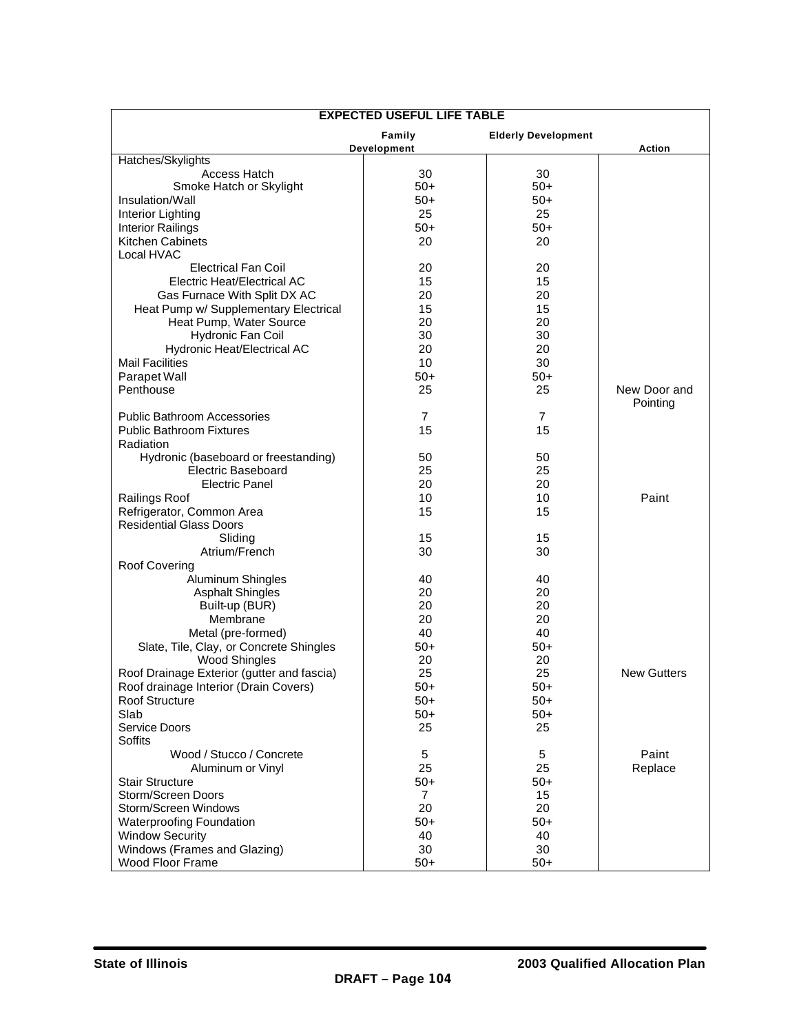| EXPECTED USEFUL LIFE TABLE | | | |
|---|---|---|---|
| | Family Development | Elderly Development | Action |
| Hatches/Skylights | | | |
| Access Hatch | 30 | 30 | |
| Smoke Hatch or Skylight | 50+ | 50+ | |
| Insulation/Wall | 50+ | 50+ | |
| Interior Lighting | 25 | 25 | |
| Interior Railings | 50+ | 50+ | |
| Kitchen Cabinets | 20 | 20 | |
| Local HVAC | | | |
| Electrical Fan Coil | 20 | 20 | |
| Electric Heat/Electrical AC | 15 | 15 | |
| Gas Furnace With Split DX AC | 20 | 20 | |
| Heat Pump w/ Supplementary Electrical | 15 | 15 | |
| Heat Pump, Water Source | 20 | 20 | |
| Hydronic Fan Coil | 30 | 30 | |
| Hydronic Heat/Electrical AC | 20 | 20 | |
| Mail Facilities | 10 | 30 | |
| Parapet Wall | 50+ | 50+ | |
| Penthouse | 25 | 25 | New Door and Pointing |
| Public Bathroom Accessories | 7 | 7 | |
| Public Bathroom Fixtures | 15 | 15 | |
| Radiation | | | |
| Hydronic (baseboard or freestanding) | 50 | 50 | |
| Electric Baseboard | 25 | 25 | |
| Electric Panel | 20 | 20 | |
| Railings Roof | 10 | 10 | Paint |
| Refrigerator, Common Area | 15 | 15 | |
| Residential Glass Doors | | | |
| Sliding | 15 | 15 | |
| Atrium/French | 30 | 30 | |
| Roof Covering | | | |
| Aluminum Shingles | 40 | 40 | |
| Asphalt Shingles | 20 | 20 | |
| Built-up (BUR) | 20 | 20 | |
| Membrane | 20 | 20 | |
| Metal (pre-formed) | 40 | 40 | |
| Slate, Tile, Clay, or Concrete Shingles | 50+ | 50+ | |
| Wood Shingles | 20 | 20 | |
| Roof Drainage Exterior (gutter and fascia) | 25 | 25 | New Gutters |
| Roof drainage Interior (Drain Covers) | 50+ | 50+ | |
| Roof Structure | 50+ | 50+ | |
| Slab | 50+ | 50+ | |
| Service Doors | 25 | 25 | |
| Soffits | | | |
| Wood / Stucco / Concrete | 5 | 5 | Paint |
| Aluminum or Vinyl | 25 | 25 | Replace |
| Stair Structure | 50+ | 50+ | |
| Storm/Screen Doors | 7 | 15 | |
| Storm/Screen Windows | 20 | 20 | |
| Waterproofing Foundation | 50+ | 50+ | |
| Window Security | 40 | 40 | |
| Windows (Frames and Glazing) | 30 | 30 | |
| Wood Floor Frame | 50+ | 50+ | |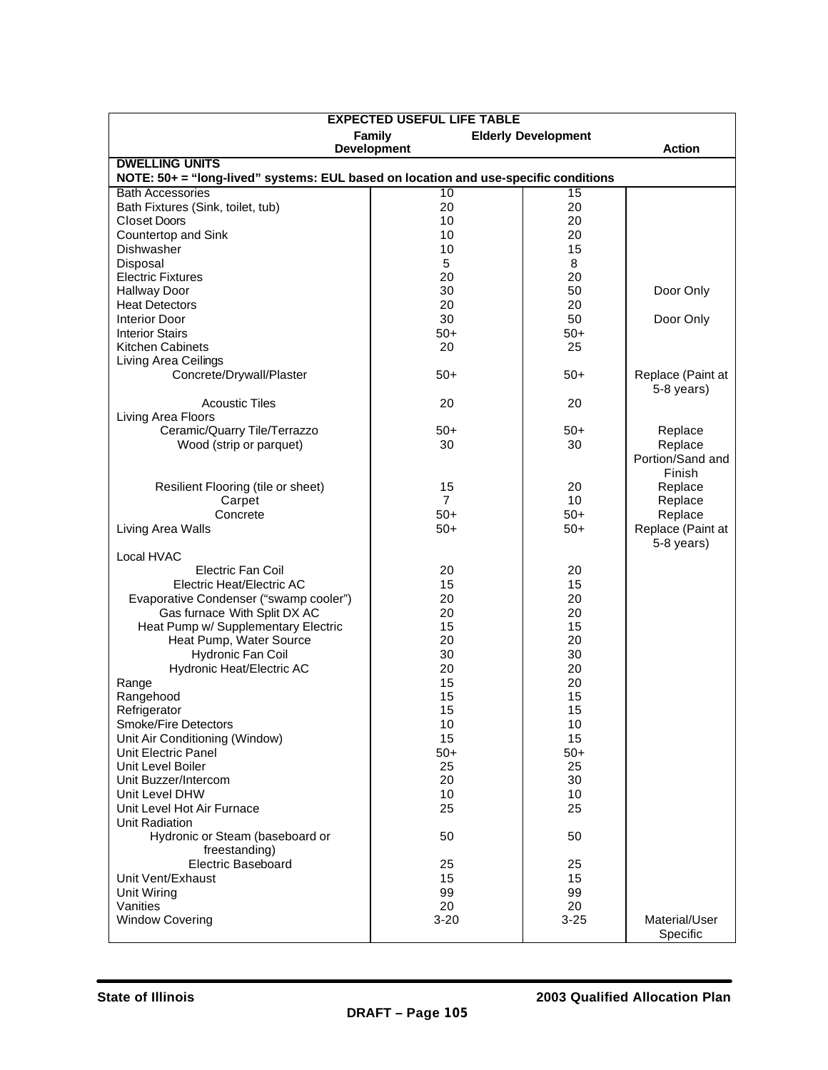| EXPECTED USEFUL LIFE TABLE | | | |
|---|---|---|---|
| | Family Development | Elderly Development | Action |
| **DWELLING UNITS** | | | |
| **NOTE: 50+ = "long-lived" systems: EUL based on location and use-specific conditions** | | | |
| Bath Accessories | 10 | 15 | |
| Bath Fixtures (Sink, toilet, tub) | 20 | 20 | |
| Closet Doors | 10 | 20 | |
| Countertop and Sink | 10 | 20 | |
| Dishwasher | 10 | 15 | |
| Disposal | 5 | 8 | |
| Electric Fixtures | 20 | 20 | |
| Hallway Door | 30 | 50 | Door Only |
| Heat Detectors | 20 | 20 | |
| Interior Door | 30 | 50 | Door Only |
| Interior Stairs | 50+ | 50+ | |
| Kitchen Cabinets | 20 | 25 | |
| Living Area Ceilings | | | |
| Concrete/Drywall/Plaster | 50+ | 50+ | Replace (Paint at 5-8 years) |
| Acoustic Tiles | 20 | 20 | |
| Living Area Floors | | | |
| Ceramic/Quarry Tile/Terrazzo | 50+ | 50+ | Replace |
| Wood (strip or parquet) | 30 | 30 | Replace Portion/Sand and Finish |
| Resilient Flooring (tile or sheet) | 15 | 20 | Replace |
| Carpet | 7 | 10 | Replace |
| Concrete | 50+ | 50+ | Replace |
| Living Area Walls | 50+ | 50+ | Replace (Paint at 5-8 years) |
| Local HVAC | | | |
| Electric Fan Coil | 20 | 20 | |
| Electric Heat/Electric AC | 15 | 15 | |
| Evaporative Condenser ("swamp cooler") | 20 | 20 | |
| Gas furnace With Split DX AC | 20 | 20 | |
| Heat Pump w/ Supplementary Electric | 15 | 15 | |
| Heat Pump, Water Source | 20 | 20 | |
| Hydronic Fan Coil | 30 | 30 | |
| Hydronic Heat/Electric AC | 20 | 20 | |
| Range | 15 | 20 | |
| Rangehood | 15 | 15 | |
| Refrigerator | 15 | 15 | |
| Smoke/Fire Detectors | 10 | 10 | |
| Unit Air Conditioning (Window) | 15 | 15 | |
| Unit Electric Panel | 50+ | 50+ | |
| Unit Level Boiler | 25 | 25 | |
| Unit Buzzer/Intercom | 20 | 30 | |
| Unit Level DHW | 10 | 10 | |
| Unit Level Hot Air Furnace | 25 | 25 | |
| Unit Radiation | | | |
| Hydronic or Steam (baseboard or freestanding) | 50 | 50 | |
| Electric Baseboard | 25 | 25 | |
| Unit Vent/Exhaust | 15 | 15 | |
| Unit Wiring | 99 | 99 | |
| Vanities | 20 | 20 | |
| Window Covering | 3-20 | 3-25 | Material/User Specific |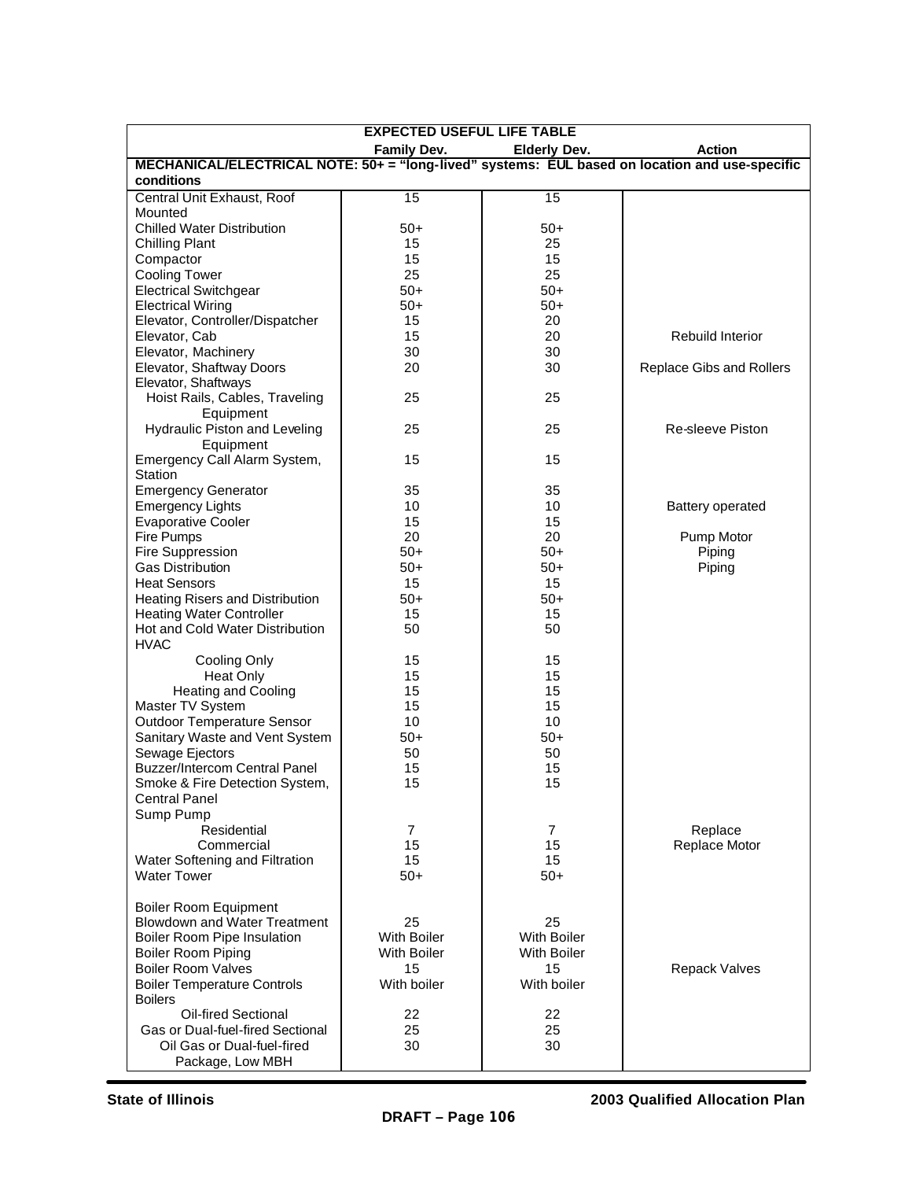| EXPECTED USEFUL LIFE TABLE | | | |
|---|---|---|---|
| | **Family Dev.** | **Elderly Dev.** | **Action** |
| **MECHANICAL/ELECTRICAL NOTE: 50+ = "long-lived" systems: EUL based on location and use-specific conditions** | | | |
| Central Unit Exhaust, Roof Mounted | 15 | 15 | |
| Chilled Water Distribution | 50+ | 50+ | |
| Chilling Plant | 15 | 25 | |
| Compactor | 15 | 15 | |
| Cooling Tower | 25 | 25 | |
| Electrical Switchgear | 50+ | 50+ | |
| Electrical Wiring | 50+ | 50+ | |
| Elevator, Controller/Dispatcher | 15 | 20 | |
| Elevator, Cab | 15 | 20 | Rebuild Interior |
| Elevator, Machinery | 30 | 30 | |
| Elevator, Shaftway Doors | 20 | 30 | Replace Gibs and Rollers |
| Elevator, Shaftways | | | |
| Hoist Rails, Cables, Traveling Equipment | 25 | 25 | |
| Hydraulic Piston and Leveling Equipment | 25 | 25 | Re-sleeve Piston |
| Emergency Call Alarm System, Station | 15 | 15 | |
| Emergency Generator | 35 | 35 | |
| Emergency Lights | 10 | 10 | Battery operated |
| Evaporative Cooler | 15 | 15 | |
| Fire Pumps | 20 | 20 | Pump Motor |
| Fire Suppression | 50+ | 50+ | Piping |
| Gas Distribution | 50+ | 50+ | Piping |
| Heat Sensors | 15 | 15 | |
| Heating Risers and Distribution | 50+ | 50+ | |
| Heating Water Controller | 15 | 15 | |
| Hot and Cold Water Distribution | 50 | 50 | |
| HVAC | | | |
| Cooling Only | 15 | 15 | |
| Heat Only | 15 | 15 | |
| Heating and Cooling | 15 | 15 | |
| Master TV System | 15 | 15 | |
| Outdoor Temperature Sensor | 10 | 10 | |
| Sanitary Waste and Vent System | 50+ | 50+ | |
| Sewage Ejectors | 50 | 50 | |
| Buzzer/Intercom Central Panel | 15 | 15 | |
| Smoke & Fire Detection System, Central Panel | 15 | 15 | |
| Sump Pump | | | |
| Residential | 7 | 7 | Replace |
| Commercial | 15 | 15 | Replace Motor |
| Water Softening and Filtration | 15 | 15 | |
| Water Tower | 50+ | 50+ | |
| | | | |
| Boiler Room Equipment | | | |
| Blowdown and Water Treatment | 25 | 25 | |
| Boiler Room Pipe Insulation | With Boiler | With Boiler | |
| Boiler Room Piping | With Boiler | With Boiler | |
| Boiler Room Valves | 15 | 15 | Repack Valves |
| Boiler Temperature Controls | With boiler | With boiler | |
| Boilers | | | |
| Oil-fired Sectional | 22 | 22 | |
| Gas or Dual-fuel-fired Sectional | 25 | 25 | |
| Oil Gas or Dual-fuel-fired Package, Low MBH | 30 | 30 | |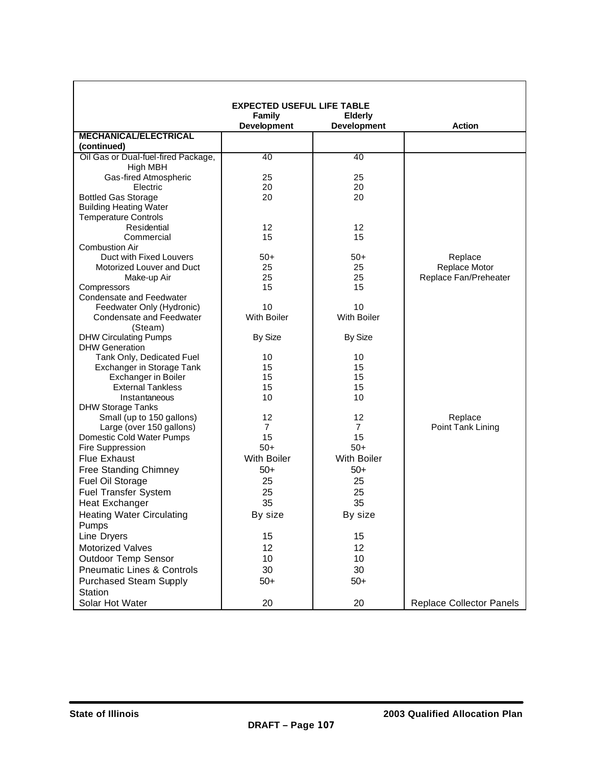| EXPECTED USEFUL LIFE TABLE | Family Development | Elderly Development | Action |
|---|---|---|---|
| **MECHANICAL/ELECTRICAL (continued)** | | | |
| Oil Gas or Dual-fuel-fired Package, High MBH | 40 | 40 | |
| Gas-fired Atmospheric | 25 | 25 | |
| Electric | 20 | 20 | |
| Bottled Gas Storage | 20 | 20 | |
| Building Heating Water Temperature Controls | | | |
| Residential | 12 | 12 | |
| Commercial | 15 | 15 | |
| Combustion Air | | | |
| Duct with Fixed Louvers | 50+ | 50+ | Replace |
| Motorized Louver and Duct | 25 | 25 | Replace Motor |
| Make-up Air | 25 | 25 | Replace Fan/Preheater |
| Compressors | 15 | 15 | |
| Condensate and Feedwater | | | |
| Feedwater Only (Hydronic) | 10 | 10 | |
| Condensate and Feedwater (Steam) | With Boiler | With Boiler | |
| DHW Circulating Pumps | By Size | By Size | |
| DHW Generation | | | |
| Tank Only, Dedicated Fuel | 10 | 10 | |
| Exchanger in Storage Tank | 15 | 15 | |
| Exchanger in Boiler | 15 | 15 | |
| External Tankless | 15 | 15 | |
| Instantaneous | 10 | 10 | |
| DHW Storage Tanks | | | |
| Small (up to 150 gallons) | 12 | 12 | Replace |
| Large (over 150 gallons) | 7 | 7 | Point Tank Lining |
| Domestic Cold Water Pumps | 15 | 15 | |
| Fire Suppression | 50+ | 50+ | |
| Flue Exhaust | With Boiler | With Boiler | |
| Free Standing Chimney | 50+ | 50+ | |
| Fuel Oil Storage | 25 | 25 | |
| Fuel Transfer System | 25 | 25 | |
| Heat Exchanger | 35 | 35 | |
| Heating Water Circulating Pumps | By size | By size | |
| Line Dryers | 15 | 15 | |
| Motorized Valves | 12 | 12 | |
| Outdoor Temp Sensor | 10 | 10 | |
| Pneumatic Lines & Controls | 30 | 30 | |
| Purchased Steam Supply Station | 50+ | 50+ | |
| Solar Hot Water | 20 | 20 | Replace Collector Panels |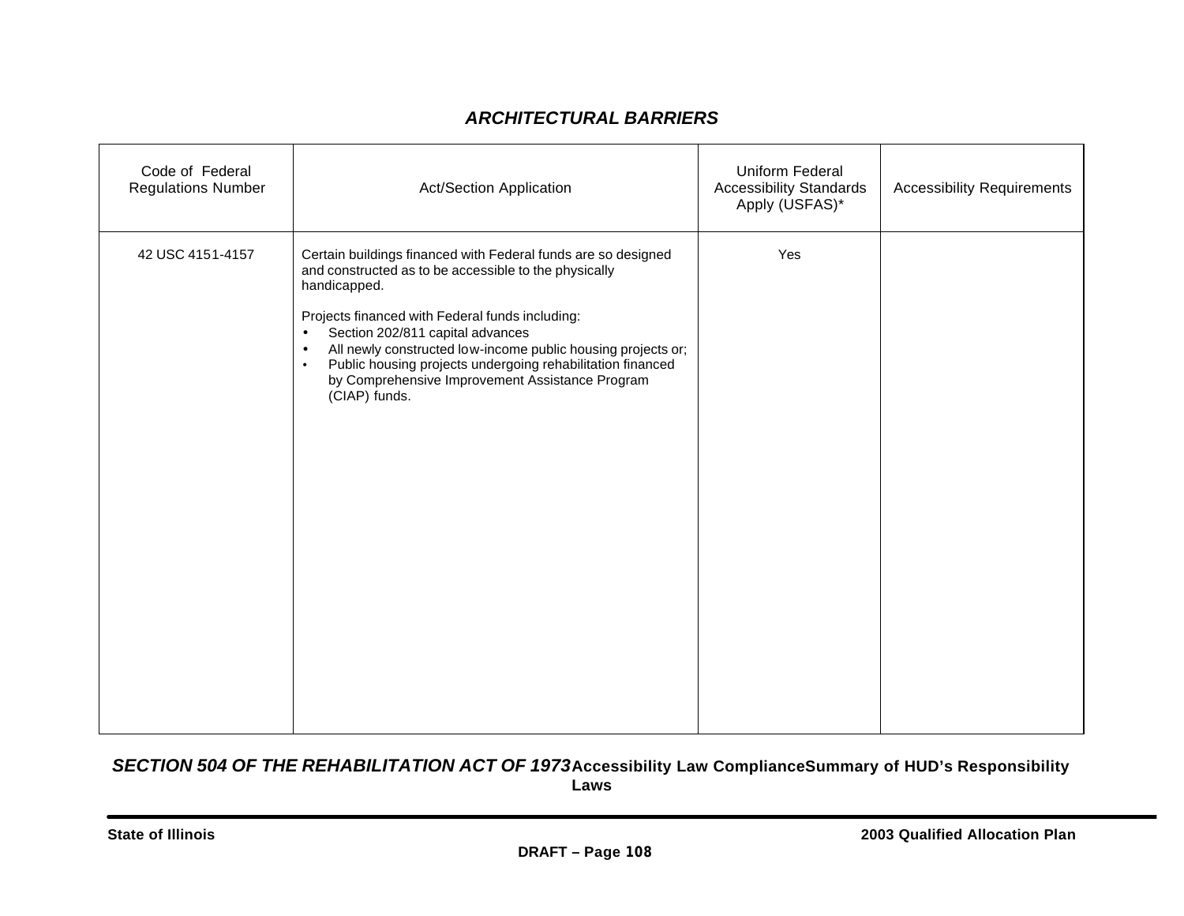## *ARCHITECTURAL BARRIERS*

| Code of Federal Regulations Number | Act/Section Application | Uniform Federal Accessibility Standards Apply (USFAS)* | Accessibility Requirements |
|---|---|---|---|
| 42 USC 4151-4157 | Certain buildings financed with Federal funds are so designed and constructed as to be accessible to the physically handicapped.<br><br>Projects financed with Federal funds including:<br>• Section 202/811 capital advances<br>• All newly constructed low-income public housing projects or;<br>• Public housing projects undergoing rehabilitation financed by Comprehensive Improvement Assistance Program (CIAP) funds. | Yes | |

***SECTION 504 OF THE REHABILITATION ACT OF 1973*** **Accessibility Law Compliance Summary of HUD's Responsibility Laws**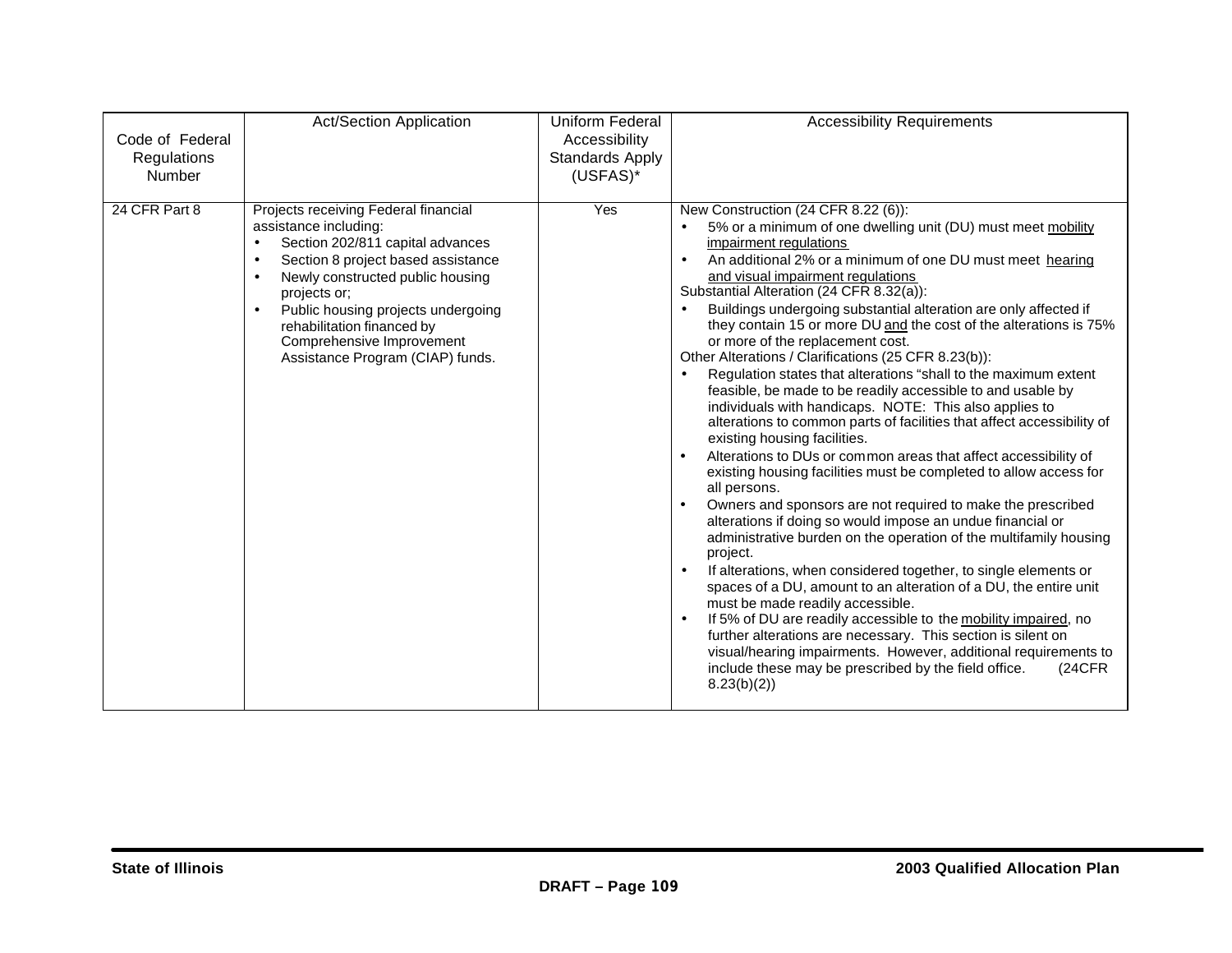| Code of Federal Regulations Number | Act/Section Application | Uniform Federal Accessibility Standards Apply (USFAS)* | Accessibility Requirements |
|---|---|---|---|
| 24 CFR Part 8 | Projects receiving Federal financial assistance including:<br>• Section 202/811 capital advances<br>• Section 8 project based assistance<br>• Newly constructed public housing projects or;<br>• Public housing projects undergoing rehabilitation financed by Comprehensive Improvement Assistance Program (CIAP) funds. | Yes | New Construction (24 CFR 8.22 (6)):<br>• 5% or a minimum of one dwelling unit (DU) must meet mobility impairment regulations<br>• An additional 2% or a minimum of one DU must meet hearing and visual impairment regulations<br>Substantial Alteration (24 CFR 8.32(a)):<br>• Buildings undergoing substantial alteration are only affected if they contain 15 or more DU and the cost of the alterations is 75% or more of the replacement cost.<br>Other Alterations / Clarifications (25 CFR 8.23(b)):<br>• Regulation states that alterations "shall to the maximum extent feasible, be made to be readily accessible to and usable by individuals with handicaps. NOTE: This also applies to alterations to common parts of facilities that affect accessibility of existing housing facilities.<br>• Alterations to DUs or common areas that affect accessibility of existing housing facilities must be completed to allow access for all persons.<br>• Owners and sponsors are not required to make the prescribed alterations if doing so would impose an undue financial or administrative burden on the operation of the multifamily housing project.<br>• If alterations, when considered together, to single elements or spaces of a DU, amount to an alteration of a DU, the entire unit must be made readily accessible.<br>• If 5% of DU are readily accessible to the mobility impaired, no further alterations are necessary. This section is silent on visual/hearing impairments. However, additional requirements to include these may be prescribed by the field office. (24CFR 8.23(b)(2)) |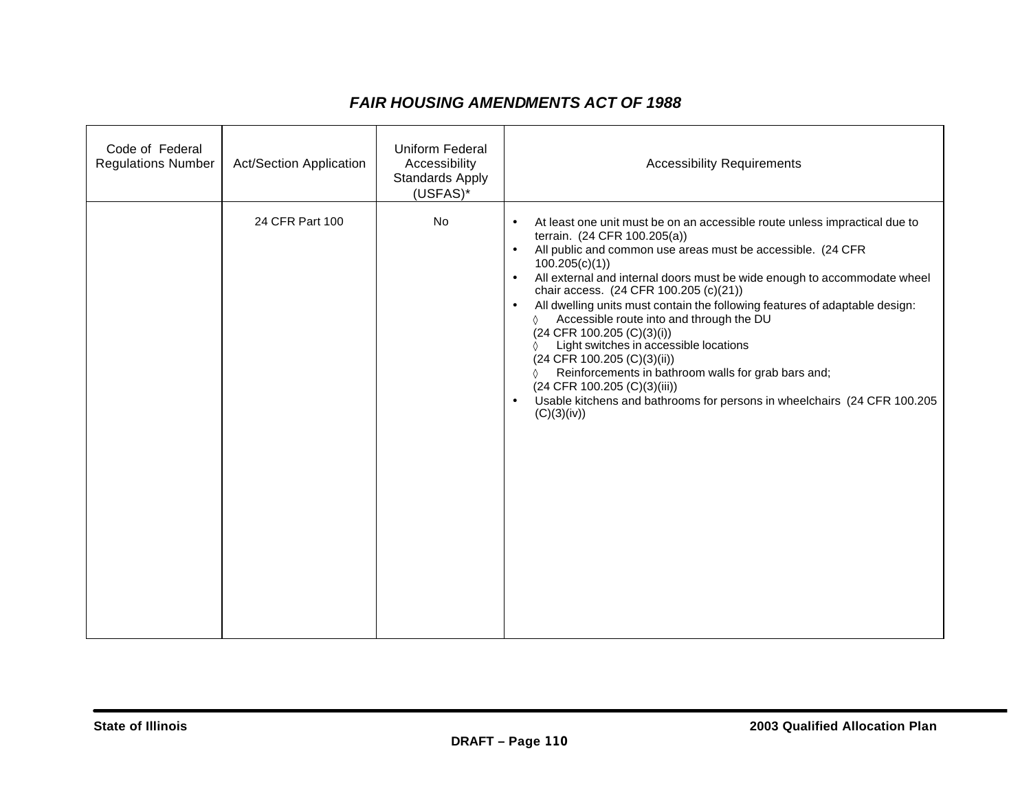# *FAIR HOUSING AMENDMENTS ACT OF 1988*

| Code of Federal Regulations Number | Act/Section Application | Uniform Federal Accessibility Standards Apply (USFAS)* | Accessibility Requirements |
|---|---|---|---|
| | 24 CFR Part 100 | No | • At least one unit must be on an accessible route unless impractical due to terrain. (24 CFR 100.205(a))<br>• All public and common use areas must be accessible. (24 CFR 100.205(c)(1))<br>• All external and internal doors must be wide enough to accommodate wheel chair access. (24 CFR 100.205 (c)(21))<br>• All dwelling units must contain the following features of adaptable design:<br>◊ Accessible route into and through the DU (24 CFR 100.205 (C)(3)(i))<br>◊ Light switches in accessible locations (24 CFR 100.205 (C)(3)(ii))<br>◊ Reinforcements in bathroom walls for grab bars and; (24 CFR 100.205 (C)(3)(iii))<br>• Usable kitchens and bathrooms for persons in wheelchairs (24 CFR 100.205 (C)(3)(iv)) |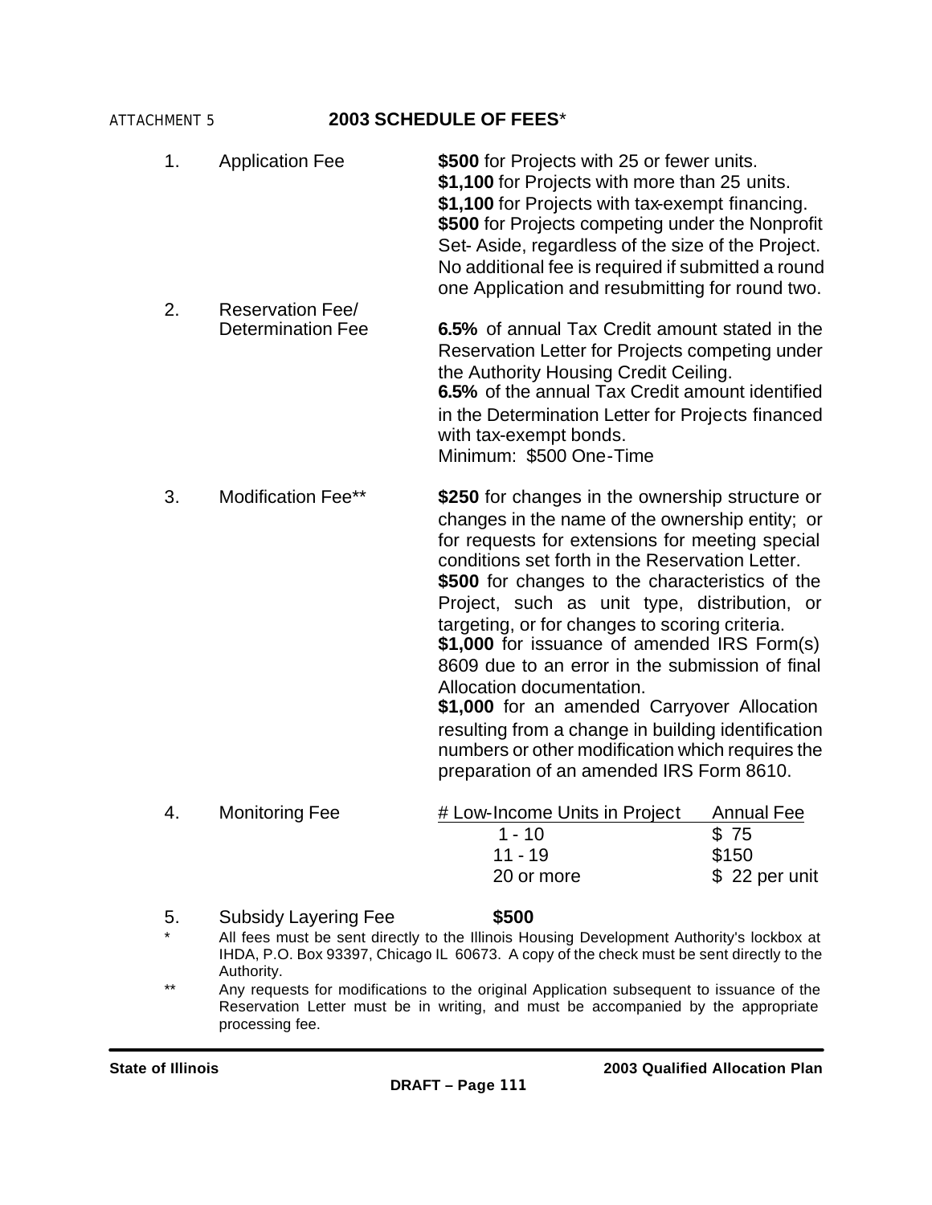ATTACHMENT 5

# 2003 SCHEDULE OF FEES*

1. Application Fee

   **$500** for Projects with 25 or fewer units.
   **$1,100** for Projects with more than 25 units.
   **$1,100** for Projects with tax-exempt financing.
   **$500** for Projects competing under the Nonprofit Set- Aside, regardless of the size of the Project. No additional fee is required if submitted a round one Application and resubmitting for round two.

2. Reservation Fee/ Determination Fee

   **6.5%** of annual Tax Credit amount stated in the Reservation Letter for Projects competing under the Authority Housing Credit Ceiling.
   **6.5%** of the annual Tax Credit amount identified in the Determination Letter for Projects financed with tax-exempt bonds.
   Minimum: $500 One-Time

3. Modification Fee**

   **$250** for changes in the ownership structure or changes in the name of the ownership entity; or for requests for extensions for meeting special conditions set forth in the Reservation Letter.
   **$500** for changes to the characteristics of the Project, such as unit type, distribution, or targeting, or for changes to scoring criteria.
   **$1,000** for issuance of amended IRS Form(s) 8609 due to an error in the submission of final Allocation documentation.
   **$1,000** for an amended Carryover Allocation resulting from a change in building identification numbers or other modification which requires the preparation of an amended IRS Form 8610.

4. Monitoring Fee

| # Low-Income Units in Project | Annual Fee |
|---|---|
| 1 - 10 | $ 75 |
| 11 - 19 | $150 |
| 20 or more | $ 22 per unit |

5. Subsidy Layering Fee **$500**

\* All fees must be sent directly to the Illinois Housing Development Authority's lockbox at IHDA, P.O. Box 93397, Chicago IL 60673. A copy of the check must be sent directly to the Authority.

** Any requests for modifications to the original Application subsequent to issuance of the Reservation Letter must be in writing, and must be accompanied by the appropriate processing fee.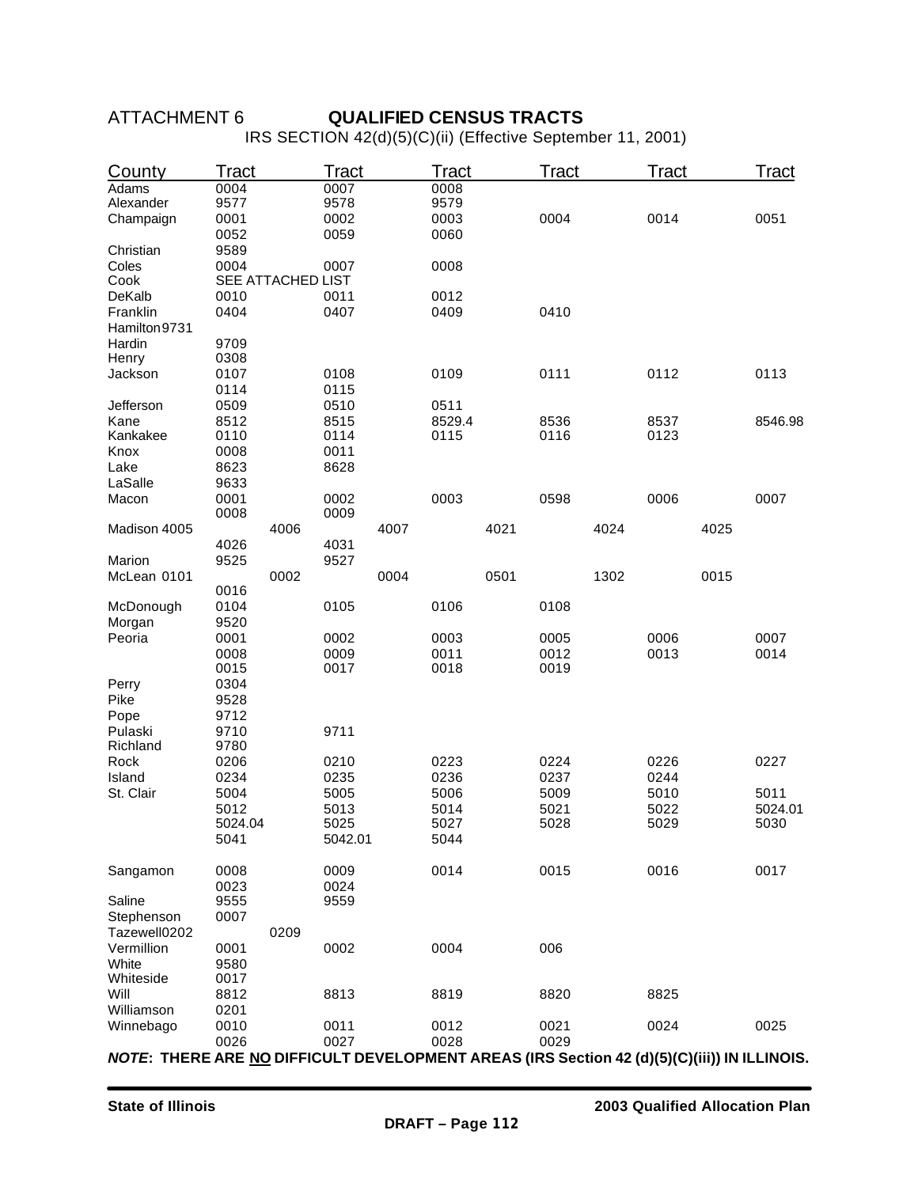# ATTACHMENT 6 **QUALIFIED CENSUS TRACTS**

IRS SECTION 42(d)(5)(C)(ii) (Effective September 11, 2001)

| County | Tract | Tract | Tract | Tract | Tract | Tract |
|---|---|---|---|---|---|---|
| Adams | 0004 | 0007 | 0008 | | | |
| Alexander | 9577 | 9578 | 9579 | | | |
| Champaign | 0001 | 0002 | 0003 | 0004 | 0014 | 0051 |
| | 0052 | 0059 | 0060 | | | |
| Christian | 9589 | | | | | |
| Coles | 0004 | 0007 | 0008 | | | |
| Cook | SEE ATTACHED LIST | | | | | |
| DeKalb | 0010 | 0011 | 0012 | | | |
| Franklin | 0404 | 0407 | 0409 | 0410 | | |
| Hamilton | 9731 | | | | | |
| Hardin | 9709 | | | | | |
| Henry | 0308 | | | | | |
| Jackson | 0107 | 0108 | 0109 | 0111 | 0112 | 0113 |
| | 0114 | 0115 | | | | |
| Jefferson | 0509 | 0510 | 0511 | | | |
| Kane | 8512 | 8515 | 8529.4 | 8536 | 8537 | 8546.98 |
| Kankakee | 0110 | 0114 | 0115 | 0116 | 0123 | |
| Knox | 0008 | 0011 | | | | |
| Lake | 8623 | 8628 | | | | |
| LaSalle | 9633 | | | | | |
| Macon | 0001 | 0002 | 0003 | 0598 | 0006 | 0007 |
| | 0008 | 0009 | | | | |
| Madison | 4005 | 4006 | 4007 | 4021 | 4024 | 4025 |
| | 4026 | 4031 | | | | |
| Marion | 9525 | 9527 | | | | |
| McLean | 0101 | 0002 | 0004 | 0501 | 1302 | 0015 |
| | 0016 | | | | | |
| McDonough | 0104 | 0105 | 0106 | 0108 | | |
| Morgan | 9520 | | | | | |
| Peoria | 0001 | 0002 | 0003 | 0005 | 0006 | 0007 |
| | 0008 | 0009 | 0011 | 0012 | 0013 | 0014 |
| | 0015 | 0017 | 0018 | 0019 | | |
| Perry | 0304 | | | | | |
| Pike | 9528 | | | | | |
| Pope | 9712 | | | | | |
| Pulaski | 9710 | 9711 | | | | |
| Richland | 9780 | | | | | |
| Rock | 0206 | 0210 | 0223 | 0224 | 0226 | 0227 |
| Island | 0234 | 0235 | 0236 | 0237 | 0244 | |
| St. Clair | 5004 | 5005 | 5006 | 5009 | 5010 | 5011 |
| | 5012 | 5013 | 5014 | 5021 | 5022 | 5024.01 |
| | 5024.04 | 5025 | 5027 | 5028 | 5029 | 5030 |
| | 5041 | 5042.01 | 5044 | | | |
| Sangamon | 0008 | 0009 | 0014 | 0015 | 0016 | 0017 |
| | 0023 | 0024 | | | | |
| Saline | 9555 | 9559 | | | | |
| Stephenson | 0007 | | | | | |
| Tazewell | 0202 | 0209 | | | | |
| Vermillion | 0001 | 0002 | 0004 | 006 | | |
| White | 9580 | | | | | |
| Whiteside | 0017 | | | | | |
| Will | 8812 | 8813 | 8819 | 8820 | 8825 | |
| Williamson | 0201 | | | | | |
| Winnebago | 0010 | 0011 | 0012 | 0021 | 0024 | 0025 |
| | 0026 | 0027 | 0028 | 0029 | | |

***NOTE*: THERE ARE NO DIFFICULT DEVELOPMENT AREAS (IRS Section 42 (d)(5)(C)(iii)) IN ILLINOIS.**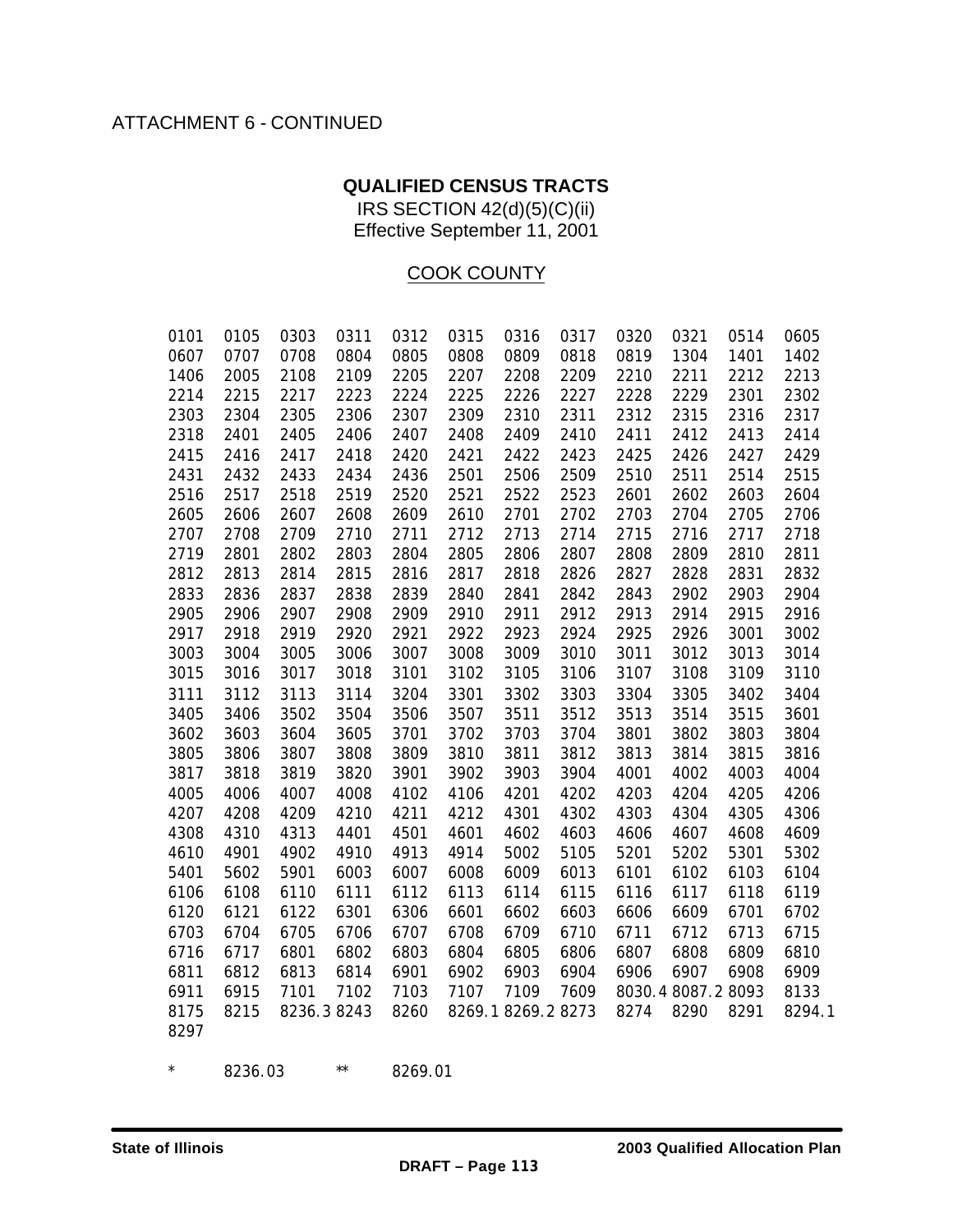ATTACHMENT 6 - CONTINUED

## QUALIFIED CENSUS TRACTS

IRS SECTION 42(d)(5)(C)(ii)
Effective September 11, 2001

COOK COUNTY

| | | | | | | | | | | | |
|---|---|---|---|---|---|---|---|---|---|---|---|
| 0101 | 0105 | 0303 | 0311 | 0312 | 0315 | 0316 | 0317 | 0320 | 0321 | 0514 | 0605 |
| 0607 | 0707 | 0708 | 0804 | 0805 | 0808 | 0809 | 0818 | 0819 | 1304 | 1401 | 1402 |
| 1406 | 2005 | 2108 | 2109 | 2205 | 2207 | 2208 | 2209 | 2210 | 2211 | 2212 | 2213 |
| 2214 | 2215 | 2217 | 2223 | 2224 | 2225 | 2226 | 2227 | 2228 | 2229 | 2301 | 2302 |
| 2303 | 2304 | 2305 | 2306 | 2307 | 2309 | 2310 | 2311 | 2312 | 2315 | 2316 | 2317 |
| 2318 | 2401 | 2405 | 2406 | 2407 | 2408 | 2409 | 2410 | 2411 | 2412 | 2413 | 2414 |
| 2415 | 2416 | 2417 | 2418 | 2420 | 2421 | 2422 | 2423 | 2425 | 2426 | 2427 | 2429 |
| 2431 | 2432 | 2433 | 2434 | 2436 | 2501 | 2506 | 2509 | 2510 | 2511 | 2514 | 2515 |
| 2516 | 2517 | 2518 | 2519 | 2520 | 2521 | 2522 | 2523 | 2601 | 2602 | 2603 | 2604 |
| 2605 | 2606 | 2607 | 2608 | 2609 | 2610 | 2701 | 2702 | 2703 | 2704 | 2705 | 2706 |
| 2707 | 2708 | 2709 | 2710 | 2711 | 2712 | 2713 | 2714 | 2715 | 2716 | 2717 | 2718 |
| 2719 | 2801 | 2802 | 2803 | 2804 | 2805 | 2806 | 2807 | 2808 | 2809 | 2810 | 2811 |
| 2812 | 2813 | 2814 | 2815 | 2816 | 2817 | 2818 | 2826 | 2827 | 2828 | 2831 | 2832 |
| 2833 | 2836 | 2837 | 2838 | 2839 | 2840 | 2841 | 2842 | 2843 | 2902 | 2903 | 2904 |
| 2905 | 2906 | 2907 | 2908 | 2909 | 2910 | 2911 | 2912 | 2913 | 2914 | 2915 | 2916 |
| 2917 | 2918 | 2919 | 2920 | 2921 | 2922 | 2923 | 2924 | 2925 | 2926 | 3001 | 3002 |
| 3003 | 3004 | 3005 | 3006 | 3007 | 3008 | 3009 | 3010 | 3011 | 3012 | 3013 | 3014 |
| 3015 | 3016 | 3017 | 3018 | 3101 | 3102 | 3105 | 3106 | 3107 | 3108 | 3109 | 3110 |
| 3111 | 3112 | 3113 | 3114 | 3204 | 3301 | 3302 | 3303 | 3304 | 3305 | 3402 | 3404 |
| 3405 | 3406 | 3502 | 3504 | 3506 | 3507 | 3511 | 3512 | 3513 | 3514 | 3515 | 3601 |
| 3602 | 3603 | 3604 | 3605 | 3701 | 3702 | 3703 | 3704 | 3801 | 3802 | 3803 | 3804 |
| 3805 | 3806 | 3807 | 3808 | 3809 | 3810 | 3811 | 3812 | 3813 | 3814 | 3815 | 3816 |
| 3817 | 3818 | 3819 | 3820 | 3901 | 3902 | 3903 | 3904 | 4001 | 4002 | 4003 | 4004 |
| 4005 | 4006 | 4007 | 4008 | 4102 | 4106 | 4201 | 4202 | 4203 | 4204 | 4205 | 4206 |
| 4207 | 4208 | 4209 | 4210 | 4211 | 4212 | 4301 | 4302 | 4303 | 4304 | 4305 | 4306 |
| 4308 | 4310 | 4313 | 4401 | 4501 | 4601 | 4602 | 4603 | 4606 | 4607 | 4608 | 4609 |
| 4610 | 4901 | 4902 | 4910 | 4913 | 4914 | 5002 | 5105 | 5201 | 5202 | 5301 | 5302 |
| 5401 | 5602 | 5901 | 6003 | 6007 | 6008 | 6009 | 6013 | 6101 | 6102 | 6103 | 6104 |
| 6106 | 6108 | 6110 | 6111 | 6112 | 6113 | 6114 | 6115 | 6116 | 6117 | 6118 | 6119 |
| 6120 | 6121 | 6122 | 6301 | 6306 | 6601 | 6602 | 6603 | 6606 | 6609 | 6701 | 6702 |
| 6703 | 6704 | 6705 | 6706 | 6707 | 6708 | 6709 | 6710 | 6711 | 6712 | 6713 | 6715 |
| 6716 | 6717 | 6801 | 6802 | 6803 | 6804 | 6805 | 6806 | 6807 | 6808 | 6809 | 6810 |
| 6811 | 6812 | 6813 | 6814 | 6901 | 6902 | 6903 | 6904 | 6906 | 6907 | 6908 | 6909 |
| 6911 | 6915 | 7101 | 7102 | 7103 | 7107 | 7109 | 7609 | 8030.4 | 8087.2 | 8093 | 8133 |
| 8175 | 8215 | 8236.3 | 8243 | 8260 | 8269.1 | 8269.2 | 8273 | 8274 | 8290 | 8291 | 8294.1 |
| 8297 | | | | | | | | | | | |

\* 8236.03 ** 8269.01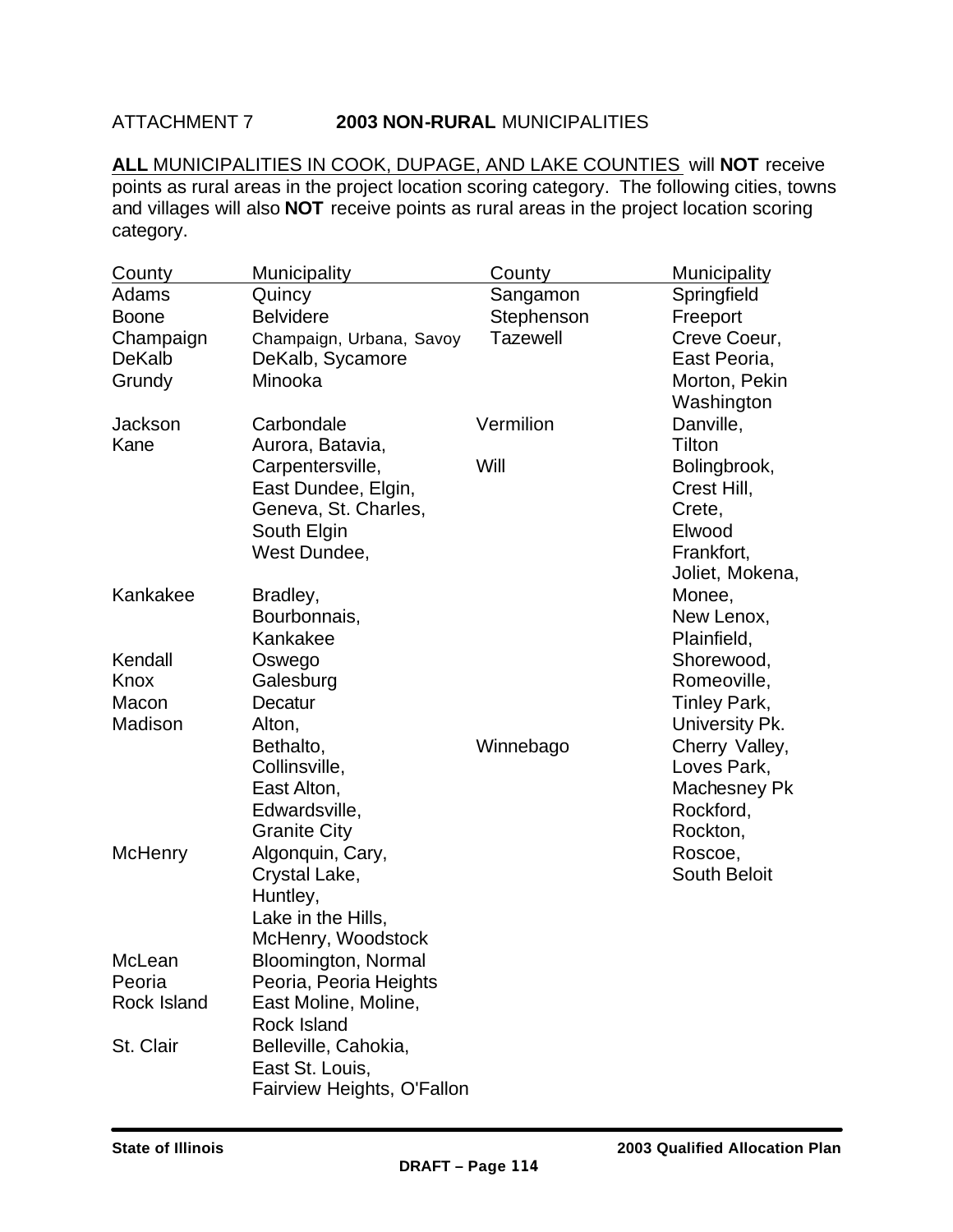ATTACHMENT 7 **2003 NON-RURAL** MUNICIPALITIES

**ALL** MUNICIPALITIES IN COOK, DUPAGE, AND LAKE COUNTIES will **NOT** receive points as rural areas in the project location scoring category. The following cities, towns and villages will also **NOT** receive points as rural areas in the project location scoring category.

| County | Municipality |
|---|---|
| Adams | Quincy |
| Boone | Belvidere |
| Champaign | Champaign, Urbana, Savoy |
| DeKalb | DeKalb, Sycamore |
| Grundy | Minooka |
| Jackson | Carbondale |
| Kane | Aurora, Batavia, Carpentersville, East Dundee, Elgin, Geneva, St. Charles, South Elgin West Dundee, |
| Kankakee | Bradley, Bourbonnais, Kankakee |
| Kendall | Oswego |
| Knox | Galesburg |
| Macon | Decatur |
| Madison | Alton, Bethalto, Collinsville, East Alton, Edwardsville, Granite City |
| McHenry | Algonquin, Cary, Crystal Lake, Huntley, Lake in the Hills, McHenry, Woodstock |
| McLean | Bloomington, Normal |
| Peoria | Peoria, Peoria Heights |
| Rock Island | East Moline, Moline, Rock Island |
| St. Clair | Belleville, Cahokia, East St. Louis, Fairview Heights, O'Fallon |
| Sangamon | Springfield |
| Stephenson | Freeport |
| Tazewell | Creve Coeur, East Peoria, Morton, Pekin Washington |
| Vermilion | Danville, Tilton |
| Will | Bolingbrook, Crest Hill, Crete, Elwood Frankfort, Joliet, Mokena, Monee, New Lenox, Plainfield, Shorewood, Romeoville, Tinley Park, University Pk. |
| Winnebago | Cherry Valley, Loves Park, Machesney Pk Rockford, Rockton, Roscoe, South Beloit |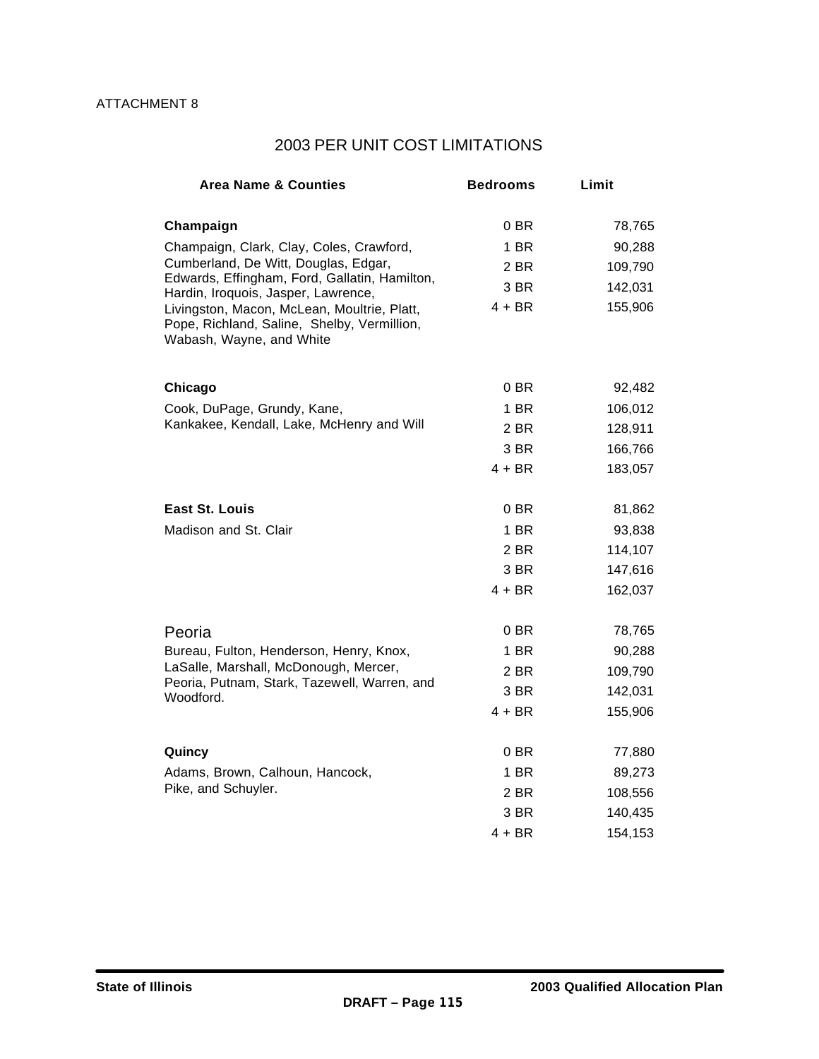ATTACHMENT 8

# 2003 PER UNIT COST LIMITATIONS

| Area Name & Counties | Bedrooms | Limit |
|---|---|---|
| **Champaign** | 0 BR | 78,765 |
| Champaign, Clark, Clay, Coles, Crawford, Cumberland, De Witt, Douglas, Edgar, Edwards, Effingham, Ford, Gallatin, Hamilton, Hardin, Iroquois, Jasper, Lawrence, Livingston, Macon, McLean, Moultrie, Platt, Pope, Richland, Saline, Shelby, Vermillion, Wabash, Wayne, and White | 1 BR | 90,288 |
| | 2 BR | 109,790 |
| | 3 BR | 142,031 |
| | 4 + BR | 155,906 |
| **Chicago** | 0 BR | 92,482 |
| Cook, DuPage, Grundy, Kane, Kankakee, Kendall, Lake, McHenry and Will | 1 BR | 106,012 |
| | 2 BR | 128,911 |
| | 3 BR | 166,766 |
| | 4 + BR | 183,057 |
| **East St. Louis** | 0 BR | 81,862 |
| Madison and St. Clair | 1 BR | 93,838 |
| | 2 BR | 114,107 |
| | 3 BR | 147,616 |
| | 4 + BR | 162,037 |
| Peoria | 0 BR | 78,765 |
| Bureau, Fulton, Henderson, Henry, Knox, LaSalle, Marshall, McDonough, Mercer, Peoria, Putnam, Stark, Tazewell, Warren, and Woodford. | 1 BR | 90,288 |
| | 2 BR | 109,790 |
| | 3 BR | 142,031 |
| | 4 + BR | 155,906 |
| **Quincy** | 0 BR | 77,880 |
| Adams, Brown, Calhoun, Hancock, Pike, and Schuyler. | 1 BR | 89,273 |
| | 2 BR | 108,556 |
| | 3 BR | 140,435 |
| | 4 + BR | 154,153 |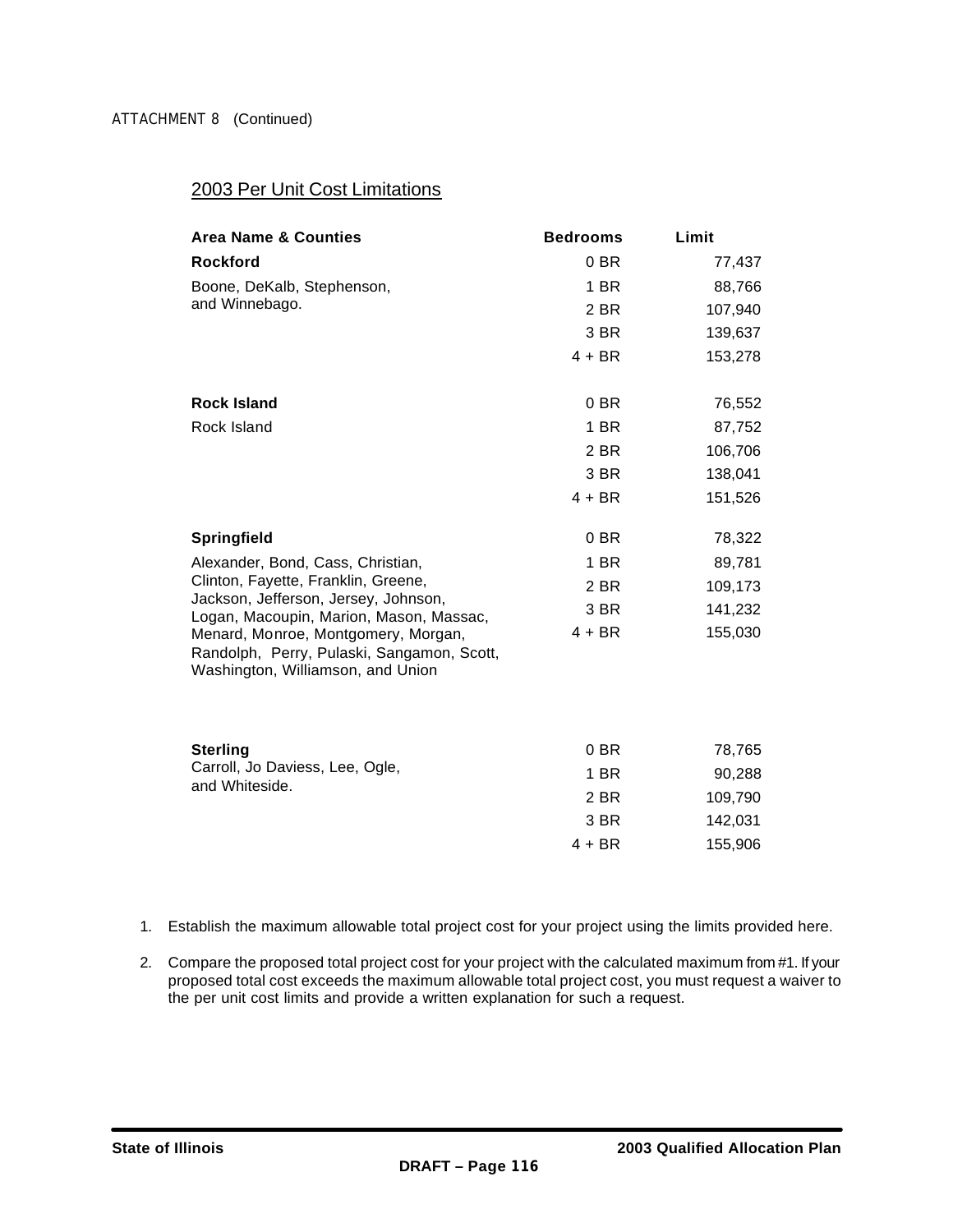ATTACHMENT 8 (Continued)

## 2003 Per Unit Cost Limitations

| Area Name & Counties | Bedrooms | Limit |
|---|---|---|
| **Rockford** | 0 BR | 77,437 |
| Boone, DeKalb, Stephenson, and Winnebago. | 1 BR | 88,766 |
| | 2 BR | 107,940 |
| | 3 BR | 139,637 |
| | 4 + BR | 153,278 |
| **Rock Island** | 0 BR | 76,552 |
| Rock Island | 1 BR | 87,752 |
| | 2 BR | 106,706 |
| | 3 BR | 138,041 |
| | 4 + BR | 151,526 |
| **Springfield** | 0 BR | 78,322 |
| Alexander, Bond, Cass, Christian, Clinton, Fayette, Franklin, Greene, Jackson, Jefferson, Jersey, Johnson, Logan, Macoupin, Marion, Mason, Massac, Menard, Monroe, Montgomery, Morgan, Randolph, Perry, Pulaski, Sangamon, Scott, Washington, Williamson, and Union | 1 BR | 89,781 |
| | 2 BR | 109,173 |
| | 3 BR | 141,232 |
| | 4 + BR | 155,030 |
| **Sterling** | 0 BR | 78,765 |
| Carroll, Jo Daviess, Lee, Ogle, and Whiteside. | 1 BR | 90,288 |
| | 2 BR | 109,790 |
| | 3 BR | 142,031 |
| | 4 + BR | 155,906 |

1. Establish the maximum allowable total project cost for your project using the limits provided here.
2. Compare the proposed total project cost for your project with the calculated maximum from #1. If your proposed total cost exceeds the maximum allowable total project cost, you must request a waiver to the per unit cost limits and provide a written explanation for such a request.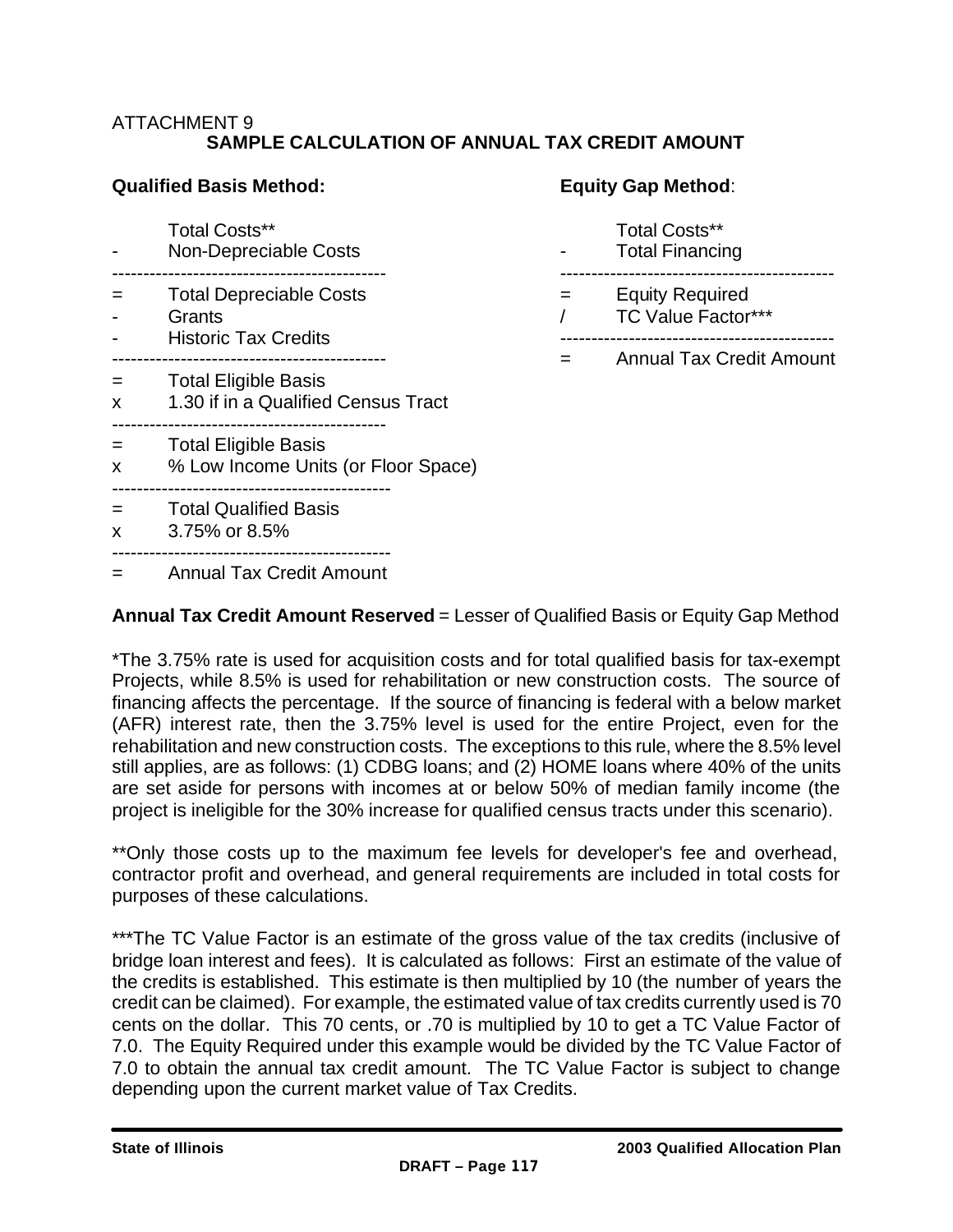ATTACHMENT 9

## SAMPLE CALCULATION OF ANNUAL TAX CREDIT AMOUNT

**Qualified Basis Method:**

| | |
|---|---|
| | Total Costs** |
| - | Non-Depreciable Costs |
| = | Total Depreciable Costs |
| - | Grants |
| - | Historic Tax Credits |
| = | Total Eligible Basis |
| x | 1.30 if in a Qualified Census Tract |
| = | Total Eligible Basis |
| x | % Low Income Units (or Floor Space) |
| = | Total Qualified Basis |
| x | 3.75% or 8.5% |
| = | Annual Tax Credit Amount |

**Equity Gap Method**:

| | |
|---|---|
| | Total Costs** |
| - | Total Financing |
| = | Equity Required |
| / | TC Value Factor*** |
| = | Annual Tax Credit Amount |

**Annual Tax Credit Amount Reserved** = Lesser of Qualified Basis or Equity Gap Method

*The 3.75% rate is used for acquisition costs and for total qualified basis for tax-exempt Projects, while 8.5% is used for rehabilitation or new construction costs. The source of financing affects the percentage. If the source of financing is federal with a below market (AFR) interest rate, then the 3.75% level is used for the entire Project, even for the rehabilitation and new construction costs. The exceptions to this rule, where the 8.5% level still applies, are as follows: (1) CDBG loans; and (2) HOME loans where 40% of the units are set aside for persons with incomes at or below 50% of median family income (the project is ineligible for the 30% increase for qualified census tracts under this scenario).

**Only those costs up to the maximum fee levels for developer's fee and overhead, contractor profit and overhead, and general requirements are included in total costs for purposes of these calculations.

***The TC Value Factor is an estimate of the gross value of the tax credits (inclusive of bridge loan interest and fees). It is calculated as follows: First an estimate of the value of the credits is established. This estimate is then multiplied by 10 (the number of years the credit can be claimed). For example, the estimated value of tax credits currently used is 70 cents on the dollar. This 70 cents, or .70 is multiplied by 10 to get a TC Value Factor of 7.0. The Equity Required under this example would be divided by the TC Value Factor of 7.0 to obtain the annual tax credit amount. The TC Value Factor is subject to change depending upon the current market value of Tax Credits.